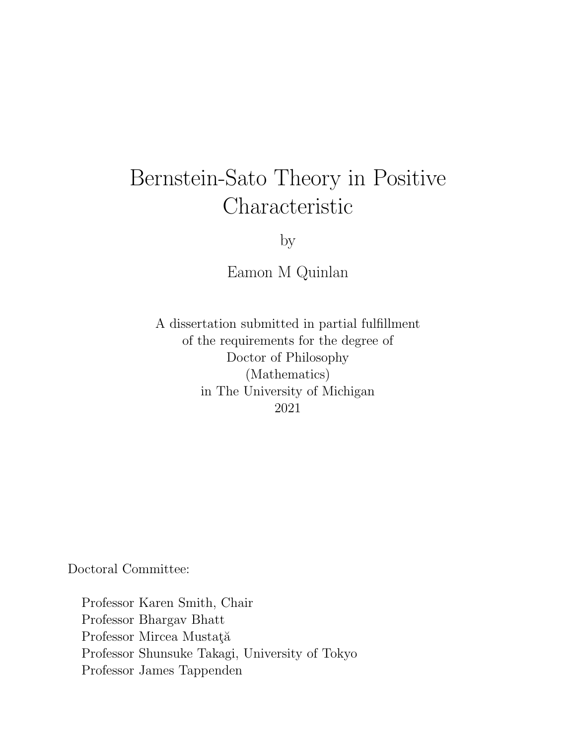# Bernstein-Sato Theory in Positive Characteristic

by

Eamon M Quinlan

A dissertation submitted in partial fulfillment
of the requirements for the degree of
Doctor of Philosophy
(Mathematics)
in The University of Michigan
2021

Doctoral Committee:

Professor Karen Smith, Chair
Professor Bhargav Bhatt
Professor Mircea Mustaţă
Professor Shunsuke Takagi, University of Tokyo
Professor James Tappenden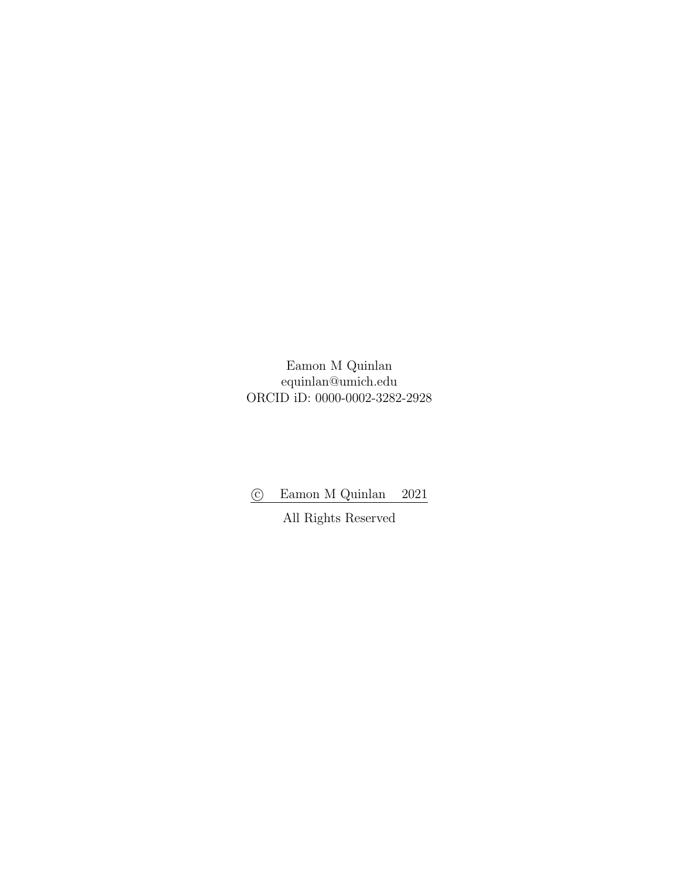Eamon M Quinlan
equinlan@umich.edu
ORCID iD: 0000-0002-3282-2928

© Eamon M Quinlan 2021

All Rights Reserved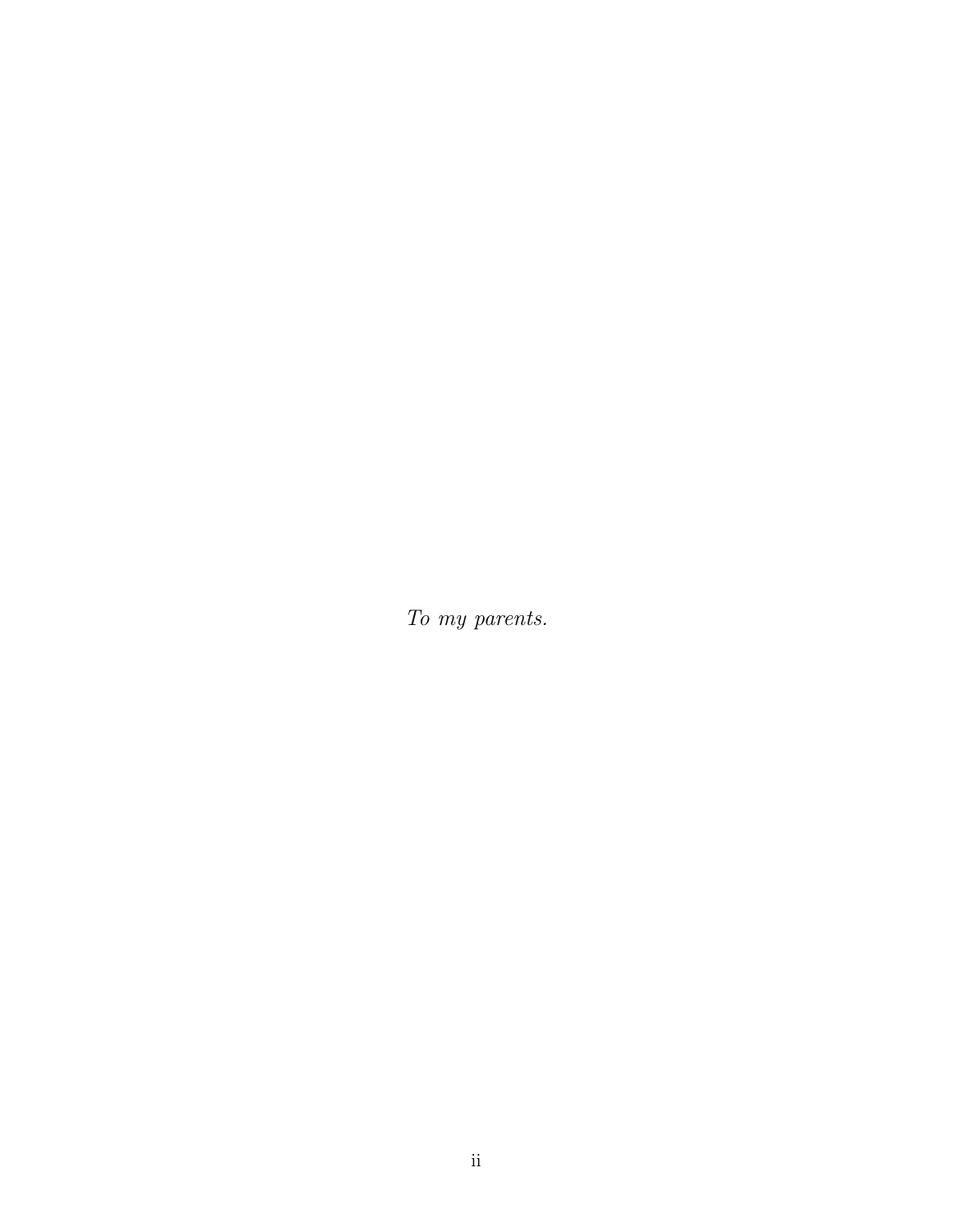*To my parents.*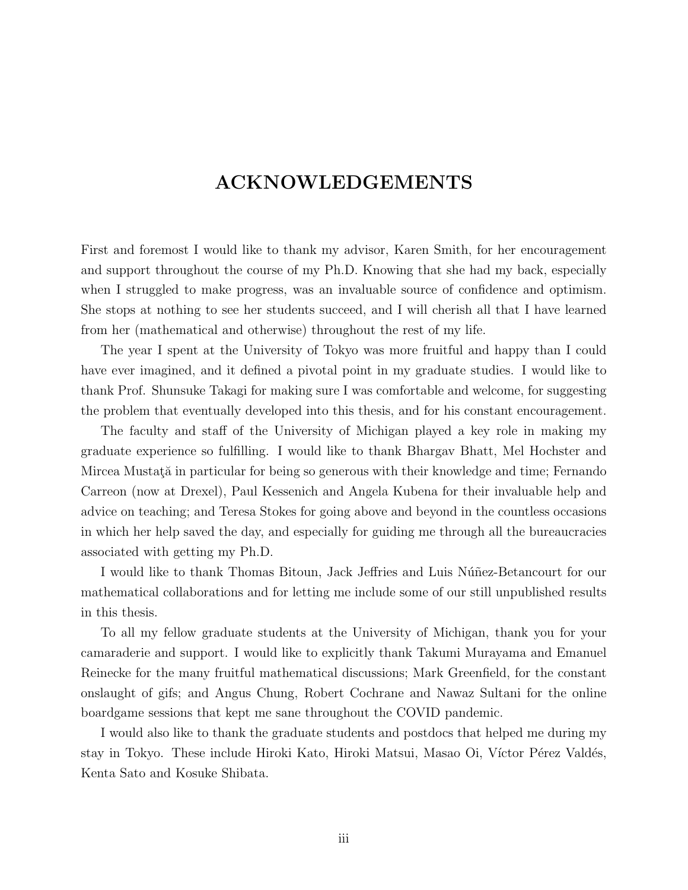# ACKNOWLEDGEMENTS

First and foremost I would like to thank my advisor, Karen Smith, for her encouragement and support throughout the course of my Ph.D. Knowing that she had my back, especially when I struggled to make progress, was an invaluable source of confidence and optimism. She stops at nothing to see her students succeed, and I will cherish all that I have learned from her (mathematical and otherwise) throughout the rest of my life.

The year I spent at the University of Tokyo was more fruitful and happy than I could have ever imagined, and it defined a pivotal point in my graduate studies. I would like to thank Prof. Shunsuke Takagi for making sure I was comfortable and welcome, for suggesting the problem that eventually developed into this thesis, and for his constant encouragement.

The faculty and staff of the University of Michigan played a key role in making my graduate experience so fulfilling. I would like to thank Bhargav Bhatt, Mel Hochster and Mircea Mustaţă in particular for being so generous with their knowledge and time; Fernando Carreon (now at Drexel), Paul Kessenich and Angela Kubena for their invaluable help and advice on teaching; and Teresa Stokes for going above and beyond in the countless occasions in which her help saved the day, and especially for guiding me through all the bureaucracies associated with getting my Ph.D.

I would like to thank Thomas Bitoun, Jack Jeffries and Luis Núñez-Betancourt for our mathematical collaborations and for letting me include some of our still unpublished results in this thesis.

To all my fellow graduate students at the University of Michigan, thank you for your camaraderie and support. I would like to explicitly thank Takumi Murayama and Emanuel Reinecke for the many fruitful mathematical discussions; Mark Greenfield, for the constant onslaught of gifs; and Angus Chung, Robert Cochrane and Nawaz Sultani for the online boardgame sessions that kept me sane throughout the COVID pandemic.

I would also like to thank the graduate students and postdocs that helped me during my stay in Tokyo. These include Hiroki Kato, Hiroki Matsui, Masao Oi, Víctor Pérez Valdés, Kenta Sato and Kosuke Shibata.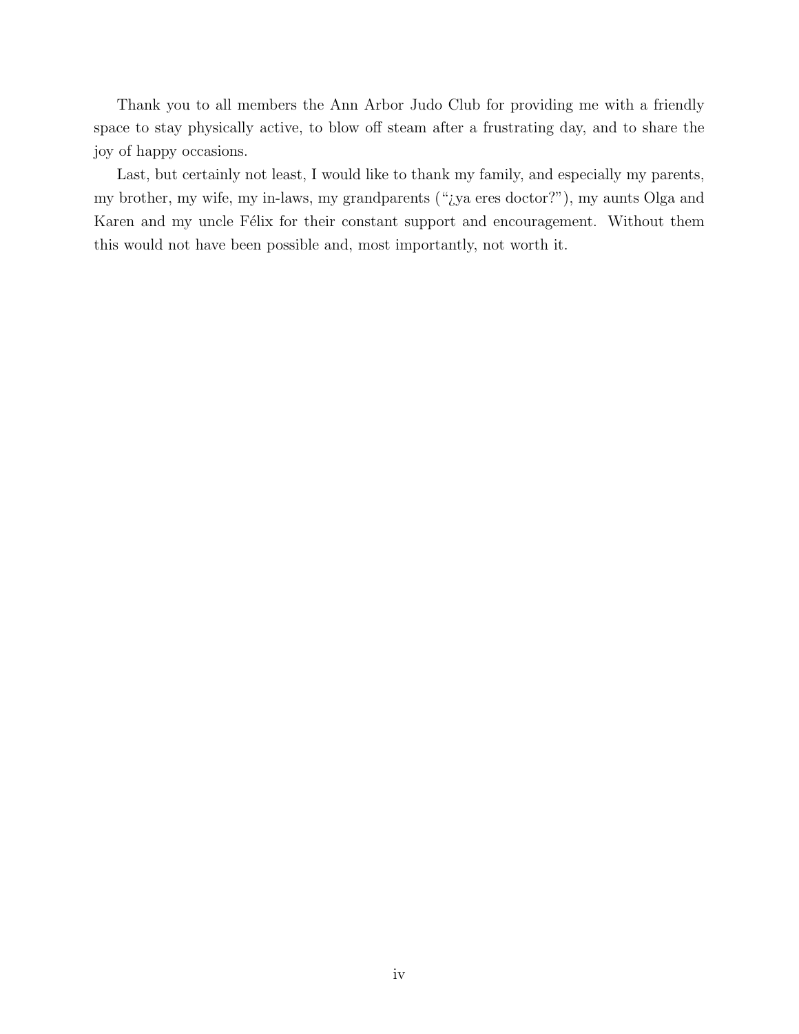Thank you to all members the Ann Arbor Judo Club for providing me with a friendly space to stay physically active, to blow off steam after a frustrating day, and to share the joy of happy occasions.

Last, but certainly not least, I would like to thank my family, and especially my parents, my brother, my wife, my in-laws, my grandparents ("¿ya eres doctor?"), my aunts Olga and Karen and my uncle Félix for their constant support and encouragement. Without them this would not have been possible and, most importantly, not worth it.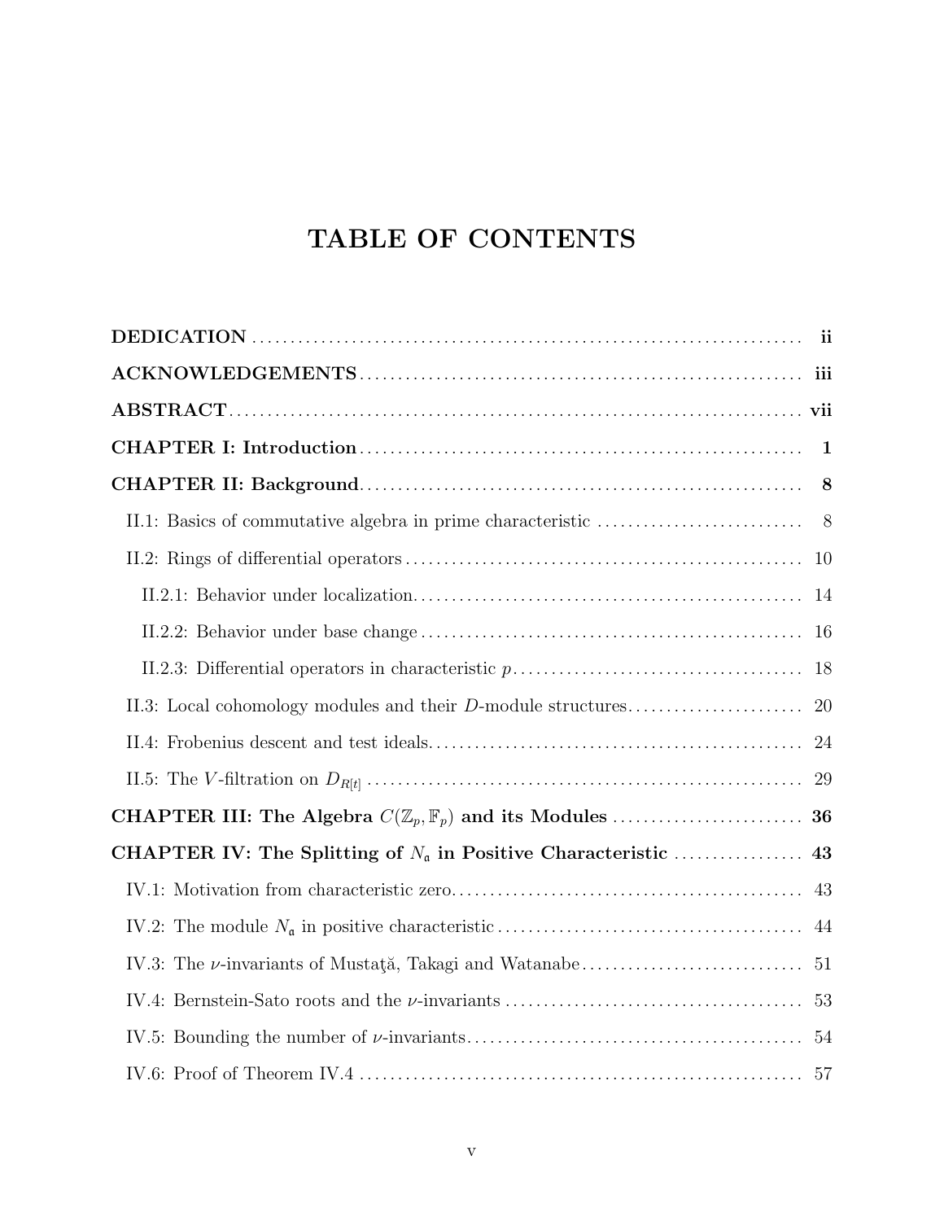# TABLE OF CONTENTS

**DEDICATION** .......... **ii**

**ACKNOWLEDGEMENTS** .......... **iii**

**ABSTRACT** .......... **vii**

**CHAPTER I: Introduction** .......... **1**

**CHAPTER II: Background** .......... **8**

- II.1: Basics of commutative algebra in prime characteristic .......... 8
- II.2: Rings of differential operators .......... 10
  - II.2.1: Behavior under localization .......... 14
  - II.2.2: Behavior under base change .......... 16
  - II.2.3: Differential operators in characteristic $p$ .......... 18
- II.3: Local cohomology modules and their $D$-module structures .......... 20
- II.4: Frobenius descent and test ideals .......... 24
- II.5: The $V$-filtration on $D_{R[t]}$ .......... 29

**CHAPTER III: The Algebra $C(\mathbb{Z}_p, \mathbb{F}_p)$ and its Modules** .......... **36**

**CHAPTER IV: The Splitting of $N_{\mathfrak{a}}$ in Positive Characteristic** .......... **43**

- IV.1: Motivation from characteristic zero .......... 43
- IV.2: The module $N_{\mathfrak{a}}$ in positive characteristic .......... 44
- IV.3: The $\nu$-invariants of Mustaţă, Takagi and Watanabe .......... 51
- IV.4: Bernstein-Sato roots and the $\nu$-invariants .......... 53
- IV.5: Bounding the number of $\nu$-invariants .......... 54
- IV.6: Proof of Theorem IV.4 .......... 57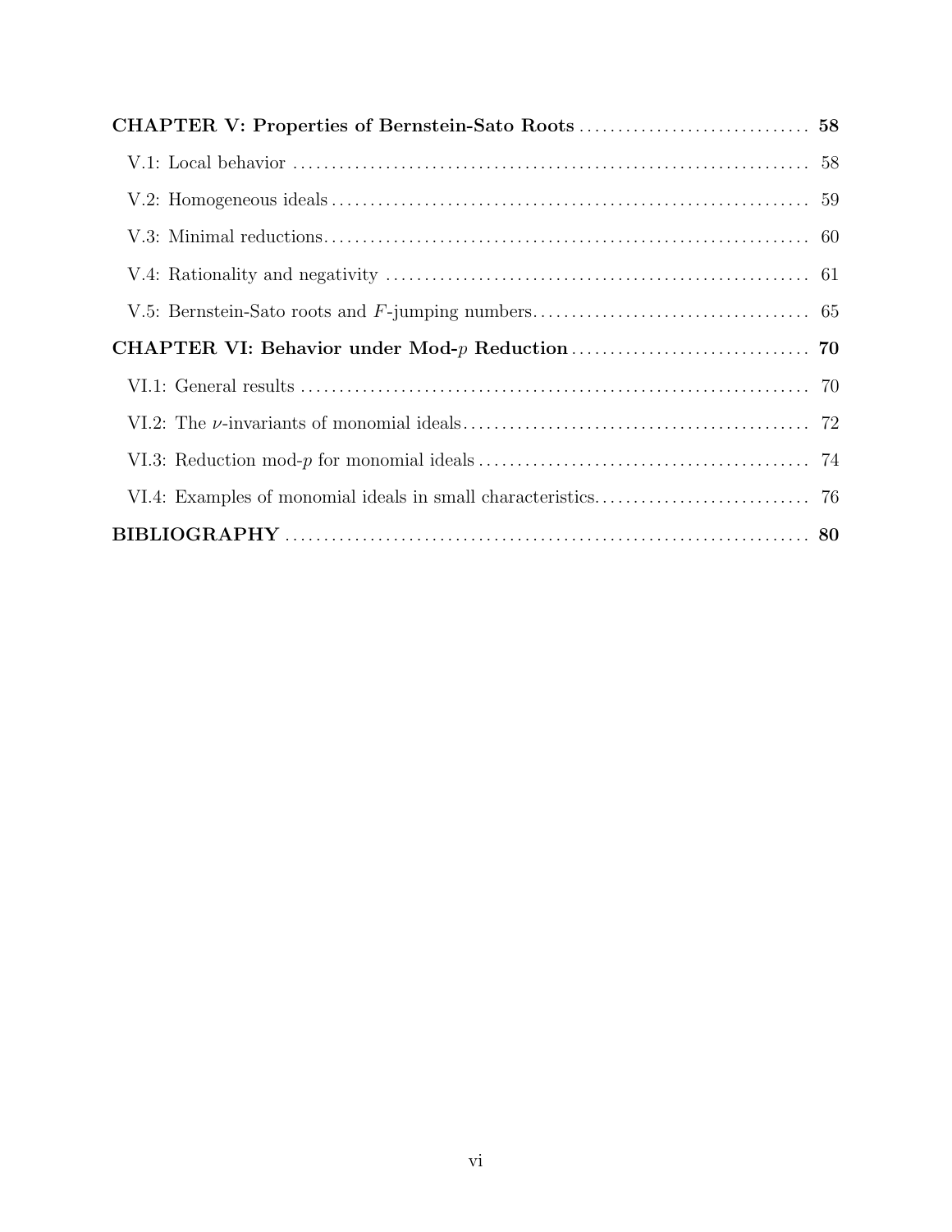**CHAPTER V: Properties of Bernstein-Sato Roots** .............................. **58**

V.1: Local behavior .................................................................... 58

V.2: Homogeneous ideals ............................................................... 59

V.3: Minimal reductions................................................................. 60

V.4: Rationality and negativity ........................................................ 61

V.5: Bernstein-Sato roots and $F$-jumping numbers.................................... 65

**CHAPTER VI: Behavior under Mod-$p$ Reduction** ............................... **70**

VI.1: General results .................................................................... 70

VI.2: The $\nu$-invariants of monomial ideals.............................................. 72

VI.3: Reduction mod-$p$ for monomial ideals ............................................ 74

VI.4: Examples of monomial ideals in small characteristics............................ 76

**BIBLIOGRAPHY** .................................................................... **80**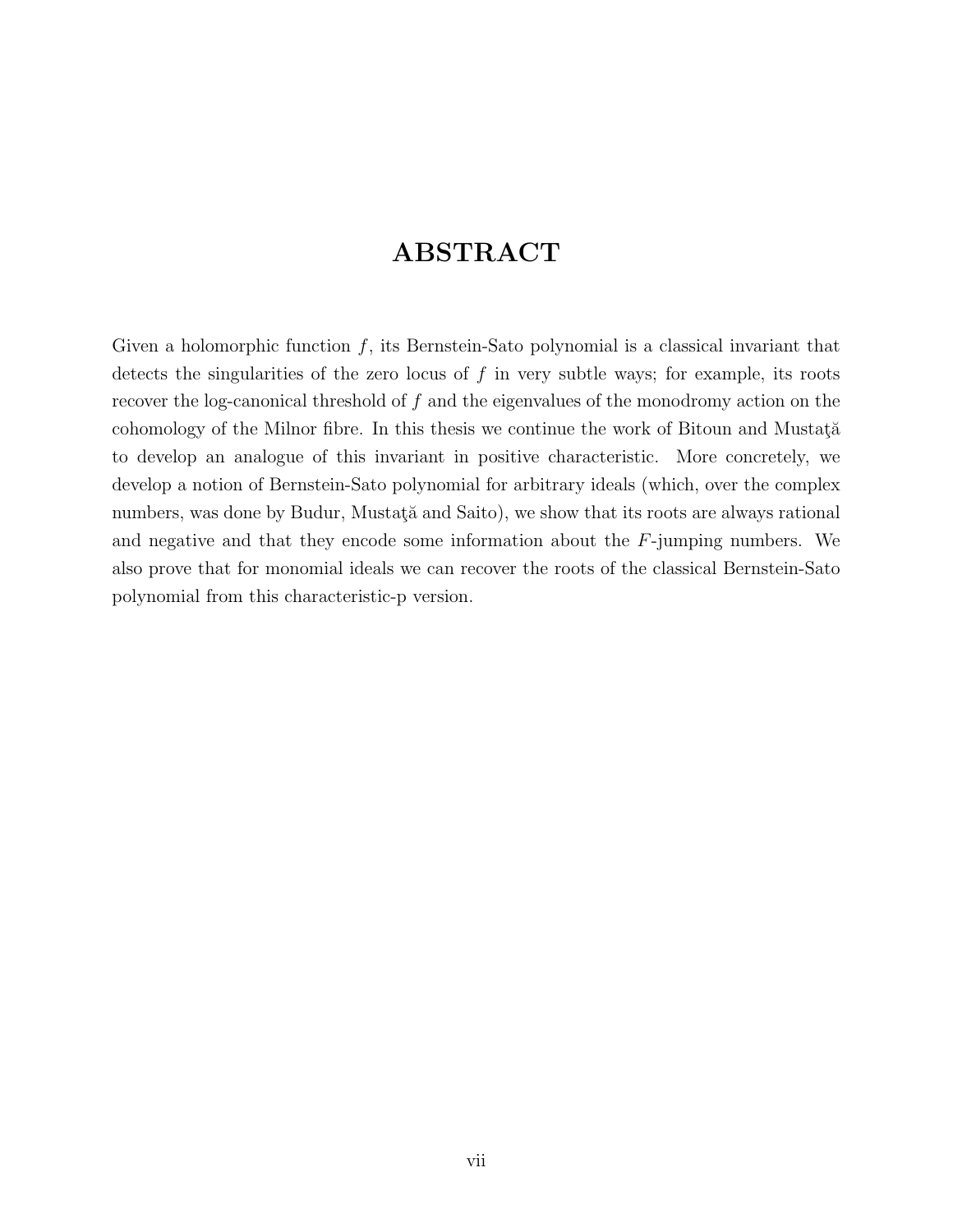# ABSTRACT

Given a holomorphic function $f$, its Bernstein-Sato polynomial is a classical invariant that detects the singularities of the zero locus of $f$ in very subtle ways; for example, its roots recover the log-canonical threshold of $f$ and the eigenvalues of the monodromy action on the cohomology of the Milnor fibre. In this thesis we continue the work of Bitoun and Mustaţă to develop an analogue of this invariant in positive characteristic. More concretely, we develop a notion of Bernstein-Sato polynomial for arbitrary ideals (which, over the complex numbers, was done by Budur, Mustaţă and Saito), we show that its roots are always rational and negative and that they encode some information about the $F$-jumping numbers. We also prove that for monomial ideals we can recover the roots of the classical Bernstein-Sato polynomial from this characteristic-p version.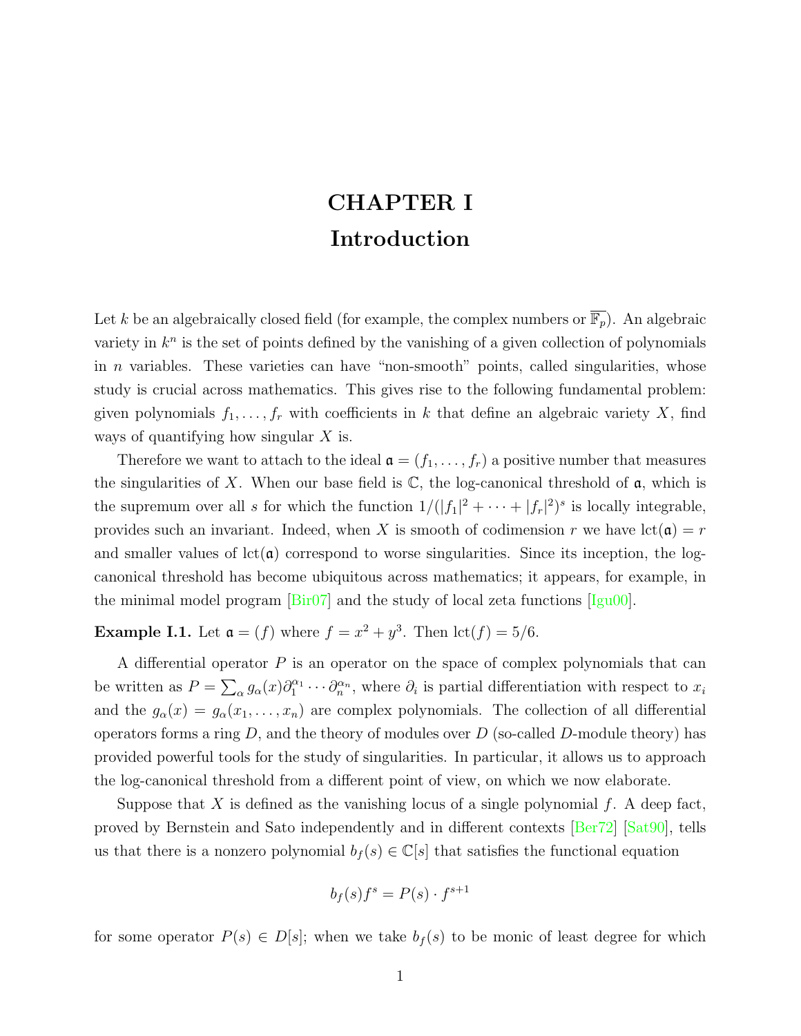# CHAPTER I
# Introduction

Let $k$ be an algebraically closed field (for example, the complex numbers or $\overline{\mathbb{F}_p}$). An algebraic variety in $k^n$ is the set of points defined by the vanishing of a given collection of polynomials in $n$ variables. These varieties can have "non-smooth" points, called singularities, whose study is crucial across mathematics. This gives rise to the following fundamental problem: given polynomials $f_1, \dots, f_r$ with coefficients in $k$ that define an algebraic variety $X$, find ways of quantifying how singular $X$ is.

Therefore we want to attach to the ideal $\mathfrak{a} = (f_1, \dots, f_r)$ a positive number that measures the singularities of $X$. When our base field is $\mathbb{C}$, the log-canonical threshold of $\mathfrak{a}$, which is the supremum over all $s$ for which the function $1/(|f_1|^2 + \cdots + |f_r|^2)^s$ is locally integrable, provides such an invariant. Indeed, when $X$ is smooth of codimension $r$ we have $\mathrm{lct}(\mathfrak{a}) = r$ and smaller values of $\mathrm{lct}(\mathfrak{a})$ correspond to worse singularities. Since its inception, the log-canonical threshold has become ubiquitous across mathematics; it appears, for example, in the minimal model program [Bir07] and the study of local zeta functions [Igu00].

**Example I.1.** Let $\mathfrak{a} = (f)$ where $f = x^2 + y^3$. Then $\mathrm{lct}(f) = 5/6$.

A differential operator $P$ is an operator on the space of complex polynomials that can be written as $P = \sum_\alpha g_\alpha(x) \partial_1^{\alpha_1} \cdots \partial_n^{\alpha_n}$, where $\partial_i$ is partial differentiation with respect to $x_i$ and the $g_\alpha(x) = g_\alpha(x_1, \dots, x_n)$ are complex polynomials. The collection of all differential operators forms a ring $D$, and the theory of modules over $D$ (so-called $D$-module theory) has provided powerful tools for the study of singularities. In particular, it allows us to approach the log-canonical threshold from a different point of view, on which we now elaborate.

Suppose that $X$ is defined as the vanishing locus of a single polynomial $f$. A deep fact, proved by Bernstein and Sato independently and in different contexts [Ber72] [Sat90], tells us that there is a nonzero polynomial $b_f(s) \in \mathbb{C}[s]$ that satisfies the functional equation

$$b_f(s) f^s = P(s) \cdot f^{s+1}$$

for some operator $P(s) \in D[s]$; when we take $b_f(s)$ to be monic of least degree for which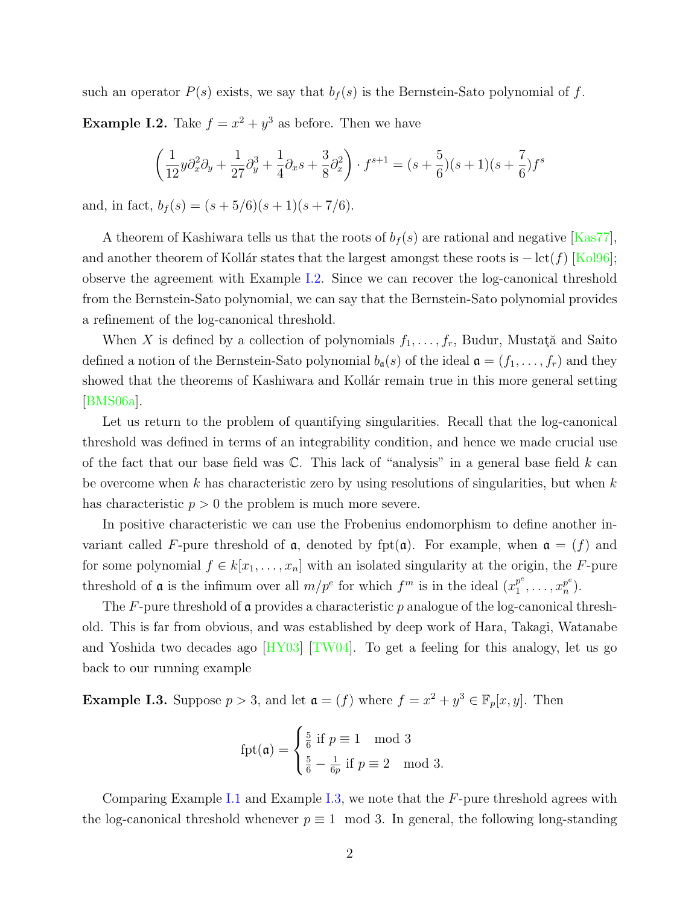such an operator $P(s)$ exists, we say that $b_f(s)$ is the Bernstein-Sato polynomial of $f$.

**Example I.2.** Take $f = x^2 + y^3$ as before. Then we have

$$\left(\frac{1}{12}y\partial_x^2\partial_y + \frac{1}{27}\partial_y^3 + \frac{1}{4}\partial_x s + \frac{3}{8}\partial_x^2\right) \cdot f^{s+1} = (s + \frac{5}{6})(s+1)(s+\frac{7}{6})f^s$$

and, in fact, $b_f(s) = (s + 5/6)(s+1)(s+7/6)$.

A theorem of Kashiwara tells us that the roots of $b_f(s)$ are rational and negative [Kas77], and another theorem of Kollár states that the largest amongst these roots is $-\operatorname{lct}(f)$ [Kol96]; observe the agreement with Example I.2. Since we can recover the log-canonical threshold from the Bernstein-Sato polynomial, we can say that the Bernstein-Sato polynomial provides a refinement of the log-canonical threshold.

When $X$ is defined by a collection of polynomials $f_1, \dots, f_r$, Budur, Mustaţă and Saito defined a notion of the Bernstein-Sato polynomial $b_{\mathfrak{a}}(s)$ of the ideal $\mathfrak{a} = (f_1, \dots, f_r)$ and they showed that the theorems of Kashiwara and Kollár remain true in this more general setting [BMS06a].

Let us return to the problem of quantifying singularities. Recall that the log-canonical threshold was defined in terms of an integrability condition, and hence we made crucial use of the fact that our base field was $\mathbb{C}$. This lack of "analysis" in a general base field $k$ can be overcome when $k$ has characteristic zero by using resolutions of singularities, but when $k$ has characteristic $p > 0$ the problem is much more severe.

In positive characteristic we can use the Frobenius endomorphism to define another invariant called $F$-pure threshold of $\mathfrak{a}$, denoted by $\operatorname{fpt}(\mathfrak{a})$. For example, when $\mathfrak{a} = (f)$ and for some polynomial $f \in k[x_1, \dots, x_n]$ with an isolated singularity at the origin, the $F$-pure threshold of $\mathfrak{a}$ is the infimum over all $m/p^e$ for which $f^m$ is in the ideal $(x_1^{p^e}, \dots, x_n^{p^e})$.

The $F$-pure threshold of $\mathfrak{a}$ provides a characteristic $p$ analogue of the log-canonical threshold. This is far from obvious, and was established by deep work of Hara, Takagi, Watanabe and Yoshida two decades ago [HY03] [TW04]. To get a feeling for this analogy, let us go back to our running example

**Example I.3.** Suppose $p > 3$, and let $\mathfrak{a} = (f)$ where $f = x^2 + y^3 \in \mathbb{F}_p[x, y]$. Then

$$\operatorname{fpt}(\mathfrak{a}) = \begin{cases} \frac{5}{6} \text{ if } p \equiv 1 \mod 3 \\ \frac{5}{6} - \frac{1}{6p} \text{ if } p \equiv 2 \mod 3. \end{cases}$$

Comparing Example I.1 and Example I.3, we note that the $F$-pure threshold agrees with the log-canonical threshold whenever $p \equiv 1 \mod 3$. In general, the following long-standing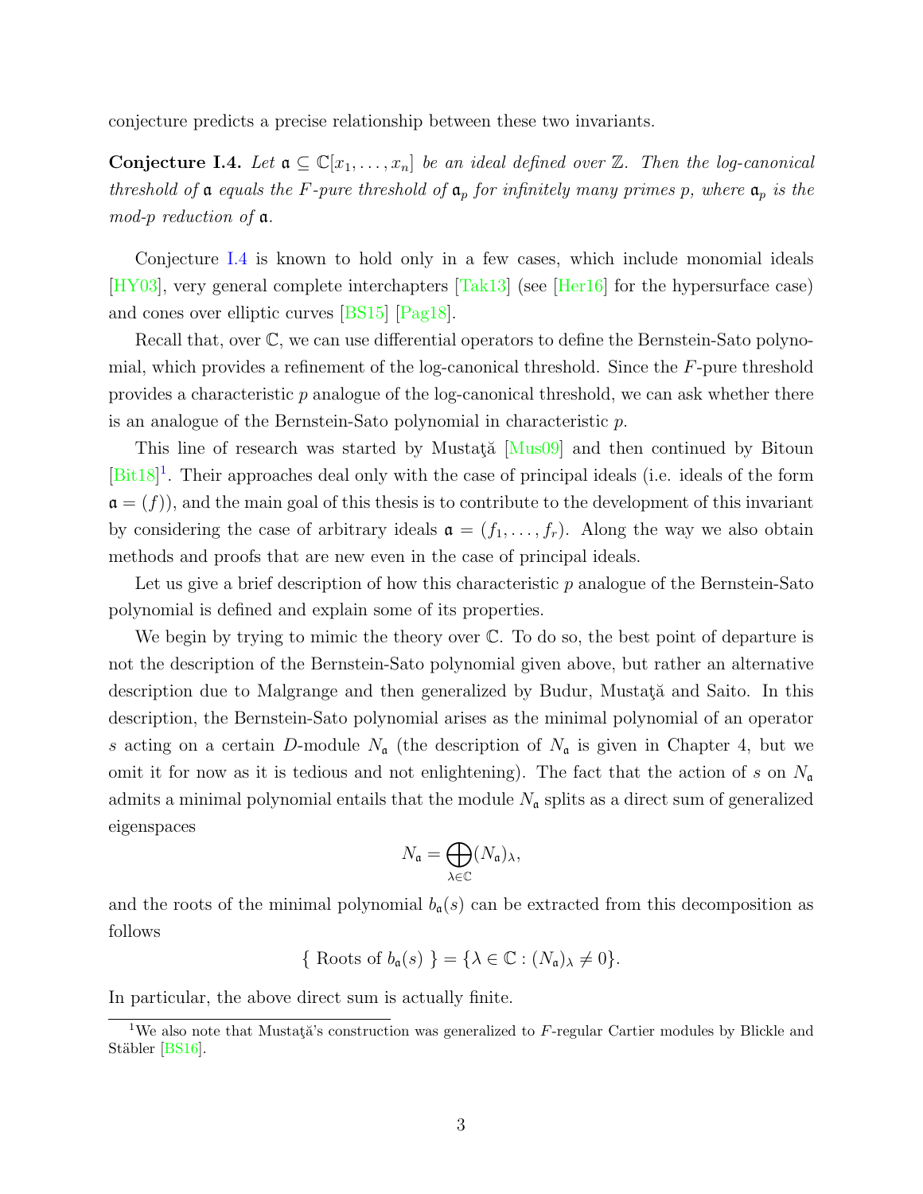conjecture predicts a precise relationship between these two invariants.

**Conjecture I.4.** *Let $\mathfrak{a} \subseteq \mathbb{C}[x_1, \dots, x_n]$ be an ideal defined over $\mathbb{Z}$. Then the log-canonical threshold of $\mathfrak{a}$ equals the $F$-pure threshold of $\mathfrak{a}_p$ for infinitely many primes $p$, where $\mathfrak{a}_p$ is the mod-$p$ reduction of $\mathfrak{a}$.*

Conjecture I.4 is known to hold only in a few cases, which include monomial ideals [HY03], very general complete interchapters [Tak13] (see [Her16] for the hypersurface case) and cones over elliptic curves [BS15] [Pag18].

Recall that, over $\mathbb{C}$, we can use differential operators to define the Bernstein-Sato polynomial, which provides a refinement of the log-canonical threshold. Since the $F$-pure threshold provides a characteristic $p$ analogue of the log-canonical threshold, we can ask whether there is an analogue of the Bernstein-Sato polynomial in characteristic $p$.

This line of research was started by Mustaţă [Mus09] and then continued by Bitoun [Bit18][1]. Their approaches deal only with the case of principal ideals (i.e. ideals of the form $\mathfrak{a} = (f)$), and the main goal of this thesis is to contribute to the development of this invariant by considering the case of arbitrary ideals $\mathfrak{a} = (f_1, \dots, f_r)$. Along the way we also obtain methods and proofs that are new even in the case of principal ideals.

Let us give a brief description of how this characteristic $p$ analogue of the Bernstein-Sato polynomial is defined and explain some of its properties.

We begin by trying to mimic the theory over $\mathbb{C}$. To do so, the best point of departure is not the description of the Bernstein-Sato polynomial given above, but rather an alternative description due to Malgrange and then generalized by Budur, Mustaţă and Saito. In this description, the Bernstein-Sato polynomial arises as the minimal polynomial of an operator $s$ acting on a certain $D$-module $N_\mathfrak{a}$ (the description of $N_\mathfrak{a}$ is given in Chapter 4, but we omit it for now as it is tedious and not enlightening). The fact that the action of $s$ on $N_\mathfrak{a}$ admits a minimal polynomial entails that the module $N_\mathfrak{a}$ splits as a direct sum of generalized eigenspaces

$$N_\mathfrak{a} = \bigoplus_{\lambda \in \mathbb{C}} (N_\mathfrak{a})_\lambda,$$

and the roots of the minimal polynomial $b_\mathfrak{a}(s)$ can be extracted from this decomposition as follows

$$\{ \text{ Roots of } b_\mathfrak{a}(s) \text{ } \} = \{\lambda \in \mathbb{C} : (N_\mathfrak{a})_\lambda \neq 0\}.$$

In particular, the above direct sum is actually finite.

[1] We also note that Mustaţă's construction was generalized to $F$-regular Cartier modules by Blickle and Stäbler [BS16].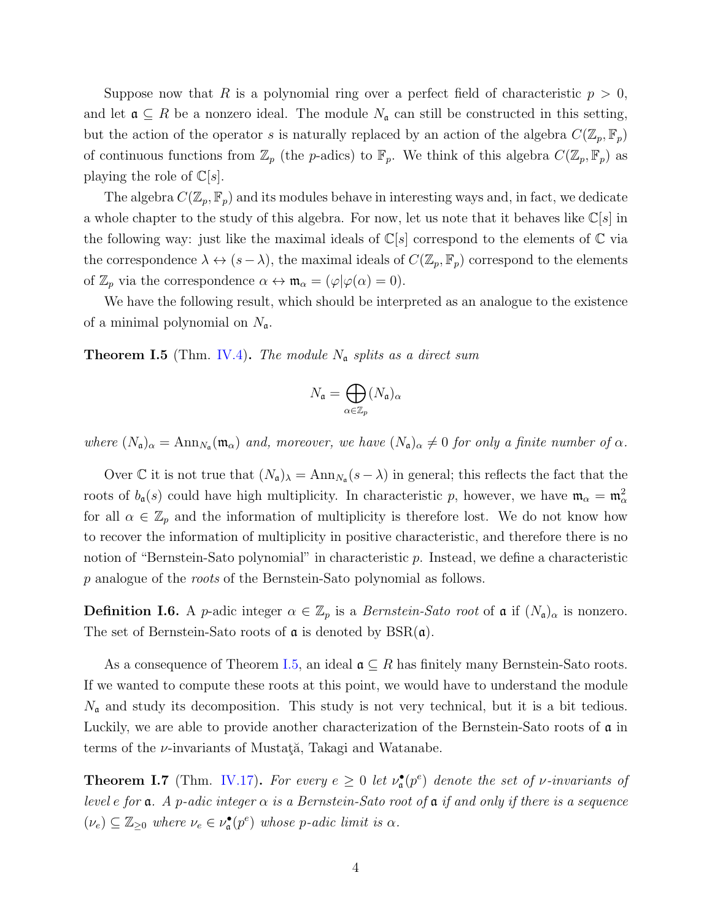Suppose now that $R$ is a polynomial ring over a perfect field of characteristic $p > 0$, and let $\mathfrak{a} \subseteq R$ be a nonzero ideal. The module $N_\mathfrak{a}$ can still be constructed in this setting, but the action of the operator $s$ is naturally replaced by an action of the algebra $C(\mathbb{Z}_p, \mathbb{F}_p)$ of continuous functions from $\mathbb{Z}_p$ (the $p$-adics) to $\mathbb{F}_p$. We think of this algebra $C(\mathbb{Z}_p, \mathbb{F}_p)$ as playing the role of $\mathbb{C}[s]$.

The algebra $C(\mathbb{Z}_p, \mathbb{F}_p)$ and its modules behave in interesting ways and, in fact, we dedicate a whole chapter to the study of this algebra. For now, let us note that it behaves like $\mathbb{C}[s]$ in the following way: just like the maximal ideals of $\mathbb{C}[s]$ correspond to the elements of $\mathbb{C}$ via the correspondence $\lambda \leftrightarrow (s - \lambda)$, the maximal ideals of $C(\mathbb{Z}_p, \mathbb{F}_p)$ correspond to the elements of $\mathbb{Z}_p$ via the correspondence $\alpha \leftrightarrow \mathfrak{m}_\alpha = (\varphi | \varphi(\alpha) = 0)$.

We have the following result, which should be interpreted as an analogue to the existence of a minimal polynomial on $N_\mathfrak{a}$.

**Theorem I.5** (Thm. IV.4)**.** *The module $N_\mathfrak{a}$ splits as a direct sum*

$$N_\mathfrak{a} = \bigoplus_{\alpha \in \mathbb{Z}_p} (N_\mathfrak{a})_\alpha$$

*where $(N_\mathfrak{a})_\alpha = \operatorname{Ann}_{N_\mathfrak{a}}(\mathfrak{m}_\alpha)$ and, moreover, we have $(N_\mathfrak{a})_\alpha \neq 0$ for only a finite number of $\alpha$.*

Over $\mathbb{C}$ it is not true that $(N_\mathfrak{a})_\lambda = \operatorname{Ann}_{N_\mathfrak{a}}(s - \lambda)$ in general; this reflects the fact that the roots of $b_\mathfrak{a}(s)$ could have high multiplicity. In characteristic $p$, however, we have $\mathfrak{m}_\alpha = \mathfrak{m}_\alpha^2$ for all $\alpha \in \mathbb{Z}_p$ and the information of multiplicity is therefore lost. We do not know how to recover the information of multiplicity in positive characteristic, and therefore there is no notion of "Bernstein-Sato polynomial" in characteristic $p$. Instead, we define a characteristic $p$ analogue of the *roots* of the Bernstein-Sato polynomial as follows.

**Definition I.6.** A $p$-adic integer $\alpha \in \mathbb{Z}_p$ is a *Bernstein-Sato root* of $\mathfrak{a}$ if $(N_\mathfrak{a})_\alpha$ is nonzero. The set of Bernstein-Sato roots of $\mathfrak{a}$ is denoted by $\mathrm{BSR}(\mathfrak{a})$.

As a consequence of Theorem I.5, an ideal $\mathfrak{a} \subseteq R$ has finitely many Bernstein-Sato roots. If we wanted to compute these roots at this point, we would have to understand the module $N_\mathfrak{a}$ and study its decomposition. This study is not very technical, but it is a bit tedious. Luckily, we are able to provide another characterization of the Bernstein-Sato roots of $\mathfrak{a}$ in terms of the $\nu$-invariants of Mustaţă, Takagi and Watanabe.

**Theorem I.7** (Thm. IV.17)**.** *For every $e \geq 0$ let $\nu_\mathfrak{a}^\bullet(p^e)$ denote the set of $\nu$-invariants of level $e$ for $\mathfrak{a}$. A $p$-adic integer $\alpha$ is a Bernstein-Sato root of $\mathfrak{a}$ if and only if there is a sequence $(\nu_e) \subseteq \mathbb{Z}_{\geq 0}$ where $\nu_e \in \nu_\mathfrak{a}^\bullet(p^e)$ whose $p$-adic limit is $\alpha$.*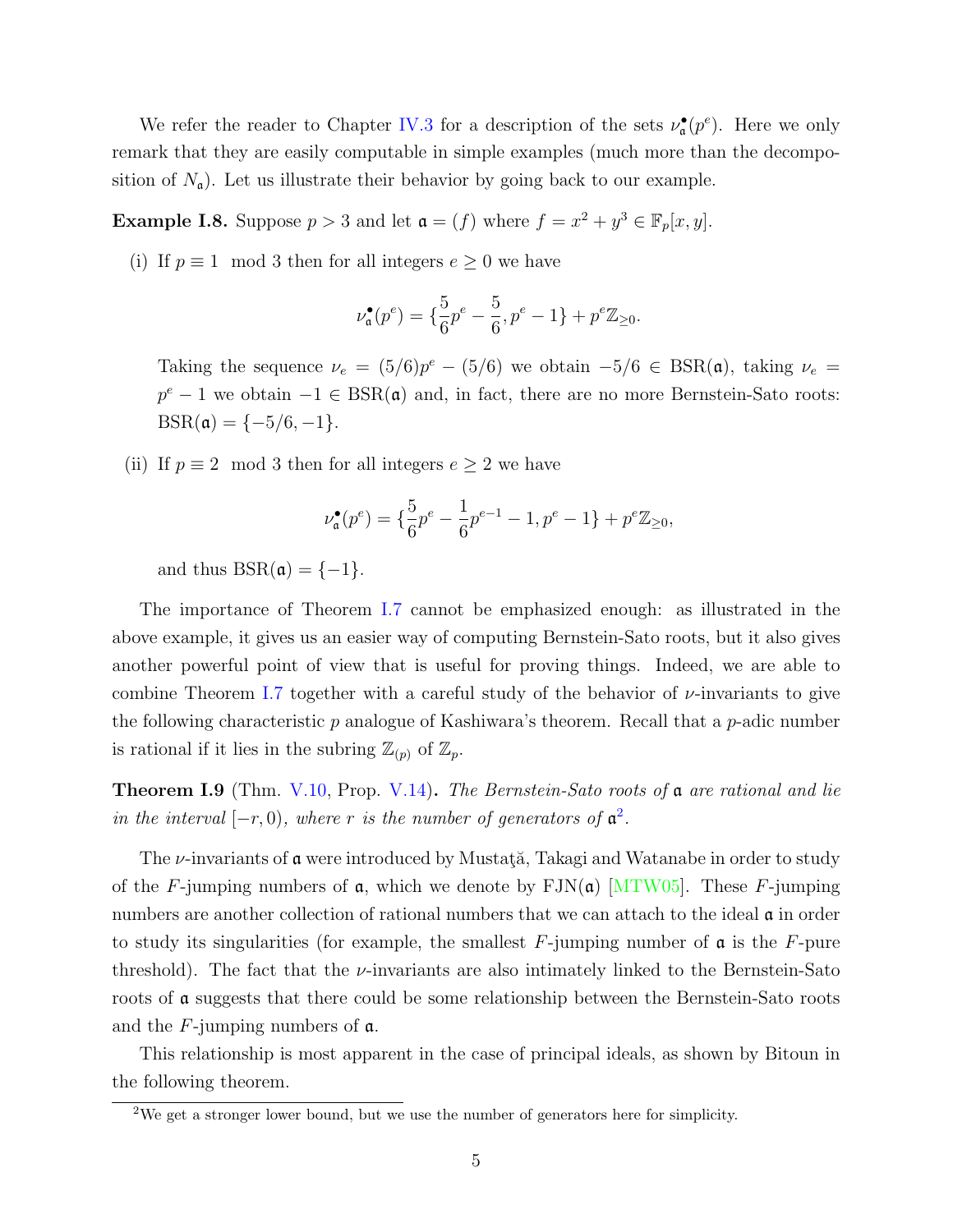We refer the reader to Chapter IV.3 for a description of the sets $\nu^\bullet_{\mathfrak{a}}(p^e)$. Here we only remark that they are easily computable in simple examples (much more than the decomposition of $N_{\mathfrak{a}}$). Let us illustrate their behavior by going back to our example.

**Example I.8.** Suppose $p > 3$ and let $\mathfrak{a} = (f)$ where $f = x^2 + y^3 \in \mathbb{F}_p[x, y]$.

(i) If $p \equiv 1 \mod 3$ then for all integers $e \geq 0$ we have

$$\nu^\bullet_{\mathfrak{a}}(p^e) = \{\frac{5}{6}p^e - \frac{5}{6}, p^e - 1\} + p^e\mathbb{Z}_{\geq 0}.$$

Taking the sequence $\nu_e = (5/6)p^e - (5/6)$ we obtain $-5/6 \in \mathrm{BSR}(\mathfrak{a})$, taking $\nu_e = p^e - 1$ we obtain $-1 \in \mathrm{BSR}(\mathfrak{a})$ and, in fact, there are no more Bernstein-Sato roots: $\mathrm{BSR}(\mathfrak{a}) = \{-5/6, -1\}$.

(ii) If $p \equiv 2 \mod 3$ then for all integers $e \geq 2$ we have

$$\nu^\bullet_{\mathfrak{a}}(p^e) = \{\frac{5}{6}p^e - \frac{1}{6}p^{e-1} - 1, p^e - 1\} + p^e\mathbb{Z}_{\geq 0},$$

and thus $\mathrm{BSR}(\mathfrak{a}) = \{-1\}$.

The importance of Theorem I.7 cannot be emphasized enough: as illustrated in the above example, it gives us an easier way of computing Bernstein-Sato roots, but it also gives another powerful point of view that is useful for proving things. Indeed, we are able to combine Theorem I.7 together with a careful study of the behavior of $\nu$-invariants to give the following characteristic $p$ analogue of Kashiwara's theorem. Recall that a $p$-adic number is rational if it lies in the subring $\mathbb{Z}_{(p)}$ of $\mathbb{Z}_p$.

**Theorem I.9** (Thm. V.10, Prop. V.14)**.** *The Bernstein-Sato roots of $\mathfrak{a}$ are rational and lie in the interval $[-r, 0)$, where $r$ is the number of generators of $\mathfrak{a}$*[2].

The $\nu$-invariants of $\mathfrak{a}$ were introduced by Mustaţă, Takagi and Watanabe in order to study of the $F$-jumping numbers of $\mathfrak{a}$, which we denote by $\mathrm{FJN}(\mathfrak{a})$ [MTW05]. These $F$-jumping numbers are another collection of rational numbers that we can attach to the ideal $\mathfrak{a}$ in order to study its singularities (for example, the smallest $F$-jumping number of $\mathfrak{a}$ is the $F$-pure threshold). The fact that the $\nu$-invariants are also intimately linked to the Bernstein-Sato roots of $\mathfrak{a}$ suggests that there could be some relationship between the Bernstein-Sato roots and the $F$-jumping numbers of $\mathfrak{a}$.

This relationship is most apparent in the case of principal ideals, as shown by Bitoun in the following theorem.

[2] We get a stronger lower bound, but we use the number of generators here for simplicity.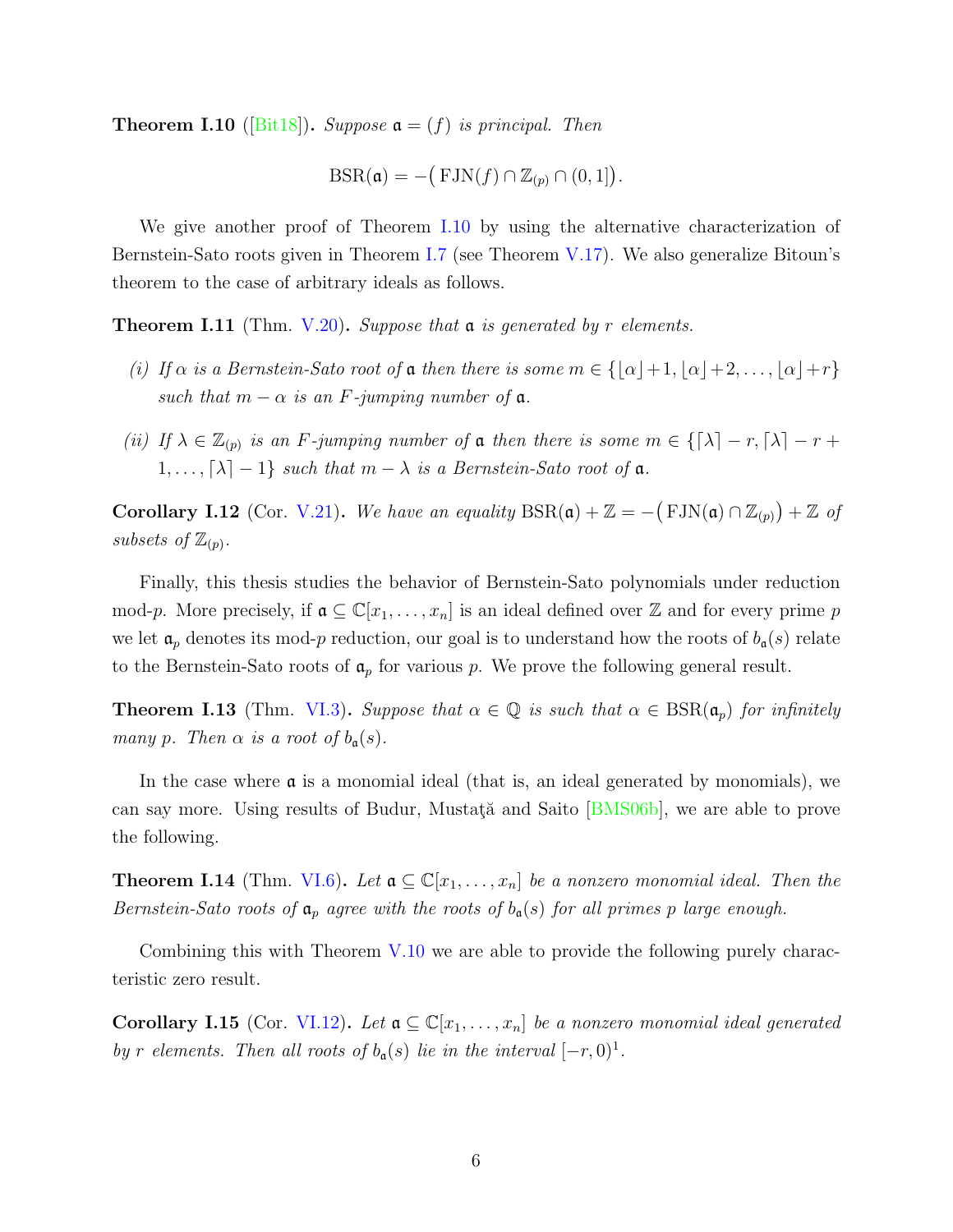**Theorem I.10** ([Bit18]). *Suppose $\mathfrak{a} = (f)$ is principal. Then*

$$\mathrm{BSR}(\mathfrak{a}) = -\big(\,\mathrm{FJN}(f) \cap \mathbb{Z}_{(p)} \cap (0,1]\big).$$

We give another proof of Theorem I.10 by using the alternative characterization of Bernstein-Sato roots given in Theorem I.7 (see Theorem V.17). We also generalize Bitoun's theorem to the case of arbitrary ideals as follows.

**Theorem I.11** (Thm. V.20)**.** *Suppose that $\mathfrak{a}$ is generated by $r$ elements.*

*(i) If $\alpha$ is a Bernstein-Sato root of $\mathfrak{a}$ then there is some $m \in \{\lfloor \alpha \rfloor + 1, \lfloor \alpha \rfloor + 2, \dots, \lfloor \alpha \rfloor + r\}$ such that $m - \alpha$ is an $F$-jumping number of $\mathfrak{a}$.*

*(ii) If $\lambda \in \mathbb{Z}_{(p)}$ is an $F$-jumping number of $\mathfrak{a}$ then there is some $m \in \{\lceil \lambda \rceil - r, \lceil \lambda \rceil - r + 1, \dots, \lceil \lambda \rceil - 1\}$ such that $m - \lambda$ is a Bernstein-Sato root of $\mathfrak{a}$.*

**Corollary I.12** (Cor. V.21)**.** *We have an equality $\mathrm{BSR}(\mathfrak{a}) + \mathbb{Z} = -\big(\,\mathrm{FJN}(\mathfrak{a}) \cap \mathbb{Z}_{(p)}\big) + \mathbb{Z}$ of subsets of $\mathbb{Z}_{(p)}$.*

Finally, this thesis studies the behavior of Bernstein-Sato polynomials under reduction mod-$p$. More precisely, if $\mathfrak{a} \subseteq \mathbb{C}[x_1, \dots, x_n]$ is an ideal defined over $\mathbb{Z}$ and for every prime $p$ we let $\mathfrak{a}_p$ denotes its mod-$p$ reduction, our goal is to understand how the roots of $b_{\mathfrak{a}}(s)$ relate to the Bernstein-Sato roots of $\mathfrak{a}_p$ for various $p$. We prove the following general result.

**Theorem I.13** (Thm. VI.3)**.** *Suppose that $\alpha \in \mathbb{Q}$ is such that $\alpha \in \mathrm{BSR}(\mathfrak{a}_p)$ for infinitely many $p$. Then $\alpha$ is a root of $b_{\mathfrak{a}}(s)$.*

In the case where $\mathfrak{a}$ is a monomial ideal (that is, an ideal generated by monomials), we can say more. Using results of Budur, Mustaţă and Saito [BMS06b], we are able to prove the following.

**Theorem I.14** (Thm. VI.6)**.** *Let $\mathfrak{a} \subseteq \mathbb{C}[x_1, \dots, x_n]$ be a nonzero monomial ideal. Then the Bernstein-Sato roots of $\mathfrak{a}_p$ agree with the roots of $b_{\mathfrak{a}}(s)$ for all primes $p$ large enough.*

Combining this with Theorem V.10 we are able to provide the following purely characteristic zero result.

**Corollary I.15** (Cor. VI.12)**.** *Let $\mathfrak{a} \subseteq \mathbb{C}[x_1, \dots, x_n]$ be a nonzero monomial ideal generated by $r$ elements. Then all roots of $b_{\mathfrak{a}}(s)$ lie in the interval $[-r, 0)$*[1]*.*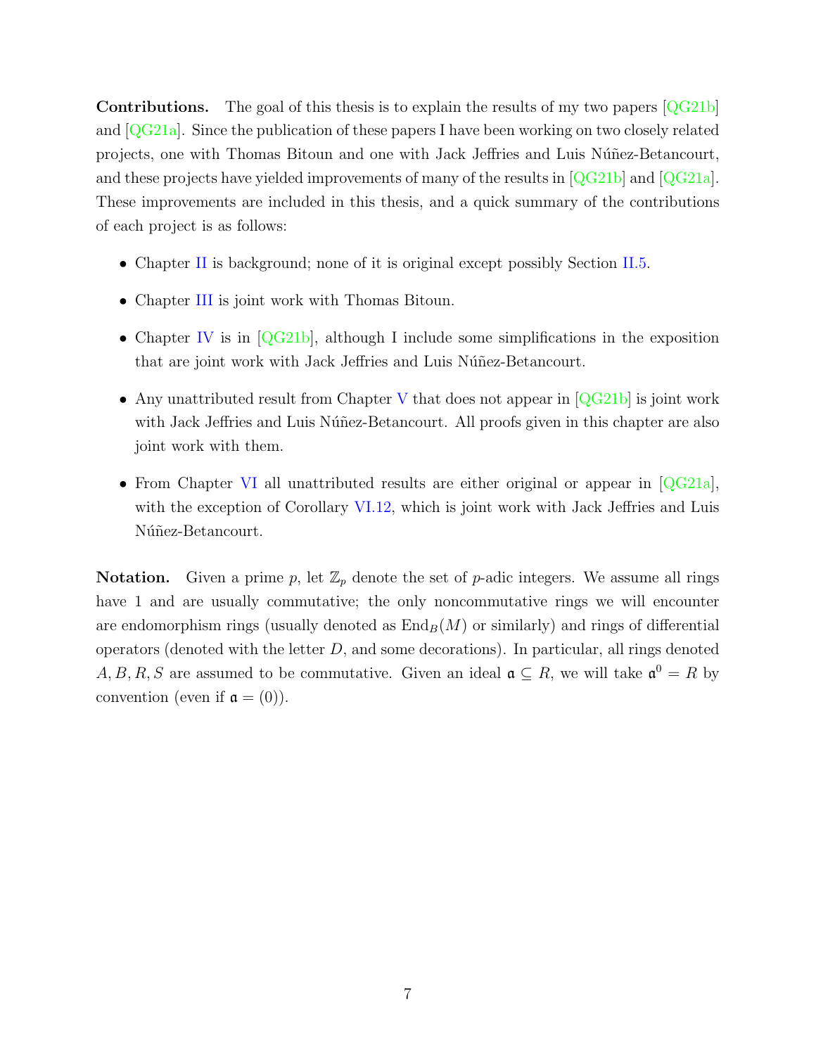**Contributions.** The goal of this thesis is to explain the results of my two papers [QG21b] and [QG21a]. Since the publication of these papers I have been working on two closely related projects, one with Thomas Bitoun and one with Jack Jeffries and Luis Núñez-Betancourt, and these projects have yielded improvements of many of the results in [QG21b] and [QG21a]. These improvements are included in this thesis, and a quick summary of the contributions of each project is as follows:

- Chapter II is background; none of it is original except possibly Section II.5.
- Chapter III is joint work with Thomas Bitoun.
- Chapter IV is in [QG21b], although I include some simplifications in the exposition that are joint work with Jack Jeffries and Luis Núñez-Betancourt.
- Any unattributed result from Chapter V that does not appear in [QG21b] is joint work with Jack Jeffries and Luis Núñez-Betancourt. All proofs given in this chapter are also joint work with them.
- From Chapter VI all unattributed results are either original or appear in [QG21a], with the exception of Corollary VI.12, which is joint work with Jack Jeffries and Luis Núñez-Betancourt.

**Notation.** Given a prime $p$, let $\mathbb{Z}_p$ denote the set of $p$-adic integers. We assume all rings have 1 and are usually commutative; the only noncommutative rings we will encounter are endomorphism rings (usually denoted as $\operatorname{End}_B(M)$ or similarly) and rings of differential operators (denoted with the letter $D$, and some decorations). In particular, all rings denoted $A, B, R, S$ are assumed to be commutative. Given an ideal $\mathfrak{a} \subseteq R$, we will take $\mathfrak{a}^0 = R$ by convention (even if $\mathfrak{a} = (0)$).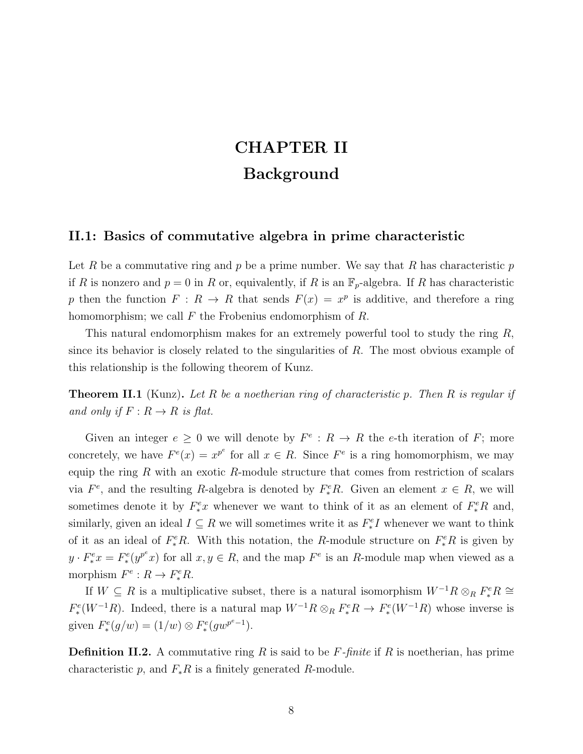# CHAPTER II
# Background

## II.1: Basics of commutative algebra in prime characteristic

Let $R$ be a commutative ring and $p$ be a prime number. We say that $R$ has characteristic $p$ if $R$ is nonzero and $p = 0$ in $R$ or, equivalently, if $R$ is an $\mathbb{F}_p$-algebra. If $R$ has characteristic $p$ then the function $F : R \to R$ that sends $F(x) = x^p$ is additive, and therefore a ring homomorphism; we call $F$ the Frobenius endomorphism of $R$.

This natural endomorphism makes for an extremely powerful tool to study the ring $R$, since its behavior is closely related to the singularities of $R$. The most obvious example of this relationship is the following theorem of Kunz.

**Theorem II.1** (Kunz). *Let $R$ be a noetherian ring of characteristic $p$. Then $R$ is regular if and only if $F : R \to R$ is flat.*

Given an integer $e \geq 0$ we will denote by $F^e : R \to R$ the $e$-th iteration of $F$; more concretely, we have $F^e(x) = x^{p^e}$ for all $x \in R$. Since $F^e$ is a ring homomorphism, we may equip the ring $R$ with an exotic $R$-module structure that comes from restriction of scalars via $F^e$, and the resulting $R$-algebra is denoted by $F^e_* R$. Given an element $x \in R$, we will sometimes denote it by $F^e_* x$ whenever we want to think of it as an element of $F^e_* R$ and, similarly, given an ideal $I \subseteq R$ we will sometimes write it as $F^e_* I$ whenever we want to think of it as an ideal of $F^e_* R$. With this notation, the $R$-module structure on $F^e_* R$ is given by $y \cdot F^e_* x = F^e_*(y^{p^e} x)$ for all $x, y \in R$, and the map $F^e$ is an $R$-module map when viewed as a morphism $F^e : R \to F^e_* R$.

If $W \subseteq R$ is a multiplicative subset, there is a natural isomorphism $W^{-1}R \otimes_R F^e_* R \cong F^e_*(W^{-1}R)$. Indeed, there is a natural map $W^{-1}R \otimes_R F^e_* R \to F^e_*(W^{-1}R)$ whose inverse is given $F^e_*(g/w) = (1/w) \otimes F^e_*(gw^{p^e-1})$.

**Definition II.2.** A commutative ring $R$ is said to be *$F$-finite* if $R$ is noetherian, has prime characteristic $p$, and $F_* R$ is a finitely generated $R$-module.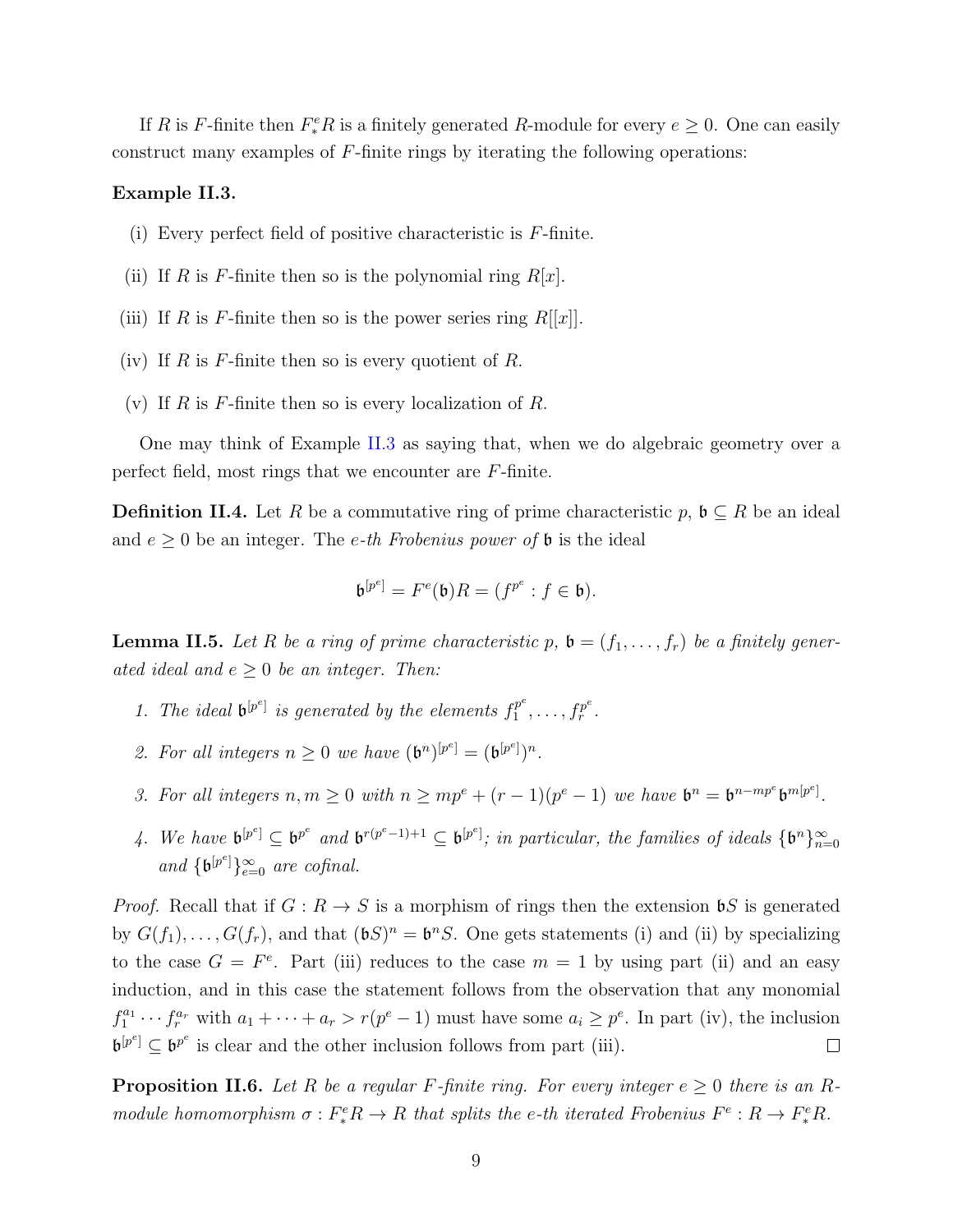If $R$ is $F$-finite then $F^e_* R$ is a finitely generated $R$-module for every $e \geq 0$. One can easily construct many examples of $F$-finite rings by iterating the following operations:

**Example II.3.**

(i) Every perfect field of positive characteristic is $F$-finite.

(ii) If $R$ is $F$-finite then so is the polynomial ring $R[x]$.

(iii) If $R$ is $F$-finite then so is the power series ring $R[[x]]$.

(iv) If $R$ is $F$-finite then so is every quotient of $R$.

(v) If $R$ is $F$-finite then so is every localization of $R$.

One may think of Example II.3 as saying that, when we do algebraic geometry over a perfect field, most rings that we encounter are $F$-finite.

**Definition II.4.** Let $R$ be a commutative ring of prime characteristic $p$, $\mathfrak{b} \subseteq R$ be an ideal and $e \geq 0$ be an integer. The *e-th Frobenius power of* $\mathfrak{b}$ is the ideal

$$\mathfrak{b}^{[p^e]} = F^e(\mathfrak{b})R = (f^{p^e} : f \in \mathfrak{b}).$$

**Lemma II.5.** *Let $R$ be a ring of prime characteristic $p$, $\mathfrak{b} = (f_1, \dots, f_r)$ be a finitely generated ideal and $e \geq 0$ be an integer. Then:*

1. *The ideal $\mathfrak{b}^{[p^e]}$ is generated by the elements $f_1^{p^e}, \dots, f_r^{p^e}$.*
2. *For all integers $n \geq 0$ we have $(\mathfrak{b}^n)^{[p^e]} = (\mathfrak{b}^{[p^e]})^n$.*
3. *For all integers $n, m \geq 0$ with $n \geq mp^e + (r-1)(p^e - 1)$ we have $\mathfrak{b}^n = \mathfrak{b}^{n-mp^e}\mathfrak{b}^{m[p^e]}$.*
4. *We have $\mathfrak{b}^{[p^e]} \subseteq \mathfrak{b}^{p^e}$ and $\mathfrak{b}^{r(p^e-1)+1} \subseteq \mathfrak{b}^{[p^e]}$; in particular, the families of ideals $\{\mathfrak{b}^n\}_{n=0}^{\infty}$ and $\{\mathfrak{b}^{[p^e]}\}_{e=0}^{\infty}$ are cofinal.*

*Proof.* Recall that if $G : R \to S$ is a morphism of rings then the extension $\mathfrak{b}S$ is generated by $G(f_1), \dots, G(f_r)$, and that $(\mathfrak{b}S)^n = \mathfrak{b}^n S$. One gets statements (i) and (ii) by specializing to the case $G = F^e$. Part (iii) reduces to the case $m = 1$ by using part (ii) and an easy induction, and in this case the statement follows from the observation that any monomial $f_1^{a_1} \cdots f_r^{a_r}$ with $a_1 + \cdots + a_r > r(p^e - 1)$ must have some $a_i \geq p^e$. In part (iv), the inclusion $\mathfrak{b}^{[p^e]} \subseteq \mathfrak{b}^{p^e}$ is clear and the other inclusion follows from part (iii). □

**Proposition II.6.** *Let $R$ be a regular $F$-finite ring. For every integer $e \geq 0$ there is an $R$-module homomorphism $\sigma : F^e_* R \to R$ that splits the e-th iterated Frobenius $F^e : R \to F^e_* R$.*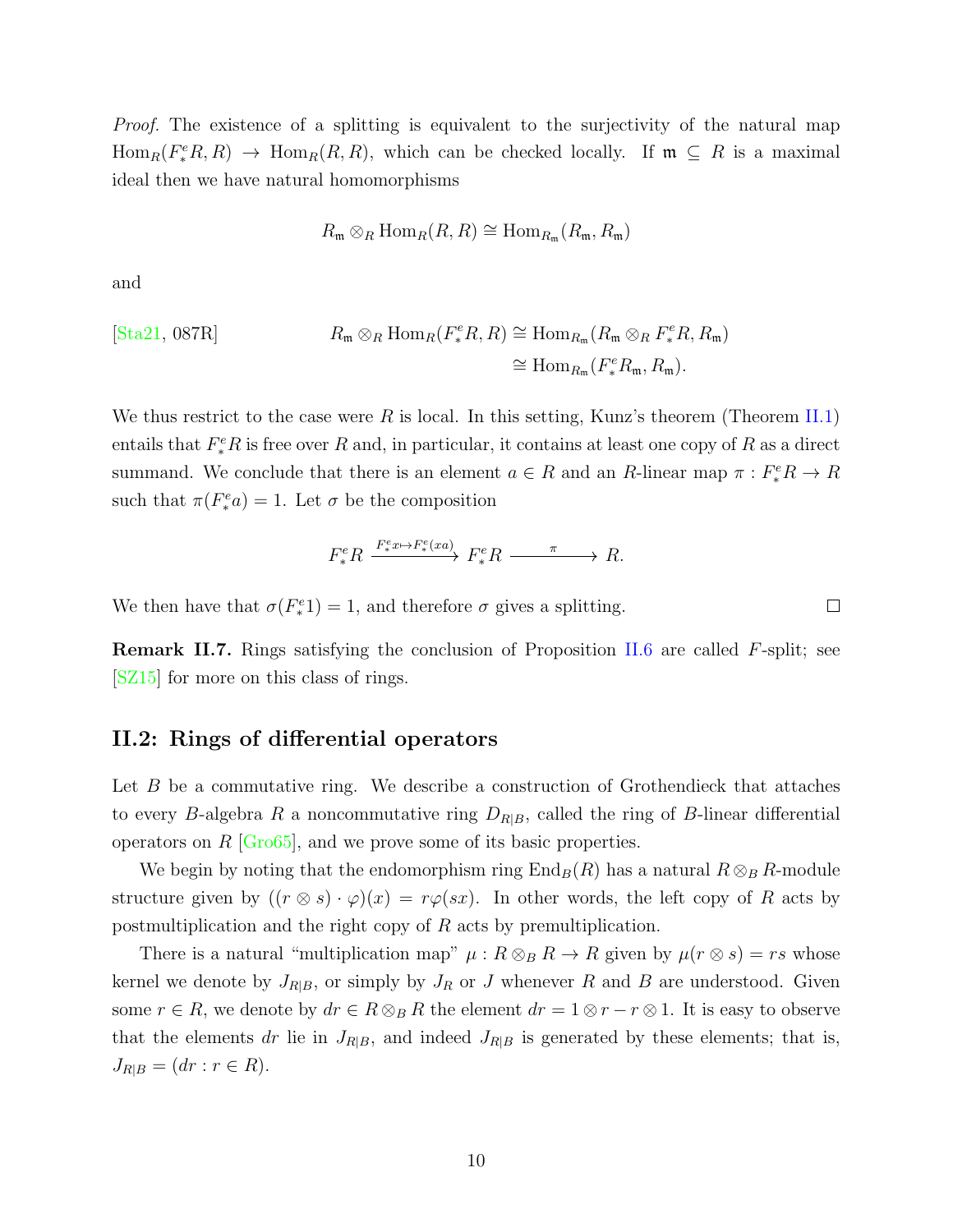*Proof.* The existence of a splitting is equivalent to the surjectivity of the natural map $\operatorname{Hom}_R(F^e_* R, R) \to \operatorname{Hom}_R(R, R)$, which can be checked locally. If $\mathfrak{m} \subseteq R$ is a maximal ideal then we have natural homomorphisms

$$R_{\mathfrak{m}} \otimes_R \operatorname{Hom}_R(R, R) \cong \operatorname{Hom}_{R_{\mathfrak{m}}}(R_{\mathfrak{m}}, R_{\mathfrak{m}})$$

and

$$\text{[Sta21, 087R]} \qquad R_{\mathfrak{m}} \otimes_R \operatorname{Hom}_R(F^e_* R, R) \cong \operatorname{Hom}_{R_{\mathfrak{m}}}(R_{\mathfrak{m}} \otimes_R F^e_* R, R_{\mathfrak{m}}) \\ \cong \operatorname{Hom}_{R_{\mathfrak{m}}}(F^e_* R_{\mathfrak{m}}, R_{\mathfrak{m}}).$$

We thus restrict to the case were $R$ is local. In this setting, Kunz's theorem (Theorem II.1) entails that $F^e_* R$ is free over $R$ and, in particular, it contains at least one copy of $R$ as a direct summand. We conclude that there is an element $a \in R$ and an $R$-linear map $\pi : F^e_* R \to R$ such that $\pi(F^e_* a) = 1$. Let $\sigma$ be the composition

$$F^e_* R \xrightarrow{F^e_* x \mapsto F^e_*(xa)} F^e_* R \xrightarrow{\quad \pi \quad} R.$$

We then have that $\sigma(F^e_* 1) = 1$, and therefore $\sigma$ gives a splitting. $\square$

**Remark II.7.** Rings satisfying the conclusion of Proposition II.6 are called $F$-split; see [SZ15] for more on this class of rings.

## II.2: Rings of differential operators

Let $B$ be a commutative ring. We describe a construction of Grothendieck that attaches to every $B$-algebra $R$ a noncommutative ring $D_{R|B}$, called the ring of $B$-linear differential operators on $R$ [Gro65], and we prove some of its basic properties.

We begin by noting that the endomorphism ring $\operatorname{End}_B(R)$ has a natural $R \otimes_B R$-module structure given by $((r \otimes s) \cdot \varphi)(x) = r\varphi(sx)$. In other words, the left copy of $R$ acts by postmultiplication and the right copy of $R$ acts by premultiplication.

There is a natural "multiplication map" $\mu : R \otimes_B R \to R$ given by $\mu(r \otimes s) = rs$ whose kernel we denote by $J_{R|B}$, or simply by $J_R$ or $J$ whenever $R$ and $B$ are understood. Given some $r \in R$, we denote by $dr \in R \otimes_B R$ the element $dr = 1 \otimes r - r \otimes 1$. It is easy to observe that the elements $dr$ lie in $J_{R|B}$, and indeed $J_{R|B}$ is generated by these elements; that is, $J_{R|B} = (dr : r \in R)$.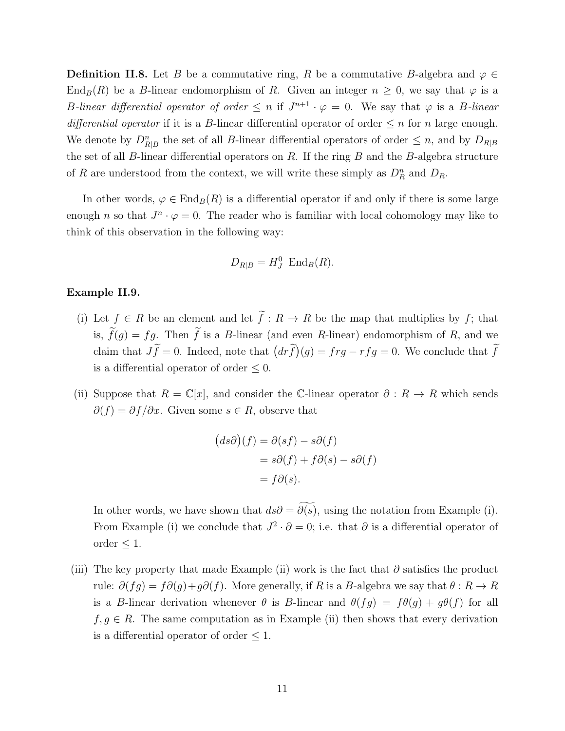**Definition II.8.** Let $B$ be a commutative ring, $R$ be a commutative $B$-algebra and $\varphi \in \mathrm{End}_B(R)$ be a $B$-linear endomorphism of $R$. Given an integer $n \geq 0$, we say that $\varphi$ is a *$B$-linear differential operator of order $\leq n$* if $J^{n+1} \cdot \varphi = 0$. We say that $\varphi$ is a *$B$-linear differential operator* if it is a $B$-linear differential operator of order $\leq n$ for $n$ large enough. We denote by $D^n_{R|B}$ the set of all $B$-linear differential operators of order $\leq n$, and by $D_{R|B}$ the set of all $B$-linear differential operators on $R$. If the ring $B$ and the $B$-algebra structure of $R$ are understood from the context, we will write these simply as $D^n_R$ and $D_R$.

In other words, $\varphi \in \mathrm{End}_B(R)$ is a differential operator if and only if there is some large enough $n$ so that $J^n \cdot \varphi = 0$. The reader who is familiar with local cohomology may like to think of this observation in the following way:

$$D_{R|B} = H^0_J \ \mathrm{End}_B(R).$$

**Example II.9.**

(i) Let $f \in R$ be an element and let $\widetilde{f} : R \to R$ be the map that multiplies by $f$; that is, $\widetilde{f}(g) = fg$. Then $\widetilde{f}$ is a $B$-linear (and even $R$-linear) endomorphism of $R$, and we claim that $J\widetilde{f} = 0$. Indeed, note that $\big(dr\widetilde{f}\big)(g) = frg - rfg = 0$. We conclude that $\widetilde{f}$ is a differential operator of order $\leq 0$.

(ii) Suppose that $R = \mathbb{C}[x]$, and consider the $\mathbb{C}$-linear operator $\partial : R \to R$ which sends $\partial(f) = \partial f/\partial x$. Given some $s \in R$, observe that

$$\begin{aligned}\big(ds\partial\big)(f) &= \partial(sf) - s\partial(f)\\ &= s\partial(f) + f\partial(s) - s\partial(f)\\ &= f\partial(s).\end{aligned}$$

In other words, we have shown that $ds\partial = \widetilde{\partial(s)}$, using the notation from Example (i). From Example (i) we conclude that $J^2 \cdot \partial = 0$; i.e. that $\partial$ is a differential operator of order $\leq 1$.

(iii) The key property that made Example (ii) work is the fact that $\partial$ satisfies the product rule: $\partial(fg) = f\partial(g) + g\partial(f)$. More generally, if $R$ is a $B$-algebra we say that $\theta : R \to R$ is a $B$-linear derivation whenever $\theta$ is $B$-linear and $\theta(fg) = f\theta(g) + g\theta(f)$ for all $f, g \in R$. The same computation as in Example (ii) then shows that every derivation is a differential operator of order $\leq 1$.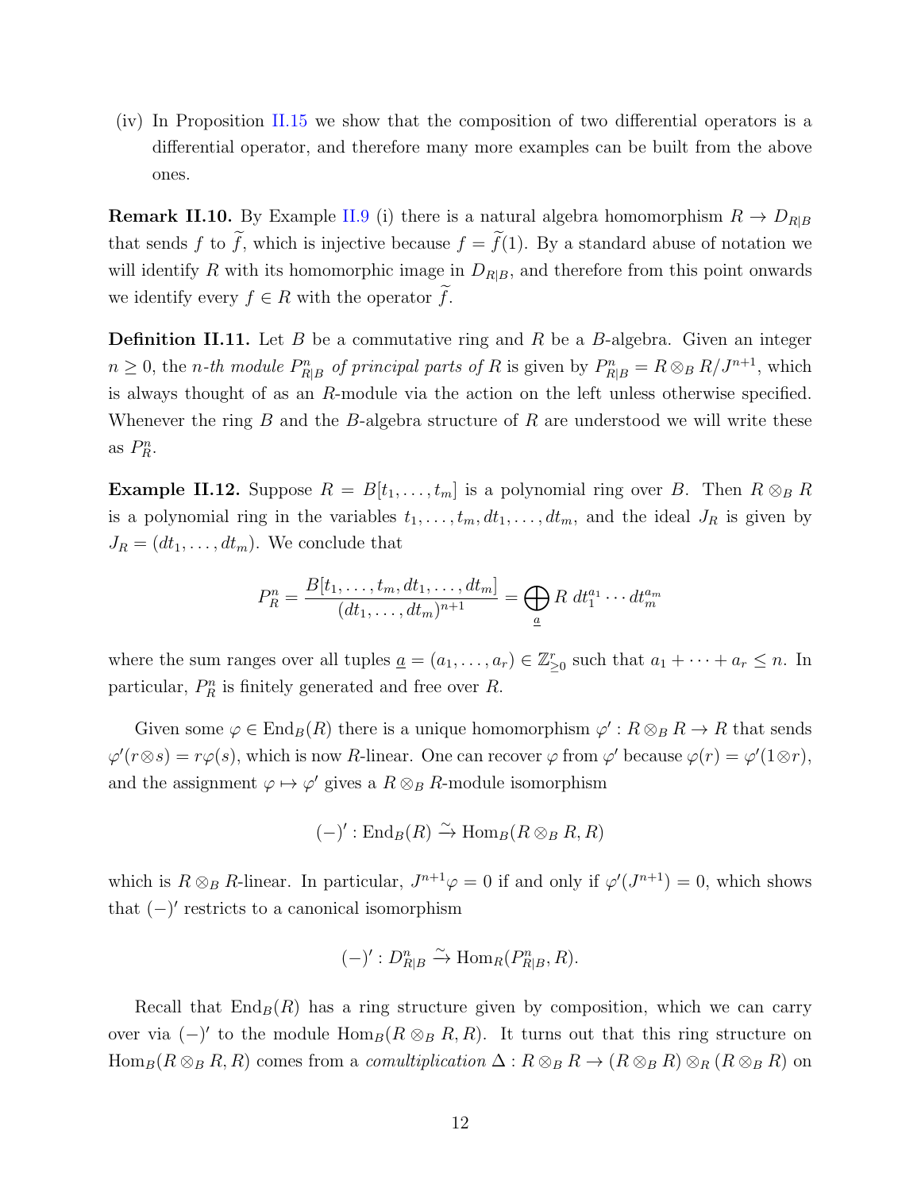(iv) In Proposition II.15 we show that the composition of two differential operators is a differential operator, and therefore many more examples can be built from the above ones.

**Remark II.10.** By Example II.9 (i) there is a natural algebra homomorphism $R \to D_{R|B}$ that sends $f$ to $\widetilde{f}$, which is injective because $f = \widetilde{f}(1)$. By a standard abuse of notation we will identify $R$ with its homomorphic image in $D_{R|B}$, and therefore from this point onwards we identify every $f \in R$ with the operator $\widetilde{f}$.

**Definition II.11.** Let $B$ be a commutative ring and $R$ be a $B$-algebra. Given an integer $n \geq 0$, the *$n$-th module $P^n_{R|B}$ of principal parts of* $R$ is given by $P^n_{R|B} = R \otimes_B R/J^{n+1}$, which is always thought of as an $R$-module via the action on the left unless otherwise specified. Whenever the ring $B$ and the $B$-algebra structure of $R$ are understood we will write these as $P^n_R$.

**Example II.12.** Suppose $R = B[t_1, \dots, t_m]$ is a polynomial ring over $B$. Then $R \otimes_B R$ is a polynomial ring in the variables $t_1, \dots, t_m, dt_1, \dots, dt_m$, and the ideal $J_R$ is given by $J_R = (dt_1, \dots, dt_m)$. We conclude that

$$P^n_R = \frac{B[t_1, \dots, t_m, dt_1, \dots, dt_m]}{(dt_1, \dots, dt_m)^{n+1}} = \bigoplus_{\underline{a}} R \; dt_1^{a_1} \cdots dt_m^{a_m}$$

where the sum ranges over all tuples $\underline{a} = (a_1, \dots, a_r) \in \mathbb{Z}^r_{\geq 0}$ such that $a_1 + \cdots + a_r \leq n$. In particular, $P^n_R$ is finitely generated and free over $R$.

Given some $\varphi \in \operatorname{End}_B(R)$ there is a unique homomorphism $\varphi' : R \otimes_B R \to R$ that sends $\varphi'(r \otimes s) = r\varphi(s)$, which is now $R$-linear. One can recover $\varphi$ from $\varphi'$ because $\varphi(r) = \varphi'(1 \otimes r)$, and the assignment $\varphi \mapsto \varphi'$ gives a $R \otimes_B R$-module isomorphism

$$(-)' : \operatorname{End}_B(R) \xrightarrow{\sim} \operatorname{Hom}_B(R \otimes_B R, R)$$

which is $R \otimes_B R$-linear. In particular, $J^{n+1}\varphi = 0$ if and only if $\varphi'(J^{n+1}) = 0$, which shows that $(-)'$ restricts to a canonical isomorphism

$$(-)' : D^n_{R|B} \xrightarrow{\sim} \operatorname{Hom}_R(P^n_{R|B}, R).$$

Recall that $\operatorname{End}_B(R)$ has a ring structure given by composition, which we can carry over via $(-)'$ to the module $\operatorname{Hom}_B(R \otimes_B R, R)$. It turns out that this ring structure on $\operatorname{Hom}_B(R \otimes_B R, R)$ comes from a *comultiplication* $\Delta : R \otimes_B R \to (R \otimes_B R) \otimes_R (R \otimes_B R)$ on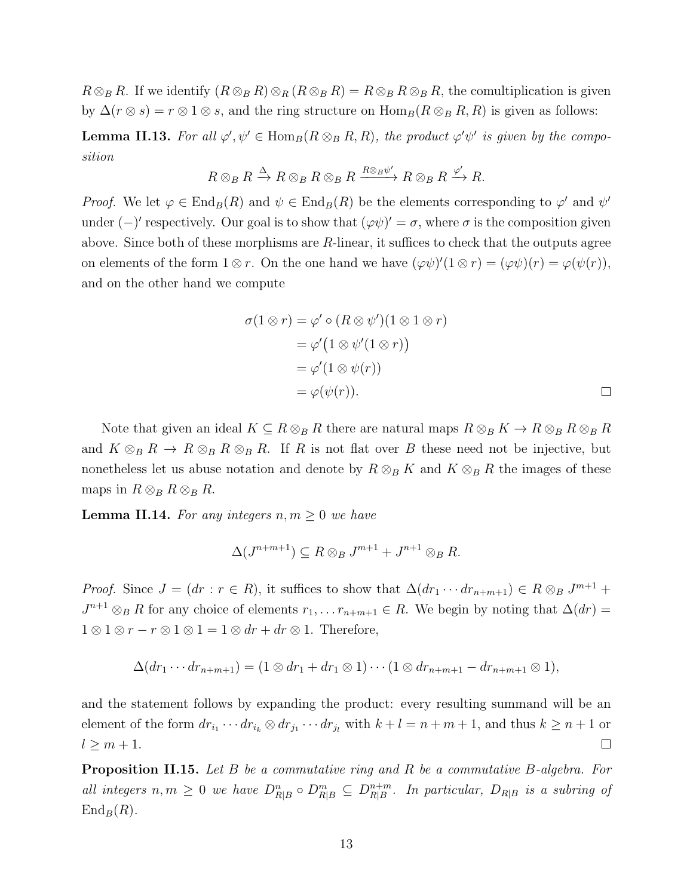$R \otimes_B R$. If we identify $(R \otimes_B R) \otimes_R (R \otimes_B R) = R \otimes_B R \otimes_B R$, the comultiplication is given by $\Delta(r \otimes s) = r \otimes 1 \otimes s$, and the ring structure on $\operatorname{Hom}_B(R \otimes_B R, R)$ is given as follows:

**Lemma II.13.** *For all $\varphi', \psi' \in \operatorname{Hom}_B(R \otimes_B R, R)$, the product $\varphi'\psi'$ is given by the composition*

$$R \otimes_B R \xrightarrow{\Delta} R \otimes_B R \otimes_B R \xrightarrow{R \otimes_B \psi'} R \otimes_B R \xrightarrow{\varphi'} R.$$

*Proof.* We let $\varphi \in \operatorname{End}_B(R)$ and $\psi \in \operatorname{End}_B(R)$ be the elements corresponding to $\varphi'$ and $\psi'$ under $(-)'$ respectively. Our goal is to show that $(\varphi\psi)' = \sigma$, where $\sigma$ is the composition given above. Since both of these morphisms are $R$-linear, it suffices to check that the outputs agree on elements of the form $1 \otimes r$. On the one hand we have $(\varphi\psi)'(1 \otimes r) = (\varphi\psi)(r) = \varphi(\psi(r))$, and on the other hand we compute

$$\begin{aligned}
\sigma(1 \otimes r) &= \varphi' \circ (R \otimes \psi')(1 \otimes 1 \otimes r) \\
&= \varphi'\big(1 \otimes \psi'(1 \otimes r)\big) \\
&= \varphi'(1 \otimes \psi(r)) \\
&= \varphi(\psi(r)).
\end{aligned}$$

$\square$

Note that given an ideal $K \subseteq R \otimes_B R$ there are natural maps $R \otimes_B K \to R \otimes_B R \otimes_B R$ and $K \otimes_B R \to R \otimes_B R \otimes_B R$. If $R$ is not flat over $B$ these need not be injective, but nonetheless let us abuse notation and denote by $R \otimes_B K$ and $K \otimes_B R$ the images of these maps in $R \otimes_B R \otimes_B R$.

**Lemma II.14.** *For any integers $n, m \geq 0$ we have*

$$\Delta(J^{n+m+1}) \subseteq R \otimes_B J^{m+1} + J^{n+1} \otimes_B R.$$

*Proof.* Since $J = (dr : r \in R)$, it suffices to show that $\Delta(dr_1 \cdots dr_{n+m+1}) \in R \otimes_B J^{m+1} + J^{n+1} \otimes_B R$ for any choice of elements $r_1, \dots r_{n+m+1} \in R$. We begin by noting that $\Delta(dr) = 1 \otimes 1 \otimes r - r \otimes 1 \otimes 1 = 1 \otimes dr + dr \otimes 1$. Therefore,

$$\Delta(dr_1 \cdots dr_{n+m+1}) = (1 \otimes dr_1 + dr_1 \otimes 1) \cdots (1 \otimes dr_{n+m+1} - dr_{n+m+1} \otimes 1),$$

and the statement follows by expanding the product: every resulting summand will be an element of the form $dr_{i_1} \cdots dr_{i_k} \otimes dr_{j_1} \cdots dr_{j_l}$ with $k + l = n + m + 1$, and thus $k \geq n + 1$ or $l \geq m + 1$. $\square$

**Proposition II.15.** *Let $B$ be a commutative ring and $R$ be a commutative $B$-algebra. For all integers $n, m \geq 0$ we have $D^n_{R|B} \circ D^m_{R|B} \subseteq D^{n+m}_{R|B}$. In particular, $D_{R|B}$ is a subring of $\operatorname{End}_B(R)$.*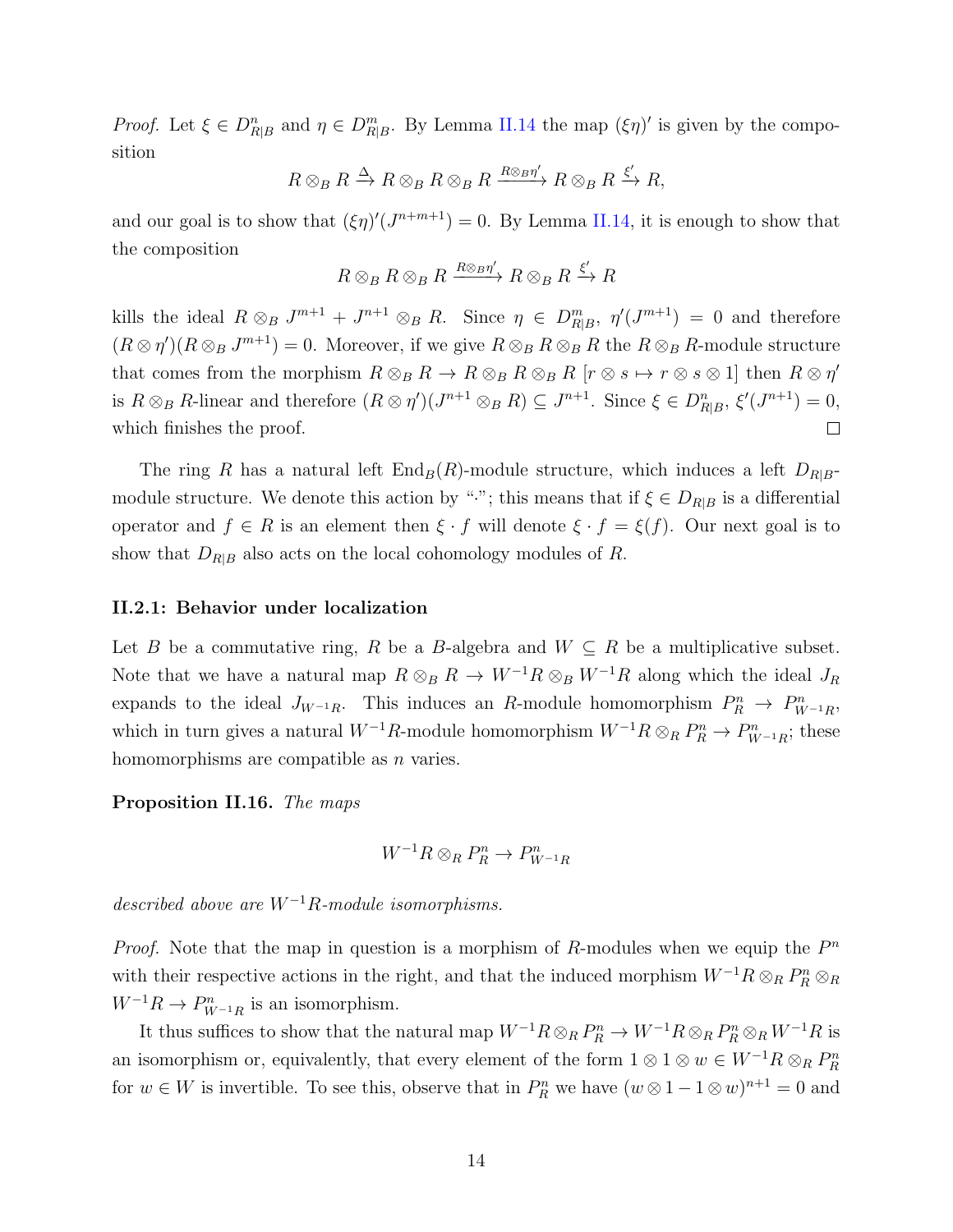*Proof.* Let $\xi \in D^n_{R|B}$ and $\eta \in D^m_{R|B}$. By Lemma II.14 the map $(\xi\eta)'$ is given by the composition

$$R \otimes_B R \xrightarrow{\Delta} R \otimes_B R \otimes_B R \xrightarrow{R \otimes_B \eta'} R \otimes_B R \xrightarrow{\xi'} R,$$

and our goal is to show that $(\xi\eta)'(J^{n+m+1}) = 0$. By Lemma II.14, it is enough to show that the composition

$$R \otimes_B R \otimes_B R \xrightarrow{R \otimes_B \eta'} R \otimes_B R \xrightarrow{\xi'} R$$

kills the ideal $R \otimes_B J^{m+1} + J^{n+1} \otimes_B R$. Since $\eta \in D^m_{R|B}$, $\eta'(J^{m+1}) = 0$ and therefore $(R \otimes \eta')(R \otimes_B J^{m+1}) = 0$. Moreover, if we give $R \otimes_B R \otimes_B R$ the $R \otimes_B R$-module structure that comes from the morphism $R \otimes_B R \to R \otimes_B R \otimes_B R$ $[r \otimes s \mapsto r \otimes s \otimes 1]$ then $R \otimes \eta'$ is $R \otimes_B R$-linear and therefore $(R \otimes \eta')(J^{n+1} \otimes_B R) \subseteq J^{n+1}$. Since $\xi \in D^n_{R|B}$, $\xi'(J^{n+1}) = 0$, which finishes the proof. $\square$

The ring $R$ has a natural left $\mathrm{End}_B(R)$-module structure, which induces a left $D_{R|B}$-module structure. We denote this action by "$\cdot$"; this means that if $\xi \in D_{R|B}$ is a differential operator and $f \in R$ is an element then $\xi \cdot f$ will denote $\xi \cdot f = \xi(f)$. Our next goal is to show that $D_{R|B}$ also acts on the local cohomology modules of $R$.

### II.2.1: Behavior under localization

Let $B$ be a commutative ring, $R$ be a $B$-algebra and $W \subseteq R$ be a multiplicative subset. Note that we have a natural map $R \otimes_B R \to W^{-1}R \otimes_B W^{-1}R$ along which the ideal $J_R$ expands to the ideal $J_{W^{-1}R}$. This induces an $R$-module homomorphism $P^n_R \to P^n_{W^{-1}R}$, which in turn gives a natural $W^{-1}R$-module homomorphism $W^{-1}R \otimes_R P^n_R \to P^n_{W^{-1}R}$; these homomorphisms are compatible as $n$ varies.

**Proposition II.16.** *The maps*

$$W^{-1}R \otimes_R P^n_R \to P^n_{W^{-1}R}$$

*described above are $W^{-1}R$-module isomorphisms.*

*Proof.* Note that the map in question is a morphism of $R$-modules when we equip the $P^n$ with their respective actions in the right, and that the induced morphism $W^{-1}R \otimes_R P^n_R \otimes_R W^{-1}R \to P^n_{W^{-1}R}$ is an isomorphism.

It thus suffices to show that the natural map $W^{-1}R \otimes_R P^n_R \to W^{-1}R \otimes_R P^n_R \otimes_R W^{-1}R$ is an isomorphism or, equivalently, that every element of the form $1 \otimes 1 \otimes w \in W^{-1}R \otimes_R P^n_R$ for $w \in W$ is invertible. To see this, observe that in $P^n_R$ we have $(w \otimes 1 - 1 \otimes w)^{n+1} = 0$ and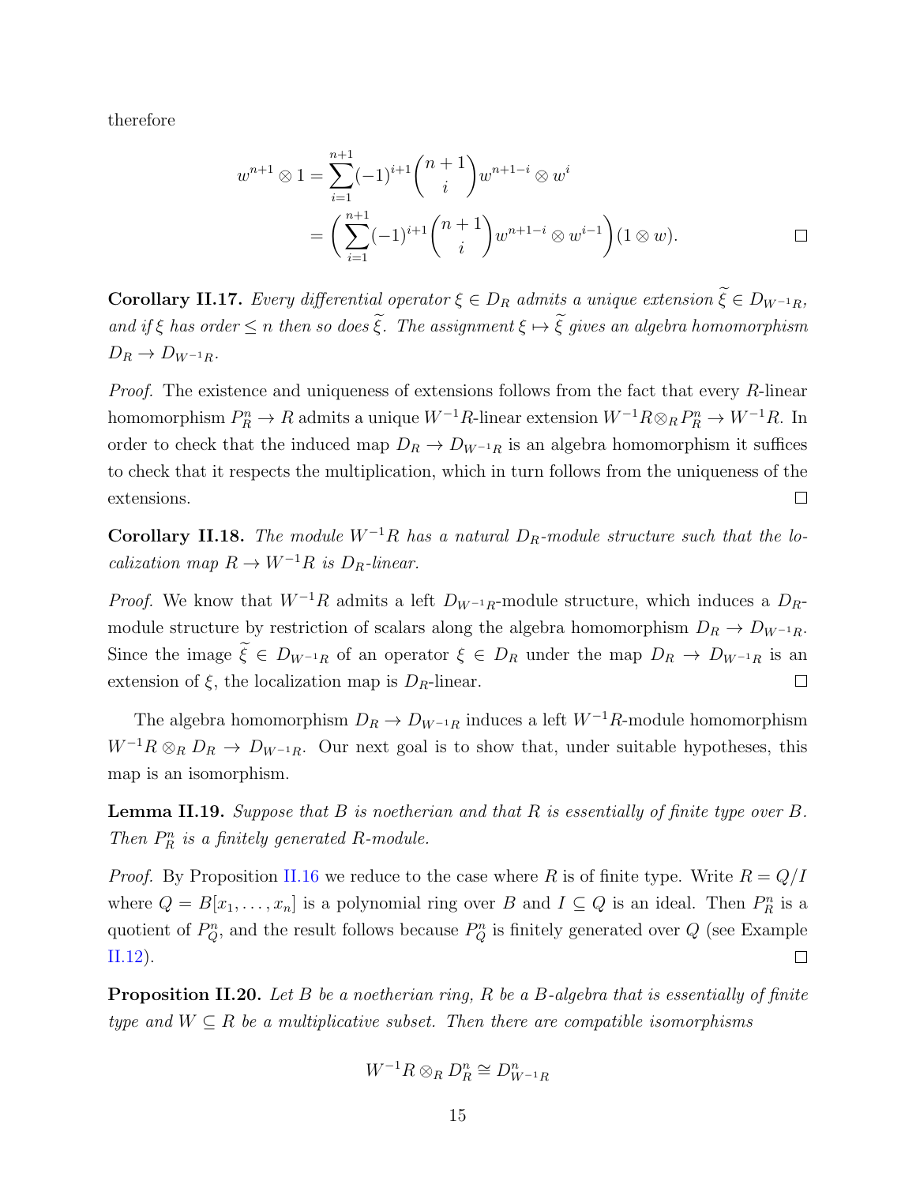therefore

$$
\begin{aligned}
w^{n+1} \otimes 1 &= \sum_{i=1}^{n+1} (-1)^{i+1} \binom{n+1}{i} w^{n+1-i} \otimes w^i \\
&= \left( \sum_{i=1}^{n+1} (-1)^{i+1} \binom{n+1}{i} w^{n+1-i} \otimes w^{i-1} \right) (1 \otimes w). \qquad \square
\end{aligned}
$$

**Corollary II.17.** *Every differential operator $\xi \in D_R$ admits a unique extension $\widetilde{\xi} \in D_{W^{-1}R}$, and if $\xi$ has order $\leq n$ then so does $\widetilde{\xi}$. The assignment $\xi \mapsto \widetilde{\xi}$ gives an algebra homomorphism $D_R \to D_{W^{-1}R}$.*

*Proof.* The existence and uniqueness of extensions follows from the fact that every $R$-linear homomorphism $P^n_R \to R$ admits a unique $W^{-1}R$-linear extension $W^{-1}R \otimes_R P^n_R \to W^{-1}R$. In order to check that the induced map $D_R \to D_{W^{-1}R}$ is an algebra homomorphism it suffices to check that it respects the multiplication, which in turn follows from the uniqueness of the extensions. $\square$

**Corollary II.18.** *The module $W^{-1}R$ has a natural $D_R$-module structure such that the localization map $R \to W^{-1}R$ is $D_R$-linear.*

*Proof.* We know that $W^{-1}R$ admits a left $D_{W^{-1}R}$-module structure, which induces a $D_R$-module structure by restriction of scalars along the algebra homomorphism $D_R \to D_{W^{-1}R}$. Since the image $\widetilde{\xi} \in D_{W^{-1}R}$ of an operator $\xi \in D_R$ under the map $D_R \to D_{W^{-1}R}$ is an extension of $\xi$, the localization map is $D_R$-linear. $\square$

The algebra homomorphism $D_R \to D_{W^{-1}R}$ induces a left $W^{-1}R$-module homomorphism $W^{-1}R \otimes_R D_R \to D_{W^{-1}R}$. Our next goal is to show that, under suitable hypotheses, this map is an isomorphism.

**Lemma II.19.** *Suppose that $B$ is noetherian and that $R$ is essentially of finite type over $B$. Then $P^n_R$ is a finitely generated $R$-module.*

*Proof.* By Proposition II.16 we reduce to the case where $R$ is of finite type. Write $R = Q/I$ where $Q = B[x_1, \ldots, x_n]$ is a polynomial ring over $B$ and $I \subseteq Q$ is an ideal. Then $P^n_R$ is a quotient of $P^n_Q$, and the result follows because $P^n_Q$ is finitely generated over $Q$ (see Example II.12). $\square$

**Proposition II.20.** *Let $B$ be a noetherian ring, $R$ be a $B$-algebra that is essentially of finite type and $W \subseteq R$ be a multiplicative subset. Then there are compatible isomorphisms*

$$W^{-1}R \otimes_R D^n_R \cong D^n_{W^{-1}R}$$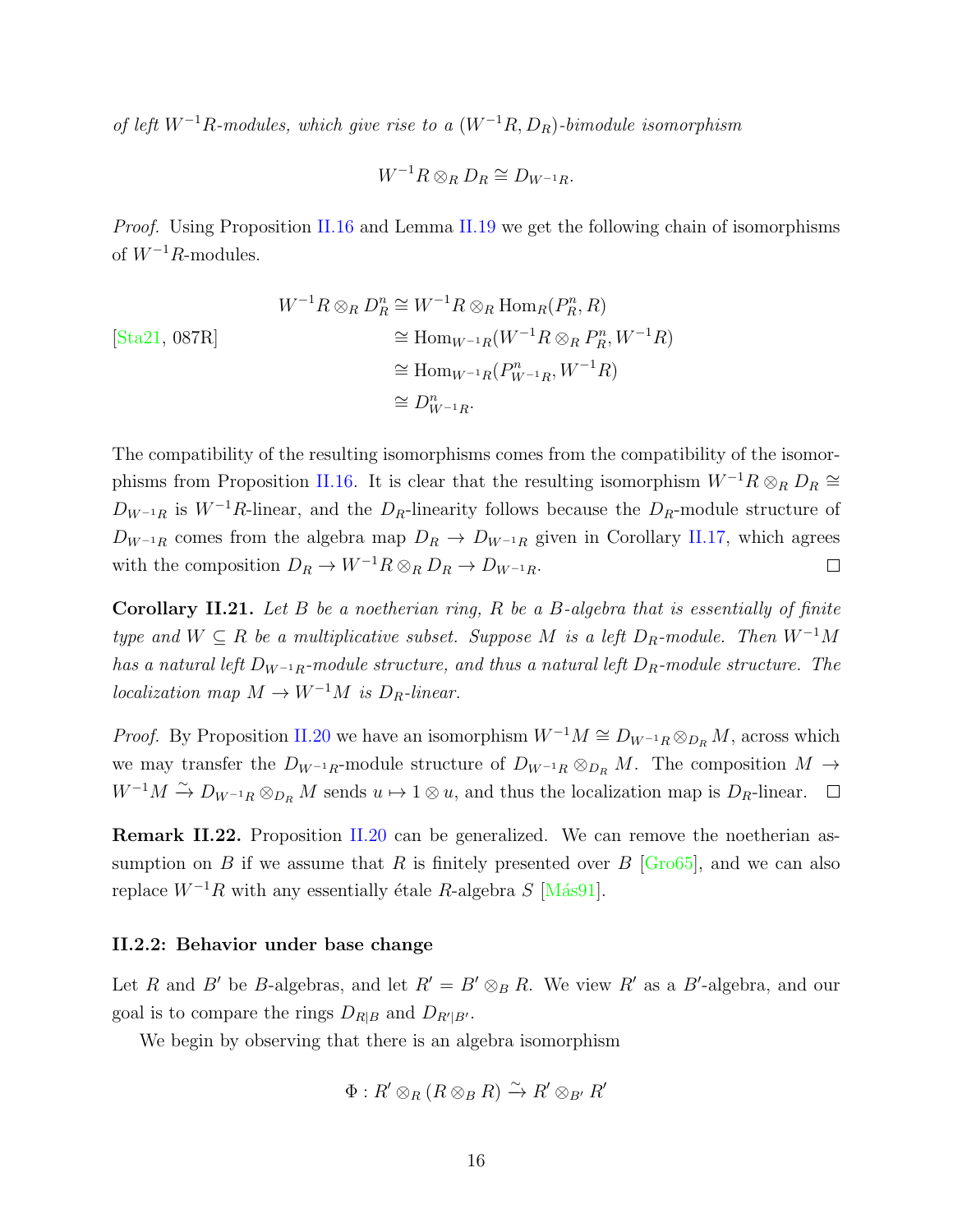*of left $W^{-1}R$-modules, which give rise to a $(W^{-1}R, D_R)$-bimodule isomorphism*

$$W^{-1}R \otimes_R D_R \cong D_{W^{-1}R}.$$

*Proof.* Using Proposition II.16 and Lemma II.19 we get the following chain of isomorphisms of $W^{-1}R$-modules.

$$\begin{aligned} W^{-1}R \otimes_R D_R^n &\cong W^{-1}R \otimes_R \operatorname{Hom}_R(P_R^n, R) \\ \text{[Sta21, 087R]} \qquad &\cong \operatorname{Hom}_{W^{-1}R}(W^{-1}R \otimes_R P_R^n, W^{-1}R) \\ &\cong \operatorname{Hom}_{W^{-1}R}(P_{W^{-1}R}^n, W^{-1}R) \\ &\cong D_{W^{-1}R}^n. \end{aligned}$$

The compatibility of the resulting isomorphisms comes from the compatibility of the isomorphisms from Proposition II.16. It is clear that the resulting isomorphism $W^{-1}R \otimes_R D_R \cong D_{W^{-1}R}$ is $W^{-1}R$-linear, and the $D_R$-linearity follows because the $D_R$-module structure of $D_{W^{-1}R}$ comes from the algebra map $D_R \to D_{W^{-1}R}$ given in Corollary II.17, which agrees with the composition $D_R \to W^{-1}R \otimes_R D_R \to D_{W^{-1}R}$. □

**Corollary II.21.** *Let $B$ be a noetherian ring, $R$ be a $B$-algebra that is essentially of finite type and $W \subseteq R$ be a multiplicative subset. Suppose $M$ is a left $D_R$-module. Then $W^{-1}M$ has a natural left $D_{W^{-1}R}$-module structure, and thus a natural left $D_R$-module structure. The localization map $M \to W^{-1}M$ is $D_R$-linear.*

*Proof.* By Proposition II.20 we have an isomorphism $W^{-1}M \cong D_{W^{-1}R} \otimes_{D_R} M$, across which we may transfer the $D_{W^{-1}R}$-module structure of $D_{W^{-1}R} \otimes_{D_R} M$. The composition $M \to W^{-1}M \xrightarrow{\sim} D_{W^{-1}R} \otimes_{D_R} M$ sends $u \mapsto 1 \otimes u$, and thus the localization map is $D_R$-linear. □

**Remark II.22.** Proposition II.20 can be generalized. We can remove the noetherian assumption on $B$ if we assume that $R$ is finitely presented over $B$ [Gro65], and we can also replace $W^{-1}R$ with any essentially étale $R$-algebra $S$ [Más91].

### II.2.2: Behavior under base change

Let $R$ and $B'$ be $B$-algebras, and let $R' = B' \otimes_B R$. We view $R'$ as a $B'$-algebra, and our goal is to compare the rings $D_{R|B}$ and $D_{R'|B'}$.

We begin by observing that there is an algebra isomorphism

$$\Phi : R' \otimes_R (R \otimes_B R) \xrightarrow{\sim} R' \otimes_{B'} R'$$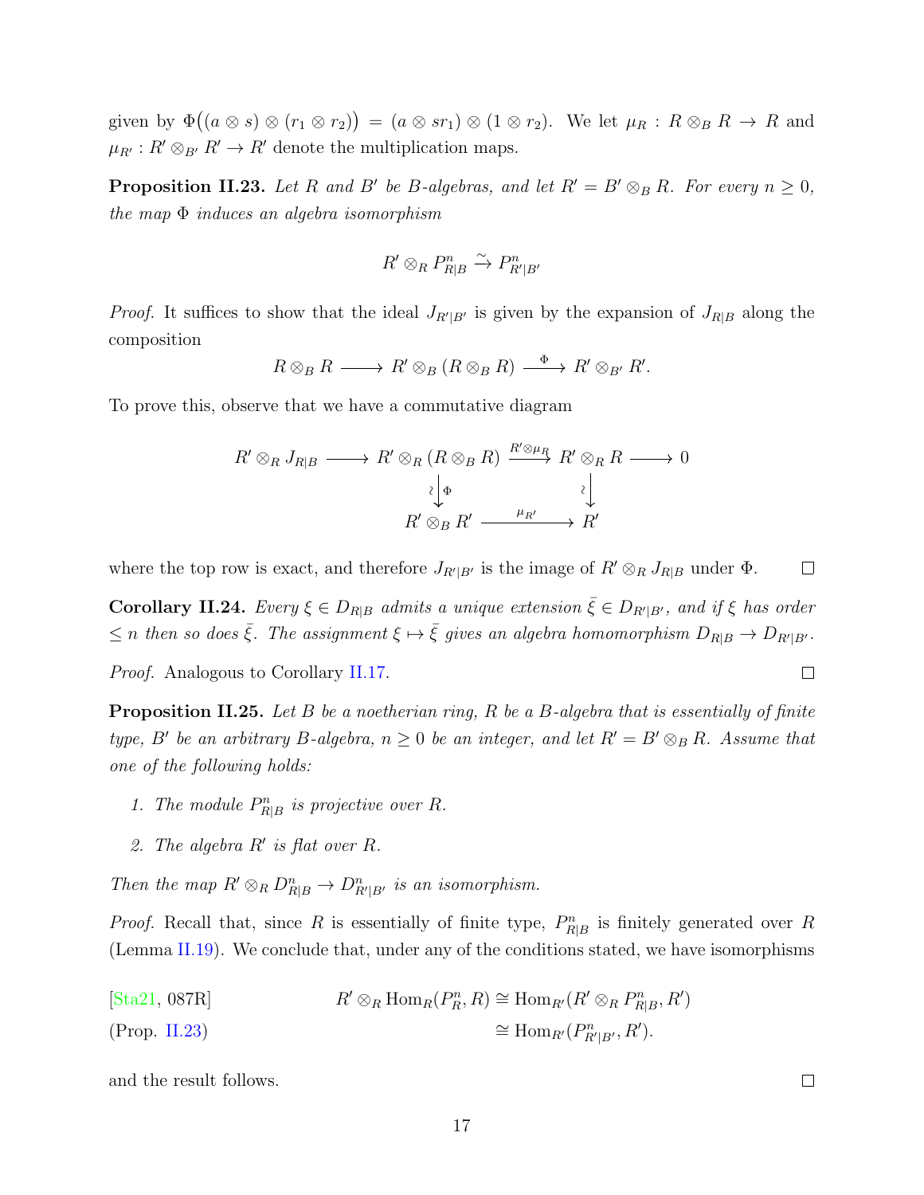given by $\Phi\big((a \otimes s) \otimes (r_1 \otimes r_2)\big) = (a \otimes sr_1) \otimes (1 \otimes r_2)$. We let $\mu_R : R \otimes_B R \to R$ and $\mu_{R'} : R' \otimes_{B'} R' \to R'$ denote the multiplication maps.

**Proposition II.23.** *Let $R$ and $B'$ be $B$-algebras, and let $R' = B' \otimes_B R$. For every $n \geq 0$, the map $\Phi$ induces an algebra isomorphism*

$$R' \otimes_R P^n_{R|B} \xrightarrow{\sim} P^n_{R'|B'}$$

*Proof.* It suffices to show that the ideal $J_{R'|B'}$ is given by the expansion of $J_{R|B}$ along the composition

$$R \otimes_B R \longrightarrow R' \otimes_B (R \otimes_B R) \xrightarrow{\Phi} R' \otimes_{B'} R'.$$

To prove this, observe that we have a commutative diagram

$$\begin{array}{ccccccc}
R' \otimes_R J_{R|B} & \longrightarrow & R' \otimes_R (R \otimes_B R) & \xrightarrow{R' \otimes \mu_R} & R' \otimes_R R & \longrightarrow & 0 \\
 & & \wr\downarrow \Phi & & \wr\downarrow & & \\
 & & R' \otimes_B R' & \xrightarrow{\mu_{R'}} & R' & &
\end{array}$$

where the top row is exact, and therefore $J_{R'|B'}$ is the image of $R' \otimes_R J_{R|B}$ under $\Phi$. $\square$

**Corollary II.24.** *Every $\xi \in D_{R|B}$ admits a unique extension $\bar{\xi} \in D_{R'|B'}$, and if $\xi$ has order $\leq n$ then so does $\bar{\xi}$. The assignment $\xi \mapsto \bar{\xi}$ gives an algebra homomorphism $D_{R|B} \to D_{R'|B'}$.*

*Proof.* Analogous to Corollary II.17. $\square$

**Proposition II.25.** *Let $B$ be a noetherian ring, $R$ be a $B$-algebra that is essentially of finite type, $B'$ be an arbitrary $B$-algebra, $n \geq 0$ be an integer, and let $R' = B' \otimes_B R$. Assume that one of the following holds:*

1. *The module $P^n_{R|B}$ is projective over $R$.*
2. *The algebra $R'$ is flat over $R$.*

*Then the map $R' \otimes_R D^n_{R|B} \to D^n_{R'|B'}$ is an isomorphism.*

*Proof.* Recall that, since $R$ is essentially of finite type, $P^n_{R|B}$ is finitely generated over $R$ (Lemma II.19). We conclude that, under any of the conditions stated, we have isomorphisms

$$\begin{aligned}
&[\text{Sta21, 087R}] \qquad & R' \otimes_R \operatorname{Hom}_R(P^n_R, R) &\cong \operatorname{Hom}_{R'}(R' \otimes_R P^n_{R|B}, R') \\
&(\text{Prop. II.23}) & &\cong \operatorname{Hom}_{R'}(P^n_{R'|B'}, R').
\end{aligned}$$

and the result follows. $\square$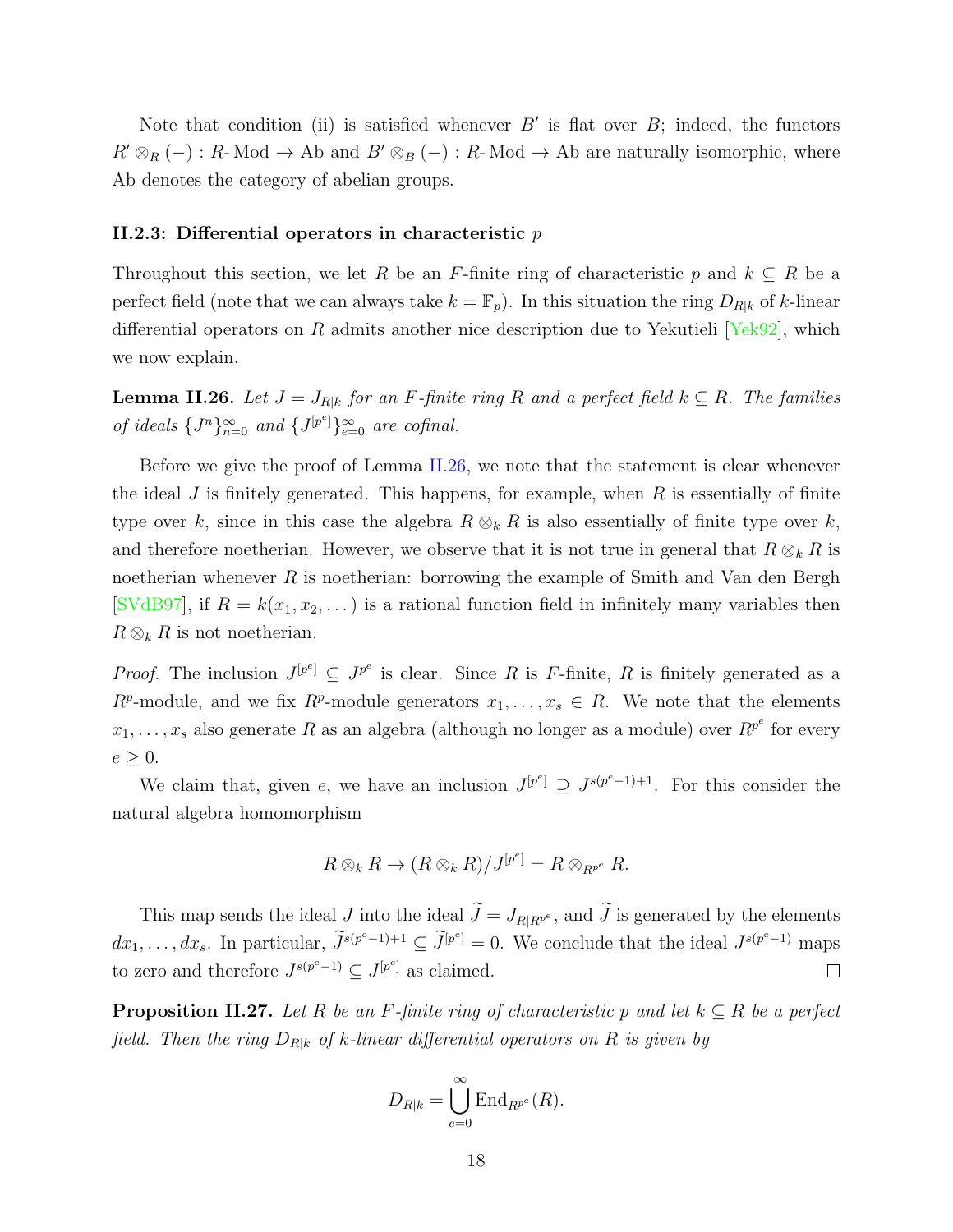Note that condition (ii) is satisfied whenever $B'$ is flat over $B$; indeed, the functors $R' \otimes_R (-) : R\text{-}\mathrm{Mod} \to \mathrm{Ab}$ and $B' \otimes_B (-) : R\text{-}\mathrm{Mod} \to \mathrm{Ab}$ are naturally isomorphic, where Ab denotes the category of abelian groups.

### II.2.3: Differential operators in characteristic $p$

Throughout this section, we let $R$ be an $F$-finite ring of characteristic $p$ and $k \subseteq R$ be a perfect field (note that we can always take $k = \mathbb{F}_p$). In this situation the ring $D_{R|k}$ of $k$-linear differential operators on $R$ admits another nice description due to Yekutieli [Yek92], which we now explain.

**Lemma II.26.** *Let $J = J_{R|k}$ for an $F$-finite ring $R$ and a perfect field $k \subseteq R$. The families of ideals $\{J^n\}_{n=0}^{\infty}$ and $\{J^{[p^e]}\}_{e=0}^{\infty}$ are cofinal.*

Before we give the proof of Lemma II.26, we note that the statement is clear whenever the ideal $J$ is finitely generated. This happens, for example, when $R$ is essentially of finite type over $k$, since in this case the algebra $R \otimes_k R$ is also essentially of finite type over $k$, and therefore noetherian. However, we observe that it is not true in general that $R \otimes_k R$ is noetherian whenever $R$ is noetherian: borrowing the example of Smith and Van den Bergh [SVdB97], if $R = k(x_1, x_2, \dots)$ is a rational function field in infinitely many variables then $R \otimes_k R$ is not noetherian.

*Proof.* The inclusion $J^{[p^e]} \subseteq J^{p^e}$ is clear. Since $R$ is $F$-finite, $R$ is finitely generated as a $R^p$-module, and we fix $R^p$-module generators $x_1, \dots, x_s \in R$. We note that the elements $x_1, \dots, x_s$ also generate $R$ as an algebra (although no longer as a module) over $R^{p^e}$ for every $e \geq 0$.

We claim that, given $e$, we have an inclusion $J^{[p^e]} \supseteq J^{s(p^e-1)+1}$. For this consider the natural algebra homomorphism

$$R \otimes_k R \to (R \otimes_k R)/J^{[p^e]} = R \otimes_{R^{p^e}} R.$$

This map sends the ideal $J$ into the ideal $\widetilde{J} = J_{R|R^{p^e}}$, and $\widetilde{J}$ is generated by the elements $dx_1, \dots, dx_s$. In particular, $\widetilde{J}^{s(p^e-1)+1} \subseteq \widetilde{J}^{[p^e]} = 0$. We conclude that the ideal $J^{s(p^e-1)}$ maps to zero and therefore $J^{s(p^e-1)} \subseteq J^{[p^e]}$ as claimed. $\square$

**Proposition II.27.** *Let $R$ be an $F$-finite ring of characteristic $p$ and let $k \subseteq R$ be a perfect field. Then the ring $D_{R|k}$ of $k$-linear differential operators on $R$ is given by*

$$D_{R|k} = \bigcup_{e=0}^{\infty} \mathrm{End}_{R^{p^e}}(R).$$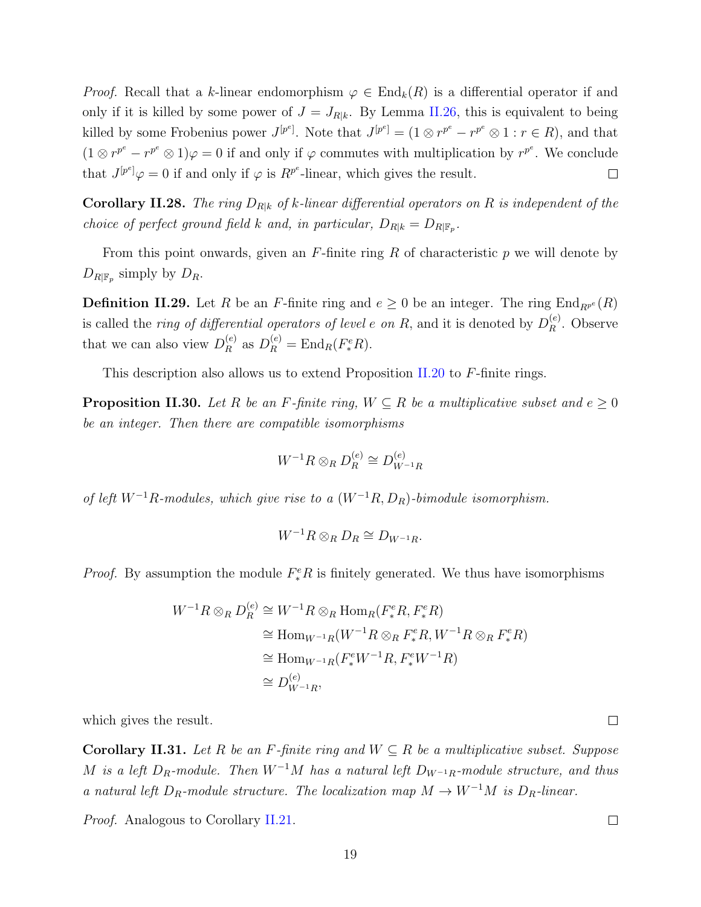*Proof.* Recall that a $k$-linear endomorphism $\varphi \in \operatorname{End}_k(R)$ is a differential operator if and only if it is killed by some power of $J = J_{R|k}$. By Lemma II.26, this is equivalent to being killed by some Frobenius power $J^{[p^e]}$. Note that $J^{[p^e]} = (1 \otimes r^{p^e} - r^{p^e} \otimes 1 : r \in R)$, and that $(1 \otimes r^{p^e} - r^{p^e} \otimes 1)\varphi = 0$ if and only if $\varphi$ commutes with multiplication by $r^{p^e}$. We conclude that $J^{[p^e]}\varphi = 0$ if and only if $\varphi$ is $R^{p^e}$-linear, which gives the result. $\square$

**Corollary II.28.** *The ring $D_{R|k}$ of $k$-linear differential operators on $R$ is independent of the choice of perfect ground field $k$ and, in particular, $D_{R|k} = D_{R|\mathbb{F}_p}$.*

From this point onwards, given an $F$-finite ring $R$ of characteristic $p$ we will denote by $D_{R|\mathbb{F}_p}$ simply by $D_R$.

**Definition II.29.** Let $R$ be an $F$-finite ring and $e \geq 0$ be an integer. The ring $\operatorname{End}_{R^{p^e}}(R)$ is called the *ring of differential operators of level $e$ on $R$*, and it is denoted by $D_R^{(e)}$. Observe that we can also view $D_R^{(e)}$ as $D_R^{(e)} = \operatorname{End}_R(F_*^e R)$.

This description also allows us to extend Proposition II.20 to $F$-finite rings.

**Proposition II.30.** *Let $R$ be an $F$-finite ring, $W \subseteq R$ be a multiplicative subset and $e \geq 0$ be an integer. Then there are compatible isomorphisms*

$$W^{-1}R \otimes_R D_R^{(e)} \cong D_{W^{-1}R}^{(e)}$$

*of left $W^{-1}R$-modules, which give rise to a $(W^{-1}R, D_R)$-bimodule isomorphism.*

$$W^{-1}R \otimes_R D_R \cong D_{W^{-1}R}.$$

*Proof.* By assumption the module $F_*^e R$ is finitely generated. We thus have isomorphisms

$$\begin{aligned}
W^{-1}R \otimes_R D_R^{(e)} &\cong W^{-1}R \otimes_R \operatorname{Hom}_R(F_*^e R, F_*^e R) \\
&\cong \operatorname{Hom}_{W^{-1}R}(W^{-1}R \otimes_R F_*^e R, W^{-1}R \otimes_R F_*^e R) \\
&\cong \operatorname{Hom}_{W^{-1}R}(F_*^e W^{-1}R, F_*^e W^{-1}R) \\
&\cong D_{W^{-1}R}^{(e)},
\end{aligned}$$

which gives the result. $\square$

**Corollary II.31.** *Let $R$ be an $F$-finite ring and $W \subseteq R$ be a multiplicative subset. Suppose $M$ is a left $D_R$-module. Then $W^{-1}M$ has a natural left $D_{W^{-1}R}$-module structure, and thus a natural left $D_R$-module structure. The localization map $M \to W^{-1}M$ is $D_R$-linear.*

*Proof.* Analogous to Corollary II.21. $\square$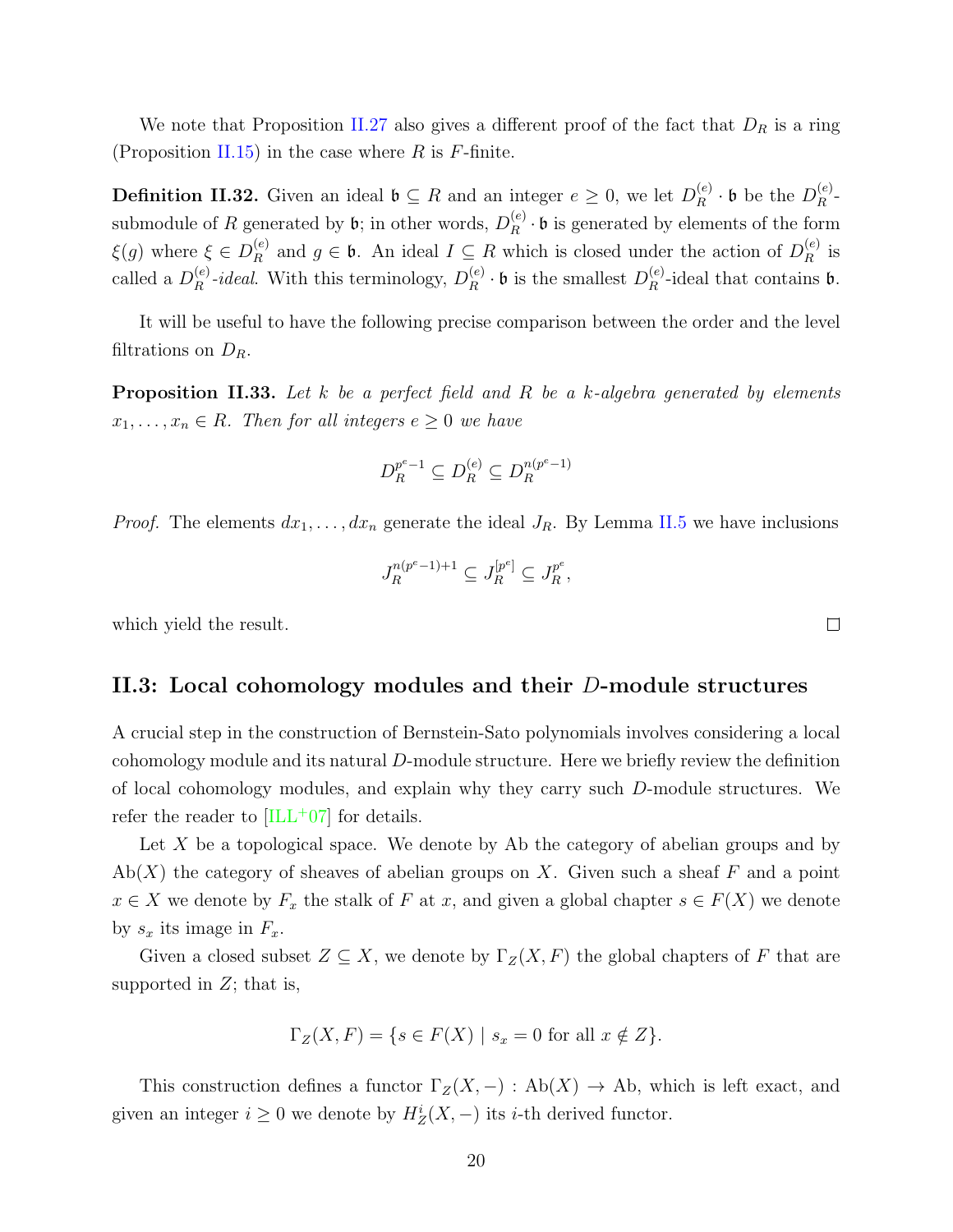We note that Proposition II.27 also gives a different proof of the fact that $D_R$ is a ring (Proposition II.15) in the case where $R$ is $F$-finite.

**Definition II.32.** Given an ideal $\mathfrak{b} \subseteq R$ and an integer $e \geq 0$, we let $D_R^{(e)} \cdot \mathfrak{b}$ be the $D_R^{(e)}$-submodule of $R$ generated by $\mathfrak{b}$; in other words, $D_R^{(e)} \cdot \mathfrak{b}$ is generated by elements of the form $\xi(g)$ where $\xi \in D_R^{(e)}$ and $g \in \mathfrak{b}$. An ideal $I \subseteq R$ which is closed under the action of $D_R^{(e)}$ is called a $D_R^{(e)}$*-ideal*. With this terminology, $D_R^{(e)} \cdot \mathfrak{b}$ is the smallest $D_R^{(e)}$-ideal that contains $\mathfrak{b}$.

It will be useful to have the following precise comparison between the order and the level filtrations on $D_R$.

**Proposition II.33.** *Let $k$ be a perfect field and $R$ be a $k$-algebra generated by elements $x_1, \dots, x_n \in R$. Then for all integers $e \geq 0$ we have*

$$D_R^{p^e-1} \subseteq D_R^{(e)} \subseteq D_R^{n(p^e-1)}$$

*Proof.* The elements $dx_1, \dots, dx_n$ generate the ideal $J_R$. By Lemma II.5 we have inclusions

$$J_R^{n(p^e-1)+1} \subseteq J_R^{[p^e]} \subseteq J_R^{p^e},$$

which yield the result. □

## II.3: Local cohomology modules and their $D$-module structures

A crucial step in the construction of Bernstein-Sato polynomials involves considering a local cohomology module and its natural $D$-module structure. Here we briefly review the definition of local cohomology modules, and explain why they carry such $D$-module structures. We refer the reader to [ILL+07] for details.

Let $X$ be a topological space. We denote by Ab the category of abelian groups and by Ab$(X)$ the category of sheaves of abelian groups on $X$. Given such a sheaf $F$ and a point $x \in X$ we denote by $F_x$ the stalk of $F$ at $x$, and given a global chapter $s \in F(X)$ we denote by $s_x$ its image in $F_x$.

Given a closed subset $Z \subseteq X$, we denote by $\Gamma_Z(X, F)$ the global chapters of $F$ that are supported in $Z$; that is,

$$\Gamma_Z(X, F) = \{s \in F(X) \mid s_x = 0 \text{ for all } x \notin Z\}.$$

This construction defines a functor $\Gamma_Z(X, -) : \text{Ab}(X) \to \text{Ab}$, which is left exact, and given an integer $i \geq 0$ we denote by $H_Z^i(X, -)$ its $i$-th derived functor.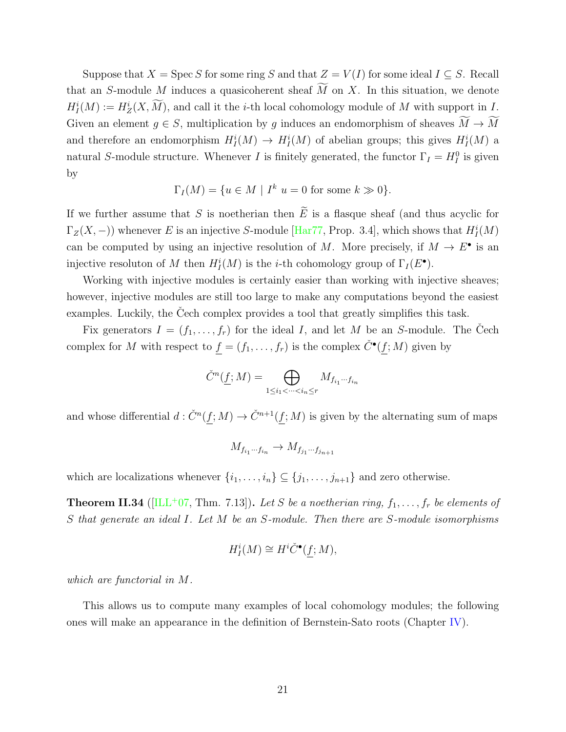Suppose that $X = \operatorname{Spec} S$ for some ring $S$ and that $Z = V(I)$ for some ideal $I \subseteq S$. Recall that an $S$-module $M$ induces a quasicoherent sheaf $\widetilde{M}$ on $X$. In this situation, we denote $H^i_I(M) := H^i_Z(X, \widetilde{M})$, and call it the $i$-th local cohomology module of $M$ with support in $I$. Given an element $g \in S$, multiplication by $g$ induces an endomorphism of sheaves $\widetilde{M} \to \widetilde{M}$ and therefore an endomorphism $H^i_I(M) \to H^i_I(M)$ of abelian groups; this gives $H^i_I(M)$ a natural $S$-module structure. Whenever $I$ is finitely generated, the functor $\Gamma_I = H^0_I$ is given by

$$\Gamma_I(M) = \{u \in M \mid I^k\, u = 0 \text{ for some } k \gg 0\}.$$

If we further assume that $S$ is noetherian then $\widetilde{E}$ is a flasque sheaf (and thus acyclic for $\Gamma_Z(X, -)$) whenever $E$ is an injective $S$-module [Har77, Prop. 3.4], which shows that $H^i_I(M)$ can be computed by using an injective resolution of $M$. More precisely, if $M \to E^\bullet$ is an injective resoluton of $M$ then $H^i_I(M)$ is the $i$-th cohomology group of $\Gamma_I(E^\bullet)$.

Working with injective modules is certainly easier than working with injective sheaves; however, injective modules are still too large to make any computations beyond the easiest examples. Luckily, the Čech complex provides a tool that greatly simplifies this task.

Fix generators $I = (f_1, \ldots, f_r)$ for the ideal $I$, and let $M$ be an $S$-module. The Čech complex for $M$ with respect to $\underline{f} = (f_1, \ldots, f_r)$ is the complex $\check{C}^\bullet(\underline{f}; M)$ given by

$$\check{C}^n(\underline{f}; M) = \bigoplus_{1 \leq i_1 < \cdots < i_n \leq r} M_{f_{i_1} \cdots f_{i_n}}$$

and whose differential $d : \check{C}^n(\underline{f}; M) \to \check{C}^{n+1}(\underline{f}; M)$ is given by the alternating sum of maps

$$M_{f_{i_1} \cdots f_{i_n}} \to M_{f_{j_1} \cdots f_{j_{n+1}}}$$

which are localizations whenever $\{i_1, \ldots, i_n\} \subseteq \{j_1, \ldots, j_{n+1}\}$ and zero otherwise.

**Theorem II.34** ([ILL+07, Thm. 7.13])**.** *Let $S$ be a noetherian ring, $f_1, \ldots, f_r$ be elements of $S$ that generate an ideal $I$. Let $M$ be an $S$-module. Then there are $S$-module isomorphisms*

$$H^i_I(M) \cong H^i \check{C}^\bullet(\underline{f}; M),$$

*which are functorial in $M$.*

This allows us to compute many examples of local cohomology modules; the following ones will make an appearance in the definition of Bernstein-Sato roots (Chapter IV).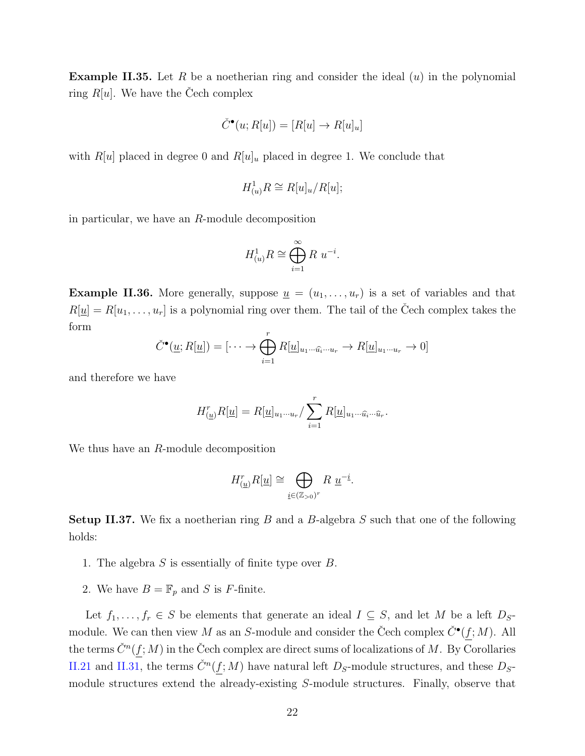**Example II.35.** Let $R$ be a noetherian ring and consider the ideal $(u)$ in the polynomial ring $R[u]$. We have the Čech complex

$$\check{C}^\bullet(u; R[u]) = [R[u] \to R[u]_u]$$

with $R[u]$ placed in degree 0 and $R[u]_u$ placed in degree 1. We conclude that

$$H^1_{(u)} R \cong R[u]_u / R[u];$$

in particular, we have an $R$-module decomposition

$$H^1_{(u)} R \cong \bigoplus_{i=1}^{\infty} R \ u^{-i}.$$

**Example II.36.** More generally, suppose $\underline{u} = (u_1, \ldots, u_r)$ is a set of variables and that $R[\underline{u}] = R[u_1, \ldots, u_r]$ is a polynomial ring over them. The tail of the Čech complex takes the form

$$\check{C}^\bullet(\underline{u}; R[\underline{u}]) = [\cdots \to \bigoplus_{i=1}^{r} R[\underline{u}]_{u_1 \cdots \widehat{u_i} \cdots u_r} \to R[\underline{u}]_{u_1 \cdots u_r} \to 0]$$

and therefore we have

$$H^r_{(\underline{u})} R[\underline{u}] = R[\underline{u}]_{u_1 \cdots u_r} / \sum_{i=1}^{r} R[\underline{u}]_{u_1 \cdots \widehat{u_i} \cdots \widehat{u}_r}.$$

We thus have an $R$-module decomposition

$$H^r_{(\underline{u})} R[\underline{u}] \cong \bigoplus_{\underline{i} \in (\mathbb{Z}_{>0})^r} R \ \underline{u}^{-\underline{i}}.$$

**Setup II.37.** We fix a noetherian ring $B$ and a $B$-algebra $S$ such that one of the following holds:

1. The algebra $S$ is essentially of finite type over $B$.
2. We have $B = \mathbb{F}_p$ and $S$ is $F$-finite.

Let $f_1, \ldots, f_r \in S$ be elements that generate an ideal $I \subseteq S$, and let $M$ be a left $D_S$-module. We can then view $M$ as an $S$-module and consider the Čech complex $\check{C}^\bullet(\underline{f}; M)$. All the terms $\check{C}^n(\underline{f}; M)$ in the Čech complex are direct sums of localizations of $M$. By Corollaries II.21 and II.31, the terms $\check{C}^n(\underline{f}; M)$ have natural left $D_S$-module structures, and these $D_S$-module structures extend the already-existing $S$-module structures. Finally, observe that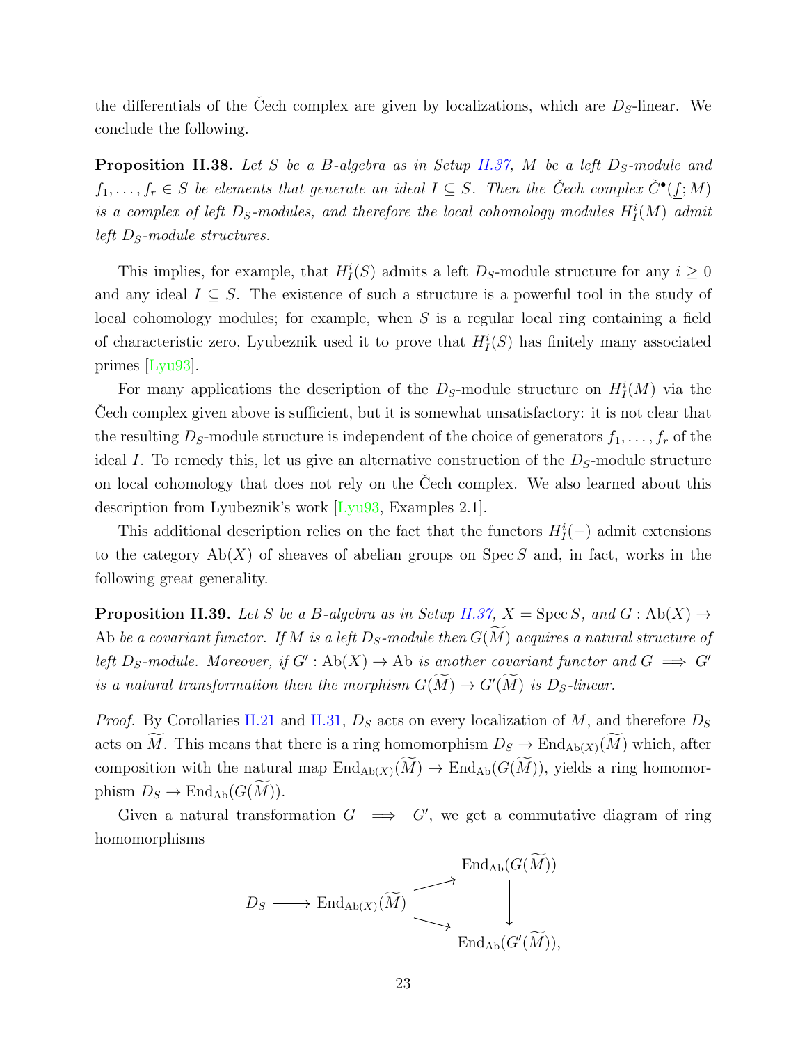the differentials of the Čech complex are given by localizations, which are $D_S$-linear. We conclude the following.

**Proposition II.38.** *Let $S$ be a $B$-algebra as in Setup II.37, $M$ be a left $D_S$-module and $f_1, \ldots, f_r \in S$ be elements that generate an ideal $I \subseteq S$. Then the Čech complex $\check{C}^\bullet(\underline{f}; M)$ is a complex of left $D_S$-modules, and therefore the local cohomology modules $H^i_I(M)$ admit left $D_S$-module structures.*

This implies, for example, that $H^i_I(S)$ admits a left $D_S$-module structure for any $i \geq 0$ and any ideal $I \subseteq S$. The existence of such a structure is a powerful tool in the study of local cohomology modules; for example, when $S$ is a regular local ring containing a field of characteristic zero, Lyubeznik used it to prove that $H^i_I(S)$ has finitely many associated primes [Lyu93].

For many applications the description of the $D_S$-module structure on $H^i_I(M)$ via the Čech complex given above is sufficient, but it is somewhat unsatisfactory: it is not clear that the resulting $D_S$-module structure is independent of the choice of generators $f_1, \ldots, f_r$ of the ideal $I$. To remedy this, let us give an alternative construction of the $D_S$-module structure on local cohomology that does not rely on the Čech complex. We also learned about this description from Lyubeznik's work [Lyu93, Examples 2.1].

This additional description relies on the fact that the functors $H^i_I(-)$ admit extensions to the category $\mathrm{Ab}(X)$ of sheaves of abelian groups on $\operatorname{Spec} S$ and, in fact, works in the following great generality.

**Proposition II.39.** *Let $S$ be a $B$-algebra as in Setup II.37, $X = \operatorname{Spec} S$, and $G : \mathrm{Ab}(X) \to \mathrm{Ab}$ be a covariant functor. If $M$ is a left $D_S$-module then $G(\widetilde{M})$ acquires a natural structure of left $D_S$-module. Moreover, if $G' : \mathrm{Ab}(X) \to \mathrm{Ab}$ is another covariant functor and $G \implies G'$ is a natural transformation then the morphism $G(\widetilde{M}) \to G'(\widetilde{M})$ is $D_S$-linear.*

*Proof.* By Corollaries II.21 and II.31, $D_S$ acts on every localization of $M$, and therefore $D_S$ acts on $\widetilde{M}$. This means that there is a ring homomorphism $D_S \to \operatorname{End}_{\mathrm{Ab}(X)}(\widetilde{M})$ which, after composition with the natural map $\operatorname{End}_{\mathrm{Ab}(X)}(\widetilde{M}) \to \operatorname{End}_{\mathrm{Ab}}(G(\widetilde{M}))$, yields a ring homomorphism $D_S \to \operatorname{End}_{\mathrm{Ab}}(G(\widetilde{M}))$.

Given a natural transformation $G \implies G'$, we get a commutative diagram of ring homomorphisms

$$\begin{array}{ccccc} & & & & \operatorname{End}_{\mathrm{Ab}}(G(\widetilde{M})) \\ & & & \nearrow & \downarrow \\ D_S & \longrightarrow & \operatorname{End}_{\mathrm{Ab}(X)}(\widetilde{M}) & & \\ & & & \searrow & \\ & & & & \operatorname{End}_{\mathrm{Ab}}(G'(\widetilde{M})), \end{array}$$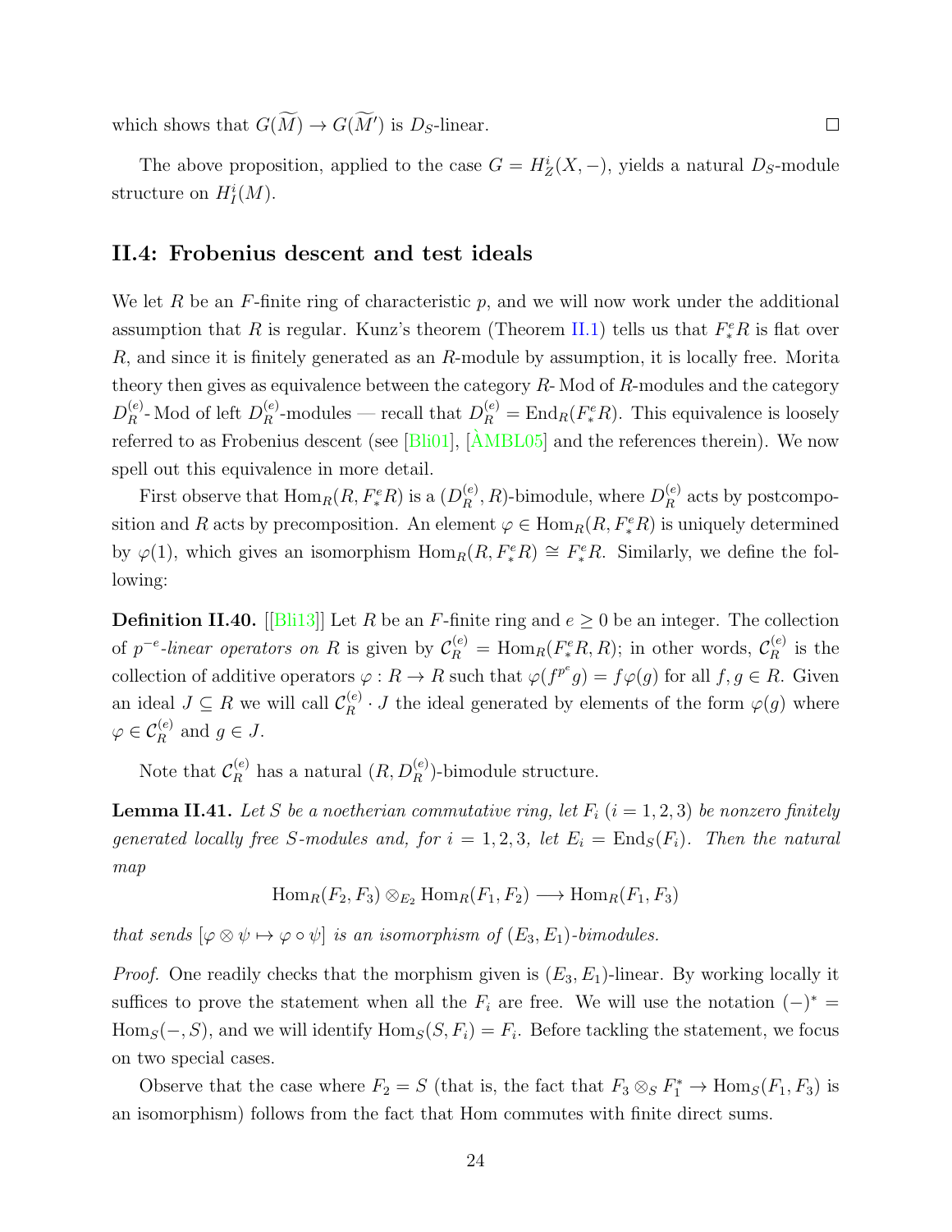which shows that $G(\widetilde{M}) \to G(\widetilde{M'})$ is $D_S$-linear. $\square$

The above proposition, applied to the case $G = H^i_Z(X, -)$, yields a natural $D_S$-module structure on $H^i_I(M)$.

## II.4: Frobenius descent and test ideals

We let $R$ be an $F$-finite ring of characteristic $p$, and we will now work under the additional assumption that $R$ is regular. Kunz's theorem (Theorem II.1) tells us that $F^e_* R$ is flat over $R$, and since it is finitely generated as an $R$-module by assumption, it is locally free. Morita theory then gives as equivalence between the category $R$- Mod of $R$-modules and the category $D^{(e)}_R$- Mod of left $D^{(e)}_R$-modules — recall that $D^{(e)}_R = \operatorname{End}_R(F^e_* R)$. This equivalence is loosely referred to as Frobenius descent (see [Bli01], [ÀMBL05] and the references therein). We now spell out this equivalence in more detail.

First observe that $\operatorname{Hom}_R(R, F^e_* R)$ is a $(D^{(e)}_R, R)$-bimodule, where $D^{(e)}_R$ acts by postcomposition and $R$ acts by precomposition. An element $\varphi \in \operatorname{Hom}_R(R, F^e_* R)$ is uniquely determined by $\varphi(1)$, which gives an isomorphism $\operatorname{Hom}_R(R, F^e_* R) \cong F^e_* R$. Similarly, we define the following:

**Definition II.40.** [[Bli13]] Let $R$ be an $F$-finite ring and $e \geq 0$ be an integer. The collection of *$p^{-e}$-linear operators on* $R$ is given by $\mathcal{C}^{(e)}_R = \operatorname{Hom}_R(F^e_* R, R)$; in other words, $\mathcal{C}^{(e)}_R$ is the collection of additive operators $\varphi : R \to R$ such that $\varphi(f^{p^e} g) = f\varphi(g)$ for all $f, g \in R$. Given an ideal $J \subseteq R$ we will call $\mathcal{C}^{(e)}_R \cdot J$ the ideal generated by elements of the form $\varphi(g)$ where $\varphi \in \mathcal{C}^{(e)}_R$ and $g \in J$.

Note that $\mathcal{C}^{(e)}_R$ has a natural $(R, D^{(e)}_R)$-bimodule structure.

**Lemma II.41.** *Let $S$ be a noetherian commutative ring, let $F_i$ $(i = 1, 2, 3)$ be nonzero finitely generated locally free $S$-modules and, for $i = 1, 2, 3$, let $E_i = \operatorname{End}_S(F_i)$. Then the natural map*

$$\operatorname{Hom}_R(F_2, F_3) \otimes_{E_2} \operatorname{Hom}_R(F_1, F_2) \longrightarrow \operatorname{Hom}_R(F_1, F_3)$$

*that sends $[\varphi \otimes \psi \mapsto \varphi \circ \psi]$ is an isomorphism of $(E_3, E_1)$-bimodules.*

*Proof.* One readily checks that the morphism given is $(E_3, E_1)$-linear. By working locally it suffices to prove the statement when all the $F_i$ are free. We will use the notation $(-)^* = \operatorname{Hom}_S(-, S)$, and we will identify $\operatorname{Hom}_S(S, F_i) = F_i$. Before tackling the statement, we focus on two special cases.

Observe that the case where $F_2 = S$ (that is, the fact that $F_3 \otimes_S F_1^* \to \operatorname{Hom}_S(F_1, F_3)$ is an isomorphism) follows from the fact that Hom commutes with finite direct sums.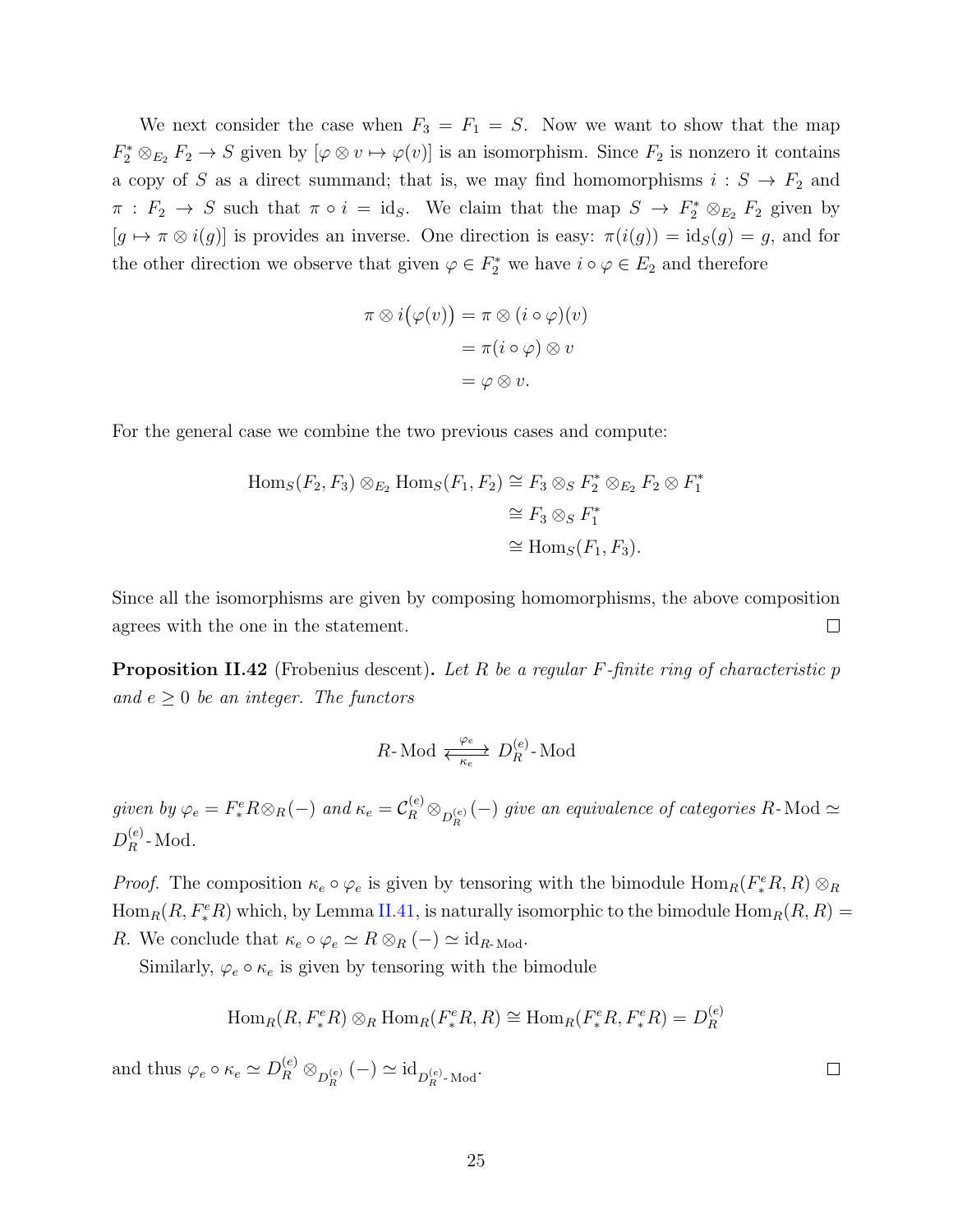We next consider the case when $F_3 = F_1 = S$. Now we want to show that the map $F_2^* \otimes_{E_2} F_2 \to S$ given by $[\varphi \otimes v \mapsto \varphi(v)]$ is an isomorphism. Since $F_2$ is nonzero it contains a copy of $S$ as a direct summand; that is, we may find homomorphisms $i : S \to F_2$ and $\pi : F_2 \to S$ such that $\pi \circ i = \mathrm{id}_S$. We claim that the map $S \to F_2^* \otimes_{E_2} F_2$ given by $[g \mapsto \pi \otimes i(g)]$ is provides an inverse. One direction is easy: $\pi(i(g)) = \mathrm{id}_S(g) = g$, and for the other direction we observe that given $\varphi \in F_2^*$ we have $i \circ \varphi \in E_2$ and therefore

$$
\begin{aligned}
\pi \otimes i\big(\varphi(v)\big) &= \pi \otimes (i \circ \varphi)(v) \\
&= \pi(i \circ \varphi) \otimes v \\
&= \varphi \otimes v.
\end{aligned}
$$

For the general case we combine the two previous cases and compute:

$$
\begin{aligned}
\mathrm{Hom}_S(F_2, F_3) \otimes_{E_2} \mathrm{Hom}_S(F_1, F_2) &\cong F_3 \otimes_S F_2^* \otimes_{E_2} F_2 \otimes F_1^* \\
&\cong F_3 \otimes_S F_1^* \\
&\cong \mathrm{Hom}_S(F_1, F_3).
\end{aligned}
$$

Since all the isomorphisms are given by composing homomorphisms, the above composition agrees with the one in the statement. $\square$

**Proposition II.42** (Frobenius descent)**.** *Let $R$ be a regular $F$-finite ring of characteristic $p$ and $e \geq 0$ be an integer. The functors*

$$
R\text{-}\mathrm{Mod} \underset{\kappa_e}{\overset{\varphi_e}{\rightleftarrows}} D_R^{(e)}\text{-}\mathrm{Mod}
$$

*given by $\varphi_e = F_*^e R \otimes_R (-)$ and $\kappa_e = \mathcal{C}_R^{(e)} \otimes_{D_R^{(e)}} (-)$ give an equivalence of categories $R\text{-}\mathrm{Mod} \simeq D_R^{(e)}\text{-}\mathrm{Mod}$.*

*Proof.* The composition $\kappa_e \circ \varphi_e$ is given by tensoring with the bimodule $\mathrm{Hom}_R(F_*^e R, R) \otimes_R \mathrm{Hom}_R(R, F_*^e R)$ which, by Lemma II.41, is naturally isomorphic to the bimodule $\mathrm{Hom}_R(R, R) = R$. We conclude that $\kappa_e \circ \varphi_e \simeq R \otimes_R (-) \simeq \mathrm{id}_{R\text{-}\mathrm{Mod}}$.

Similarly, $\varphi_e \circ \kappa_e$ is given by tensoring with the bimodule

$$
\mathrm{Hom}_R(R, F_*^e R) \otimes_R \mathrm{Hom}_R(F_*^e R, R) \cong \mathrm{Hom}_R(F_*^e R, F_*^e R) = D_R^{(e)}
$$

and thus $\varphi_e \circ \kappa_e \simeq D_R^{(e)} \otimes_{D_R^{(e)}} (-) \simeq \mathrm{id}_{D_R^{(e)}\text{-}\mathrm{Mod}}$. $\square$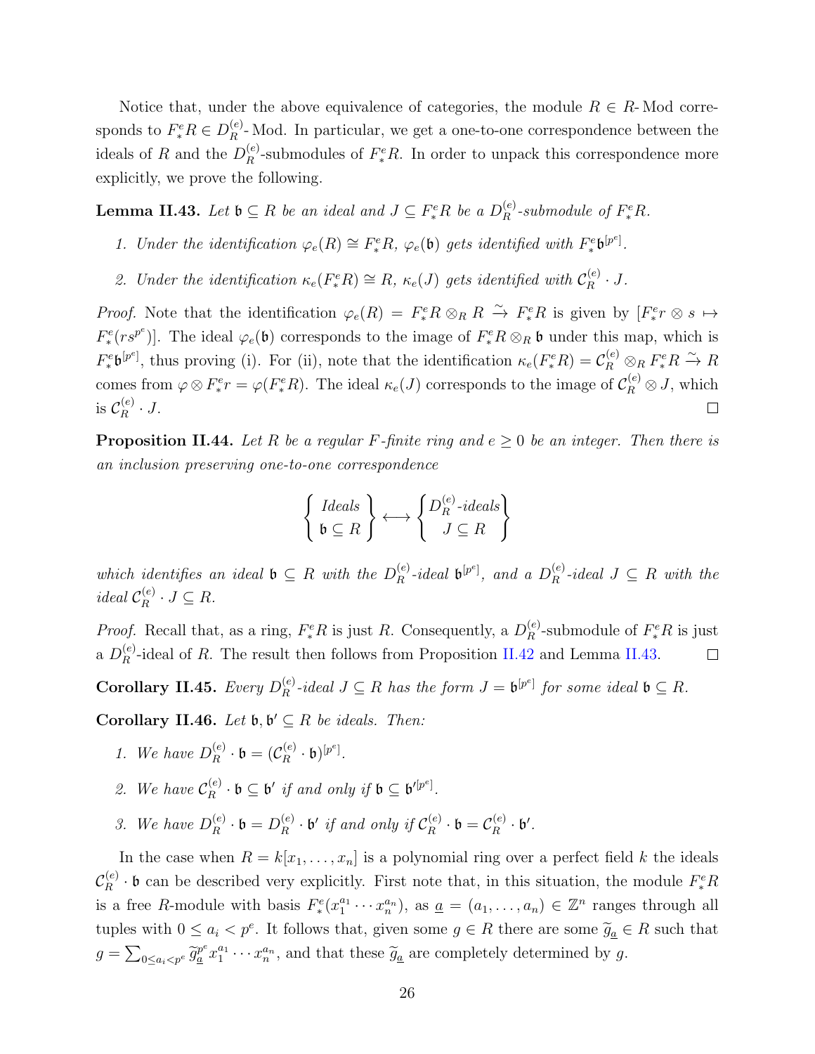Notice that, under the above equivalence of categories, the module $R \in R\text{-}\mathrm{Mod}$ corresponds to $F^e_* R \in D^{(e)}_R\text{-}\mathrm{Mod}$. In particular, we get a one-to-one correspondence between the ideals of $R$ and the $D^{(e)}_R$-submodules of $F^e_* R$. In order to unpack this correspondence more explicitly, we prove the following.

**Lemma II.43.** *Let $\mathfrak{b} \subseteq R$ be an ideal and $J \subseteq F^e_* R$ be a $D^{(e)}_R$-submodule of $F^e_* R$.*

1. *Under the identification $\varphi_e(R) \cong F^e_* R$, $\varphi_e(\mathfrak{b})$ gets identified with $F^e_* \mathfrak{b}^{[p^e]}$.*
2. *Under the identification $\kappa_e(F^e_* R) \cong R$, $\kappa_e(J)$ gets identified with $\mathcal{C}^{(e)}_R \cdot J$.*

*Proof.* Note that the identification $\varphi_e(R) = F^e_* R \otimes_R R \xrightarrow{\sim} F^e_* R$ is given by $[F^e_* r \otimes s \mapsto F^e_*(r s^{p^e})]$. The ideal $\varphi_e(\mathfrak{b})$ corresponds to the image of $F^e_* R \otimes_R \mathfrak{b}$ under this map, which is $F^e_* \mathfrak{b}^{[p^e]}$, thus proving (i). For (ii), note that the identification $\kappa_e(F^e_* R) = \mathcal{C}^{(e)}_R \otimes_R F^e_* R \xrightarrow{\sim} R$ comes from $\varphi \otimes F^e_* r = \varphi(F^e_* R)$. The ideal $\kappa_e(J)$ corresponds to the image of $\mathcal{C}^{(e)}_R \otimes J$, which is $\mathcal{C}^{(e)}_R \cdot J$. $\square$

**Proposition II.44.** *Let $R$ be a regular $F$-finite ring and $e \geq 0$ be an integer. Then there is an inclusion preserving one-to-one correspondence*

$$\left\{ \begin{array}{c} \textit{Ideals} \\ \mathfrak{b} \subseteq R \end{array} \right\} \longleftrightarrow \left\{ \begin{array}{c} D^{(e)}_R\textit{-ideals} \\ J \subseteq R \end{array} \right\}$$

*which identifies an ideal $\mathfrak{b} \subseteq R$ with the $D^{(e)}_R$-ideal $\mathfrak{b}^{[p^e]}$, and a $D^{(e)}_R$-ideal $J \subseteq R$ with the ideal $\mathcal{C}^{(e)}_R \cdot J \subseteq R$.*

*Proof.* Recall that, as a ring, $F^e_* R$ is just $R$. Consequently, a $D^{(e)}_R$-submodule of $F^e_* R$ is just a $D^{(e)}_R$-ideal of $R$. The result then follows from Proposition II.42 and Lemma II.43. $\square$

**Corollary II.45.** *Every $D^{(e)}_R$-ideal $J \subseteq R$ has the form $J = \mathfrak{b}^{[p^e]}$ for some ideal $\mathfrak{b} \subseteq R$.*

**Corollary II.46.** *Let $\mathfrak{b}, \mathfrak{b}' \subseteq R$ be ideals. Then:*

1. *We have $D^{(e)}_R \cdot \mathfrak{b} = (\mathcal{C}^{(e)}_R \cdot \mathfrak{b})^{[p^e]}$.*
2. *We have $\mathcal{C}^{(e)}_R \cdot \mathfrak{b} \subseteq \mathfrak{b}'$ if and only if $\mathfrak{b} \subseteq \mathfrak{b}'^{[p^e]}$.*
3. *We have $D^{(e)}_R \cdot \mathfrak{b} = D^{(e)}_R \cdot \mathfrak{b}'$ if and only if $\mathcal{C}^{(e)}_R \cdot \mathfrak{b} = \mathcal{C}^{(e)}_R \cdot \mathfrak{b}'$.*

In the case when $R = k[x_1, \ldots, x_n]$ is a polynomial ring over a perfect field $k$ the ideals $\mathcal{C}^{(e)}_R \cdot \mathfrak{b}$ can be described very explicitly. First note that, in this situation, the module $F^e_* R$ is a free $R$-module with basis $F^e_*(x_1^{a_1} \cdots x_n^{a_n})$, as $\underline{a} = (a_1, \ldots, a_n) \in \mathbb{Z}^n$ ranges through all tuples with $0 \leq a_i < p^e$. It follows that, given some $g \in R$ there are some $\widetilde{g}_{\underline{a}} \in R$ such that $g = \sum_{0 \leq a_i < p^e} \widetilde{g}_{\underline{a}}^{p^e} x_1^{a_1} \cdots x_n^{a_n}$, and that these $\widetilde{g}_{\underline{a}}$ are completely determined by $g$.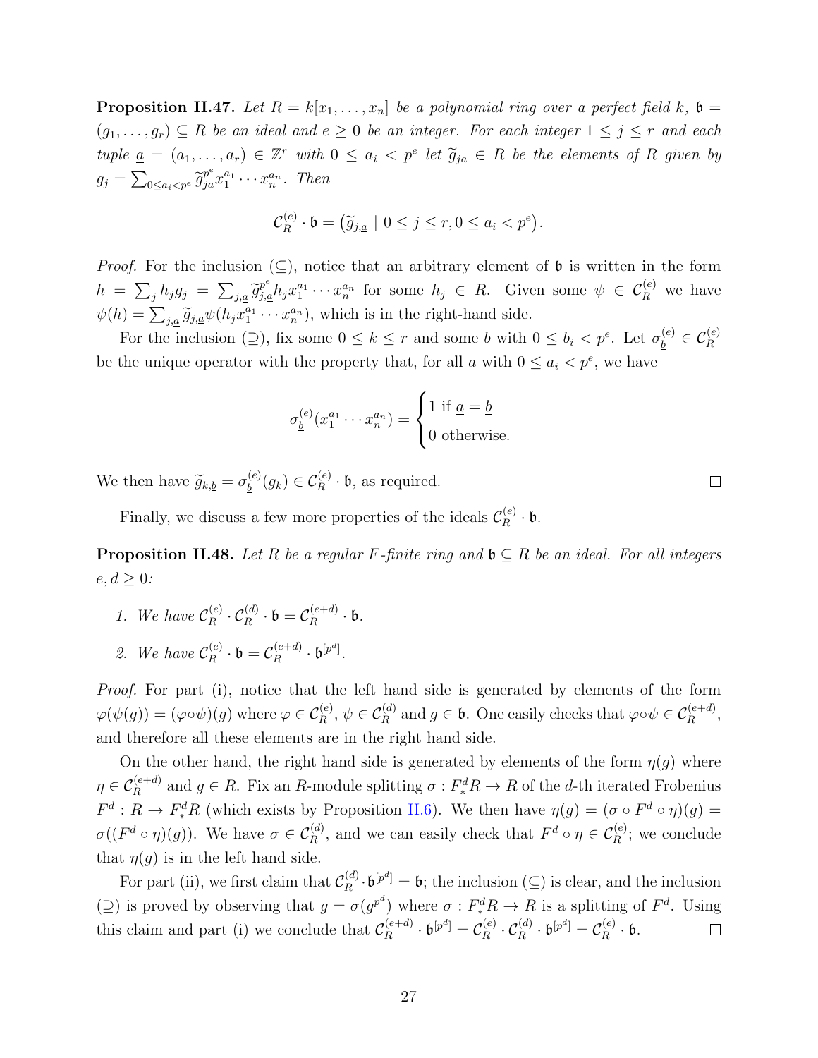**Proposition II.47.** *Let $R = k[x_1, \dots, x_n]$ be a polynomial ring over a perfect field $k$, $\mathfrak{b} = (g_1, \dots, g_r) \subseteq R$ be an ideal and $e \geq 0$ be an integer. For each integer $1 \leq j \leq r$ and each tuple $\underline{a} = (a_1, \dots, a_r) \in \mathbb{Z}^r$ with $0 \leq a_i < p^e$ let $\widetilde{g}_{j\underline{a}} \in R$ be the elements of $R$ given by $g_j = \sum_{0 \leq a_i < p^e} \widetilde{g}_{j\underline{a}}^{p^e} x_1^{a_1} \cdots x_n^{a_n}$. Then*

$$\mathcal{C}_R^{(e)} \cdot \mathfrak{b} = \big(\widetilde{g}_{j,\underline{a}} \mid 0 \leq j \leq r, 0 \leq a_i < p^e\big).$$

*Proof.* For the inclusion ($\subseteq$), notice that an arbitrary element of $\mathfrak{b}$ is written in the form $h = \sum_j h_j g_j = \sum_{j,\underline{a}} \widetilde{g}_{j,\underline{a}}^{p^e} h_j x_1^{a_1} \cdots x_n^{a_n}$ for some $h_j \in R$. Given some $\psi \in \mathcal{C}_R^{(e)}$ we have $\psi(h) = \sum_{j,\underline{a}} \widetilde{g}_{j,\underline{a}} \psi(h_j x_1^{a_1} \cdots x_n^{a_n})$, which is in the right-hand side.

For the inclusion ($\supseteq$), fix some $0 \leq k \leq r$ and some $\underline{b}$ with $0 \leq b_i < p^e$. Let $\sigma_{\underline{b}}^{(e)} \in \mathcal{C}_R^{(e)}$ be the unique operator with the property that, for all $\underline{a}$ with $0 \leq a_i < p^e$, we have

$$\sigma_{\underline{b}}^{(e)}(x_1^{a_1} \cdots x_n^{a_n}) = \begin{cases} 1 \text{ if } \underline{a} = \underline{b} \\ 0 \text{ otherwise.} \end{cases}$$

We then have $\widetilde{g}_{k,\underline{b}} = \sigma_{\underline{b}}^{(e)}(g_k) \in \mathcal{C}_R^{(e)} \cdot \mathfrak{b}$, as required. $\square$

Finally, we discuss a few more properties of the ideals $\mathcal{C}_R^{(e)} \cdot \mathfrak{b}$.

**Proposition II.48.** *Let $R$ be a regular $F$-finite ring and $\mathfrak{b} \subseteq R$ be an ideal. For all integers $e, d \geq 0$:*

1. *We have $\mathcal{C}_R^{(e)} \cdot \mathcal{C}_R^{(d)} \cdot \mathfrak{b} = \mathcal{C}_R^{(e+d)} \cdot \mathfrak{b}$.*
2. *We have $\mathcal{C}_R^{(e)} \cdot \mathfrak{b} = \mathcal{C}_R^{(e+d)} \cdot \mathfrak{b}^{[p^d]}$.*

*Proof.* For part (i), notice that the left hand side is generated by elements of the form $\varphi(\psi(g)) = (\varphi \circ \psi)(g)$ where $\varphi \in \mathcal{C}_R^{(e)}$, $\psi \in \mathcal{C}_R^{(d)}$ and $g \in \mathfrak{b}$. One easily checks that $\varphi \circ \psi \in \mathcal{C}_R^{(e+d)}$, and therefore all these elements are in the right hand side.

On the other hand, the right hand side is generated by elements of the form $\eta(g)$ where $\eta \in \mathcal{C}_R^{(e+d)}$ and $g \in R$. Fix an $R$-module splitting $\sigma : F_*^d R \to R$ of the $d$-th iterated Frobenius $F^d : R \to F_*^d R$ (which exists by Proposition II.6). We then have $\eta(g) = (\sigma \circ F^d \circ \eta)(g) = \sigma((F^d \circ \eta)(g))$. We have $\sigma \in \mathcal{C}_R^{(d)}$, and we can easily check that $F^d \circ \eta \in \mathcal{C}_R^{(e)}$; we conclude that $\eta(g)$ is in the left hand side.

For part (ii), we first claim that $\mathcal{C}_R^{(d)} \cdot \mathfrak{b}^{[p^d]} = \mathfrak{b}$; the inclusion ($\subseteq$) is clear, and the inclusion ($\supseteq$) is proved by observing that $g = \sigma(g^{p^d})$ where $\sigma : F_*^d R \to R$ is a splitting of $F^d$. Using this claim and part (i) we conclude that $\mathcal{C}_R^{(e+d)} \cdot \mathfrak{b}^{[p^d]} = \mathcal{C}_R^{(e)} \cdot \mathcal{C}_R^{(d)} \cdot \mathfrak{b}^{[p^d]} = \mathcal{C}_R^{(e)} \cdot \mathfrak{b}$. $\square$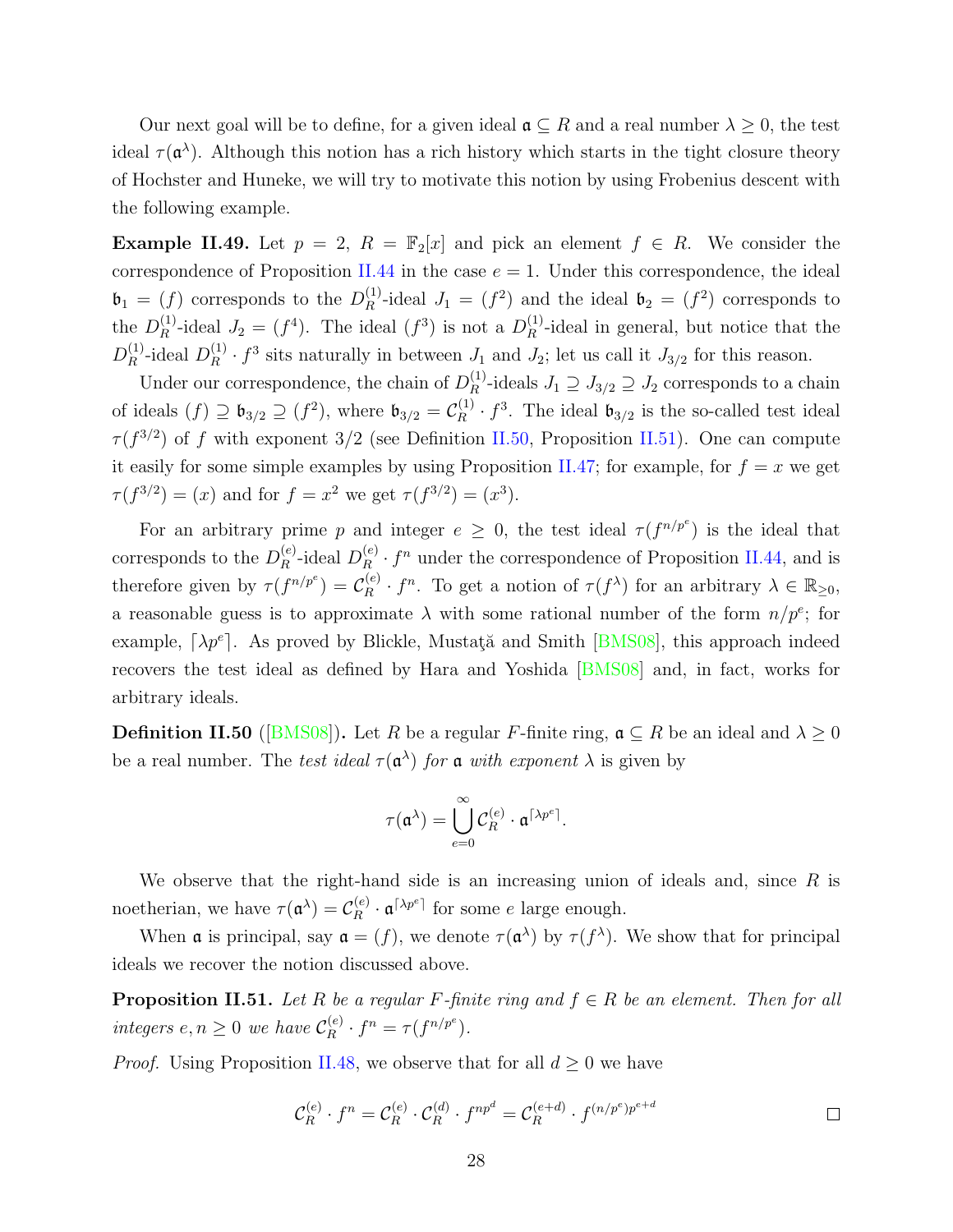Our next goal will be to define, for a given ideal $\mathfrak{a} \subseteq R$ and a real number $\lambda \geq 0$, the test ideal $\tau(\mathfrak{a}^\lambda)$. Although this notion has a rich history which starts in the tight closure theory of Hochster and Huneke, we will try to motivate this notion by using Frobenius descent with the following example.

**Example II.49.** Let $p = 2$, $R = \mathbb{F}_2[x]$ and pick an element $f \in R$. We consider the correspondence of Proposition II.44 in the case $e = 1$. Under this correspondence, the ideal $\mathfrak{b}_1 = (f)$ corresponds to the $D_R^{(1)}$-ideal $J_1 = (f^2)$ and the ideal $\mathfrak{b}_2 = (f^2)$ corresponds to the $D_R^{(1)}$-ideal $J_2 = (f^4)$. The ideal $(f^3)$ is not a $D_R^{(1)}$-ideal in general, but notice that the $D_R^{(1)}$-ideal $D_R^{(1)} \cdot f^3$ sits naturally in between $J_1$ and $J_2$; let us call it $J_{3/2}$ for this reason.

Under our correspondence, the chain of $D_R^{(1)}$-ideals $J_1 \supseteq J_{3/2} \supseteq J_2$ corresponds to a chain of ideals $(f) \supseteq \mathfrak{b}_{3/2} \supseteq (f^2)$, where $\mathfrak{b}_{3/2} = \mathcal{C}_R^{(1)} \cdot f^3$. The ideal $\mathfrak{b}_{3/2}$ is the so-called test ideal $\tau(f^{3/2})$ of $f$ with exponent $3/2$ (see Definition II.50, Proposition II.51). One can compute it easily for some simple examples by using Proposition II.47; for example, for $f = x$ we get $\tau(f^{3/2}) = (x)$ and for $f = x^2$ we get $\tau(f^{3/2}) = (x^3)$.

For an arbitrary prime $p$ and integer $e \geq 0$, the test ideal $\tau(f^{n/p^e})$ is the ideal that corresponds to the $D_R^{(e)}$-ideal $D_R^{(e)} \cdot f^n$ under the correspondence of Proposition II.44, and is therefore given by $\tau(f^{n/p^e}) = \mathcal{C}_R^{(e)} \cdot f^n$. To get a notion of $\tau(f^\lambda)$ for an arbitrary $\lambda \in \mathbb{R}_{\geq 0}$, a reasonable guess is to approximate $\lambda$ with some rational number of the form $n/p^e$; for example, $\lceil \lambda p^e \rceil$. As proved by Blickle, Mustaţă and Smith [BMS08], this approach indeed recovers the test ideal as defined by Hara and Yoshida [BMS08] and, in fact, works for arbitrary ideals.

**Definition II.50** ([BMS08])**.** Let $R$ be a regular $F$-finite ring, $\mathfrak{a} \subseteq R$ be an ideal and $\lambda \geq 0$ be a real number. The *test ideal* $\tau(\mathfrak{a}^\lambda)$ *for* $\mathfrak{a}$ *with exponent* $\lambda$ is given by

$$\tau(\mathfrak{a}^\lambda) = \bigcup_{e=0}^{\infty} \mathcal{C}_R^{(e)} \cdot \mathfrak{a}^{\lceil \lambda p^e \rceil}.$$

We observe that the right-hand side is an increasing union of ideals and, since $R$ is noetherian, we have $\tau(\mathfrak{a}^\lambda) = \mathcal{C}_R^{(e)} \cdot \mathfrak{a}^{\lceil \lambda p^e \rceil}$ for some $e$ large enough.

When $\mathfrak{a}$ is principal, say $\mathfrak{a} = (f)$, we denote $\tau(\mathfrak{a}^\lambda)$ by $\tau(f^\lambda)$. We show that for principal ideals we recover the notion discussed above.

**Proposition II.51.** *Let $R$ be a regular $F$-finite ring and $f \in R$ be an element. Then for all integers $e, n \geq 0$ we have $\mathcal{C}_R^{(e)} \cdot f^n = \tau(f^{n/p^e})$.*

*Proof.* Using Proposition II.48, we observe that for all $d \geq 0$ we have

$$\mathcal{C}_R^{(e)} \cdot f^n = \mathcal{C}_R^{(e)} \cdot \mathcal{C}_R^{(d)} \cdot f^{np^d} = \mathcal{C}_R^{(e+d)} \cdot f^{(n/p^e)p^{e+d}}$$

∎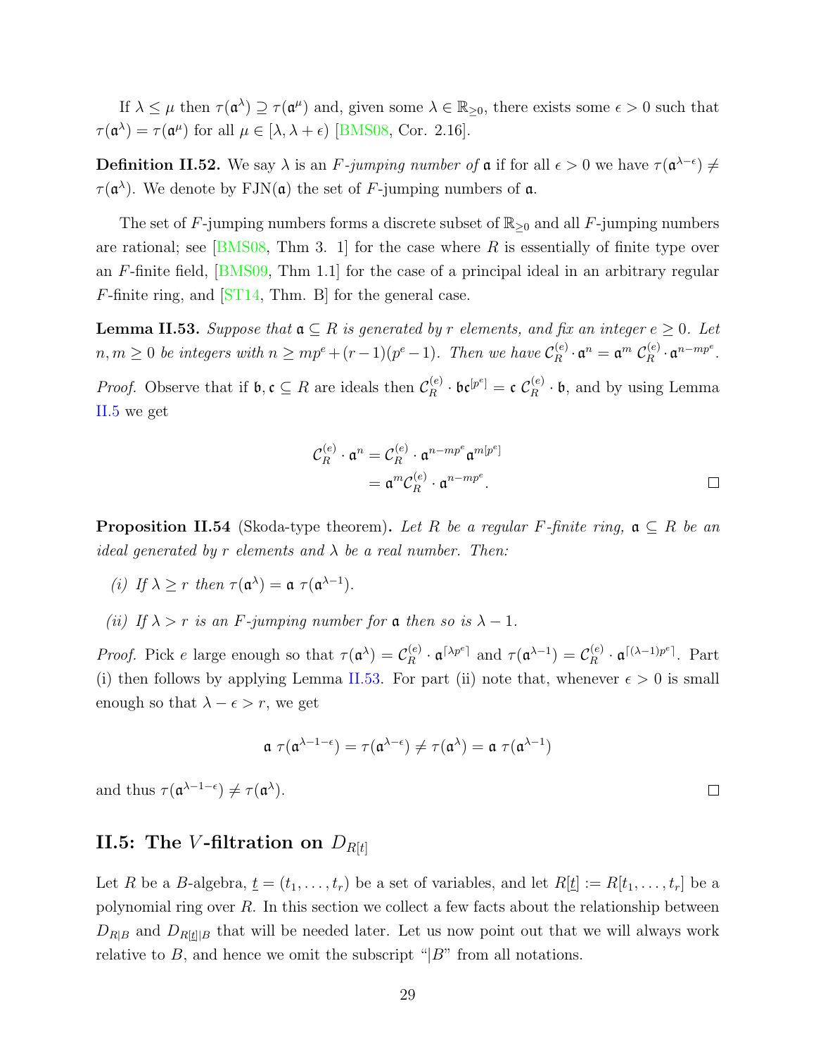If $\lambda \leq \mu$ then $\tau(\mathfrak{a}^\lambda) \supseteq \tau(\mathfrak{a}^\mu)$ and, given some $\lambda \in \mathbb{R}_{\geq 0}$, there exists some $\epsilon > 0$ such that $\tau(\mathfrak{a}^\lambda) = \tau(\mathfrak{a}^\mu)$ for all $\mu \in [\lambda, \lambda + \epsilon)$ [BMS08, Cor. 2.16].

**Definition II.52.** We say $\lambda$ is an *F-jumping number of* $\mathfrak{a}$ if for all $\epsilon > 0$ we have $\tau(\mathfrak{a}^{\lambda - \epsilon}) \neq \tau(\mathfrak{a}^\lambda)$. We denote by $\mathrm{FJN}(\mathfrak{a})$ the set of $F$-jumping numbers of $\mathfrak{a}$.

The set of $F$-jumping numbers forms a discrete subset of $\mathbb{R}_{\geq 0}$ and all $F$-jumping numbers are rational; see [BMS08, Thm 3. 1] for the case where $R$ is essentially of finite type over an $F$-finite field, [BMS09, Thm 1.1] for the case of a principal ideal in an arbitrary regular $F$-finite ring, and [ST14, Thm. B] for the general case.

**Lemma II.53.** *Suppose that $\mathfrak{a} \subseteq R$ is generated by $r$ elements, and fix an integer $e \geq 0$. Let $n, m \geq 0$ be integers with $n \geq mp^e + (r-1)(p^e - 1)$. Then we have $\mathcal{C}_R^{(e)} \cdot \mathfrak{a}^n = \mathfrak{a}^m \, \mathcal{C}_R^{(e)} \cdot \mathfrak{a}^{n - mp^e}$.*

*Proof.* Observe that if $\mathfrak{b}, \mathfrak{c} \subseteq R$ are ideals then $\mathcal{C}_R^{(e)} \cdot \mathfrak{b}\mathfrak{c}^{[p^e]} = \mathfrak{c} \, \mathcal{C}_R^{(e)} \cdot \mathfrak{b}$, and by using Lemma II.5 we get

$$\begin{aligned} \mathcal{C}_R^{(e)} \cdot \mathfrak{a}^n &= \mathcal{C}_R^{(e)} \cdot \mathfrak{a}^{n - mp^e} \mathfrak{a}^{m[p^e]} \\ &= \mathfrak{a}^m \mathcal{C}_R^{(e)} \cdot \mathfrak{a}^{n - mp^e}. \end{aligned}$$

□

**Proposition II.54** (Skoda-type theorem)**.** *Let $R$ be a regular $F$-finite ring, $\mathfrak{a} \subseteq R$ be an ideal generated by $r$ elements and $\lambda$ be a real number. Then:*

*(i) If $\lambda \geq r$ then $\tau(\mathfrak{a}^\lambda) = \mathfrak{a} \, \tau(\mathfrak{a}^{\lambda - 1})$.*

*(ii) If $\lambda > r$ is an $F$-jumping number for $\mathfrak{a}$ then so is $\lambda - 1$.*

*Proof.* Pick $e$ large enough so that $\tau(\mathfrak{a}^\lambda) = \mathcal{C}_R^{(e)} \cdot \mathfrak{a}^{\lceil \lambda p^e \rceil}$ and $\tau(\mathfrak{a}^{\lambda - 1}) = \mathcal{C}_R^{(e)} \cdot \mathfrak{a}^{\lceil (\lambda - 1)p^e \rceil}$. Part (i) then follows by applying Lemma II.53. For part (ii) note that, whenever $\epsilon > 0$ is small enough so that $\lambda - \epsilon > r$, we get

$$\mathfrak{a} \, \tau(\mathfrak{a}^{\lambda - 1 - \epsilon}) = \tau(\mathfrak{a}^{\lambda - \epsilon}) \neq \tau(\mathfrak{a}^\lambda) = \mathfrak{a} \, \tau(\mathfrak{a}^{\lambda - 1})$$

and thus $\tau(\mathfrak{a}^{\lambda - 1 - \epsilon}) \neq \tau(\mathfrak{a}^\lambda)$. □

## II.5: The $V$-filtration on $D_{R[t]}$

Let $R$ be a $B$-algebra, $\underline{t} = (t_1, \dots, t_r)$ be a set of variables, and let $R[\underline{t}] := R[t_1, \dots, t_r]$ be a polynomial ring over $R$. In this section we collect a few facts about the relationship between $D_{R|B}$ and $D_{R[\underline{t}]|B}$ that will be needed later. Let us now point out that we will always work relative to $B$, and hence we omit the subscript "$|B$" from all notations.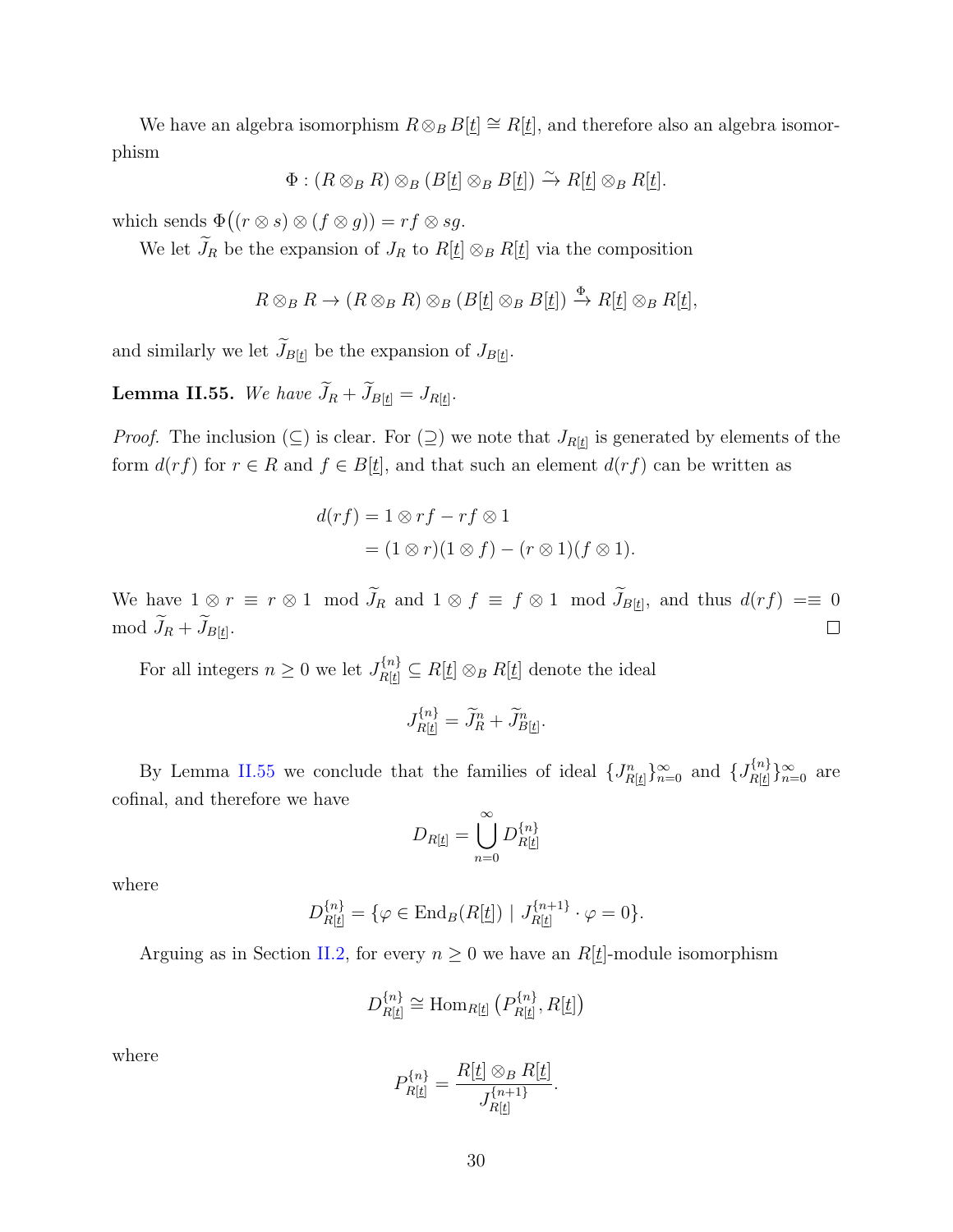We have an algebra isomorphism $R \otimes_B B[\underline{t}] \cong R[\underline{t}]$, and therefore also an algebra isomorphism

$$\Phi : (R \otimes_B R) \otimes_B (B[\underline{t}] \otimes_B B[\underline{t}]) \xrightarrow{\sim} R[\underline{t}] \otimes_B R[\underline{t}].$$

which sends $\Phi\big((r \otimes s) \otimes (f \otimes g)\big) = rf \otimes sg$.

We let $\widetilde{J}_R$ be the expansion of $J_R$ to $R[\underline{t}] \otimes_B R[\underline{t}]$ via the composition

$$R \otimes_B R \to (R \otimes_B R) \otimes_B (B[\underline{t}] \otimes_B B[\underline{t}]) \xrightarrow{\Phi} R[\underline{t}] \otimes_B R[\underline{t}],$$

and similarly we let $\widetilde{J}_{B[\underline{t}]}$ be the expansion of $J_{B[\underline{t}]}$.

**Lemma II.55.** *We have* $\widetilde{J}_R + \widetilde{J}_{B[\underline{t}]} = J_{R[\underline{t}]}$.

*Proof.* The inclusion ($\subseteq$) is clear. For ($\supseteq$) we note that $J_{R[\underline{t}]}$ is generated by elements of the form $d(rf)$ for $r \in R$ and $f \in B[\underline{t}]$, and that such an element $d(rf)$ can be written as

$$\begin{aligned} d(rf) &= 1 \otimes rf - rf \otimes 1 \\ &= (1 \otimes r)(1 \otimes f) - (r \otimes 1)(f \otimes 1). \end{aligned}$$

We have $1 \otimes r \equiv r \otimes 1 \mod \widetilde{J}_R$ and $1 \otimes f \equiv f \otimes 1 \mod \widetilde{J}_{B[\underline{t}]}$, and thus $d(rf) =\equiv 0 \mod \widetilde{J}_R + \widetilde{J}_{B[\underline{t}]}$. ∎

For all integers $n \geq 0$ we let $J_{R[\underline{t}]}^{\{n\}} \subseteq R[\underline{t}] \otimes_B R[\underline{t}]$ denote the ideal

$$J_{R[\underline{t}]}^{\{n\}} = \widetilde{J}_R^n + \widetilde{J}_{B[\underline{t}]}^n.$$

By Lemma II.55 we conclude that the families of ideal $\{J_{R[\underline{t}]}^n\}_{n=0}^\infty$ and $\{J_{R[\underline{t}]}^{\{n\}}\}_{n=0}^\infty$ are cofinal, and therefore we have

$$D_{R[\underline{t}]} = \bigcup_{n=0}^\infty D_{R[\underline{t}]}^{\{n\}}$$

where

$$D_{R[\underline{t}]}^{\{n\}} = \{\varphi \in \operatorname{End}_B(R[\underline{t}]) \mid J_{R[\underline{t}]}^{\{n+1\}} \cdot \varphi = 0\}.$$

Arguing as in Section II.2, for every $n \geq 0$ we have an $R[\underline{t}]$-module isomorphism

$$D_{R[\underline{t}]}^{\{n\}} \cong \operatorname{Hom}_{R[\underline{t}]}\left(P_{R[\underline{t}]}^{\{n\}}, R[\underline{t}]\right)$$

where

$$P_{R[\underline{t}]}^{\{n\}} = \frac{R[\underline{t}] \otimes_B R[\underline{t}]}{J_{R[\underline{t}]}^{\{n+1\}}}.$$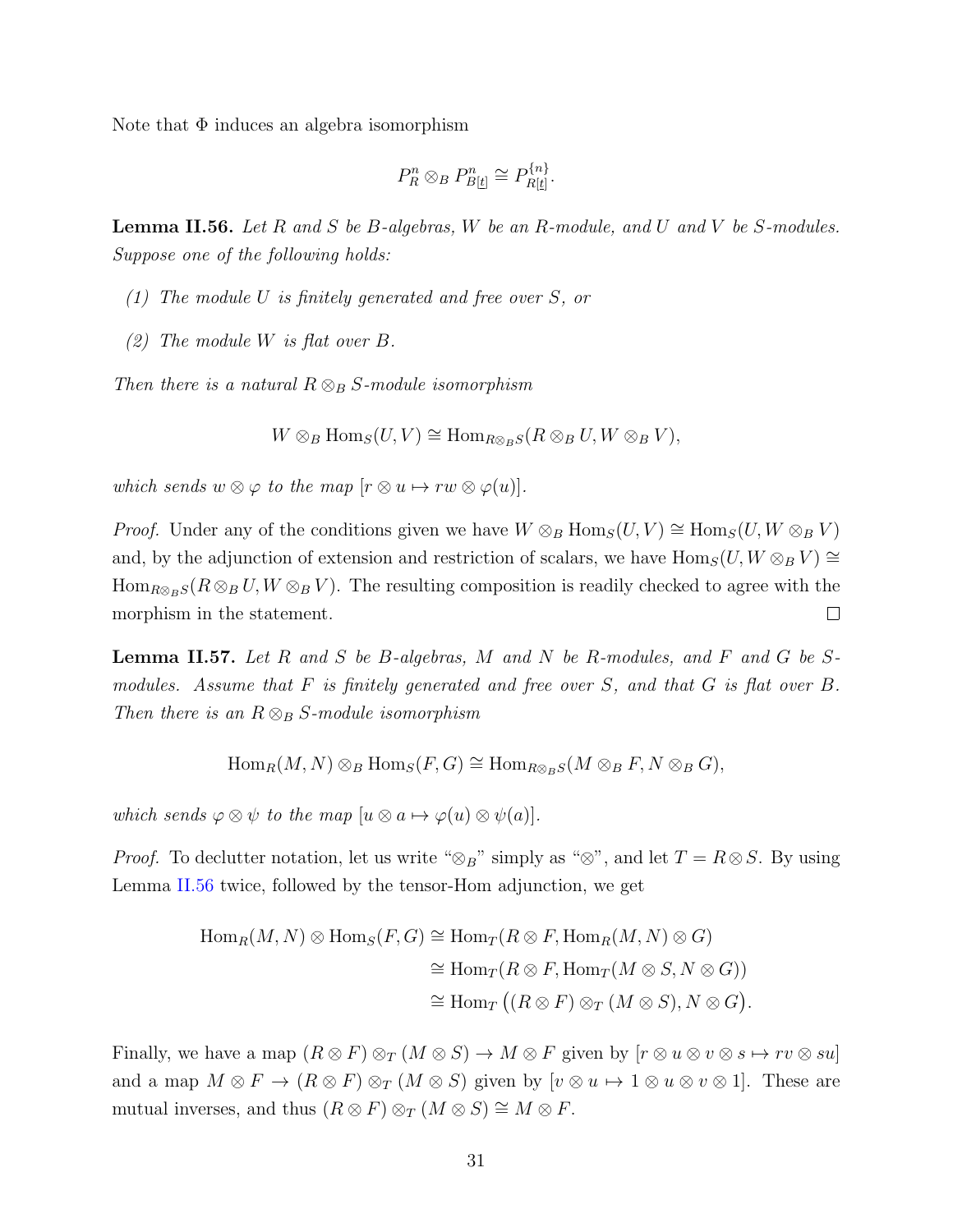Note that $\Phi$ induces an algebra isomorphism

$$P^n_R \otimes_B P^n_{B[\underline{t}]} \cong P^{\{n\}}_{R[\underline{t}]}.$$

**Lemma II.56.** *Let $R$ and $S$ be $B$-algebras, $W$ be an $R$-module, and $U$ and $V$ be $S$-modules. Suppose one of the following holds:*

*(1) The module $U$ is finitely generated and free over $S$, or*

*(2) The module $W$ is flat over $B$.*

*Then there is a natural $R \otimes_B S$-module isomorphism*

$$W \otimes_B \operatorname{Hom}_S(U, V) \cong \operatorname{Hom}_{R \otimes_B S}(R \otimes_B U, W \otimes_B V),$$

*which sends $w \otimes \varphi$ to the map $[r \otimes u \mapsto rw \otimes \varphi(u)]$.*

*Proof.* Under any of the conditions given we have $W \otimes_B \operatorname{Hom}_S(U, V) \cong \operatorname{Hom}_S(U, W \otimes_B V)$ and, by the adjunction of extension and restriction of scalars, we have $\operatorname{Hom}_S(U, W \otimes_B V) \cong \operatorname{Hom}_{R \otimes_B S}(R \otimes_B U, W \otimes_B V)$. The resulting composition is readily checked to agree with the morphism in the statement. $\square$

**Lemma II.57.** *Let $R$ and $S$ be $B$-algebras, $M$ and $N$ be $R$-modules, and $F$ and $G$ be $S$-modules. Assume that $F$ is finitely generated and free over $S$, and that $G$ is flat over $B$. Then there is an $R \otimes_B S$-module isomorphism*

$$\operatorname{Hom}_R(M, N) \otimes_B \operatorname{Hom}_S(F, G) \cong \operatorname{Hom}_{R \otimes_B S}(M \otimes_B F, N \otimes_B G),$$

*which sends $\varphi \otimes \psi$ to the map $[u \otimes a \mapsto \varphi(u) \otimes \psi(a)]$.*

*Proof.* To declutter notation, let us write "$\otimes_B$" simply as "$\otimes$", and let $T = R \otimes S$. By using Lemma II.56 twice, followed by the tensor-Hom adjunction, we get

$$\begin{aligned}
\operatorname{Hom}_R(M, N) \otimes \operatorname{Hom}_S(F, G) &\cong \operatorname{Hom}_T(R \otimes F, \operatorname{Hom}_R(M, N) \otimes G) \\
&\cong \operatorname{Hom}_T(R \otimes F, \operatorname{Hom}_T(M \otimes S, N \otimes G)) \\
&\cong \operatorname{Hom}_T\big((R \otimes F) \otimes_T (M \otimes S), N \otimes G\big).
\end{aligned}$$

Finally, we have a map $(R \otimes F) \otimes_T (M \otimes S) \to M \otimes F$ given by $[r \otimes u \otimes v \otimes s \mapsto rv \otimes su]$ and a map $M \otimes F \to (R \otimes F) \otimes_T (M \otimes S)$ given by $[v \otimes u \mapsto 1 \otimes u \otimes v \otimes 1]$. These are mutual inverses, and thus $(R \otimes F) \otimes_T (M \otimes S) \cong M \otimes F$.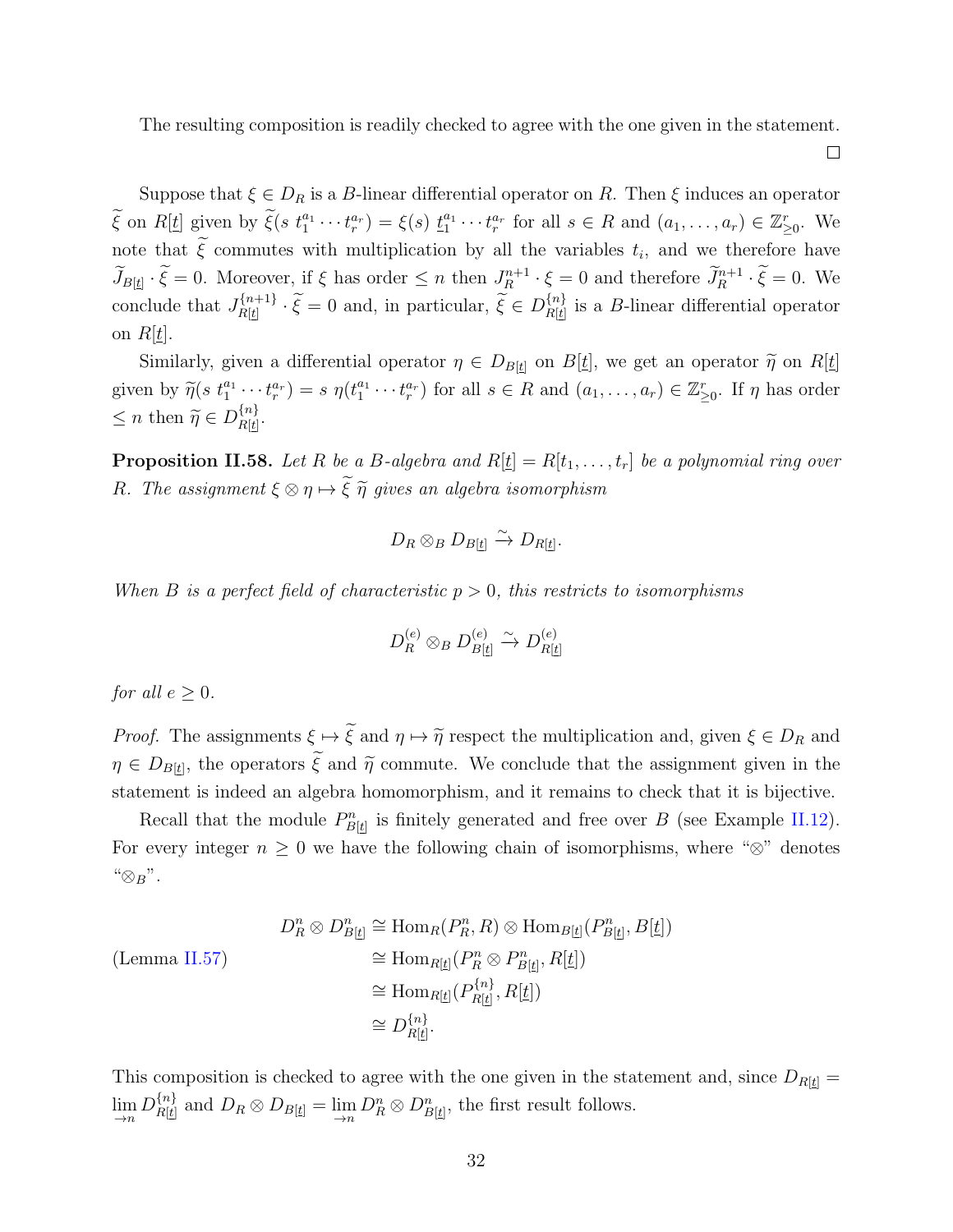The resulting composition is readily checked to agree with the one given in the statement. □

Suppose that $\xi \in D_R$ is a $B$-linear differential operator on $R$. Then $\xi$ induces an operator $\widetilde{\xi}$ on $R[\underline{t}]$ given by $\widetilde{\xi}(s\ t_1^{a_1} \cdots t_r^{a_r}) = \xi(s)\ t_1^{a_1} \cdots t_r^{a_r}$ for all $s \in R$ and $(a_1, \ldots, a_r) \in \mathbb{Z}_{\geq 0}^r$. We note that $\widetilde{\xi}$ commutes with multiplication by all the variables $t_i$, and we therefore have $\widetilde{J}_{B[\underline{t}]} \cdot \widetilde{\xi} = 0$. Moreover, if $\xi$ has order $\leq n$ then $J_R^{n+1} \cdot \xi = 0$ and therefore $\widetilde{J}_R^{n+1} \cdot \widetilde{\xi} = 0$. We conclude that $J_{R[\underline{t}]}^{\{n+1\}} \cdot \widetilde{\xi} = 0$ and, in particular, $\widetilde{\xi} \in D_{R[\underline{t}]}^{\{n\}}$ is a $B$-linear differential operator on $R[\underline{t}]$.

Similarly, given a differential operator $\eta \in D_{B[\underline{t}]}$ on $B[\underline{t}]$, we get an operator $\widetilde{\eta}$ on $R[\underline{t}]$ given by $\widetilde{\eta}(s\ t_1^{a_1} \cdots t_r^{a_r}) = s\ \eta(t_1^{a_1} \cdots t_r^{a_r})$ for all $s \in R$ and $(a_1, \ldots, a_r) \in \mathbb{Z}_{\geq 0}^r$. If $\eta$ has order $\leq n$ then $\widetilde{\eta} \in D_{R[\underline{t}]}^{\{n\}}$.

**Proposition II.58.** *Let $R$ be a $B$-algebra and $R[\underline{t}] = R[t_1, \ldots, t_r]$ be a polynomial ring over $R$. The assignment $\xi \otimes \eta \mapsto \widetilde{\xi}\ \widetilde{\eta}$ gives an algebra isomorphism*

$$D_R \otimes_B D_{B[\underline{t}]} \xrightarrow{\sim} D_{R[\underline{t}]}.$$

*When $B$ is a perfect field of characteristic $p > 0$, this restricts to isomorphisms*

$$D_R^{(e)} \otimes_B D_{B[\underline{t}]}^{(e)} \xrightarrow{\sim} D_{R[\underline{t}]}^{(e)}$$

*for all $e \geq 0$.*

*Proof.* The assignments $\xi \mapsto \widetilde{\xi}$ and $\eta \mapsto \widetilde{\eta}$ respect the multiplication and, given $\xi \in D_R$ and $\eta \in D_{B[\underline{t}]}$, the operators $\widetilde{\xi}$ and $\widetilde{\eta}$ commute. We conclude that the assignment given in the statement is indeed an algebra homomorphism, and it remains to check that it is bijective.

Recall that the module $P_{B[\underline{t}]}^n$ is finitely generated and free over $B$ (see Example II.12). For every integer $n \geq 0$ we have the following chain of isomorphisms, where "$\otimes$" denotes "$\otimes_B$".

$$\begin{aligned}
D_R^n \otimes D_{B[\underline{t}]}^n &\cong \operatorname{Hom}_R(P_R^n, R) \otimes \operatorname{Hom}_{B[\underline{t}]}(P_{B[\underline{t}]}^n, B[\underline{t}]) \\
\text{(Lemma II.57)} \qquad &\cong \operatorname{Hom}_{R[\underline{t}]}(P_R^n \otimes P_{B[\underline{t}]}^n, R[\underline{t}]) \\
&\cong \operatorname{Hom}_{R[\underline{t}]}(P_{R[\underline{t}]}^{\{n\}}, R[\underline{t}]) \\
&\cong D_{R[\underline{t}]}^{\{n\}}.
\end{aligned}$$

This composition is checked to agree with the one given in the statement and, since $D_{R[\underline{t}]} = \varinjlim_n D_{R[\underline{t}]}^{\{n\}}$ and $D_R \otimes D_{B[\underline{t}]} = \varinjlim_n D_R^n \otimes D_{B[\underline{t}]}^n$, the first result follows.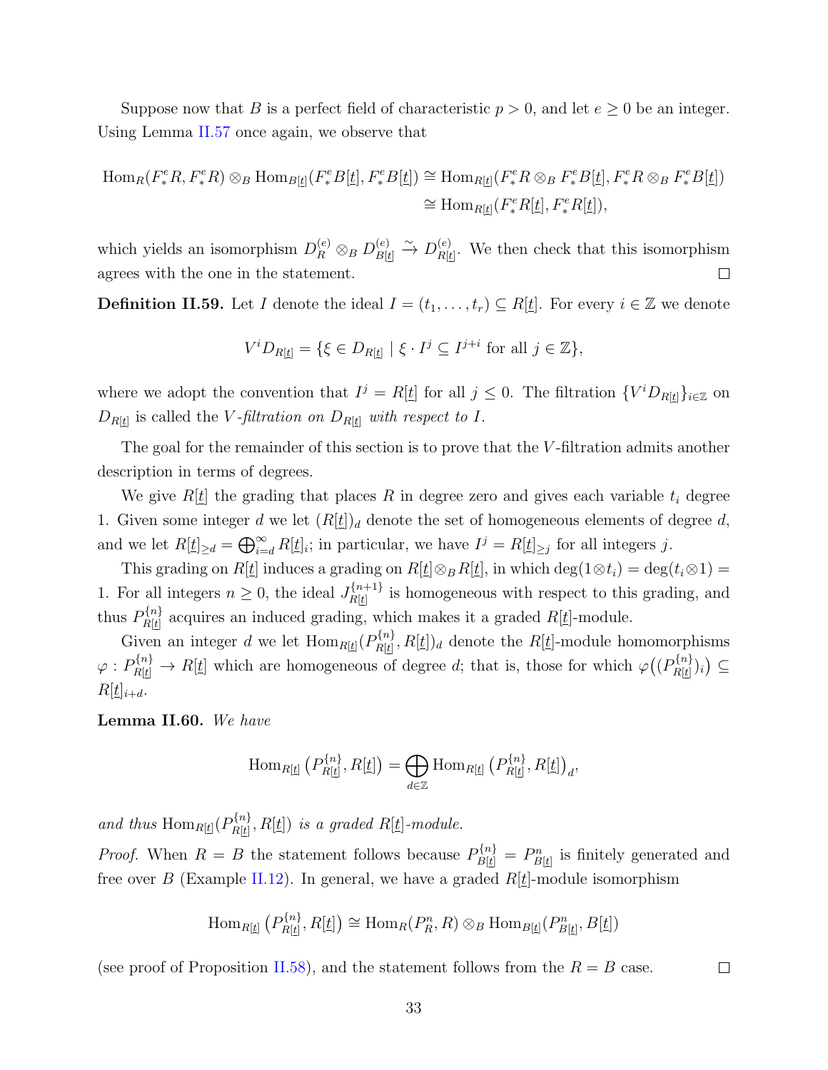Suppose now that $B$ is a perfect field of characteristic $p > 0$, and let $e \geq 0$ be an integer. Using Lemma II.57 once again, we observe that

$$\begin{aligned}
\operatorname{Hom}_R(F^e_* R, F^e_* R) \otimes_B \operatorname{Hom}_{B[\underline{t}]}(F^e_* B[\underline{t}], F^e_* B[\underline{t}]) &\cong \operatorname{Hom}_{R[\underline{t}]}(F^e_* R \otimes_B F^e_* B[\underline{t}], F^e_* R \otimes_B F^e_* B[\underline{t}]) \\
&\cong \operatorname{Hom}_{R[\underline{t}]}(F^e_* R[\underline{t}], F^e_* R[\underline{t}]),
\end{aligned}$$

which yields an isomorphism $D^{(e)}_R \otimes_B D^{(e)}_{B[\underline{t}]} \xrightarrow{\sim} D^{(e)}_{R[\underline{t}]}$. We then check that this isomorphism agrees with the one in the statement. $\square$

**Definition II.59.** Let $I$ denote the ideal $I = (t_1, \dots, t_r) \subseteq R[\underline{t}]$. For every $i \in \mathbb{Z}$ we denote

$$V^i D_{R[\underline{t}]} = \{\xi \in D_{R[\underline{t}]} \mid \xi \cdot I^j \subseteq I^{j+i} \text{ for all } j \in \mathbb{Z}\},$$

where we adopt the convention that $I^j = R[\underline{t}]$ for all $j \leq 0$. The filtration $\{V^i D_{R[\underline{t}]}\}_{i \in \mathbb{Z}}$ on $D_{R[\underline{t}]}$ is called the *$V$-filtration on $D_{R[\underline{t}]}$ with respect to $I$.*

The goal for the remainder of this section is to prove that the $V$-filtration admits another description in terms of degrees.

We give $R[\underline{t}]$ the grading that places $R$ in degree zero and gives each variable $t_i$ degree 1. Given some integer $d$ we let $(R[\underline{t}])_d$ denote the set of homogeneous elements of degree $d$, and we let $R[\underline{t}]_{\geq d} = \bigoplus_{i=d}^{\infty} R[\underline{t}]_i$; in particular, we have $I^j = R[\underline{t}]_{\geq j}$ for all integers $j$.

This grading on $R[\underline{t}]$ induces a grading on $R[\underline{t}] \otimes_B R[\underline{t}]$, in which $\deg(1 \otimes t_i) = \deg(t_i \otimes 1) = 1$. For all integers $n \geq 0$, the ideal $J^{\{n+1\}}_{R[\underline{t}]}$ is homogeneous with respect to this grading, and thus $P^{\{n\}}_{R[\underline{t}]}$ acquires an induced grading, which makes it a graded $R[\underline{t}]$-module.

Given an integer $d$ we let $\operatorname{Hom}_{R[\underline{t}]}(P^{\{n\}}_{R[\underline{t}]}, R[\underline{t}])_d$ denote the $R[\underline{t}]$-module homomorphisms $\varphi : P^{\{n\}}_{R[\underline{t}]} \to R[\underline{t}]$ which are homogeneous of degree $d$; that is, those for which $\varphi\big((P^{\{n\}}_{R[\underline{t}]})_i\big) \subseteq R[\underline{t}]_{i+d}$.

**Lemma II.60.** *We have*

$$\operatorname{Hom}_{R[\underline{t}]}\left(P^{\{n\}}_{R[\underline{t}]}, R[\underline{t}]\right) = \bigoplus_{d \in \mathbb{Z}} \operatorname{Hom}_{R[\underline{t}]}\left(P^{\{n\}}_{R[\underline{t}]}, R[\underline{t}]\right)_d,$$

*and thus* $\operatorname{Hom}_{R[\underline{t}]}(P^{\{n\}}_{R[\underline{t}]}, R[\underline{t}])$ *is a graded* $R[\underline{t}]$*-module.*

*Proof.* When $R = B$ the statement follows because $P^{\{n\}}_{B[\underline{t}]} = P^n_{B[\underline{t}]}$ is finitely generated and free over $B$ (Example II.12). In general, we have a graded $R[\underline{t}]$-module isomorphism

$$\operatorname{Hom}_{R[\underline{t}]}\left(P^{\{n\}}_{R[\underline{t}]}, R[\underline{t}]\right) \cong \operatorname{Hom}_R(P^n_R, R) \otimes_B \operatorname{Hom}_{B[\underline{t}]}(P^n_{B[\underline{t}]}, B[\underline{t}])$$

(see proof of Proposition II.58), and the statement follows from the $R = B$ case. $\square$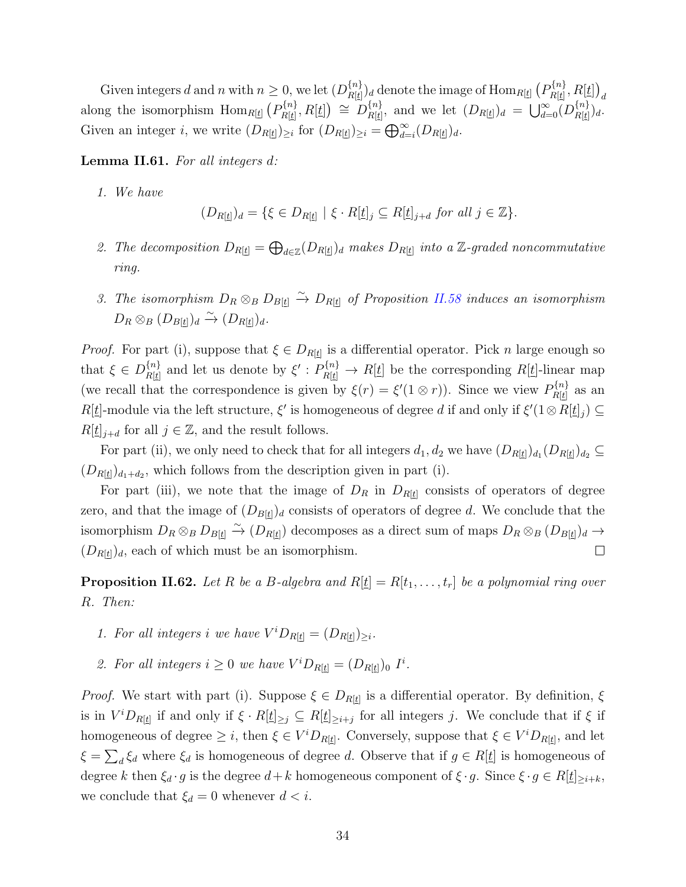Given integers $d$ and $n$ with $n \geq 0$, we let $(D^{\{n\}}_{R[\underline{t}]})_d$ denote the image of $\operatorname{Hom}_{R[\underline{t}]}\left(P^{\{n\}}_{R[\underline{t}]}, R[\underline{t}]\right)_d$ along the isomorphism $\operatorname{Hom}_{R[\underline{t}]}\left(P^{\{n\}}_{R[\underline{t}]}, R[\underline{t}]\right) \cong D^{\{n\}}_{R[\underline{t}]}$, and we let $(D_{R[\underline{t}]})_d = \bigcup_{d=0}^{\infty}(D^{\{n\}}_{R[\underline{t}]})_d$. Given an integer $i$, we write $(D_{R[\underline{t}]})_{\geq i}$ for $(D_{R[\underline{t}]})_{\geq i} = \bigoplus_{d=i}^{\infty}(D_{R[\underline{t}]})_d$.

**Lemma II.61.** *For all integers $d$:*

1. *We have*
$$(D_{R[\underline{t}]})_d = \{\xi \in D_{R[\underline{t}]} \mid \xi \cdot R[\underline{t}]_j \subseteq R[\underline{t}]_{j+d} \text{ for all } j \in \mathbb{Z}\}.$$

2. *The decomposition $D_{R[\underline{t}]} = \bigoplus_{d\in\mathbb{Z}}(D_{R[\underline{t}]})_d$ makes $D_{R[\underline{t}]}$ into a $\mathbb{Z}$-graded noncommutative ring.*

3. *The isomorphism $D_R \otimes_B D_{B[\underline{t}]} \xrightarrow{\sim} D_{R[\underline{t}]}$ of Proposition II.58 induces an isomorphism $D_R \otimes_B (D_{B[\underline{t}]})_d \xrightarrow{\sim} (D_{R[\underline{t}]})_d$.*

*Proof.* For part (i), suppose that $\xi \in D_{R[\underline{t}]}$ is a differential operator. Pick $n$ large enough so that $\xi \in D^{\{n\}}_{R[\underline{t}]}$ and let us denote by $\xi' : P^{\{n\}}_{R[\underline{t}]} \to R[\underline{t}]$ be the corresponding $R[\underline{t}]$-linear map (we recall that the correspondence is given by $\xi(r) = \xi'(1 \otimes r)$). Since we view $P^{\{n\}}_{R[\underline{t}]}$ as an $R[\underline{t}]$-module via the left structure, $\xi'$ is homogeneous of degree $d$ if and only if $\xi'(1 \otimes R[\underline{t}]_j) \subseteq R[\underline{t}]_{j+d}$ for all $j \in \mathbb{Z}$, and the result follows.

For part (ii), we only need to check that for all integers $d_1, d_2$ we have $(D_{R[\underline{t}]})_{d_1}(D_{R[\underline{t}]})_{d_2} \subseteq (D_{R[\underline{t}]})_{d_1+d_2}$, which follows from the description given in part (i).

For part (iii), we note that the image of $D_R$ in $D_{R[\underline{t}]}$ consists of operators of degree zero, and that the image of $(D_{B[\underline{t}]})_d$ consists of operators of degree $d$. We conclude that the isomorphism $D_R \otimes_B D_{B[\underline{t}]} \xrightarrow{\sim} (D_{R[\underline{t}]})$ decomposes as a direct sum of maps $D_R \otimes_B (D_{B[\underline{t}]})_d \to (D_{R[\underline{t}]})_d$, each of which must be an isomorphism. ◻

**Proposition II.62.** *Let $R$ be a $B$-algebra and $R[\underline{t}] = R[t_1, \ldots, t_r]$ be a polynomial ring over $R$. Then:*

1. *For all integers $i$ we have $V^i D_{R[\underline{t}]} = (D_{R[\underline{t}]})_{\geq i}$.*

2. *For all integers $i \geq 0$ we have $V^i D_{R[\underline{t}]} = (D_{R[\underline{t}]})_0 \, I^i$.*

*Proof.* We start with part (i). Suppose $\xi \in D_{R[\underline{t}]}$ is a differential operator. By definition, $\xi$ is in $V^i D_{R[\underline{t}]}$ if and only if $\xi \cdot R[\underline{t}]_{\geq j} \subseteq R[\underline{t}]_{\geq i+j}$ for all integers $j$. We conclude that if $\xi$ if homogeneous of degree $\geq i$, then $\xi \in V^i D_{R[\underline{t}]}$. Conversely, suppose that $\xi \in V^i D_{R[\underline{t}]}$, and let $\xi = \sum_d \xi_d$ where $\xi_d$ is homogeneous of degree $d$. Observe that if $g \in R[\underline{t}]$ is homogeneous of degree $k$ then $\xi_d \cdot g$ is the degree $d+k$ homogeneous component of $\xi \cdot g$. Since $\xi \cdot g \in R[\underline{t}]_{\geq i+k}$, we conclude that $\xi_d = 0$ whenever $d < i$.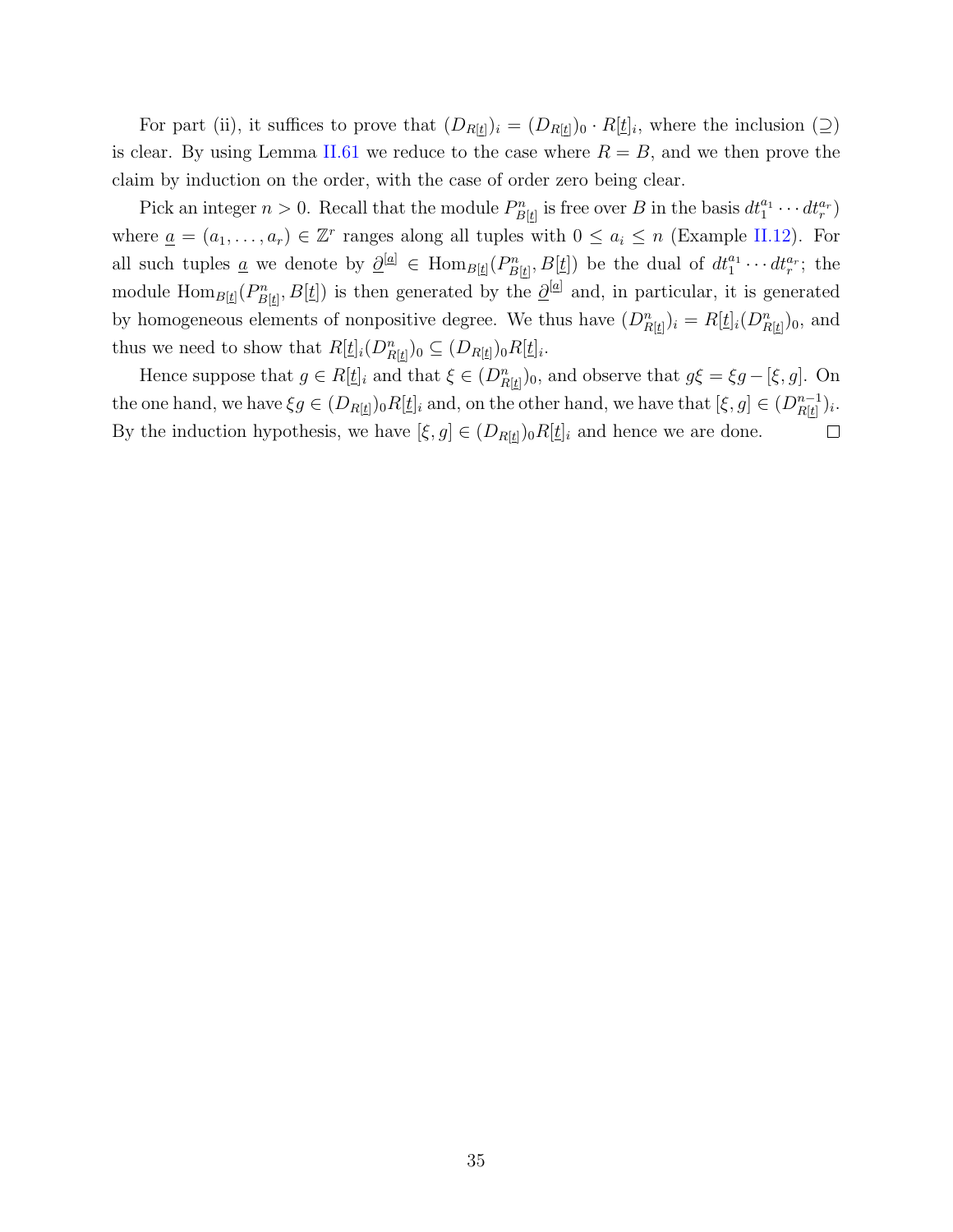For part (ii), it suffices to prove that $(D_{R[\underline{t}]})_i = (D_{R[\underline{t}]})_0 \cdot R[\underline{t}]_i$, where the inclusion $(\supseteq)$ is clear. By using Lemma II.61 we reduce to the case where $R = B$, and we then prove the claim by induction on the order, with the case of order zero being clear.

Pick an integer $n > 0$. Recall that the module $P^n_{B[\underline{t}]}$ is free over $B$ in the basis $dt_1^{a_1} \cdots dt_r^{a_r})$ where $\underline{a} = (a_1, \ldots, a_r) \in \mathbb{Z}^r$ ranges along all tuples with $0 \leq a_i \leq n$ (Example II.12). For all such tuples $\underline{a}$ we denote by $\underline{\partial}^{[a]} \in \operatorname{Hom}_{B[\underline{t}]}(P^n_{B[\underline{t}]}, B[\underline{t}])$ be the dual of $dt_1^{a_1} \cdots dt_r^{a_r}$; the module $\operatorname{Hom}_{B[\underline{t}]}(P^n_{B[\underline{t}]}, B[\underline{t}])$ is then generated by the $\underline{\partial}^{[a]}$ and, in particular, it is generated by homogeneous elements of nonpositive degree. We thus have $(D^n_{R[\underline{t}]})_i = R[\underline{t}]_i (D^n_{R[\underline{t}]})_0$, and thus we need to show that $R[\underline{t}]_i (D^n_{R[\underline{t}]})_0 \subseteq (D_{R[\underline{t}]})_0 R[\underline{t}]_i$.

Hence suppose that $g \in R[\underline{t}]_i$ and that $\xi \in (D^n_{R[\underline{t}]})_0$, and observe that $g\xi = \xi g - [\xi, g]$. On the one hand, we have $\xi g \in (D_{R[\underline{t}]})_0 R[\underline{t}]_i$ and, on the other hand, we have that $[\xi, g] \in (D^{n-1}_{R[\underline{t}]})_i$. By the induction hypothesis, we have $[\xi, g] \in (D_{R[\underline{t}]})_0 R[\underline{t}]_i$ and hence we are done. $\square$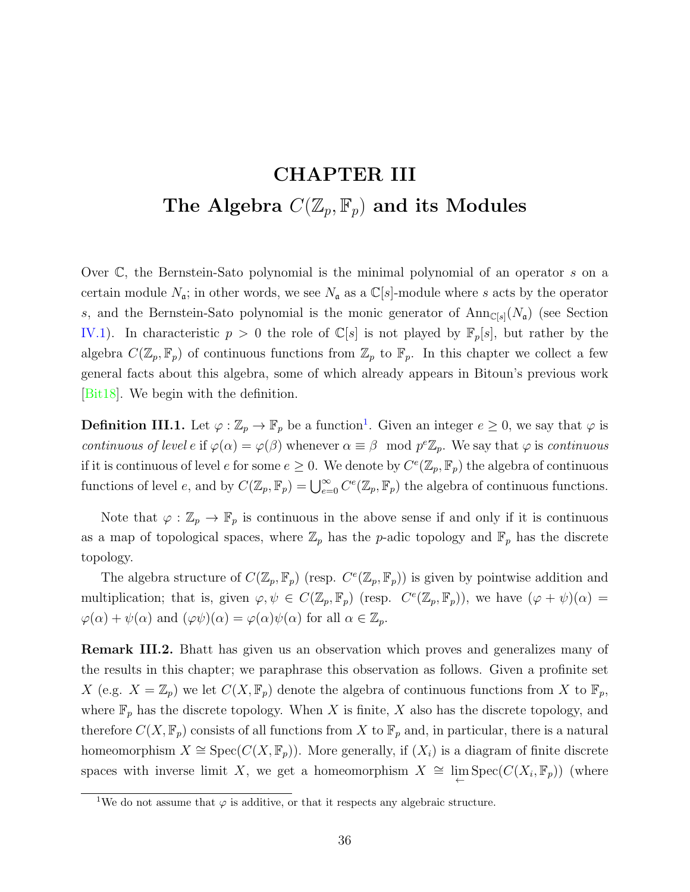# CHAPTER III
# The Algebra $C(\mathbb{Z}_p, \mathbb{F}_p)$ and its Modules

Over $\mathbb{C}$, the Bernstein-Sato polynomial is the minimal polynomial of an operator $s$ on a certain module $N_{\mathfrak{a}}$; in other words, we see $N_{\mathfrak{a}}$ as a $\mathbb{C}[s]$-module where $s$ acts by the operator $s$, and the Bernstein-Sato polynomial is the monic generator of $\operatorname{Ann}_{\mathbb{C}[s]}(N_{\mathfrak{a}})$ (see Section IV.1). In characteristic $p > 0$ the role of $\mathbb{C}[s]$ is not played by $\mathbb{F}_p[s]$, but rather by the algebra $C(\mathbb{Z}_p, \mathbb{F}_p)$ of continuous functions from $\mathbb{Z}_p$ to $\mathbb{F}_p$. In this chapter we collect a few general facts about this algebra, some of which already appears in Bitoun's previous work [Bit18]. We begin with the definition.

**Definition III.1.** Let $\varphi : \mathbb{Z}_p \to \mathbb{F}_p$ be a function[1]. Given an integer $e \geq 0$, we say that $\varphi$ is *continuous of level* $e$ if $\varphi(\alpha) = \varphi(\beta)$ whenever $\alpha \equiv \beta \mod p^e\mathbb{Z}_p$. We say that $\varphi$ is *continuous* if it is continuous of level $e$ for some $e \geq 0$. We denote by $C^e(\mathbb{Z}_p, \mathbb{F}_p)$ the algebra of continuous functions of level $e$, and by $C(\mathbb{Z}_p, \mathbb{F}_p) = \bigcup_{e=0}^{\infty} C^e(\mathbb{Z}_p, \mathbb{F}_p)$ the algebra of continuous functions.

Note that $\varphi : \mathbb{Z}_p \to \mathbb{F}_p$ is continuous in the above sense if and only if it is continuous as a map of topological spaces, where $\mathbb{Z}_p$ has the $p$-adic topology and $\mathbb{F}_p$ has the discrete topology.

The algebra structure of $C(\mathbb{Z}_p, \mathbb{F}_p)$ (resp. $C^e(\mathbb{Z}_p, \mathbb{F}_p)$) is given by pointwise addition and multiplication; that is, given $\varphi, \psi \in C(\mathbb{Z}_p, \mathbb{F}_p)$ (resp. $C^e(\mathbb{Z}_p, \mathbb{F}_p)$), we have $(\varphi + \psi)(\alpha) = \varphi(\alpha) + \psi(\alpha)$ and $(\varphi\psi)(\alpha) = \varphi(\alpha)\psi(\alpha)$ for all $\alpha \in \mathbb{Z}_p$.

**Remark III.2.** Bhatt has given us an observation which proves and generalizes many of the results in this chapter; we paraphrase this observation as follows. Given a profinite set $X$ (e.g. $X = \mathbb{Z}_p$) we let $C(X, \mathbb{F}_p)$ denote the algebra of continuous functions from $X$ to $\mathbb{F}_p$, where $\mathbb{F}_p$ has the discrete topology. When $X$ is finite, $X$ also has the discrete topology, and therefore $C(X, \mathbb{F}_p)$ consists of all functions from $X$ to $\mathbb{F}_p$ and, in particular, there is a natural homeomorphism $X \cong \operatorname{Spec}(C(X, \mathbb{F}_p))$. More generally, if $(X_i)$ is a diagram of finite discrete spaces with inverse limit $X$, we get a homeomorphism $X \cong \varprojlim \operatorname{Spec}(C(X_i, \mathbb{F}_p))$ (where

[1] We do not assume that $\varphi$ is additive, or that it respects any algebraic structure.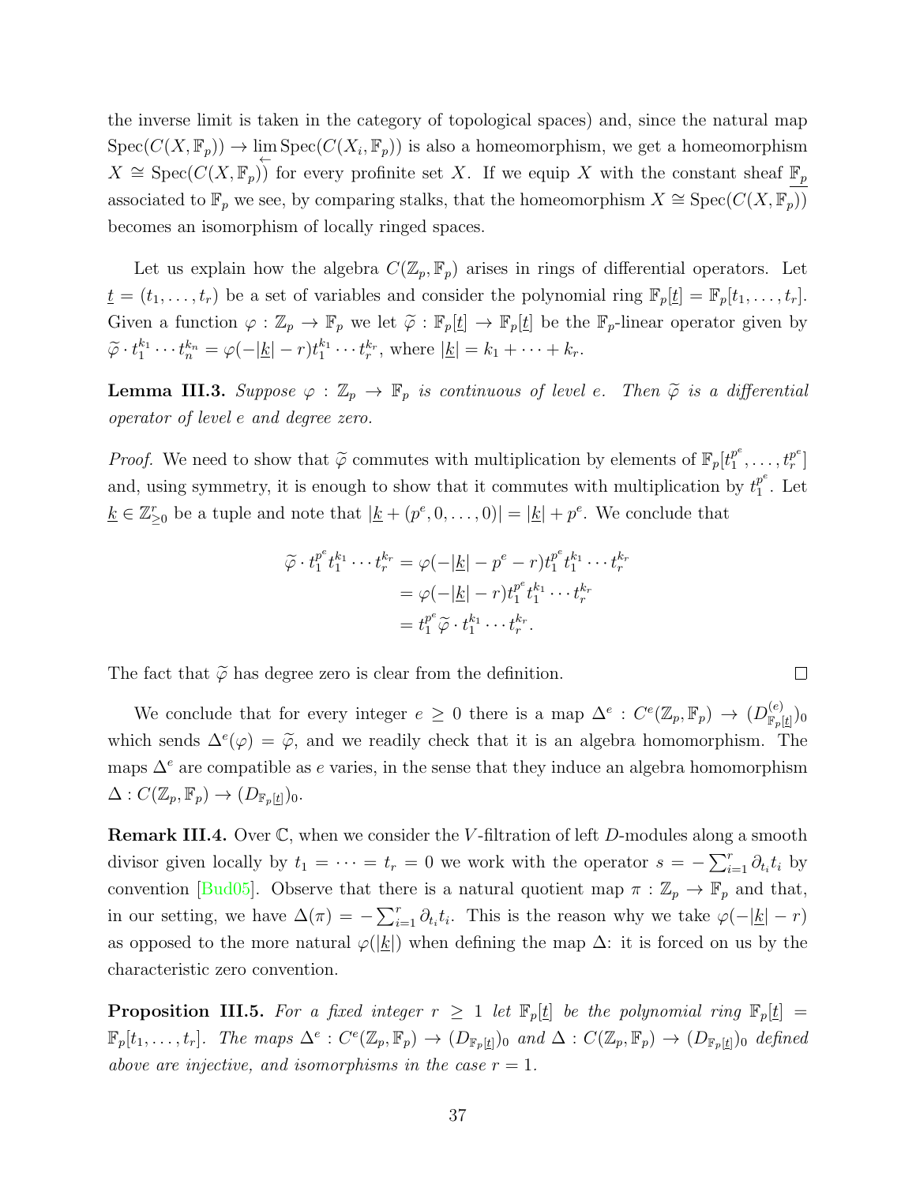the inverse limit is taken in the category of topological spaces) and, since the natural map $\mathrm{Spec}(C(X,\mathbb{F}_p)) \to \varprojlim \mathrm{Spec}(C(X_i,\mathbb{F}_p))$ is also a homeomorphism, we get a homeomorphism $X \cong \mathrm{Spec}(C(X,\mathbb{F}_p))$ for every profinite set $X$. If we equip $X$ with the constant sheaf $\underline{\mathbb{F}_p}$ associated to $\mathbb{F}_p$ we see, by comparing stalks, that the homeomorphism $X \cong \mathrm{Spec}(C(X,\mathbb{F}_p))$ becomes an isomorphism of locally ringed spaces.

Let us explain how the algebra $C(\mathbb{Z}_p,\mathbb{F}_p)$ arises in rings of differential operators. Let $\underline{t} = (t_1,\dots,t_r)$ be a set of variables and consider the polynomial ring $\mathbb{F}_p[\underline{t}] = \mathbb{F}_p[t_1,\dots,t_r]$. Given a function $\varphi : \mathbb{Z}_p \to \mathbb{F}_p$ we let $\widetilde{\varphi} : \mathbb{F}_p[\underline{t}] \to \mathbb{F}_p[\underline{t}]$ be the $\mathbb{F}_p$-linear operator given by $\widetilde{\varphi} \cdot t_1^{k_1}\cdots t_n^{k_n} = \varphi(-|\underline{k}| - r) t_1^{k_1}\cdots t_r^{k_r}$, where $|\underline{k}| = k_1 + \cdots + k_r$.

**Lemma III.3.** *Suppose $\varphi : \mathbb{Z}_p \to \mathbb{F}_p$ is continuous of level $e$. Then $\widetilde{\varphi}$ is a differential operator of level $e$ and degree zero.*

*Proof.* We need to show that $\widetilde{\varphi}$ commutes with multiplication by elements of $\mathbb{F}_p[t_1^{p^e},\dots,t_r^{p^e}]$ and, using symmetry, it is enough to show that it commutes with multiplication by $t_1^{p^e}$. Let $\underline{k} \in \mathbb{Z}^r_{\geq 0}$ be a tuple and note that $|\underline{k} + (p^e,0,\dots,0)| = |\underline{k}| + p^e$. We conclude that

$$\begin{aligned}
\widetilde{\varphi} \cdot t_1^{p^e} t_1^{k_1}\cdots t_r^{k_r} &= \varphi(-|\underline{k}| - p^e - r) t_1^{p^e} t_1^{k_1}\cdots t_r^{k_r} \\
&= \varphi(-|\underline{k}| - r) t_1^{p^e} t_1^{k_1}\cdots t_r^{k_r} \\
&= t_1^{p^e} \widetilde{\varphi} \cdot t_1^{k_1}\cdots t_r^{k_r}.
\end{aligned}$$

The fact that $\widetilde{\varphi}$ has degree zero is clear from the definition. $\square$

We conclude that for every integer $e \geq 0$ there is a map $\Delta^e : C^e(\mathbb{Z}_p,\mathbb{F}_p) \to (D^{(e)}_{\mathbb{F}_p[\underline{t}]})_0$ which sends $\Delta^e(\varphi) = \widetilde{\varphi}$, and we readily check that it is an algebra homomorphism. The maps $\Delta^e$ are compatible as $e$ varies, in the sense that they induce an algebra homomorphism $\Delta : C(\mathbb{Z}_p,\mathbb{F}_p) \to (D_{\mathbb{F}_p[\underline{t}]})_0$.

**Remark III.4.** Over $\mathbb{C}$, when we consider the $V$-filtration of left $D$-modules along a smooth divisor given locally by $t_1 = \cdots = t_r = 0$ we work with the operator $s = -\sum_{i=1}^r \partial_{t_i} t_i$ by convention [Bud05]. Observe that there is a natural quotient map $\pi : \mathbb{Z}_p \to \mathbb{F}_p$ and that, in our setting, we have $\Delta(\pi) = -\sum_{i=1}^r \partial_{t_i} t_i$. This is the reason why we take $\varphi(-|\underline{k}| - r)$ as opposed to the more natural $\varphi(|\underline{k}|)$ when defining the map $\Delta$: it is forced on us by the characteristic zero convention.

**Proposition III.5.** *For a fixed integer $r \geq 1$ let $\mathbb{F}_p[\underline{t}]$ be the polynomial ring $\mathbb{F}_p[\underline{t}] = \mathbb{F}_p[t_1,\dots,t_r]$. The maps $\Delta^e : C^e(\mathbb{Z}_p,\mathbb{F}_p) \to (D_{\mathbb{F}_p[\underline{t}]})_0$ and $\Delta : C(\mathbb{Z}_p,\mathbb{F}_p) \to (D_{\mathbb{F}_p[\underline{t}]})_0$ defined above are injective, and isomorphisms in the case $r = 1$.*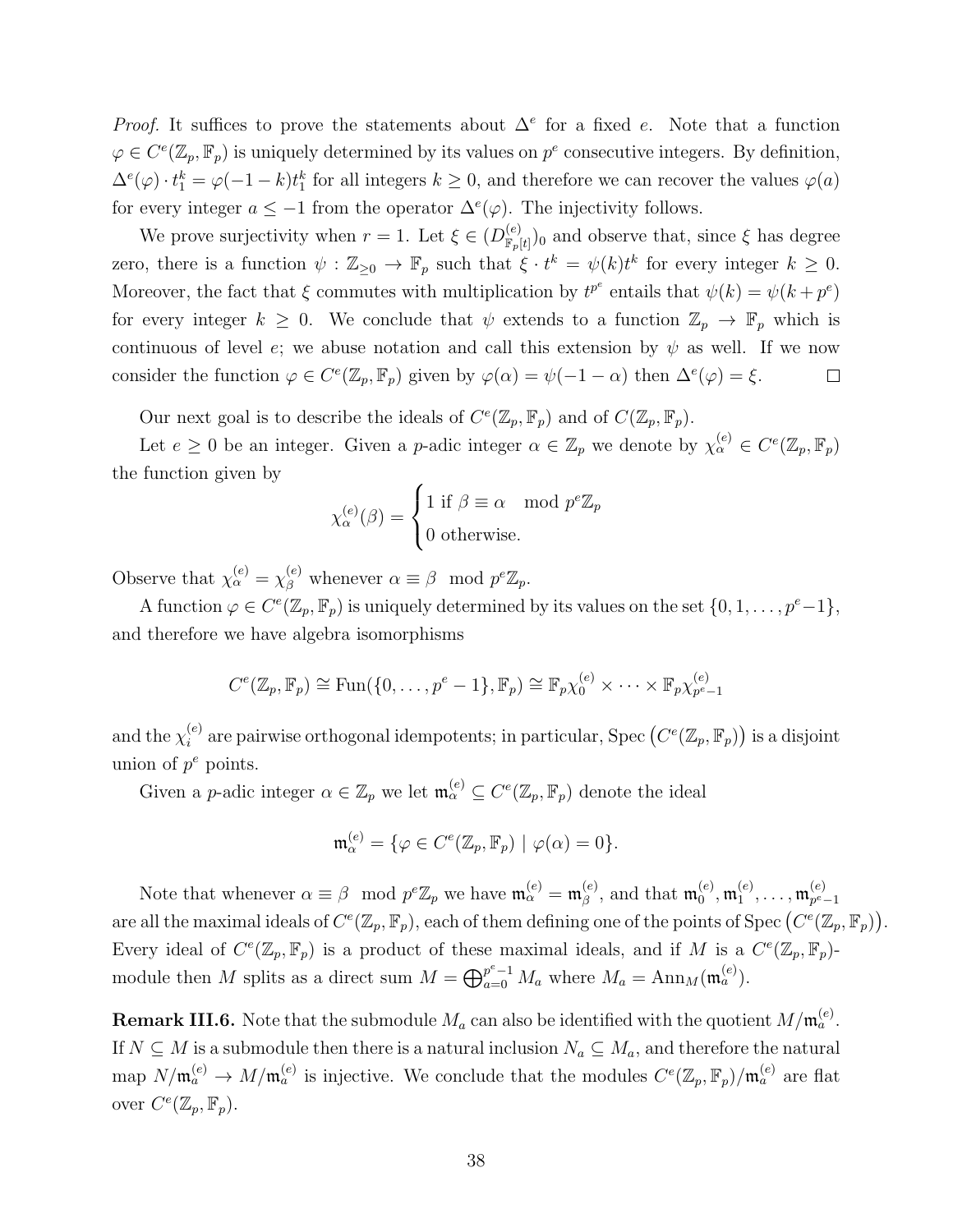*Proof.* It suffices to prove the statements about $\Delta^e$ for a fixed $e$. Note that a function $\varphi \in C^e(\mathbb{Z}_p, \mathbb{F}_p)$ is uniquely determined by its values on $p^e$ consecutive integers. By definition, $\Delta^e(\varphi) \cdot t_1^k = \varphi(-1-k)t_1^k$ for all integers $k \geq 0$, and therefore we can recover the values $\varphi(a)$ for every integer $a \leq -1$ from the operator $\Delta^e(\varphi)$. The injectivity follows.

We prove surjectivity when $r = 1$. Let $\xi \in (D^{(e)}_{\mathbb{F}_p[t]})_0$ and observe that, since $\xi$ has degree zero, there is a function $\psi : \mathbb{Z}_{\geq 0} \to \mathbb{F}_p$ such that $\xi \cdot t^k = \psi(k)t^k$ for every integer $k \geq 0$. Moreover, the fact that $\xi$ commutes with multiplication by $t^{p^e}$ entails that $\psi(k) = \psi(k + p^e)$ for every integer $k \geq 0$. We conclude that $\psi$ extends to a function $\mathbb{Z}_p \to \mathbb{F}_p$ which is continuous of level $e$; we abuse notation and call this extension by $\psi$ as well. If we now consider the function $\varphi \in C^e(\mathbb{Z}_p, \mathbb{F}_p)$ given by $\varphi(\alpha) = \psi(-1-\alpha)$ then $\Delta^e(\varphi) = \xi$. $\square$

Our next goal is to describe the ideals of $C^e(\mathbb{Z}_p, \mathbb{F}_p)$ and of $C(\mathbb{Z}_p, \mathbb{F}_p)$.

Let $e \geq 0$ be an integer. Given a $p$-adic integer $\alpha \in \mathbb{Z}_p$ we denote by $\chi^{(e)}_\alpha \in C^e(\mathbb{Z}_p, \mathbb{F}_p)$ the function given by

$$\chi^{(e)}_\alpha(\beta) = \begin{cases} 1 \text{ if } \beta \equiv \alpha \mod p^e\mathbb{Z}_p \\ 0 \text{ otherwise.} \end{cases}$$

Observe that $\chi^{(e)}_\alpha = \chi^{(e)}_\beta$ whenever $\alpha \equiv \beta \mod p^e\mathbb{Z}_p$.

A function $\varphi \in C^e(\mathbb{Z}_p, \mathbb{F}_p)$ is uniquely determined by its values on the set $\{0, 1, \dots, p^e-1\}$, and therefore we have algebra isomorphisms

$$C^e(\mathbb{Z}_p, \mathbb{F}_p) \cong \operatorname{Fun}(\{0, \dots, p^e-1\}, \mathbb{F}_p) \cong \mathbb{F}_p\chi^{(e)}_0 \times \cdots \times \mathbb{F}_p\chi^{(e)}_{p^e-1}$$

and the $\chi^{(e)}_i$ are pairwise orthogonal idempotents; in particular, $\operatorname{Spec}\big(C^e(\mathbb{Z}_p, \mathbb{F}_p)\big)$ is a disjoint union of $p^e$ points.

Given a $p$-adic integer $\alpha \in \mathbb{Z}_p$ we let $\mathfrak{m}^{(e)}_\alpha \subseteq C^e(\mathbb{Z}_p, \mathbb{F}_p)$ denote the ideal

$$\mathfrak{m}^{(e)}_\alpha = \{\varphi \in C^e(\mathbb{Z}_p, \mathbb{F}_p) \mid \varphi(\alpha) = 0\}.$$

Note that whenever $\alpha \equiv \beta \mod p^e\mathbb{Z}_p$ we have $\mathfrak{m}^{(e)}_\alpha = \mathfrak{m}^{(e)}_\beta$, and that $\mathfrak{m}^{(e)}_0, \mathfrak{m}^{(e)}_1, \dots, \mathfrak{m}^{(e)}_{p^e-1}$ are all the maximal ideals of $C^e(\mathbb{Z}_p, \mathbb{F}_p)$, each of them defining one of the points of $\operatorname{Spec}\big(C^e(\mathbb{Z}_p, \mathbb{F}_p)\big)$. Every ideal of $C^e(\mathbb{Z}_p, \mathbb{F}_p)$ is a product of these maximal ideals, and if $M$ is a $C^e(\mathbb{Z}_p, \mathbb{F}_p)$-module then $M$ splits as a direct sum $M = \bigoplus_{a=0}^{p^e-1} M_a$ where $M_a = \operatorname{Ann}_M(\mathfrak{m}^{(e)}_a)$.

**Remark III.6.** Note that the submodule $M_a$ can also be identified with the quotient $M/\mathfrak{m}^{(e)}_a$. If $N \subseteq M$ is a submodule then there is a natural inclusion $N_a \subseteq M_a$, and therefore the natural map $N/\mathfrak{m}^{(e)}_a \to M/\mathfrak{m}^{(e)}_a$ is injective. We conclude that the modules $C^e(\mathbb{Z}_p, \mathbb{F}_p)/\mathfrak{m}^{(e)}_a$ are flat over $C^e(\mathbb{Z}_p, \mathbb{F}_p)$.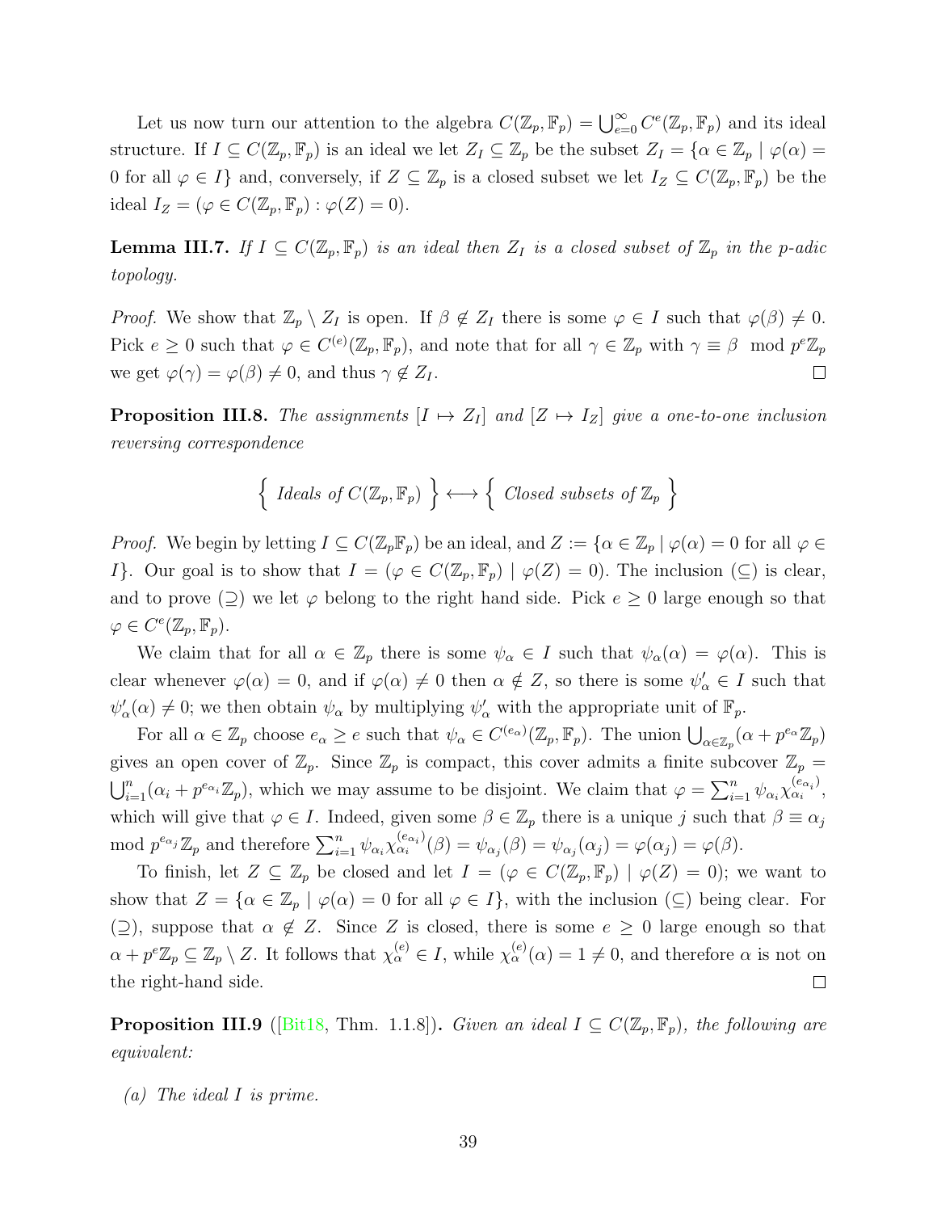Let us now turn our attention to the algebra $C(\mathbb{Z}_p, \mathbb{F}_p) = \bigcup_{e=0}^{\infty} C^e(\mathbb{Z}_p, \mathbb{F}_p)$ and its ideal structure. If $I \subseteq C(\mathbb{Z}_p, \mathbb{F}_p)$ is an ideal we let $Z_I \subseteq \mathbb{Z}_p$ be the subset $Z_I = \{\alpha \in \mathbb{Z}_p \mid \varphi(\alpha) = 0 \text{ for all } \varphi \in I\}$ and, conversely, if $Z \subseteq \mathbb{Z}_p$ is a closed subset we let $I_Z \subseteq C(\mathbb{Z}_p, \mathbb{F}_p)$ be the ideal $I_Z = (\varphi \in C(\mathbb{Z}_p, \mathbb{F}_p) : \varphi(Z) = 0)$.

**Lemma III.7.** *If $I \subseteq C(\mathbb{Z}_p, \mathbb{F}_p)$ is an ideal then $Z_I$ is a closed subset of $\mathbb{Z}_p$ in the $p$-adic topology.*

*Proof.* We show that $\mathbb{Z}_p \setminus Z_I$ is open. If $\beta \notin Z_I$ there is some $\varphi \in I$ such that $\varphi(\beta) \neq 0$. Pick $e \geq 0$ such that $\varphi \in C^{(e)}(\mathbb{Z}_p, \mathbb{F}_p)$, and note that for all $\gamma \in \mathbb{Z}_p$ with $\gamma \equiv \beta \mod p^e\mathbb{Z}_p$ we get $\varphi(\gamma) = \varphi(\beta) \neq 0$, and thus $\gamma \notin Z_I$. ◻

**Proposition III.8.** *The assignments $[I \mapsto Z_I]$ and $[Z \mapsto I_Z]$ give a one-to-one inclusion reversing correspondence*

$$\left\{ \text{ Ideals of } C(\mathbb{Z}_p, \mathbb{F}_p) \right\} \longleftrightarrow \left\{ \text{ Closed subsets of } \mathbb{Z}_p \right\}$$

*Proof.* We begin by letting $I \subseteq C(\mathbb{Z}_p\mathbb{F}_p)$ be an ideal, and $Z := \{\alpha \in \mathbb{Z}_p \mid \varphi(\alpha) = 0 \text{ for all } \varphi \in I\}$. Our goal is to show that $I = (\varphi \in C(\mathbb{Z}_p, \mathbb{F}_p) \mid \varphi(Z) = 0)$. The inclusion $(\subseteq)$ is clear, and to prove $(\supseteq)$ we let $\varphi$ belong to the right hand side. Pick $e \geq 0$ large enough so that $\varphi \in C^e(\mathbb{Z}_p, \mathbb{F}_p)$.

We claim that for all $\alpha \in \mathbb{Z}_p$ there is some $\psi_\alpha \in I$ such that $\psi_\alpha(\alpha) = \varphi(\alpha)$. This is clear whenever $\varphi(\alpha) = 0$, and if $\varphi(\alpha) \neq 0$ then $\alpha \notin Z$, so there is some $\psi'_\alpha \in I$ such that $\psi'_\alpha(\alpha) \neq 0$; we then obtain $\psi_\alpha$ by multiplying $\psi'_\alpha$ with the appropriate unit of $\mathbb{F}_p$.

For all $\alpha \in \mathbb{Z}_p$ choose $e_\alpha \geq e$ such that $\psi_\alpha \in C^{(e_\alpha)}(\mathbb{Z}_p, \mathbb{F}_p)$. The union $\bigcup_{\alpha \in \mathbb{Z}_p}(\alpha + p^{e_\alpha}\mathbb{Z}_p)$ gives an open cover of $\mathbb{Z}_p$. Since $\mathbb{Z}_p$ is compact, this cover admits a finite subcover $\mathbb{Z}_p = \bigcup_{i=1}^{n}(\alpha_i + p^{e_{\alpha_i}}\mathbb{Z}_p)$, which we may assume to be disjoint. We claim that $\varphi = \sum_{i=1}^{n} \psi_{\alpha_i}\chi_{\alpha_i}^{(e_{\alpha_i})}$, which will give that $\varphi \in I$. Indeed, given some $\beta \in I$ there is a unique $j$ such that $\beta \equiv \alpha_j \mod p^{e_{\alpha_j}}\mathbb{Z}_p$ and therefore $\sum_{i=1}^{n} \psi_{\alpha_i}\chi_{\alpha_i}^{(e_{\alpha_i})}(\beta) = \psi_{\alpha_j}(\beta) = \psi_{\alpha_j}(\alpha_j) = \varphi(\alpha_j) = \varphi(\beta)$.

To finish, let $Z \subseteq \mathbb{Z}_p$ be closed and let $I = (\varphi \in C(\mathbb{Z}_p, \mathbb{F}_p) \mid \varphi(Z) = 0)$; we want to show that $Z = \{\alpha \in \mathbb{Z}_p \mid \varphi(\alpha) = 0 \text{ for all } \varphi \in I\}$, with the inclusion $(\subseteq)$ being clear. For $(\supseteq)$, suppose that $\alpha \notin Z$. Since $Z$ is closed, there is some $e \geq 0$ large enough so that $\alpha + p^e\mathbb{Z}_p \subseteq \mathbb{Z}_p \setminus Z$. It follows that $\chi_\alpha^{(e)} \in I$, while $\chi_\alpha^{(e)}(\alpha) = 1 \neq 0$, and therefore $\alpha$ is not on the right-hand side. ◻

**Proposition III.9** ([Bit18, Thm. 1.1.8])**.** *Given an ideal $I \subseteq C(\mathbb{Z}_p, \mathbb{F}_p)$, the following are equivalent:*

*(a) The ideal $I$ is prime.*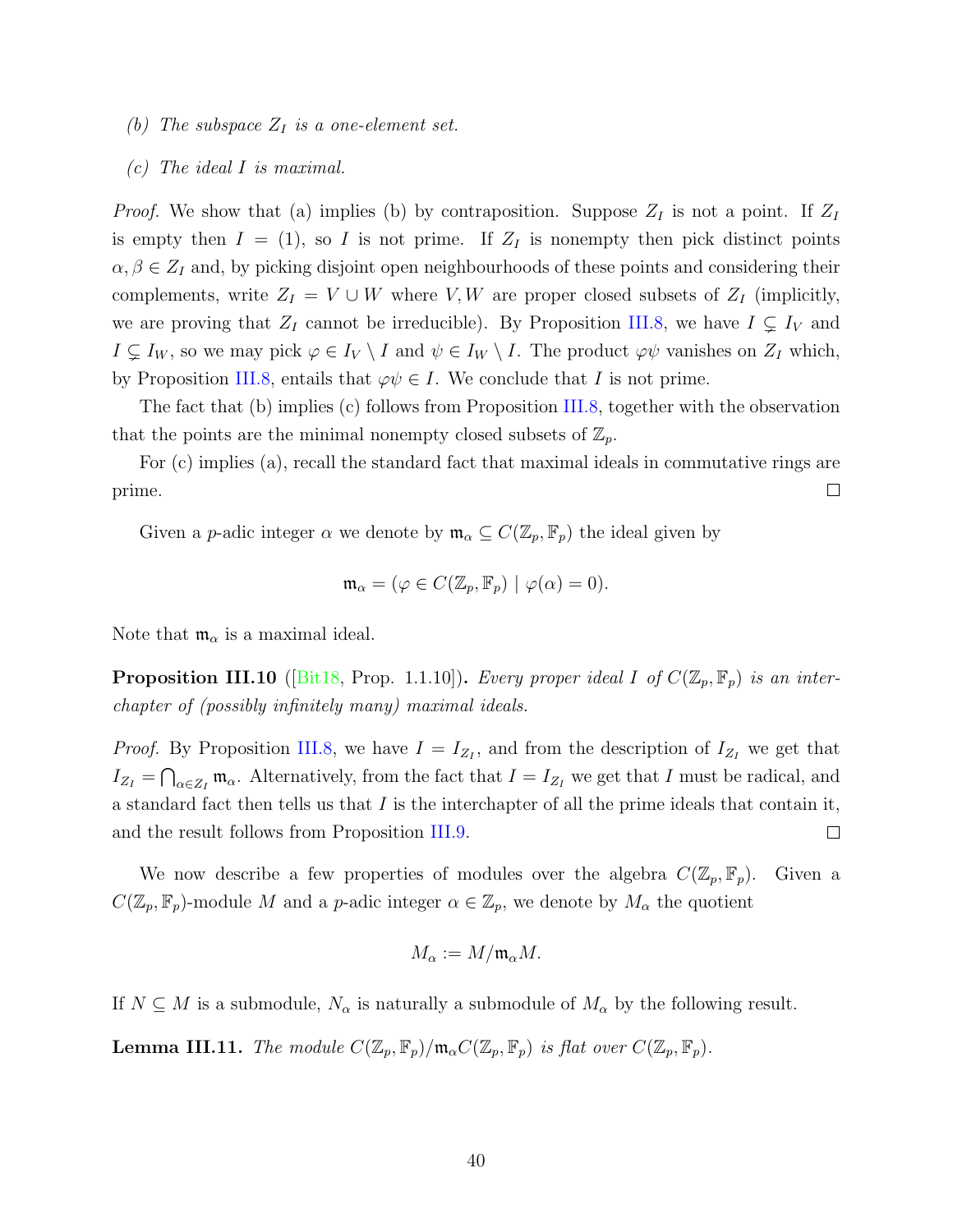*(b) The subspace $Z_I$ is a one-element set.*

*(c) The ideal $I$ is maximal.*

*Proof.* We show that (a) implies (b) by contraposition. Suppose $Z_I$ is not a point. If $Z_I$ is empty then $I = (1)$, so $I$ is not prime. If $Z_I$ is nonempty then pick distinct points $\alpha, \beta \in Z_I$ and, by picking disjoint open neighbourhoods of these points and considering their complements, write $Z_I = V \cup W$ where $V, W$ are proper closed subsets of $Z_I$ (implicitly, we are proving that $Z_I$ cannot be irreducible). By Proposition III.8, we have $I \subsetneq I_V$ and $I \subsetneq I_W$, so we may pick $\varphi \in I_V \setminus I$ and $\psi \in I_W \setminus I$. The product $\varphi\psi$ vanishes on $Z_I$ which, by Proposition III.8, entails that $\varphi\psi \in I$. We conclude that $I$ is not prime.

The fact that (b) implies (c) follows from Proposition III.8, together with the observation that the points are the minimal nonempty closed subsets of $\mathbb{Z}_p$.

For (c) implies (a), recall the standard fact that maximal ideals in commutative rings are prime. $\square$

Given a $p$-adic integer $\alpha$ we denote by $\mathfrak{m}_\alpha \subseteq C(\mathbb{Z}_p, \mathbb{F}_p)$ the ideal given by

$$\mathfrak{m}_\alpha = (\varphi \in C(\mathbb{Z}_p, \mathbb{F}_p) \mid \varphi(\alpha) = 0).$$

Note that $\mathfrak{m}_\alpha$ is a maximal ideal.

**Proposition III.10** ([Bit18, Prop. 1.1.10])**.** *Every proper ideal $I$ of $C(\mathbb{Z}_p, \mathbb{F}_p)$ is an interchapter of (possibly infinitely many) maximal ideals.*

*Proof.* By Proposition III.8, we have $I = I_{Z_I}$, and from the description of $I_{Z_I}$ we get that $I_{Z_I} = \bigcap_{\alpha \in Z_I} \mathfrak{m}_\alpha$. Alternatively, from the fact that $I = I_{Z_I}$ we get that $I$ must be radical, and a standard fact then tells us that $I$ is the interchapter of all the prime ideals that contain it, and the result follows from Proposition III.9. $\square$

We now describe a few properties of modules over the algebra $C(\mathbb{Z}_p, \mathbb{F}_p)$. Given a $C(\mathbb{Z}_p, \mathbb{F}_p)$-module $M$ and a $p$-adic integer $\alpha \in \mathbb{Z}_p$, we denote by $M_\alpha$ the quotient

$$M_\alpha := M/\mathfrak{m}_\alpha M.$$

If $N \subseteq M$ is a submodule, $N_\alpha$ is naturally a submodule of $M_\alpha$ by the following result.

**Lemma III.11.** *The module $C(\mathbb{Z}_p, \mathbb{F}_p)/\mathfrak{m}_\alpha C(\mathbb{Z}_p, \mathbb{F}_p)$ is flat over $C(\mathbb{Z}_p, \mathbb{F}_p)$.*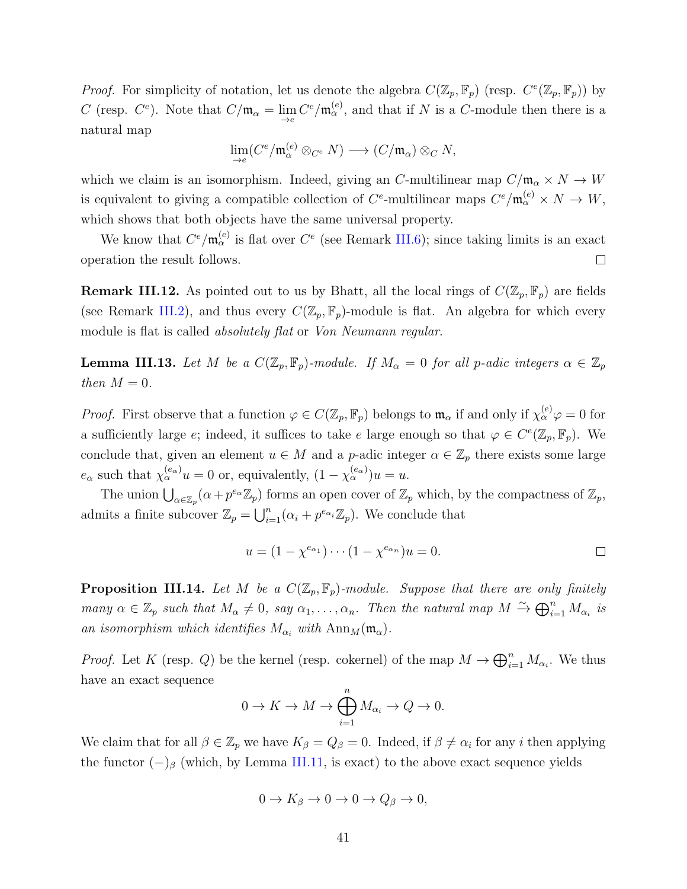*Proof.* For simplicity of notation, let us denote the algebra $C(\mathbb{Z}_p, \mathbb{F}_p)$ (resp. $C^e(\mathbb{Z}_p, \mathbb{F}_p)$) by $C$ (resp. $C^e$). Note that $C/\mathfrak{m}_\alpha = \varinjlim_e C^e/\mathfrak{m}_\alpha^{(e)}$, and that if $N$ is a $C$-module then there is a natural map

$$\varinjlim_e (C^e/\mathfrak{m}_\alpha^{(e)} \otimes_{C^e} N) \longrightarrow (C/\mathfrak{m}_\alpha) \otimes_C N,$$

which we claim is an isomorphism. Indeed, giving an $C$-multilinear map $C/\mathfrak{m}_\alpha \times N \to W$ is equivalent to giving a compatible collection of $C^e$-multilinear maps $C^e/\mathfrak{m}_\alpha^{(e)} \times N \to W$, which shows that both objects have the same universal property.

We know that $C^e/\mathfrak{m}_\alpha^{(e)}$ is flat over $C^e$ (see Remark III.6); since taking limits is an exact operation the result follows. □

**Remark III.12.** As pointed out to us by Bhatt, all the local rings of $C(\mathbb{Z}_p, \mathbb{F}_p)$ are fields (see Remark III.2), and thus every $C(\mathbb{Z}_p, \mathbb{F}_p)$-module is flat. An algebra for which every module is flat is called *absolutely flat* or *Von Neumann regular*.

**Lemma III.13.** *Let $M$ be a $C(\mathbb{Z}_p, \mathbb{F}_p)$-module. If $M_\alpha = 0$ for all p-adic integers $\alpha \in \mathbb{Z}_p$ then $M = 0$.*

*Proof.* First observe that a function $\varphi \in C(\mathbb{Z}_p, \mathbb{F}_p)$ belongs to $\mathfrak{m}_\alpha$ if and only if $\chi_\alpha^{(e)}\varphi = 0$ for a sufficiently large $e$; indeed, it suffices to take $e$ large enough so that $\varphi \in C^e(\mathbb{Z}_p, \mathbb{F}_p)$. We conclude that, given an element $u \in M$ and a $p$-adic integer $\alpha \in \mathbb{Z}_p$ there exists some large $e_\alpha$ such that $\chi_\alpha^{(e_\alpha)} u = 0$ or, equivalently, $(1 - \chi_\alpha^{(e_\alpha)})u = u$.

The union $\bigcup_{\alpha \in \mathbb{Z}_p} (\alpha + p^{e_\alpha}\mathbb{Z}_p)$ forms an open cover of $\mathbb{Z}_p$ which, by the compactness of $\mathbb{Z}_p$, admits a finite subcover $\mathbb{Z}_p = \bigcup_{i=1}^n (\alpha_i + p^{e_{\alpha_i}}\mathbb{Z}_p)$. We conclude that

$$u = (1 - \chi^{e_{\alpha_1}}) \cdots (1 - \chi^{e_{\alpha_n}})u = 0.$$ □

**Proposition III.14.** *Let $M$ be a $C(\mathbb{Z}_p, \mathbb{F}_p)$-module. Suppose that there are only finitely many $\alpha \in \mathbb{Z}_p$ such that $M_\alpha \neq 0$, say $\alpha_1, \ldots, \alpha_n$. Then the natural map $M \xrightarrow{\sim} \bigoplus_{i=1}^n M_{\alpha_i}$ is an isomorphism which identifies $M_{\alpha_i}$ with $\operatorname{Ann}_M(\mathfrak{m}_\alpha)$.*

*Proof.* Let $K$ (resp. $Q$) be the kernel (resp. cokernel) of the map $M \to \bigoplus_{i=1}^n M_{\alpha_i}$. We thus have an exact sequence

$$0 \to K \to M \to \bigoplus_{i=1}^n M_{\alpha_i} \to Q \to 0.$$

We claim that for all $\beta \in \mathbb{Z}_p$ we have $K_\beta = Q_\beta = 0$. Indeed, if $\beta \neq \alpha_i$ for any $i$ then applying the functor $(-)_\beta$ (which, by Lemma III.11, is exact) to the above exact sequence yields

$$0 \to K_\beta \to 0 \to 0 \to Q_\beta \to 0,$$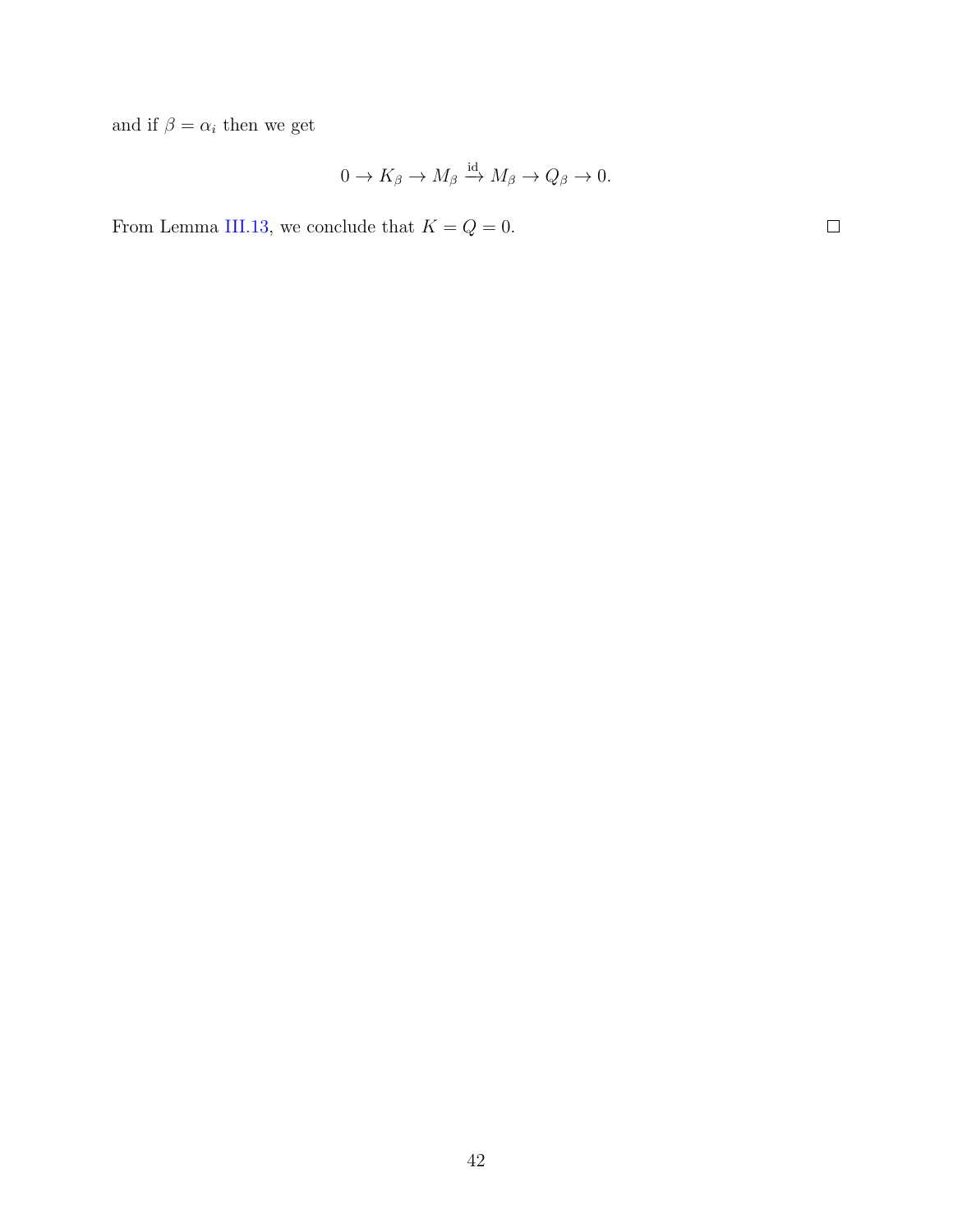and if $\beta = \alpha_i$ then we get

$$0 \to K_\beta \to M_\beta \xrightarrow{\text{id}} M_\beta \to Q_\beta \to 0.$$

From Lemma III.13, we conclude that $K = Q = 0$. $\square$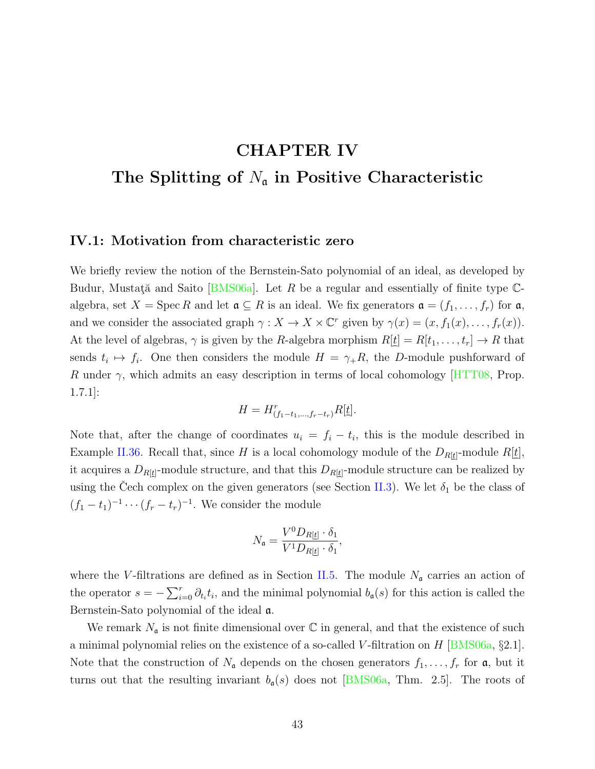# CHAPTER IV

# The Splitting of $N_{\mathfrak{a}}$ in Positive Characteristic

## IV.1: Motivation from characteristic zero

We briefly review the notion of the Bernstein-Sato polynomial of an ideal, as developed by Budur, Mustaţă and Saito [BMS06a]. Let $R$ be a regular and essentially of finite type $\mathbb{C}$-algebra, set $X = \operatorname{Spec} R$ and let $\mathfrak{a} \subseteq R$ is an ideal. We fix generators $\mathfrak{a} = (f_1, \dots, f_r)$ for $\mathfrak{a}$, and we consider the associated graph $\gamma : X \to X \times \mathbb{C}^r$ given by $\gamma(x) = (x, f_1(x), \dots, f_r(x))$. At the level of algebras, $\gamma$ is given by the $R$-algebra morphism $R[\underline{t}] = R[t_1, \dots, t_r] \to R$ that sends $t_i \mapsto f_i$. One then considers the module $H = \gamma_+ R$, the $D$-module pushforward of $R$ under $\gamma$, which admits an easy description in terms of local cohomology [HTT08, Prop. 1.7.1]:

$$H = H^r_{(f_1 - t_1, \dots, f_r - t_r)} R[\underline{t}].$$

Note that, after the change of coordinates $u_i = f_i - t_i$, this is the module described in Example II.36. Recall that, since $H$ is a local cohomology module of the $D_{R[\underline{t}]}$-module $R[\underline{t}]$, it acquires a $D_{R[\underline{t}]}$-module structure, and that this $D_{R[\underline{t}]}$-module structure can be realized by using the Čech complex on the given generators (see Section II.3). We let $\delta_1$ be the class of $(f_1 - t_1)^{-1} \cdots (f_r - t_r)^{-1}$. We consider the module

$$N_{\mathfrak{a}} = \frac{V^0 D_{R[\underline{t}]} \cdot \delta_1}{V^1 D_{R[\underline{t}]} \cdot \delta_1},$$

where the $V$-filtrations are defined as in Section II.5. The module $N_{\mathfrak{a}}$ carries an action of the operator $s = -\sum_{i=0}^r \partial_{t_i} t_i$, and the minimal polynomial $b_{\mathfrak{a}}(s)$ for this action is called the Bernstein-Sato polynomial of the ideal $\mathfrak{a}$.

We remark $N_{\mathfrak{a}}$ is not finite dimensional over $\mathbb{C}$ in general, and that the existence of such a minimal polynomial relies on the existence of a so-called $V$-filtration on $H$ [BMS06a, §2.1]. Note that the construction of $N_{\mathfrak{a}}$ depends on the chosen generators $f_1, \dots, f_r$ for $\mathfrak{a}$, but it turns out that the resulting invariant $b_{\mathfrak{a}}(s)$ does not [BMS06a, Thm. 2.5]. The roots of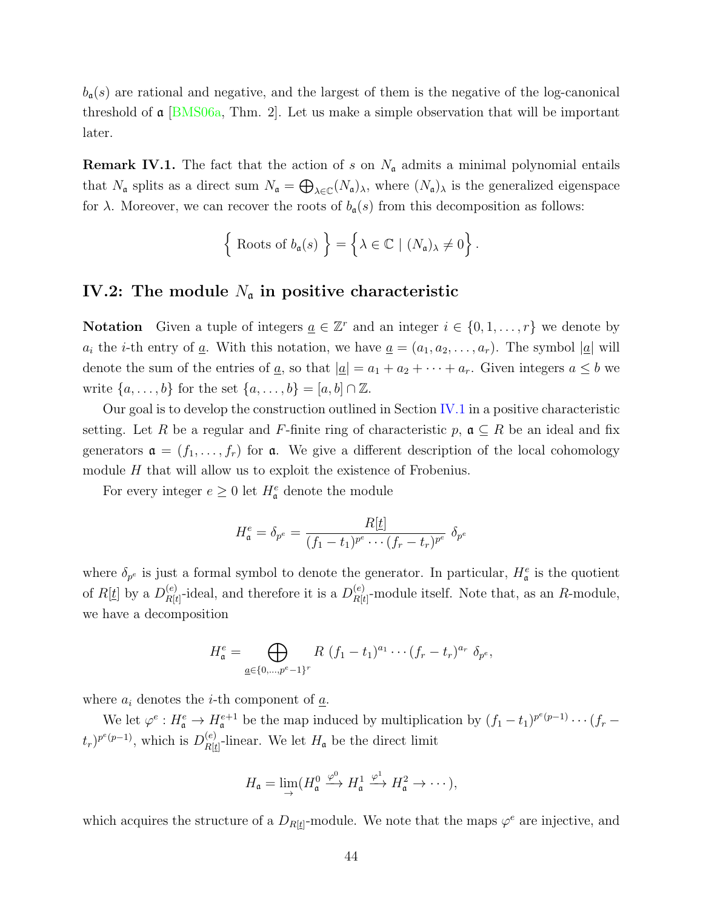$b_{\mathfrak{a}}(s)$ are rational and negative, and the largest of them is the negative of the log-canonical threshold of $\mathfrak{a}$ [BMS06a, Thm. 2]. Let us make a simple observation that will be important later.

**Remark IV.1.** The fact that the action of $s$ on $N_{\mathfrak{a}}$ admits a minimal polynomial entails that $N_{\mathfrak{a}}$ splits as a direct sum $N_{\mathfrak{a}} = \bigoplus_{\lambda \in \mathbb{C}} (N_{\mathfrak{a}})_\lambda$, where $(N_{\mathfrak{a}})_\lambda$ is the generalized eigenspace for $\lambda$. Moreover, we can recover the roots of $b_{\mathfrak{a}}(s)$ from this decomposition as follows:

$$\left\{ \text{ Roots of } b_{\mathfrak{a}}(s) \right\} = \left\{ \lambda \in \mathbb{C} \mid (N_{\mathfrak{a}})_\lambda \neq 0 \right\}.$$

## IV.2: The module $N_{\mathfrak{a}}$ in positive characteristic

**Notation** Given a tuple of integers $\underline{a} \in \mathbb{Z}^r$ and an integer $i \in \{0, 1, \dots, r\}$ we denote by $a_i$ the $i$-th entry of $\underline{a}$. With this notation, we have $\underline{a} = (a_1, a_2, \dots, a_r)$. The symbol $|\underline{a}|$ will denote the sum of the entries of $\underline{a}$, so that $|\underline{a}| = a_1 + a_2 + \dots + a_r$. Given integers $a \leq b$ we write $\{a, \dots, b\}$ for the set $\{a, \dots, b\} = [a, b] \cap \mathbb{Z}$.

Our goal is to develop the construction outlined in Section IV.1 in a positive characteristic setting. Let $R$ be a regular and $F$-finite ring of characteristic $p$, $\mathfrak{a} \subseteq R$ be an ideal and fix generators $\mathfrak{a} = (f_1, \dots, f_r)$ for $\mathfrak{a}$. We give a different description of the local cohomology module $H$ that will allow us to exploit the existence of Frobenius.

For every integer $e \geq 0$ let $H^e_{\mathfrak{a}}$ denote the module

$$H^e_{\mathfrak{a}} = \delta_{p^e} = \frac{R[\underline{t}]}{(f_1 - t_1)^{p^e} \cdots (f_r - t_r)^{p^e}} \; \delta_{p^e}$$

where $\delta_{p^e}$ is just a formal symbol to denote the generator. In particular, $H^e_{\mathfrak{a}}$ is the quotient of $R[\underline{t}]$ by a $D^{(e)}_{R[\underline{t}]}$-ideal, and therefore it is a $D^{(e)}_{R[\underline{t}]}$-module itself. Note that, as an $R$-module, we have a decomposition

$$H^e_{\mathfrak{a}} = \bigoplus_{\underline{a} \in \{0, \dots, p^e - 1\}^r} R \; (f_1 - t_1)^{a_1} \cdots (f_r - t_r)^{a_r} \; \delta_{p^e},$$

where $a_i$ denotes the $i$-th component of $\underline{a}$.

We let $\varphi^e : H^e_{\mathfrak{a}} \to H^{e+1}_{\mathfrak{a}}$ be the map induced by multiplication by $(f_1 - t_1)^{p^e(p-1)} \cdots (f_r - t_r)^{p^e(p-1)}$, which is $D^{(e)}_{R[\underline{t}]}$-linear. We let $H_{\mathfrak{a}}$ be the direct limit

$$H_{\mathfrak{a}} = \lim_{\rightarrow} (H^0_{\mathfrak{a}} \xrightarrow{\varphi^0} H^1_{\mathfrak{a}} \xrightarrow{\varphi^1} H^2_{\mathfrak{a}} \to \cdots),$$

which acquires the structure of a $D_{R[\underline{t}]}$-module. We note that the maps $\varphi^e$ are injective, and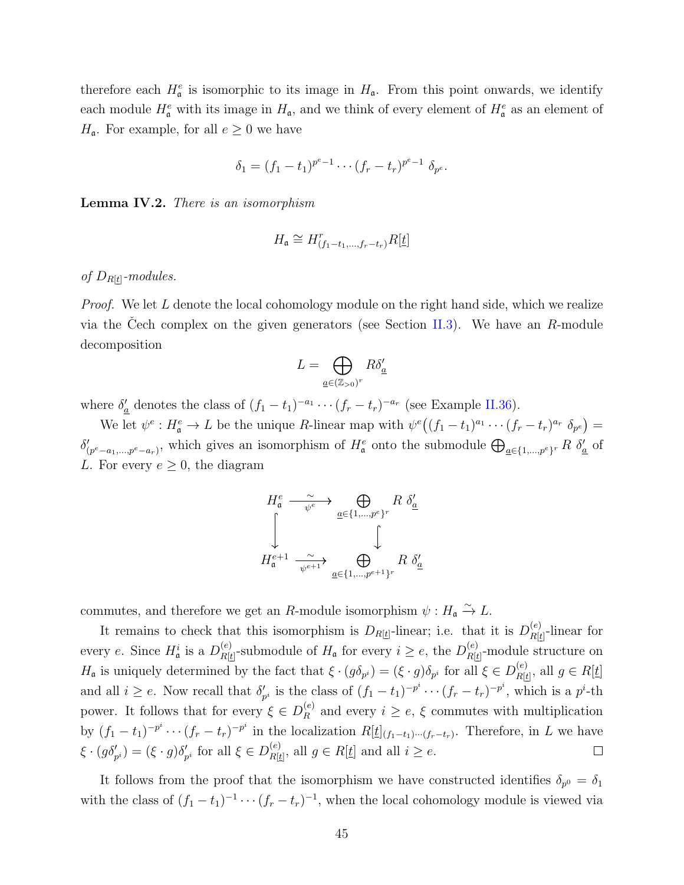therefore each $H^e_{\mathfrak{a}}$ is isomorphic to its image in $H_{\mathfrak{a}}$. From this point onwards, we identify each module $H^e_{\mathfrak{a}}$ with its image in $H_{\mathfrak{a}}$, and we think of every element of $H^e_{\mathfrak{a}}$ as an element of $H_{\mathfrak{a}}$. For example, for all $e \geq 0$ we have

$$\delta_1 = (f_1 - t_1)^{p^e - 1} \cdots (f_r - t_r)^{p^e - 1}\ \delta_{p^e}.$$

**Lemma IV.2.** *There is an isomorphism*

$$H_{\mathfrak{a}} \cong H^r_{(f_1 - t_1, \dots, f_r - t_r)} R[\underline{t}]$$

*of $D_{R[\underline{t}]}$-modules.*

*Proof.* We let $L$ denote the local cohomology module on the right hand side, which we realize via the Čech complex on the given generators (see Section II.3). We have an $R$-module decomposition

$$L = \bigoplus_{\underline{a} \in (\mathbb{Z}_{>0})^r} R \delta'_{\underline{a}}$$

where $\delta'_{\underline{a}}$ denotes the class of $(f_1 - t_1)^{-a_1} \cdots (f_r - t_r)^{-a_r}$ (see Example II.36).

We let $\psi^e : H^e_{\mathfrak{a}} \to L$ be the unique $R$-linear map with $\psi^e\big((f_1 - t_1)^{a_1} \cdots (f_r - t_r)^{a_r}\ \delta_{p^e}\big) = \delta'_{(p^e - a_1, \dots, p^e - a_r)}$, which gives an isomorphism of $H^e_{\mathfrak{a}}$ onto the submodule $\bigoplus_{\underline{a} \in \{1, \dots, p^e\}^r} R\ \delta'_{\underline{a}}$ of $L$. For every $e \geq 0$, the diagram

$$\begin{array}{ccc}
H^e_{\mathfrak{a}} & \xrightarrow[\psi^e]{\sim} & \bigoplus_{\underline{a} \in \{1, \dots, p^e\}^r} R\ \delta'_{\underline{a}} \\
\big\downarrow & & \big\downarrow \\
H^{e+1}_{\mathfrak{a}} & \xrightarrow[\psi^{e+1}]{\sim} & \bigoplus_{\underline{a} \in \{1, \dots, p^{e+1}\}^r} R\ \delta'_{\underline{a}}
\end{array}$$

commutes, and therefore we get an $R$-module isomorphism $\psi : H_{\mathfrak{a}} \xrightarrow{\sim} L$.

It remains to check that this isomorphism is $D_{R[\underline{t}]}$-linear; i.e. that it is $D^{(e)}_{R[\underline{t}]}$-linear for every $e$. Since $H^i_{\mathfrak{a}}$ is a $D^{(e)}_{R[\underline{t}]}$-submodule of $H_{\mathfrak{a}}$ for every $i \geq e$, the $D^{(e)}_{R[\underline{t}]}$-module structure on $H_{\mathfrak{a}}$ is uniquely determined by the fact that $\xi \cdot (g \delta_{p^i}) = (\xi \cdot g) \delta_{p^i}$ for all $\xi \in D^{(e)}_{R[\underline{t}]}$, all $g \in R[\underline{t}]$ and all $i \geq e$. Now recall that $\delta'_{p^i}$ is the class of $(f_1 - t_1)^{-p^i} \cdots (f_r - t_r)^{-p^i}$, which is a $p^i$-th power. It follows that for every $\xi \in D^{(e)}_R$ and every $i \geq e$, $\xi$ commutes with multiplication by $(f_1 - t_1)^{-p^i} \cdots (f_r - t_r)^{-p^i}$ in the localization $R[\underline{t}]_{(f_1 - t_1) \cdots (f_r - t_r)}$. Therefore, in $L$ we have $\xi \cdot (g \delta'_{p^i}) = (\xi \cdot g) \delta'_{p^i}$ for all $\xi \in D^{(e)}_{R[\underline{t}]}$, all $g \in R[\underline{t}]$ and all $i \geq e$. $\square$

It follows from the proof that the isomorphism we have constructed identifies $\delta_{p^0} = \delta_1$ with the class of $(f_1 - t_1)^{-1} \cdots (f_r - t_r)^{-1}$, when the local cohomology module is viewed via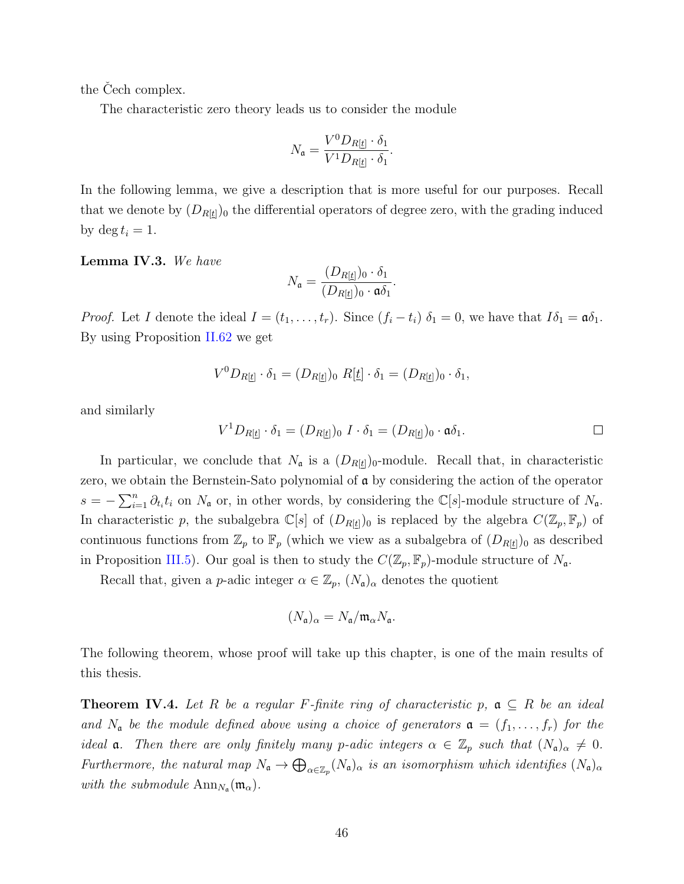the Čech complex.

The characteristic zero theory leads us to consider the module

$$N_{\mathfrak{a}} = \frac{V^0 D_{R[\underline{t}]} \cdot \delta_1}{V^1 D_{R[\underline{t}]} \cdot \delta_1}.$$

In the following lemma, we give a description that is more useful for our purposes. Recall that we denote by $(D_{R[\underline{t}]})_0$ the differential operators of degree zero, with the grading induced by $\deg t_i = 1$.

**Lemma IV.3.** *We have*

$$N_{\mathfrak{a}} = \frac{(D_{R[\underline{t}]})_0 \cdot \delta_1}{(D_{R[\underline{t}]})_0 \cdot \mathfrak{a}\delta_1}.$$

*Proof.* Let $I$ denote the ideal $I = (t_1, \dots, t_r)$. Since $(f_i - t_i)\ \delta_1 = 0$, we have that $I\delta_1 = \mathfrak{a}\delta_1$. By using Proposition II.62 we get

$$V^0 D_{R[\underline{t}]} \cdot \delta_1 = (D_{R[\underline{t}]})_0\ R[\underline{t}] \cdot \delta_1 = (D_{R[\underline{t}]})_0 \cdot \delta_1,$$

and similarly

$$V^1 D_{R[\underline{t}]} \cdot \delta_1 = (D_{R[\underline{t}]})_0\ I \cdot \delta_1 = (D_{R[\underline{t}]})_0 \cdot \mathfrak{a}\delta_1.$$

□

In particular, we conclude that $N_{\mathfrak{a}}$ is a $(D_{R[\underline{t}]})_0$-module. Recall that, in characteristic zero, we obtain the Bernstein-Sato polynomial of $\mathfrak{a}$ by considering the action of the operator $s = -\sum_{i=1}^n \partial_{t_i} t_i$ on $N_{\mathfrak{a}}$ or, in other words, by considering the $\mathbb{C}[s]$-module structure of $N_{\mathfrak{a}}$. In characteristic $p$, the subalgebra $\mathbb{C}[s]$ of $(D_{R[\underline{t}]})_0$ is replaced by the algebra $C(\mathbb{Z}_p, \mathbb{F}_p)$ of continuous functions from $\mathbb{Z}_p$ to $\mathbb{F}_p$ (which we view as a subalgebra of $(D_{R[\underline{t}]})_0$ as described in Proposition III.5). Our goal is then to study the $C(\mathbb{Z}_p, \mathbb{F}_p)$-module structure of $N_{\mathfrak{a}}$.

Recall that, given a $p$-adic integer $\alpha \in \mathbb{Z}_p$, $(N_{\mathfrak{a}})_\alpha$ denotes the quotient

$$(N_{\mathfrak{a}})_\alpha = N_{\mathfrak{a}} / \mathfrak{m}_\alpha N_{\mathfrak{a}}.$$

The following theorem, whose proof will take up this chapter, is one of the main results of this thesis.

**Theorem IV.4.** *Let $R$ be a regular $F$-finite ring of characteristic $p$, $\mathfrak{a} \subseteq R$ be an ideal and $N_{\mathfrak{a}}$ be the module defined above using a choice of generators $\mathfrak{a} = (f_1, \dots, f_r)$ for the ideal $\mathfrak{a}$. Then there are only finitely many $p$-adic integers $\alpha \in \mathbb{Z}_p$ such that $(N_{\mathfrak{a}})_\alpha \neq 0$. Furthermore, the natural map $N_{\mathfrak{a}} \to \bigoplus_{\alpha \in \mathbb{Z}_p} (N_{\mathfrak{a}})_\alpha$ is an isomorphism which identifies $(N_{\mathfrak{a}})_\alpha$ with the submodule $\mathrm{Ann}_{N_{\mathfrak{a}}}(\mathfrak{m}_\alpha)$.*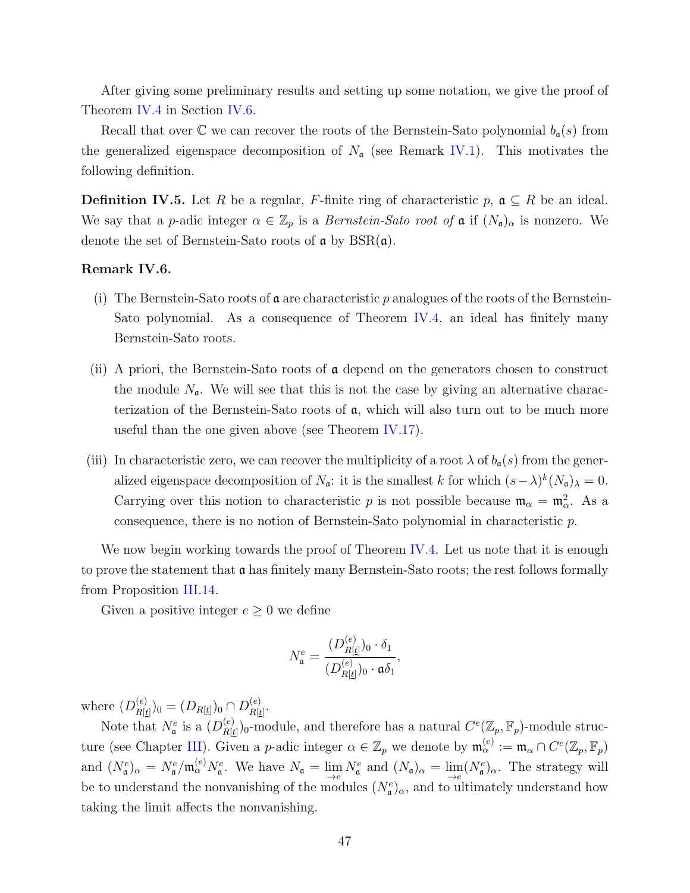After giving some preliminary results and setting up some notation, we give the proof of Theorem IV.4 in Section IV.6.

Recall that over $\mathbb{C}$ we can recover the roots of the Bernstein-Sato polynomial $b_{\mathfrak{a}}(s)$ from the generalized eigenspace decomposition of $N_{\mathfrak{a}}$ (see Remark IV.1). This motivates the following definition.

**Definition IV.5.** Let $R$ be a regular, $F$-finite ring of characteristic $p$, $\mathfrak{a} \subseteq R$ be an ideal. We say that a $p$-adic integer $\alpha \in \mathbb{Z}_p$ is a *Bernstein-Sato root of* $\mathfrak{a}$ if $(N_{\mathfrak{a}})_\alpha$ is nonzero. We denote the set of Bernstein-Sato roots of $\mathfrak{a}$ by $\mathrm{BSR}(\mathfrak{a})$.

**Remark IV.6.**

(i) The Bernstein-Sato roots of $\mathfrak{a}$ are characteristic $p$ analogues of the roots of the Bernstein-Sato polynomial. As a consequence of Theorem IV.4, an ideal has finitely many Bernstein-Sato roots.

(ii) A priori, the Bernstein-Sato roots of $\mathfrak{a}$ depend on the generators chosen to construct the module $N_{\mathfrak{a}}$. We will see that this is not the case by giving an alternative characterization of the Bernstein-Sato roots of $\mathfrak{a}$, which will also turn out to be much more useful than the one given above (see Theorem IV.17).

(iii) In characteristic zero, we can recover the multiplicity of a root $\lambda$ of $b_{\mathfrak{a}}(s)$ from the generalized eigenspace decomposition of $N_{\mathfrak{a}}$: it is the smallest $k$ for which $(s-\lambda)^k (N_{\mathfrak{a}})_\lambda = 0$. Carrying over this notion to characteristic $p$ is not possible because $\mathfrak{m}_\alpha = \mathfrak{m}_\alpha^2$. As a consequence, there is no notion of Bernstein-Sato polynomial in characteristic $p$.

We now begin working towards the proof of Theorem IV.4. Let us note that it is enough to prove the statement that $\mathfrak{a}$ has finitely many Bernstein-Sato roots; the rest follows formally from Proposition III.14.

Given a positive integer $e \geq 0$ we define

$$N_{\mathfrak{a}}^e = \frac{(D_{R[\underline{t}]}^{(e)})_0 \cdot \delta_1}{(D_{R[\underline{t}]}^{(e)})_0 \cdot \mathfrak{a}\delta_1},$$

where $(D_{R[\underline{t}]}^{(e)})_0 = (D_{R[\underline{t}]})_0 \cap D_{R[\underline{t}]}^{(e)}$.

Note that $N_{\mathfrak{a}}^e$ is a $(D_{R[\underline{t}]}^{(e)})_0$-module, and therefore has a natural $C^e(\mathbb{Z}_p, \mathbb{F}_p)$-module structure (see Chapter III). Given a $p$-adic integer $\alpha \in \mathbb{Z}_p$ we denote by $\mathfrak{m}_\alpha^{(e)} := \mathfrak{m}_\alpha \cap C^e(\mathbb{Z}_p, \mathbb{F}_p)$ and $(N_{\mathfrak{a}}^e)_\alpha = N_{\mathfrak{a}}^e / \mathfrak{m}_\alpha^{(e)} N_{\mathfrak{a}}^e$. We have $N_{\mathfrak{a}} = \varinjlim_e N_{\mathfrak{a}}^e$ and $(N_{\mathfrak{a}})_\alpha = \varinjlim_e (N_{\mathfrak{a}}^e)_\alpha$. The strategy will be to understand the nonvanishing of the modules $(N_{\mathfrak{a}}^e)_\alpha$, and to ultimately understand how taking the limit affects the nonvanishing.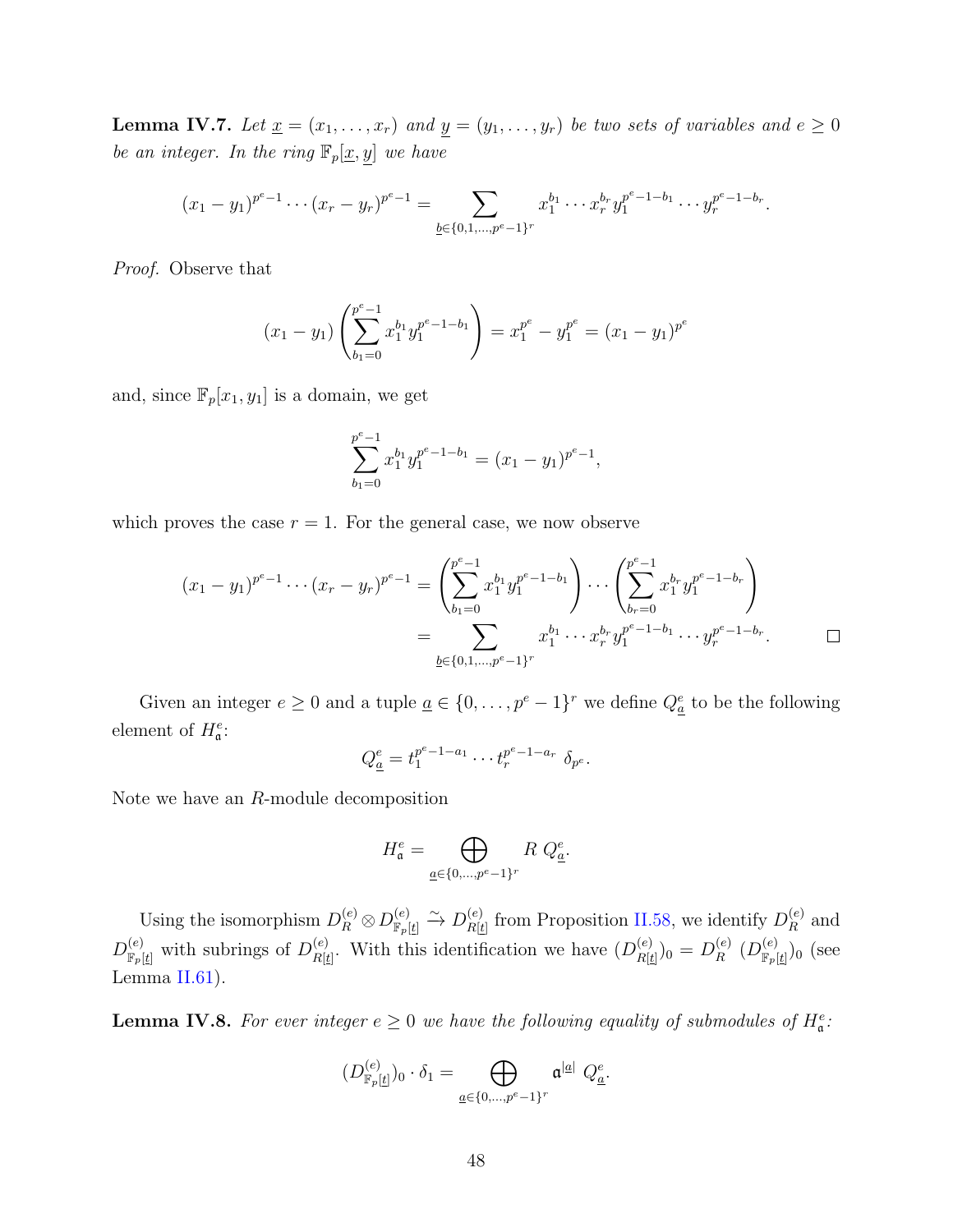**Lemma IV.7.** *Let $\underline{x} = (x_1, \ldots, x_r)$ and $\underline{y} = (y_1, \ldots, y_r)$ be two sets of variables and $e \geq 0$ be an integer. In the ring $\mathbb{F}_p[\underline{x}, \underline{y}]$ we have*

$$(x_1 - y_1)^{p^e-1} \cdots (x_r - y_r)^{p^e-1} = \sum_{\underline{b} \in \{0,1,\ldots,p^e-1\}^r} x_1^{b_1} \cdots x_r^{b_r} y_1^{p^e-1-b_1} \cdots y_r^{p^e-1-b_r}.$$

*Proof.* Observe that

$$(x_1 - y_1) \left( \sum_{b_1=0}^{p^e-1} x_1^{b_1} y_1^{p^e-1-b_1} \right) = x_1^{p^e} - y_1^{p^e} = (x_1 - y_1)^{p^e}$$

and, since $\mathbb{F}_p[x_1, y_1]$ is a domain, we get

$$\sum_{b_1=0}^{p^e-1} x_1^{b_1} y_1^{p^e-1-b_1} = (x_1 - y_1)^{p^e-1},$$

which proves the case $r = 1$. For the general case, we now observe

$$\begin{aligned}(x_1 - y_1)^{p^e-1} \cdots (x_r - y_r)^{p^e-1} &= \left( \sum_{b_1=0}^{p^e-1} x_1^{b_1} y_1^{p^e-1-b_1} \right) \cdots \left( \sum_{b_r=0}^{p^e-1} x_1^{b_r} y_1^{p^e-1-b_r} \right) \\ &= \sum_{\underline{b} \in \{0,1,\ldots,p^e-1\}^r} x_1^{b_1} \cdots x_r^{b_r} y_1^{p^e-1-b_1} \cdots y_r^{p^e-1-b_r}.\end{aligned}$$

□

Given an integer $e \geq 0$ and a tuple $\underline{a} \in \{0, \ldots, p^e - 1\}^r$ we define $Q^e_{\underline{a}}$ to be the following element of $H^e_{\mathfrak{a}}$:

$$Q^e_{\underline{a}} = t_1^{p^e-1-a_1} \cdots t_r^{p^e-1-a_r} \; \delta_{p^e}.$$

Note we have an $R$-module decomposition

$$H^e_{\mathfrak{a}} = \bigoplus_{\underline{a} \in \{0,\ldots,p^e-1\}^r} R \; Q^e_{\underline{a}}.$$

Using the isomorphism $D^{(e)}_R \otimes D^{(e)}_{\mathbb{F}_p[\underline{t}]} \xrightarrow{\sim} D^{(e)}_{R[\underline{t}]}$ from Proposition II.58, we identify $D^{(e)}_R$ and $D^{(e)}_{\mathbb{F}_p[\underline{t}]}$ with subrings of $D^{(e)}_{R[\underline{t}]}$. With this identification we have $(D^{(e)}_{R[\underline{t}]})_0 = D^{(e)}_R \; (D^{(e)}_{\mathbb{F}_p[\underline{t}]})_0$ (see Lemma II.61).

**Lemma IV.8.** *For ever integer $e \geq 0$ we have the following equality of submodules of $H^e_{\mathfrak{a}}$:*

$$(D^{(e)}_{\mathbb{F}_p[\underline{t}]})_0 \cdot \delta_1 = \bigoplus_{\underline{a} \in \{0,\ldots,p^e-1\}^r} \mathfrak{a}^{|\underline{a}|} \; Q^e_{\underline{a}}.$$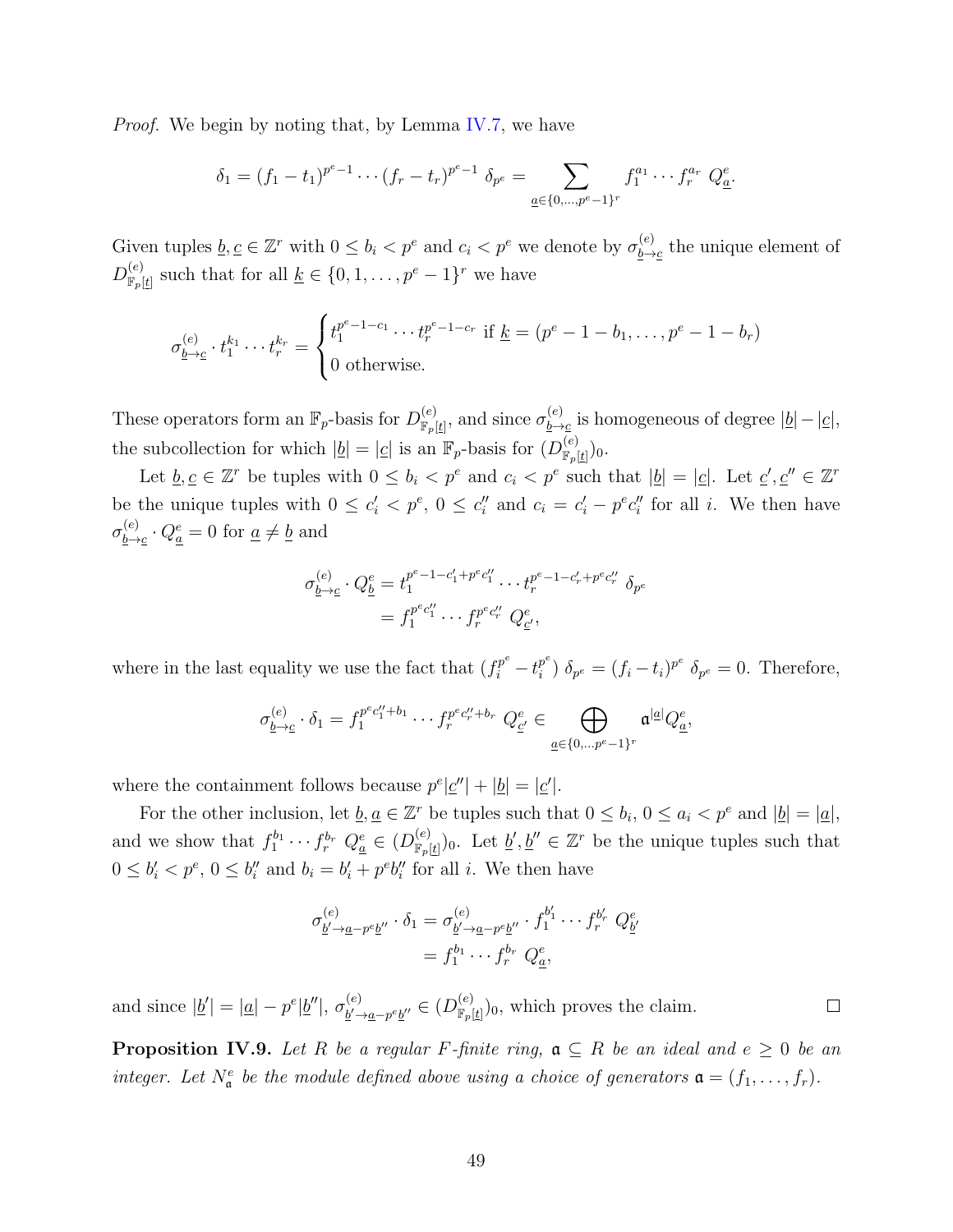*Proof.* We begin by noting that, by Lemma IV.7, we have

$$\delta_1 = (f_1 - t_1)^{p^e-1} \cdots (f_r - t_r)^{p^e-1} \; \delta_{p^e} = \sum_{\underline{a} \in \{0,\ldots,p^e-1\}^r} f_1^{a_1} \cdots f_r^{a_r} \; Q^e_{\underline{a}}.$$

Given tuples $\underline{b}, \underline{c} \in \mathbb{Z}^r$ with $0 \le b_i < p^e$ and $c_i < p^e$ we denote by $\sigma^{(e)}_{\underline{b} \to \underline{c}}$ the unique element of $D^{(e)}_{\mathbb{F}_p[\underline{t}]}$ such that for all $\underline{k} \in \{0, 1, \ldots, p^e - 1\}^r$ we have

$$\sigma^{(e)}_{\underline{b} \to \underline{c}} \cdot t_1^{k_1} \cdots t_r^{k_r} = \begin{cases} t_1^{p^e-1-c_1} \cdots t_r^{p^e-1-c_r} \text{ if } \underline{k} = (p^e - 1 - b_1, \ldots, p^e - 1 - b_r) \\ 0 \text{ otherwise.} \end{cases}$$

These operators form an $\mathbb{F}_p$-basis for $D^{(e)}_{\mathbb{F}_p[\underline{t}]}$, and since $\sigma^{(e)}_{\underline{b} \to \underline{c}}$ is homogeneous of degree $|\underline{b}| - |\underline{c}|$, the subcollection for which $|\underline{b}| = |\underline{c}|$ is an $\mathbb{F}_p$-basis for $(D^{(e)}_{\mathbb{F}_p[\underline{t}]})_0$.

Let $\underline{b}, \underline{c} \in \mathbb{Z}^r$ be tuples with $0 \le b_i < p^e$ and $c_i < p^e$ such that $|\underline{b}| = |\underline{c}|$. Let $\underline{c}', \underline{c}'' \in \mathbb{Z}^r$ be the unique tuples with $0 \le c'_i < p^e$, $0 \le c''_i$ and $c_i = c'_i - p^e c''_i$ for all $i$. We then have $\sigma^{(e)}_{\underline{b} \to \underline{c}} \cdot Q^e_{\underline{a}} = 0$ for $\underline{a} \neq \underline{b}$ and

$$\begin{aligned} \sigma^{(e)}_{\underline{b} \to \underline{c}} \cdot Q^e_{\underline{b}} &= t_1^{p^e-1-c'_1+p^e c''_1} \cdots t_r^{p^e-1-c'_r+p^e c''_r} \; \delta_{p^e} \\ &= f_1^{p^e c''_1} \cdots f_r^{p^e c''_r} \; Q^e_{\underline{c}'}, \end{aligned}$$

where in the last equality we use the fact that $(f_i^{p^e} - t_i^{p^e}) \; \delta_{p^e} = (f_i - t_i)^{p^e} \; \delta_{p^e} = 0$. Therefore,

$$\sigma^{(e)}_{\underline{b} \to \underline{c}} \cdot \delta_1 = f_1^{p^e c''_1 + b_1} \cdots f_r^{p^e c''_r + b_r} \; Q^e_{\underline{c}'} \in \bigoplus_{\underline{a} \in \{0,\ldots p^e-1\}^r} \mathfrak{a}^{|\underline{a}|} Q^e_{\underline{a}},$$

where the containment follows because $p^e |\underline{c}''| + |\underline{b}| = |\underline{c}'|$.

For the other inclusion, let $\underline{b}, \underline{a} \in \mathbb{Z}^r$ be tuples such that $0 \le b_i$, $0 \le a_i < p^e$ and $|\underline{b}| = |\underline{a}|$, and we show that $f_1^{b_1} \cdots f_r^{b_r} \; Q^e_{\underline{a}} \in (D^{(e)}_{\mathbb{F}_p[\underline{t}]})_0$. Let $\underline{b}', \underline{b}'' \in \mathbb{Z}^r$ be the unique tuples such that $0 \le b'_i < p^e$, $0 \le b''_i$ and $b_i = b'_i + p^e b''_i$ for all $i$. We then have

$$\begin{aligned} \sigma^{(e)}_{\underline{b}' \to \underline{a} - p^e \underline{b}''} \cdot \delta_1 &= \sigma^{(e)}_{\underline{b}' \to \underline{a} - p^e \underline{b}''} \cdot f_1^{b'_1} \cdots f_r^{b'_r} \; Q^e_{\underline{b}'} \\ &= f_1^{b_1} \cdots f_r^{b_r} \; Q^e_{\underline{a}}, \end{aligned}$$

and since $|\underline{b}'| = |\underline{a}| - p^e |\underline{b}''|$, $\sigma^{(e)}_{\underline{b}' \to \underline{a} - p^e \underline{b}''} \in (D^{(e)}_{\mathbb{F}_p[\underline{t}]})_0$, which proves the claim. ∎

**Proposition IV.9.** *Let $R$ be a regular $F$-finite ring, $\mathfrak{a} \subseteq R$ be an ideal and $e \ge 0$ be an integer. Let $N^e_{\mathfrak{a}}$ be the module defined above using a choice of generators $\mathfrak{a} = (f_1, \ldots, f_r)$.*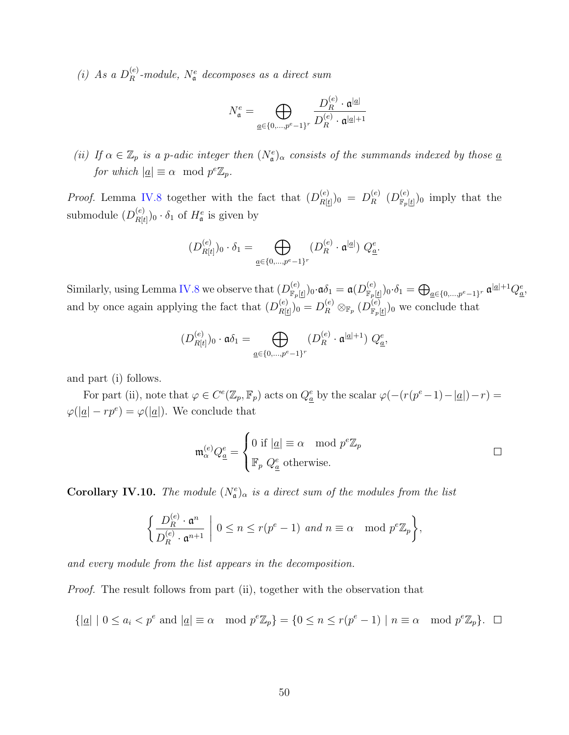*(i) As a $D_R^{(e)}$-module, $N_{\mathfrak{a}}^e$ decomposes as a direct sum*

$$N_{\mathfrak{a}}^e = \bigoplus_{\underline{a} \in \{0,\dots,p^e-1\}^r} \frac{D_R^{(e)} \cdot \mathfrak{a}^{|\underline{a}|}}{D_R^{(e)} \cdot \mathfrak{a}^{|\underline{a}|+1}}$$

*(ii) If $\alpha \in \mathbb{Z}_p$ is a $p$-adic integer then $(N_{\mathfrak{a}}^e)_\alpha$ consists of the summands indexed by those $\underline{a}$ for which $|\underline{a}| \equiv \alpha \mod p^e\mathbb{Z}_p$.*

*Proof.* Lemma IV.8 together with the fact that $(D_{R[\underline{t}]}^{(e)})_0 = D_R^{(e)} \ (D_{\mathbb{F}_p[\underline{t}]}^{(e)})_0$ imply that the submodule $(D_{R[\underline{t}]}^{(e)})_0 \cdot \delta_1$ of $H_{\mathfrak{a}}^e$ is given by

$$(D_{R[t]}^{(e)})_0 \cdot \delta_1 = \bigoplus_{\underline{a} \in \{0,\dots,p^e-1\}^r} (D_R^{(e)} \cdot \mathfrak{a}^{|\underline{a}|}) \ Q_{\underline{a}}^e.$$

Similarly, using Lemma IV.8 we observe that $(D_{\mathbb{F}_p[\underline{t}]}^{(e)})_0 \cdot \mathfrak{a}\delta_1 = \mathfrak{a}(D_{\mathbb{F}_p[\underline{t}]}^{(e)})_0 \cdot \delta_1 = \bigoplus_{\underline{a} \in \{0,\dots,p^e-1\}^r} \mathfrak{a}^{|\underline{a}|+1} Q_{\underline{a}}^e$, and by once again applying the fact that $(D_{R[\underline{t}]}^{(e)})_0 = D_R^{(e)} \otimes_{\mathbb{F}_p} (D_{\mathbb{F}_p[\underline{t}]}^{(e)})_0$ we conclude that

$$(D_{R[t]}^{(e)})_0 \cdot \mathfrak{a}\delta_1 = \bigoplus_{\underline{a} \in \{0,\dots,p^e-1\}^r} (D_R^{(e)} \cdot \mathfrak{a}^{|\underline{a}|+1}) \ Q_{\underline{a}}^e,$$

and part (i) follows.

For part (ii), note that $\varphi \in C^e(\mathbb{Z}_p, \mathbb{F}_p)$ acts on $Q_{\underline{a}}^e$ by the scalar $\varphi(-(r(p^e-1)-|\underline{a}|)-r) = \varphi(|\underline{a}| - rp^e) = \varphi(|\underline{a}|)$. We conclude that

$$\mathfrak{m}_\alpha^{(e)} Q_{\underline{a}}^e = \begin{cases} 0 \text{ if } |\underline{a}| \equiv \alpha \mod p^e\mathbb{Z}_p \\ \mathbb{F}_p \ Q_{\underline{a}}^e \text{ otherwise.} \end{cases}$$

□

**Corollary IV.10.** *The module $(N_{\mathfrak{a}}^e)_\alpha$ is a direct sum of the modules from the list*

$$\left\{ \frac{D_R^{(e)} \cdot \mathfrak{a}^n}{D_R^{(e)} \cdot \mathfrak{a}^{n+1}} \ \middle| \ 0 \le n \le r(p^e-1) \text{ and } n \equiv \alpha \mod p^e\mathbb{Z}_p \right\},$$

*and every module from the list appears in the decomposition.*

*Proof.* The result follows from part (ii), together with the observation that

$$\{|\underline{a}| \mid 0 \le a_i < p^e \text{ and } |\underline{a}| \equiv \alpha \mod p^e\mathbb{Z}_p\} = \{0 \le n \le r(p^e-1) \mid n \equiv \alpha \mod p^e\mathbb{Z}_p\}.$$ □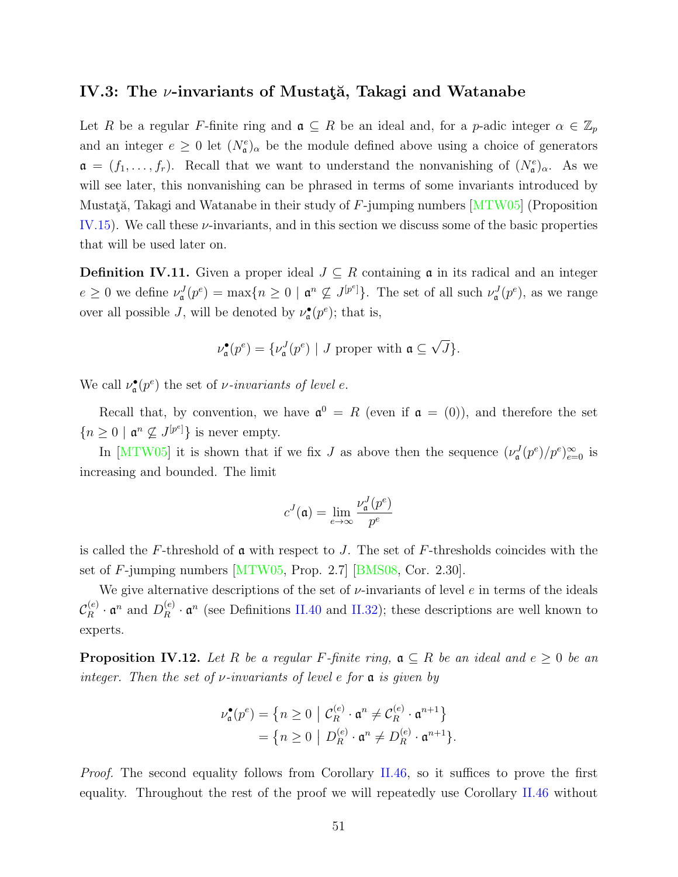### IV.3: The $\nu$-invariants of Mustaţă, Takagi and Watanabe

Let $R$ be a regular $F$-finite ring and $\mathfrak{a} \subseteq R$ be an ideal and, for a $p$-adic integer $\alpha \in \mathbb{Z}_p$ and an integer $e \geq 0$ let $(N^e_{\mathfrak{a}})_\alpha$ be the module defined above using a choice of generators $\mathfrak{a} = (f_1, \dots, f_r)$. Recall that we want to understand the nonvanishing of $(N^e_{\mathfrak{a}})_\alpha$. As we will see later, this nonvanishing can be phrased in terms of some invariants introduced by Mustaţă, Takagi and Watanabe in their study of $F$-jumping numbers [MTW05] (Proposition IV.15). We call these $\nu$-invariants, and in this section we discuss some of the basic properties that will be used later on.

**Definition IV.11.** Given a proper ideal $J \subseteq R$ containing $\mathfrak{a}$ in its radical and an integer $e \geq 0$ we define $\nu^J_{\mathfrak{a}}(p^e) = \max\{n \geq 0 \mid \mathfrak{a}^n \not\subseteq J^{[p^e]}\}$. The set of all such $\nu^J_{\mathfrak{a}}(p^e)$, as we range over all possible $J$, will be denoted by $\nu^\bullet_{\mathfrak{a}}(p^e)$; that is,

$$\nu^\bullet_{\mathfrak{a}}(p^e) = \{\nu^J_{\mathfrak{a}}(p^e) \mid J \text{ proper with } \mathfrak{a} \subseteq \sqrt{J}\}.$$

We call $\nu^\bullet_{\mathfrak{a}}(p^e)$ the set of *$\nu$-invariants of level $e$*.

Recall that, by convention, we have $\mathfrak{a}^0 = R$ (even if $\mathfrak{a} = (0)$), and therefore the set $\{n \geq 0 \mid \mathfrak{a}^n \not\subseteq J^{[p^e]}\}$ is never empty.

In [MTW05] it is shown that if we fix $J$ as above then the sequence $(\nu^J_{\mathfrak{a}}(p^e)/p^e)^\infty_{e=0}$ is increasing and bounded. The limit

$$c^J(\mathfrak{a}) = \lim_{e\to\infty} \frac{\nu^J_{\mathfrak{a}}(p^e)}{p^e}$$

is called the $F$-threshold of $\mathfrak{a}$ with respect to $J$. The set of $F$-thresholds coincides with the set of $F$-jumping numbers [MTW05, Prop. 2.7] [BMS08, Cor. 2.30].

We give alternative descriptions of the set of $\nu$-invariants of level $e$ in terms of the ideals $\mathcal{C}^{(e)}_R \cdot \mathfrak{a}^n$ and $D^{(e)}_R \cdot \mathfrak{a}^n$ (see Definitions II.40 and II.32); these descriptions are well known to experts.

**Proposition IV.12.** *Let $R$ be a regular $F$-finite ring, $\mathfrak{a} \subseteq R$ be an ideal and $e \geq 0$ be an integer. Then the set of $\nu$-invariants of level $e$ for $\mathfrak{a}$ is given by*

$$\begin{aligned}\nu^\bullet_{\mathfrak{a}}(p^e) &= \left\{n \geq 0 \;\middle|\; \mathcal{C}^{(e)}_R \cdot \mathfrak{a}^n \neq \mathcal{C}^{(e)}_R \cdot \mathfrak{a}^{n+1}\right\} \\ &= \left\{n \geq 0 \;\middle|\; D^{(e)}_R \cdot \mathfrak{a}^n \neq D^{(e)}_R \cdot \mathfrak{a}^{n+1}\right\}.\end{aligned}$$

*Proof.* The second equality follows from Corollary II.46, so it suffices to prove the first equality. Throughout the rest of the proof we will repeatedly use Corollary II.46 without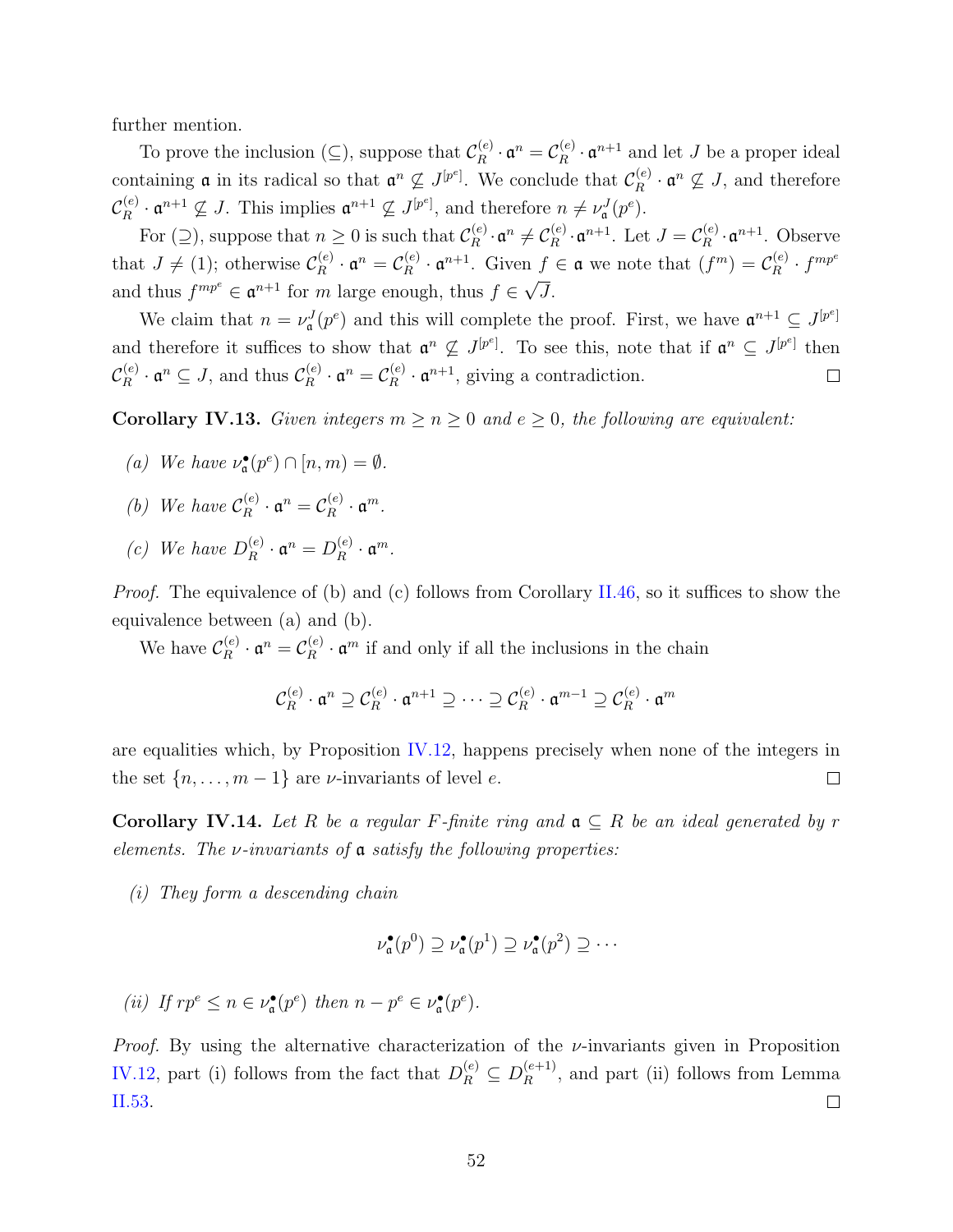further mention.

To prove the inclusion ($\subseteq$), suppose that $\mathcal{C}_R^{(e)} \cdot \mathfrak{a}^n = \mathcal{C}_R^{(e)} \cdot \mathfrak{a}^{n+1}$ and let $J$ be a proper ideal containing $\mathfrak{a}$ in its radical so that $\mathfrak{a}^n \not\subseteq J^{[p^e]}$. We conclude that $\mathcal{C}_R^{(e)} \cdot \mathfrak{a}^n \not\subseteq J$, and therefore $\mathcal{C}_R^{(e)} \cdot \mathfrak{a}^{n+1} \not\subseteq J$. This implies $\mathfrak{a}^{n+1} \not\subseteq J^{[p^e]}$, and therefore $n \neq \nu_{\mathfrak{a}}^J(p^e)$.

For ($\supseteq$), suppose that $n \geq 0$ is such that $\mathcal{C}_R^{(e)} \cdot \mathfrak{a}^n \neq \mathcal{C}_R^{(e)} \cdot \mathfrak{a}^{n+1}$. Let $J = \mathcal{C}_R^{(e)} \cdot \mathfrak{a}^{n+1}$. Observe that $J \neq (1)$; otherwise $\mathcal{C}_R^{(e)} \cdot \mathfrak{a}^n = \mathcal{C}_R^{(e)} \cdot \mathfrak{a}^{n+1}$. Given $f \in \mathfrak{a}$ we note that $(f^m) = \mathcal{C}_R^{(e)} \cdot f^{mp^e}$ and thus $f^{mp^e} \in \mathfrak{a}^{n+1}$ for $m$ large enough, thus $f \in \sqrt{J}$.

We claim that $n = \nu_{\mathfrak{a}}^J(p^e)$ and this will complete the proof. First, we have $\mathfrak{a}^{n+1} \subseteq J^{[p^e]}$ and therefore it suffices to show that $\mathfrak{a}^n \not\subseteq J^{[p^e]}$. To see this, note that if $\mathfrak{a}^n \subseteq J^{[p^e]}$ then $\mathcal{C}_R^{(e)} \cdot \mathfrak{a}^n \subseteq J$, and thus $\mathcal{C}_R^{(e)} \cdot \mathfrak{a}^n = \mathcal{C}_R^{(e)} \cdot \mathfrak{a}^{n+1}$, giving a contradiction. $\square$

**Corollary IV.13.** *Given integers $m \geq n \geq 0$ and $e \geq 0$, the following are equivalent:*

*(a) We have $\nu_{\mathfrak{a}}^{\bullet}(p^e) \cap [n, m) = \emptyset$.*

*(b) We have $\mathcal{C}_R^{(e)} \cdot \mathfrak{a}^n = \mathcal{C}_R^{(e)} \cdot \mathfrak{a}^m$.*

*(c) We have $D_R^{(e)} \cdot \mathfrak{a}^n = D_R^{(e)} \cdot \mathfrak{a}^m$.*

*Proof.* The equivalence of (b) and (c) follows from Corollary II.46, so it suffices to show the equivalence between (a) and (b).

We have $\mathcal{C}_R^{(e)} \cdot \mathfrak{a}^n = \mathcal{C}_R^{(e)} \cdot \mathfrak{a}^m$ if and only if all the inclusions in the chain

$$\mathcal{C}_R^{(e)} \cdot \mathfrak{a}^n \supseteq \mathcal{C}_R^{(e)} \cdot \mathfrak{a}^{n+1} \supseteq \cdots \supseteq \mathcal{C}_R^{(e)} \cdot \mathfrak{a}^{m-1} \supseteq \mathcal{C}_R^{(e)} \cdot \mathfrak{a}^m$$

are equalities which, by Proposition IV.12, happens precisely when none of the integers in the set $\{n, \ldots, m-1\}$ are $\nu$-invariants of level $e$. $\square$

**Corollary IV.14.** *Let $R$ be a regular $F$-finite ring and $\mathfrak{a} \subseteq R$ be an ideal generated by $r$ elements. The $\nu$-invariants of $\mathfrak{a}$ satisfy the following properties:*

*(i) They form a descending chain*

$$\nu_{\mathfrak{a}}^{\bullet}(p^0) \supseteq \nu_{\mathfrak{a}}^{\bullet}(p^1) \supseteq \nu_{\mathfrak{a}}^{\bullet}(p^2) \supseteq \cdots$$

*(ii) If $rp^e \leq n \in \nu_{\mathfrak{a}}^{\bullet}(p^e)$ then $n - p^e \in \nu_{\mathfrak{a}}^{\bullet}(p^e)$.*

*Proof.* By using the alternative characterization of the $\nu$-invariants given in Proposition IV.12, part (i) follows from the fact that $D_R^{(e)} \subseteq D_R^{(e+1)}$, and part (ii) follows from Lemma II.53. $\square$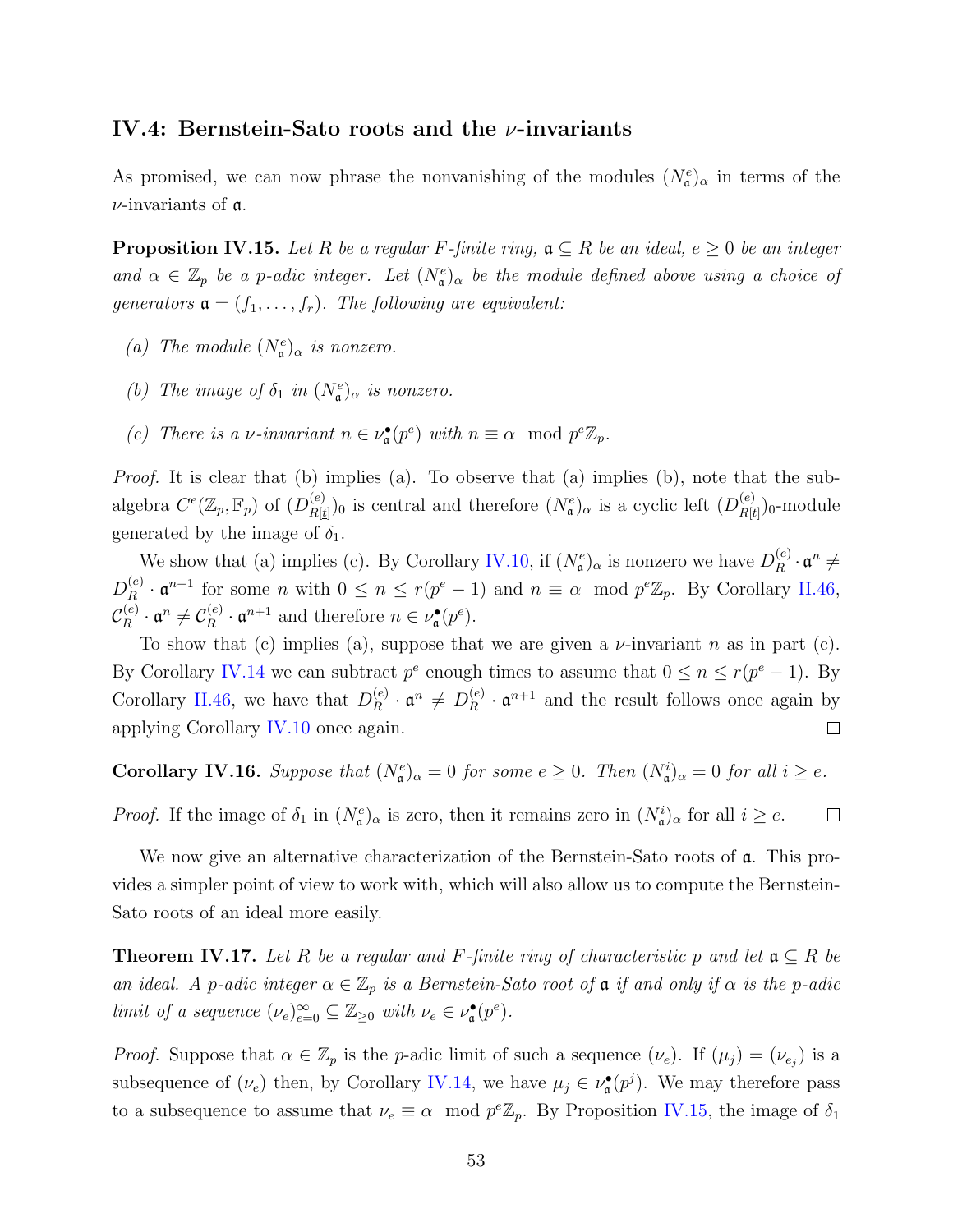### IV.4: Bernstein-Sato roots and the $\nu$-invariants

As promised, we can now phrase the nonvanishing of the modules $(N^e_{\mathfrak{a}})_\alpha$ in terms of the $\nu$-invariants of $\mathfrak{a}$.

**Proposition IV.15.** *Let $R$ be a regular $F$-finite ring, $\mathfrak{a} \subseteq R$ be an ideal, $e \geq 0$ be an integer and $\alpha \in \mathbb{Z}_p$ be a $p$-adic integer. Let $(N^e_{\mathfrak{a}})_\alpha$ be the module defined above using a choice of generators $\mathfrak{a} = (f_1, \dots, f_r)$. The following are equivalent:*

*(a) The module $(N^e_{\mathfrak{a}})_\alpha$ is nonzero.*

*(b) The image of $\delta_1$ in $(N^e_{\mathfrak{a}})_\alpha$ is nonzero.*

*(c) There is a $\nu$-invariant $n \in \nu^\bullet_{\mathfrak{a}}(p^e)$ with $n \equiv \alpha \mod p^e\mathbb{Z}_p$.*

*Proof.* It is clear that (b) implies (a). To observe that (a) implies (b), note that the subalgebra $C^e(\mathbb{Z}_p, \mathbb{F}_p)$ of $(D^{(e)}_{R[\underline{t}]})_0$ is central and therefore $(N^e_{\mathfrak{a}})_\alpha$ is a cyclic left $(D^{(e)}_{R[\underline{t}]})_0$-module generated by the image of $\delta_1$.

We show that (a) implies (c). By Corollary IV.10, if $(N^e_{\mathfrak{a}})_\alpha$ is nonzero we have $D^{(e)}_R \cdot \mathfrak{a}^n \neq D^{(e)}_R \cdot \mathfrak{a}^{n+1}$ for some $n$ with $0 \leq n \leq r(p^e - 1)$ and $n \equiv \alpha \mod p^e\mathbb{Z}_p$. By Corollary II.46, $\mathcal{C}^{(e)}_R \cdot \mathfrak{a}^n \neq \mathcal{C}^{(e)}_R \cdot \mathfrak{a}^{n+1}$ and therefore $n \in \nu^\bullet_{\mathfrak{a}}(p^e)$.

To show that (c) implies (a), suppose that we are given a $\nu$-invariant $n$ as in part (c). By Corollary IV.14 we can subtract $p^e$ enough times to assume that $0 \leq n \leq r(p^e - 1)$. By Corollary II.46, we have that $D^{(e)}_R \cdot \mathfrak{a}^n \neq D^{(e)}_R \cdot \mathfrak{a}^{n+1}$ and the result follows once again by applying Corollary IV.10 once again. $\square$

**Corollary IV.16.** *Suppose that $(N^e_{\mathfrak{a}})_\alpha = 0$ for some $e \geq 0$. Then $(N^i_{\mathfrak{a}})_\alpha = 0$ for all $i \geq e$.*

*Proof.* If the image of $\delta_1$ in $(N^e_{\mathfrak{a}})_\alpha$ is zero, then it remains zero in $(N^i_{\mathfrak{a}})_\alpha$ for all $i \geq e$. $\square$

We now give an alternative characterization of the Bernstein-Sato roots of $\mathfrak{a}$. This provides a simpler point of view to work with, which will also allow us to compute the Bernstein-Sato roots of an ideal more easily.

**Theorem IV.17.** *Let $R$ be a regular and $F$-finite ring of characteristic $p$ and let $\mathfrak{a} \subseteq R$ be an ideal. A $p$-adic integer $\alpha \in \mathbb{Z}_p$ is a Bernstein-Sato root of $\mathfrak{a}$ if and only if $\alpha$ is the $p$-adic limit of a sequence $(\nu_e)_{e=0}^\infty \subseteq \mathbb{Z}_{\geq 0}$ with $\nu_e \in \nu^\bullet_{\mathfrak{a}}(p^e)$.*

*Proof.* Suppose that $\alpha \in \mathbb{Z}_p$ is the $p$-adic limit of such a sequence $(\nu_e)$. If $(\mu_j) = (\nu_{e_j})$ is a subsequence of $(\nu_e)$ then, by Corollary IV.14, we have $\mu_j \in \nu^\bullet_{\mathfrak{a}}(p^j)$. We may therefore pass to a subsequence to assume that $\nu_e \equiv \alpha \mod p^e\mathbb{Z}_p$. By Proposition IV.15, the image of $\delta_1$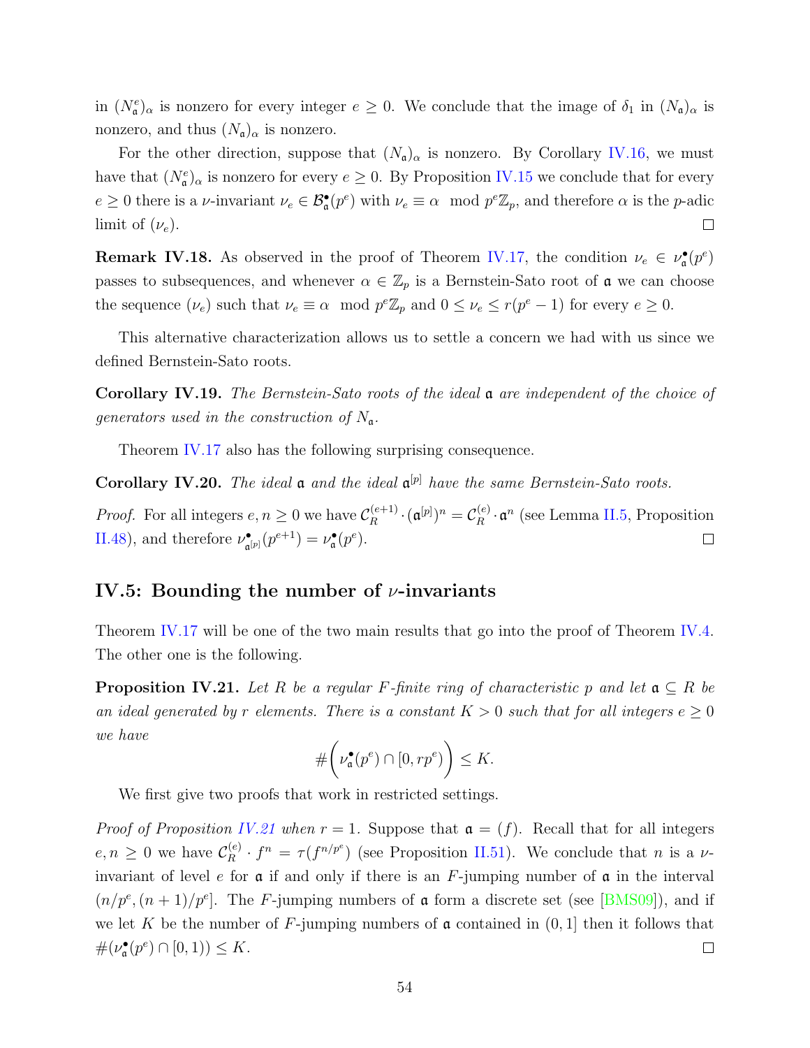in $(N^e_{\mathfrak{a}})_\alpha$ is nonzero for every integer $e \geq 0$. We conclude that the image of $\delta_1$ in $(N_{\mathfrak{a}})_\alpha$ is nonzero, and thus $(N_{\mathfrak{a}})_\alpha$ is nonzero.

For the other direction, suppose that $(N_{\mathfrak{a}})_\alpha$ is nonzero. By Corollary IV.16, we must have that $(N^e_{\mathfrak{a}})_\alpha$ is nonzero for every $e \geq 0$. By Proposition IV.15 we conclude that for every $e \geq 0$ there is a $\nu$-invariant $\nu_e \in \mathcal{B}^\bullet_{\mathfrak{a}}(p^e)$ with $\nu_e \equiv \alpha \mod p^e\mathbb{Z}_p$, and therefore $\alpha$ is the $p$-adic limit of $(\nu_e)$. □

**Remark IV.18.** As observed in the proof of Theorem IV.17, the condition $\nu_e \in \nu^\bullet_{\mathfrak{a}}(p^e)$ passes to subsequences, and whenever $\alpha \in \mathbb{Z}_p$ is a Bernstein-Sato root of $\mathfrak{a}$ we can choose the sequence $(\nu_e)$ such that $\nu_e \equiv \alpha \mod p^e\mathbb{Z}_p$ and $0 \leq \nu_e \leq r(p^e - 1)$ for every $e \geq 0$.

This alternative characterization allows us to settle a concern we had with us since we defined Bernstein-Sato roots.

**Corollary IV.19.** *The Bernstein-Sato roots of the ideal $\mathfrak{a}$ are independent of the choice of generators used in the construction of $N_{\mathfrak{a}}$.*

Theorem IV.17 also has the following surprising consequence.

**Corollary IV.20.** *The ideal $\mathfrak{a}$ and the ideal $\mathfrak{a}^{[p]}$ have the same Bernstein-Sato roots.*

*Proof.* For all integers $e, n \geq 0$ we have $\mathcal{C}^{(e+1)}_R \cdot (\mathfrak{a}^{[p]})^n = \mathcal{C}^{(e)}_R \cdot \mathfrak{a}^n$ (see Lemma II.5, Proposition II.48), and therefore $\nu^\bullet_{\mathfrak{a}^{[p]}}(p^{e+1}) = \nu^\bullet_{\mathfrak{a}}(p^e)$. □

## IV.5: Bounding the number of $\nu$-invariants

Theorem IV.17 will be one of the two main results that go into the proof of Theorem IV.4. The other one is the following.

**Proposition IV.21.** *Let $R$ be a regular $F$-finite ring of characteristic $p$ and let $\mathfrak{a} \subseteq R$ be an ideal generated by $r$ elements. There is a constant $K > 0$ such that for all integers $e \geq 0$ we have*

$$\#\bigg(\nu^\bullet_{\mathfrak{a}}(p^e) \cap [0, rp^e)\bigg) \leq K.$$

We first give two proofs that work in restricted settings.

*Proof of Proposition IV.21 when $r = 1$.* Suppose that $\mathfrak{a} = (f)$. Recall that for all integers $e, n \geq 0$ we have $\mathcal{C}^{(e)}_R \cdot f^n = \tau(f^{n/p^e})$ (see Proposition II.51). We conclude that $n$ is a $\nu$-invariant of level $e$ for $\mathfrak{a}$ if and only if there is an $F$-jumping number of $\mathfrak{a}$ in the interval $(n/p^e, (n+1)/p^e]$. The $F$-jumping numbers of $\mathfrak{a}$ form a discrete set (see [BMS09]), and if we let $K$ be the number of $F$-jumping numbers of $\mathfrak{a}$ contained in $(0, 1]$ then it follows that $\#(\nu^\bullet_{\mathfrak{a}}(p^e) \cap [0, 1)) \leq K$. □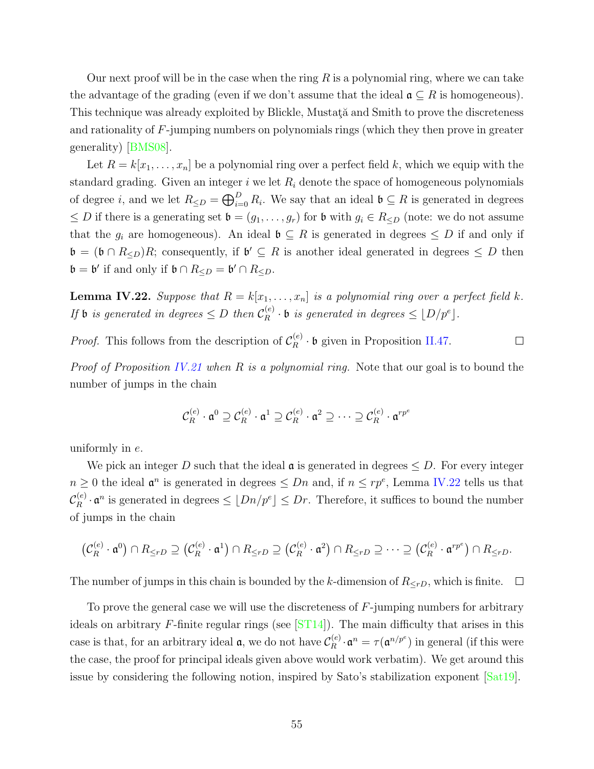Our next proof will be in the case when the ring $R$ is a polynomial ring, where we can take the advantage of the grading (even if we don't assume that the ideal $\mathfrak{a} \subseteq R$ is homogeneous). This technique was already exploited by Blickle, Mustaţă and Smith to prove the discreteness and rationality of $F$-jumping numbers on polynomials rings (which they then prove in greater generality) [BMS08].

Let $R = k[x_1, \ldots, x_n]$ be a polynomial ring over a perfect field $k$, which we equip with the standard grading. Given an integer $i$ we let $R_i$ denote the space of homogeneous polynomials of degree $i$, and we let $R_{\leq D} = \bigoplus_{i=0}^{D} R_i$. We say that an ideal $\mathfrak{b} \subseteq R$ is generated in degrees $\leq D$ if there is a generating set $\mathfrak{b} = (g_1, \ldots, g_r)$ for $\mathfrak{b}$ with $g_i \in R_{\leq D}$ (note: we do not assume that the $g_i$ are homogeneous). An ideal $\mathfrak{b} \subseteq R$ is generated in degrees $\leq D$ if and only if $\mathfrak{b} = (\mathfrak{b} \cap R_{\leq D})R$; consequently, if $\mathfrak{b}' \subseteq R$ is another ideal generated in degrees $\leq D$ then $\mathfrak{b} = \mathfrak{b}'$ if and only if $\mathfrak{b} \cap R_{\leq D} = \mathfrak{b}' \cap R_{\leq D}$.

**Lemma IV.22.** *Suppose that $R = k[x_1, \ldots, x_n]$ is a polynomial ring over a perfect field $k$. If $\mathfrak{b}$ is generated in degrees $\leq D$ then $\mathcal{C}_R^{(e)} \cdot \mathfrak{b}$ is generated in degrees $\leq \lfloor D/p^e \rfloor$.*

*Proof.* This follows from the description of $\mathcal{C}_R^{(e)} \cdot \mathfrak{b}$ given in Proposition II.47. $\square$

*Proof of Proposition IV.21 when $R$ is a polynomial ring.* Note that our goal is to bound the number of jumps in the chain

$$\mathcal{C}_R^{(e)} \cdot \mathfrak{a}^0 \supseteq \mathcal{C}_R^{(e)} \cdot \mathfrak{a}^1 \supseteq \mathcal{C}_R^{(e)} \cdot \mathfrak{a}^2 \supseteq \cdots \supseteq \mathcal{C}_R^{(e)} \cdot \mathfrak{a}^{rp^e}$$

uniformly in $e$.

We pick an integer $D$ such that the ideal $\mathfrak{a}$ is generated in degrees $\leq D$. For every integer $n \geq 0$ the ideal $\mathfrak{a}^n$ is generated in degrees $\leq Dn$ and, if $n \leq rp^e$, Lemma IV.22 tells us that $\mathcal{C}_R^{(e)} \cdot \mathfrak{a}^n$ is generated in degrees $\leq \lfloor Dn/p^e \rfloor \leq Dr$. Therefore, it suffices to bound the number of jumps in the chain

$$\left(\mathcal{C}_R^{(e)} \cdot \mathfrak{a}^0\right) \cap R_{\leq rD} \supseteq \left(\mathcal{C}_R^{(e)} \cdot \mathfrak{a}^1\right) \cap R_{\leq rD} \supseteq \left(\mathcal{C}_R^{(e)} \cdot \mathfrak{a}^2\right) \cap R_{\leq rD} \supseteq \cdots \supseteq \left(\mathcal{C}_R^{(e)} \cdot \mathfrak{a}^{rp^e}\right) \cap R_{\leq rD}.$$

The number of jumps in this chain is bounded by the $k$-dimension of $R_{\leq rD}$, which is finite. $\square$

To prove the general case we will use the discreteness of $F$-jumping numbers for arbitrary ideals on arbitrary $F$-finite regular rings (see [ST14]). The main difficulty that arises in this case is that, for an arbitrary ideal $\mathfrak{a}$, we do not have $\mathcal{C}_R^{(e)} \cdot \mathfrak{a}^n = \tau(\mathfrak{a}^{n/p^e})$ in general (if this were the case, the proof for principal ideals given above would work verbatim). We get around this issue by considering the following notion, inspired by Sato's stabilization exponent [Sat19].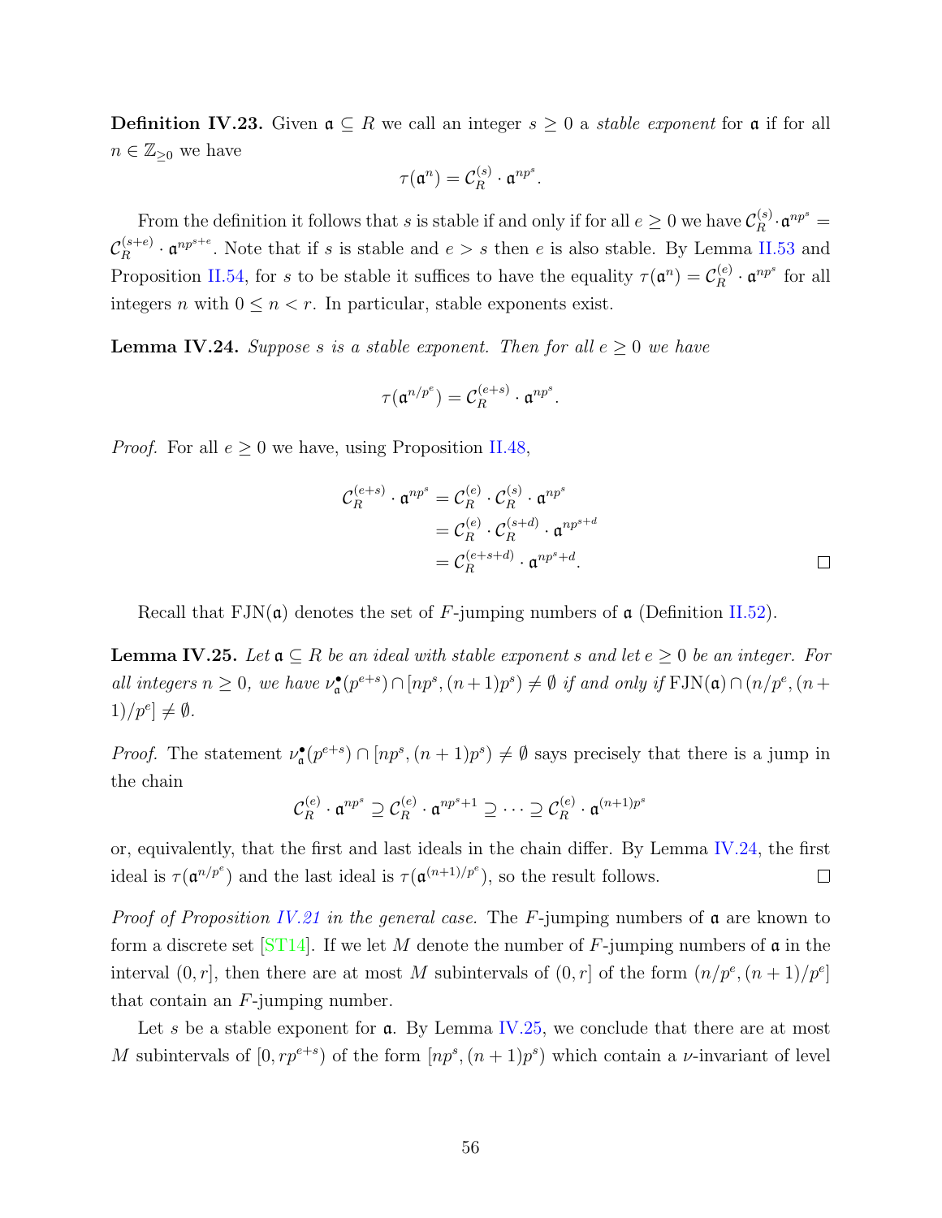**Definition IV.23.** Given $\mathfrak{a} \subseteq R$ we call an integer $s \geq 0$ a *stable exponent* for $\mathfrak{a}$ if for all $n \in \mathbb{Z}_{\geq 0}$ we have

$$\tau(\mathfrak{a}^n) = \mathcal{C}_R^{(s)} \cdot \mathfrak{a}^{np^s}.$$

From the definition it follows that $s$ is stable if and only if for all $e \geq 0$ we have $\mathcal{C}_R^{(s)} \cdot \mathfrak{a}^{np^s} = \mathcal{C}_R^{(s+e)} \cdot \mathfrak{a}^{np^{s+e}}$. Note that if $s$ is stable and $e > s$ then $e$ is also stable. By Lemma II.53 and Proposition II.54, for $s$ to be stable it suffices to have the equality $\tau(\mathfrak{a}^n) = \mathcal{C}_R^{(e)} \cdot \mathfrak{a}^{np^s}$ for all integers $n$ with $0 \leq n < r$. In particular, stable exponents exist.

**Lemma IV.24.** *Suppose $s$ is a stable exponent. Then for all $e \geq 0$ we have*

$$\tau(\mathfrak{a}^{n/p^e}) = \mathcal{C}_R^{(e+s)} \cdot \mathfrak{a}^{np^s}.$$

*Proof.* For all $e \geq 0$ we have, using Proposition II.48,

$$\begin{aligned}
\mathcal{C}_R^{(e+s)} \cdot \mathfrak{a}^{np^s} &= \mathcal{C}_R^{(e)} \cdot \mathcal{C}_R^{(s)} \cdot \mathfrak{a}^{np^s} \\
&= \mathcal{C}_R^{(e)} \cdot \mathcal{C}_R^{(s+d)} \cdot \mathfrak{a}^{np^{s+d}} \\
&= \mathcal{C}_R^{(e+s+d)} \cdot \mathfrak{a}^{np^{s+d}}.
\end{aligned}$$

□

Recall that $\mathrm{FJN}(\mathfrak{a})$ denotes the set of $F$-jumping numbers of $\mathfrak{a}$ (Definition II.52).

**Lemma IV.25.** *Let $\mathfrak{a} \subseteq R$ be an ideal with stable exponent $s$ and let $e \geq 0$ be an integer. For all integers $n \geq 0$, we have $\nu_{\mathfrak{a}}^{\bullet}(p^{e+s}) \cap [np^s, (n+1)p^s) \neq \emptyset$ if and only if $\mathrm{FJN}(\mathfrak{a}) \cap (n/p^e, (n+1)/p^e] \neq \emptyset$.*

*Proof.* The statement $\nu_{\mathfrak{a}}^{\bullet}(p^{e+s}) \cap [np^s, (n+1)p^s) \neq \emptyset$ says precisely that there is a jump in the chain

$$\mathcal{C}_R^{(e)} \cdot \mathfrak{a}^{np^s} \supseteq \mathcal{C}_R^{(e)} \cdot \mathfrak{a}^{np^s+1} \supseteq \cdots \supseteq \mathcal{C}_R^{(e)} \cdot \mathfrak{a}^{(n+1)p^s}$$

or, equivalently, that the first and last ideals in the chain differ. By Lemma IV.24, the first ideal is $\tau(\mathfrak{a}^{n/p^e})$ and the last ideal is $\tau(\mathfrak{a}^{(n+1)/p^e})$, so the result follows. □

*Proof of Proposition IV.21 in the general case.* The $F$-jumping numbers of $\mathfrak{a}$ are known to form a discrete set [ST14]. If we let $M$ denote the number of $F$-jumping numbers of $\mathfrak{a}$ in the interval $(0, r]$, then there are at most $M$ subintervals of $(0, r]$ of the form $(n/p^e, (n+1)/p^e]$ that contain an $F$-jumping number.

Let $s$ be a stable exponent for $\mathfrak{a}$. By Lemma IV.25, we conclude that there are at most $M$ subintervals of $[0, rp^{e+s})$ of the form $[np^s, (n+1)p^s)$ which contain a $\nu$-invariant of level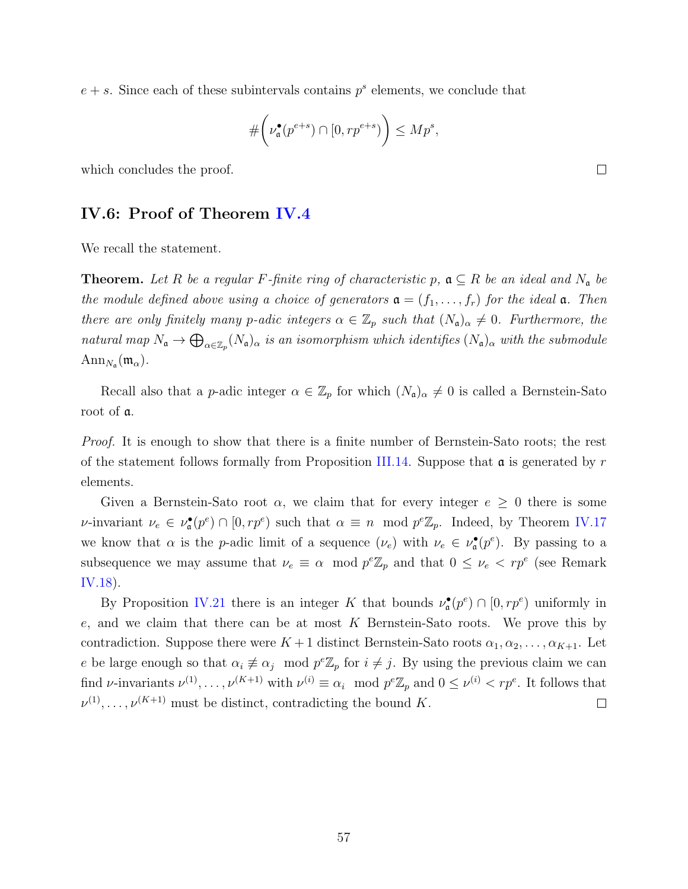$e+s$. Since each of these subintervals contains $p^s$ elements, we conclude that

$$\#\Big(\nu^\bullet_{\mathfrak{a}}(p^{e+s}) \cap [0, rp^{e+s})\Big) \leq Mp^s,$$

which concludes the proof. □

## IV.6: Proof of Theorem IV.4

We recall the statement.

**Theorem.** *Let $R$ be a regular $F$-finite ring of characteristic $p$, $\mathfrak{a} \subseteq R$ be an ideal and $N_{\mathfrak{a}}$ be the module defined above using a choice of generators $\mathfrak{a} = (f_1, \dots, f_r)$ for the ideal $\mathfrak{a}$. Then there are only finitely many $p$-adic integers $\alpha \in \mathbb{Z}_p$ such that $(N_{\mathfrak{a}})_\alpha \neq 0$. Furthermore, the natural map $N_{\mathfrak{a}} \to \bigoplus_{\alpha \in \mathbb{Z}_p} (N_{\mathfrak{a}})_\alpha$ is an isomorphism which identifies $(N_{\mathfrak{a}})_\alpha$ with the submodule $\mathrm{Ann}_{N_{\mathfrak{a}}}(\mathfrak{m}_\alpha)$.*

Recall also that a $p$-adic integer $\alpha \in \mathbb{Z}_p$ for which $(N_{\mathfrak{a}})_\alpha \neq 0$ is called a Bernstein-Sato root of $\mathfrak{a}$.

*Proof.* It is enough to show that there is a finite number of Bernstein-Sato roots; the rest of the statement follows formally from Proposition III.14. Suppose that $\mathfrak{a}$ is generated by $r$ elements.

Given a Bernstein-Sato root $\alpha$, we claim that for every integer $e \geq 0$ there is some $\nu$-invariant $\nu_e \in \nu^\bullet_{\mathfrak{a}}(p^e) \cap [0, rp^e)$ such that $\alpha \equiv n \mod p^e\mathbb{Z}_p$. Indeed, by Theorem IV.17 we know that $\alpha$ is the $p$-adic limit of a sequence $(\nu_e)$ with $\nu_e \in \nu^\bullet_{\mathfrak{a}}(p^e)$. By passing to a subsequence we may assume that $\nu_e \equiv \alpha \mod p^e\mathbb{Z}_p$ and that $0 \leq \nu_e < rp^e$ (see Remark IV.18).

By Proposition IV.21 there is an integer $K$ that bounds $\nu^\bullet_{\mathfrak{a}}(p^e) \cap [0, rp^e)$ uniformly in $e$, and we claim that there can be at most $K$ Bernstein-Sato roots. We prove this by contradiction. Suppose there were $K+1$ distinct Bernstein-Sato roots $\alpha_1, \alpha_2, \dots, \alpha_{K+1}$. Let $e$ be large enough so that $\alpha_i \not\equiv \alpha_j \mod p^e\mathbb{Z}_p$ for $i \neq j$. By using the previous claim we can find $\nu$-invariants $\nu^{(1)}, \dots, \nu^{(K+1)}$ with $\nu^{(i)} \equiv \alpha_i \mod p^e\mathbb{Z}_p$ and $0 \leq \nu^{(i)} < rp^e$. It follows that $\nu^{(1)}, \dots, \nu^{(K+1)}$ must be distinct, contradicting the bound $K$. □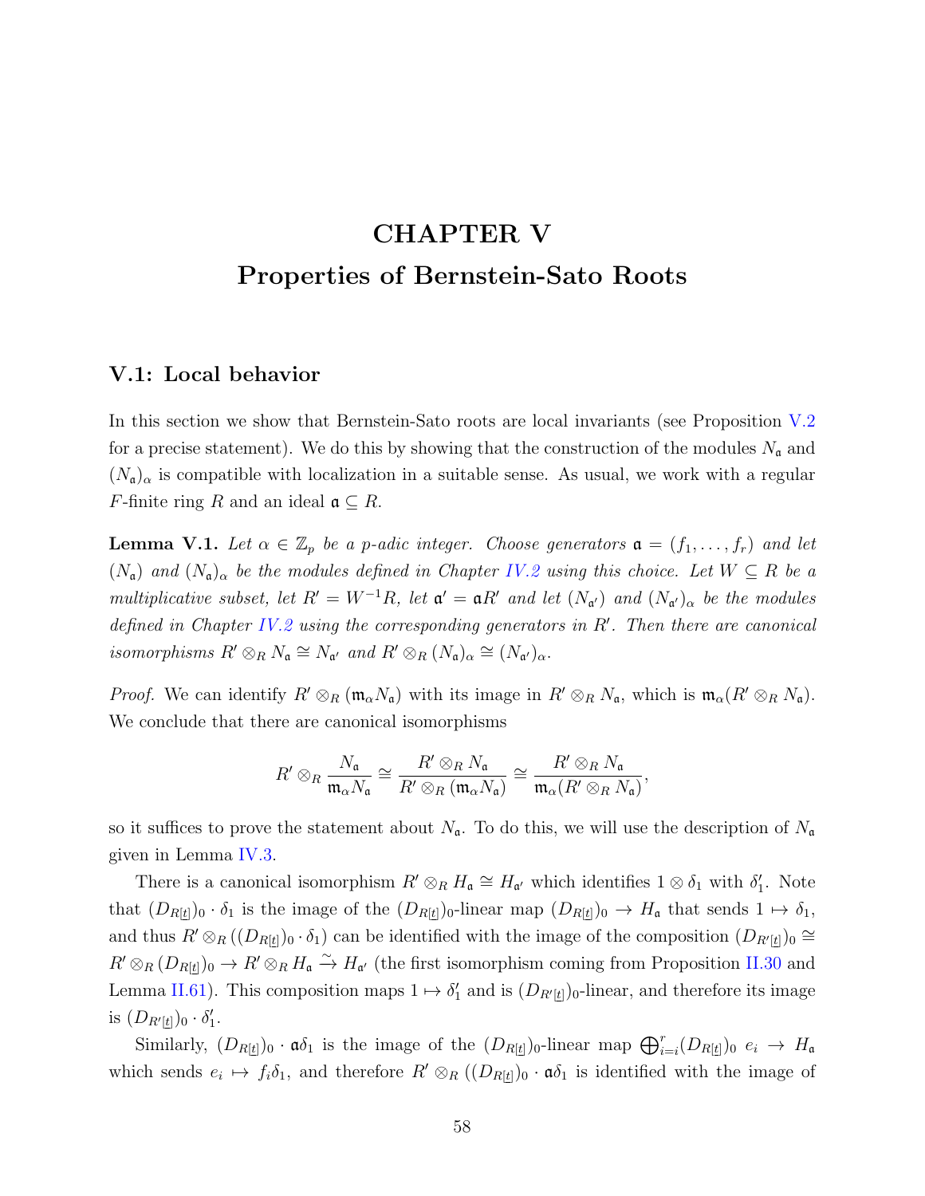# CHAPTER V

# Properties of Bernstein-Sato Roots

## V.1: Local behavior

In this section we show that Bernstein-Sato roots are local invariants (see Proposition V.2 for a precise statement). We do this by showing that the construction of the modules $N_{\mathfrak{a}}$ and $(N_{\mathfrak{a}})_\alpha$ is compatible with localization in a suitable sense. As usual, we work with a regular $F$-finite ring $R$ and an ideal $\mathfrak{a} \subseteq R$.

**Lemma V.1.** *Let $\alpha \in \mathbb{Z}_p$ be a $p$-adic integer. Choose generators $\mathfrak{a} = (f_1, \ldots, f_r)$ and let $(N_{\mathfrak{a}})$ and $(N_{\mathfrak{a}})_\alpha$ be the modules defined in Chapter IV.2 using this choice. Let $W \subseteq R$ be a multiplicative subset, let $R' = W^{-1}R$, let $\mathfrak{a}' = \mathfrak{a}R'$ and let $(N_{\mathfrak{a}'})$ and $(N_{\mathfrak{a}'})_\alpha$ be the modules defined in Chapter IV.2 using the corresponding generators in $R'$. Then there are canonical isomorphisms $R' \otimes_R N_{\mathfrak{a}} \cong N_{\mathfrak{a}'}$ and $R' \otimes_R (N_{\mathfrak{a}})_\alpha \cong (N_{\mathfrak{a}'})_\alpha$.*

*Proof.* We can identify $R' \otimes_R (\mathfrak{m}_\alpha N_{\mathfrak{a}})$ with its image in $R' \otimes_R N_{\mathfrak{a}}$, which is $\mathfrak{m}_\alpha(R' \otimes_R N_{\mathfrak{a}})$. We conclude that there are canonical isomorphisms

$$R' \otimes_R \frac{N_{\mathfrak{a}}}{\mathfrak{m}_\alpha N_{\mathfrak{a}}} \cong \frac{R' \otimes_R N_{\mathfrak{a}}}{R' \otimes_R (\mathfrak{m}_\alpha N_{\mathfrak{a}})} \cong \frac{R' \otimes_R N_{\mathfrak{a}}}{\mathfrak{m}_\alpha(R' \otimes_R N_{\mathfrak{a}})},$$

so it suffices to prove the statement about $N_{\mathfrak{a}}$. To do this, we will use the description of $N_{\mathfrak{a}}$ given in Lemma IV.3.

There is a canonical isomorphism $R' \otimes_R H_{\mathfrak{a}} \cong H_{\mathfrak{a}'}$ which identifies $1 \otimes \delta_1$ with $\delta_1'$. Note that $(D_{R[\underline{t}]})_0 \cdot \delta_1$ is the image of the $(D_{R[\underline{t}]})_0$-linear map $(D_{R[\underline{t}]})_0 \to H_{\mathfrak{a}}$ that sends $1 \mapsto \delta_1$, and thus $R' \otimes_R ((D_{R[\underline{t}]})_0 \cdot \delta_1)$ can be identified with the image of the composition $(D_{R'[\underline{t}]})_0 \cong R' \otimes_R (D_{R[\underline{t}]})_0 \to R' \otimes_R H_{\mathfrak{a}} \xrightarrow{\sim} H_{\mathfrak{a}'}$ (the first isomorphism coming from Proposition II.30 and Lemma II.61). This composition maps $1 \mapsto \delta_1'$ and is $(D_{R'[\underline{t}]})_0$-linear, and therefore its image is $(D_{R'[\underline{t}]})_0 \cdot \delta_1'$.

Similarly, $(D_{R[\underline{t}]})_0 \cdot \mathfrak{a}\delta_1$ is the image of the $(D_{R[\underline{t}]})_0$-linear map $\bigoplus_{i=i}^r (D_{R[\underline{t}]})_0 \; e_i \to H_{\mathfrak{a}}$ which sends $e_i \mapsto f_i\delta_1$, and therefore $R' \otimes_R ((D_{R[\underline{t}]})_0 \cdot \mathfrak{a}\delta_1$ is identified with the image of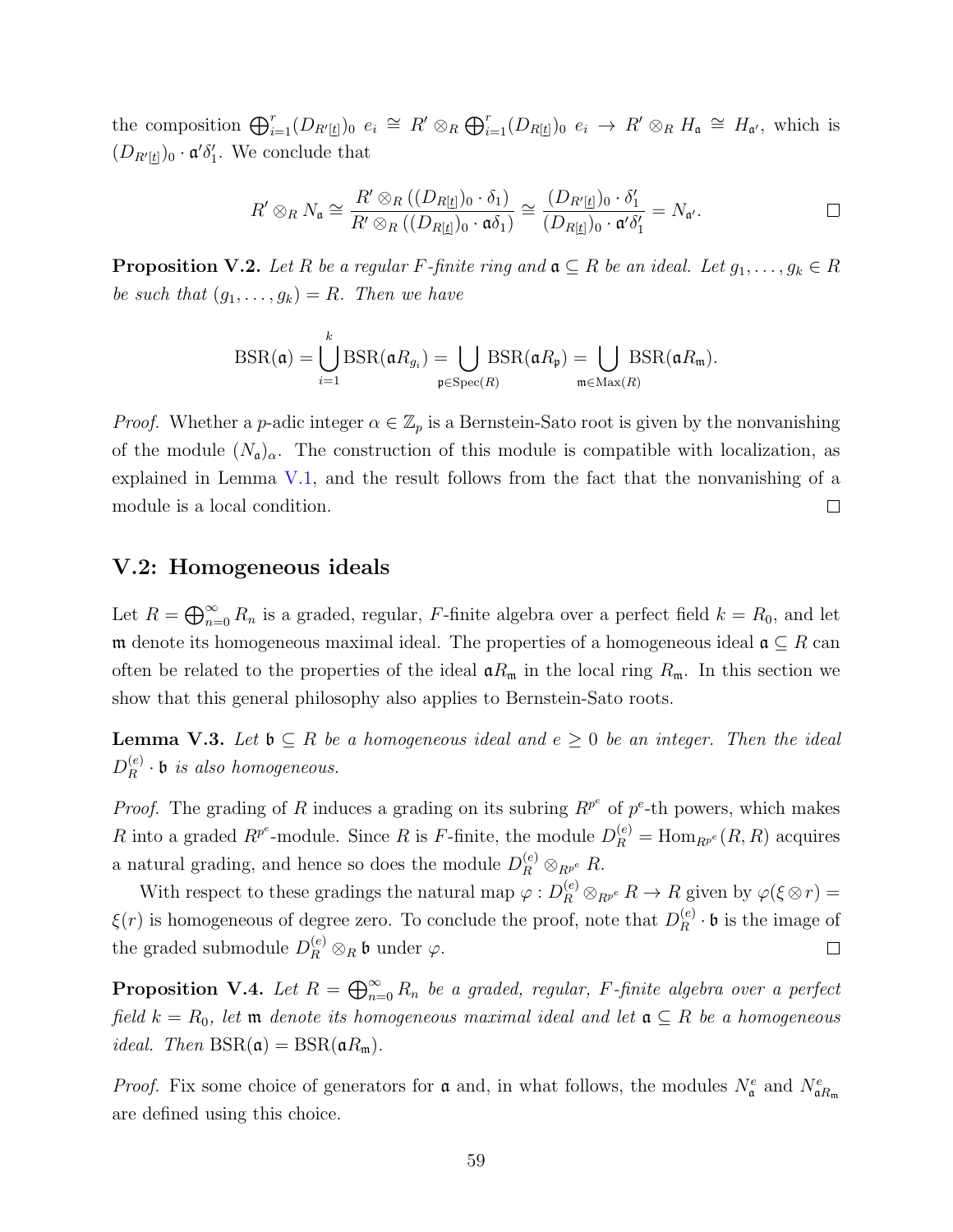the composition $\bigoplus_{i=1}^r (D_{R'[\underline{t}]})_0 \; e_i \cong R' \otimes_R \bigoplus_{i=1}^r (D_{R[\underline{t}]})_0 \; e_i \to R' \otimes_R H_{\mathfrak{a}} \cong H_{\mathfrak{a}'}$, which is $(D_{R'[\underline{t}]})_0 \cdot \mathfrak{a}'\delta_1'$. We conclude that

$$R' \otimes_R N_{\mathfrak{a}} \cong \frac{R' \otimes_R ((D_{R[\underline{t}]})_0 \cdot \delta_1)}{R' \otimes_R ((D_{R[\underline{t}]})_0 \cdot \mathfrak{a}\delta_1)} \cong \frac{(D_{R'[\underline{t}]})_0 \cdot \delta_1'}{(D_{R[\underline{t}]})_0 \cdot \mathfrak{a}'\delta_1'} = N_{\mathfrak{a}'}.$$

□

**Proposition V.2.** *Let $R$ be a regular $F$-finite ring and $\mathfrak{a} \subseteq R$ be an ideal. Let $g_1, \ldots, g_k \in R$ be such that $(g_1, \ldots, g_k) = R$. Then we have*

$$\mathrm{BSR}(\mathfrak{a}) = \bigcup_{i=1}^k \mathrm{BSR}(\mathfrak{a}R_{g_i}) = \bigcup_{\mathfrak{p} \in \mathrm{Spec}(R)} \mathrm{BSR}(\mathfrak{a}R_{\mathfrak{p}}) = \bigcup_{\mathfrak{m} \in \mathrm{Max}(R)} \mathrm{BSR}(\mathfrak{a}R_{\mathfrak{m}}).$$

*Proof.* Whether a $p$-adic integer $\alpha \in \mathbb{Z}_p$ is a Bernstein-Sato root is given by the nonvanishing of the module $(N_{\mathfrak{a}})_\alpha$. The construction of this module is compatible with localization, as explained in Lemma V.1, and the result follows from the fact that the nonvanishing of a module is a local condition. □

## V.2: Homogeneous ideals

Let $R = \bigoplus_{n=0}^\infty R_n$ is a graded, regular, $F$-finite algebra over a perfect field $k = R_0$, and let $\mathfrak{m}$ denote its homogeneous maximal ideal. The properties of a homogeneous ideal $\mathfrak{a} \subseteq R$ can often be related to the properties of the ideal $\mathfrak{a}R_{\mathfrak{m}}$ in the local ring $R_{\mathfrak{m}}$. In this section we show that this general philosophy also applies to Bernstein-Sato roots.

**Lemma V.3.** *Let $\mathfrak{b} \subseteq R$ be a homogeneous ideal and $e \geq 0$ be an integer. Then the ideal $D_R^{(e)} \cdot \mathfrak{b}$ is also homogeneous.*

*Proof.* The grading of $R$ induces a grading on its subring $R^{p^e}$ of $p^e$-th powers, which makes $R$ into a graded $R^{p^e}$-module. Since $R$ is $F$-finite, the module $D_R^{(e)} = \mathrm{Hom}_{R^{p^e}}(R, R)$ acquires a natural grading, and hence so does the module $D_R^{(e)} \otimes_{R^{p^e}} R$.

With respect to these gradings the natural map $\varphi : D_R^{(e)} \otimes_{R^{p^e}} R \to R$ given by $\varphi(\xi \otimes r) = \xi(r)$ is homogeneous of degree zero. To conclude the proof, note that $D_R^{(e)} \cdot \mathfrak{b}$ is the image of the graded submodule $D_R^{(e)} \otimes_R \mathfrak{b}$ under $\varphi$. □

**Proposition V.4.** *Let $R = \bigoplus_{n=0}^\infty R_n$ be a graded, regular, $F$-finite algebra over a perfect field $k = R_0$, let $\mathfrak{m}$ denote its homogeneous maximal ideal and let $\mathfrak{a} \subseteq R$ be a homogeneous ideal. Then $\mathrm{BSR}(\mathfrak{a}) = \mathrm{BSR}(\mathfrak{a}R_{\mathfrak{m}})$.*

*Proof.* Fix some choice of generators for $\mathfrak{a}$ and, in what follows, the modules $N_{\mathfrak{a}}^e$ and $N_{\mathfrak{a}R_{\mathfrak{m}}}^e$ are defined using this choice.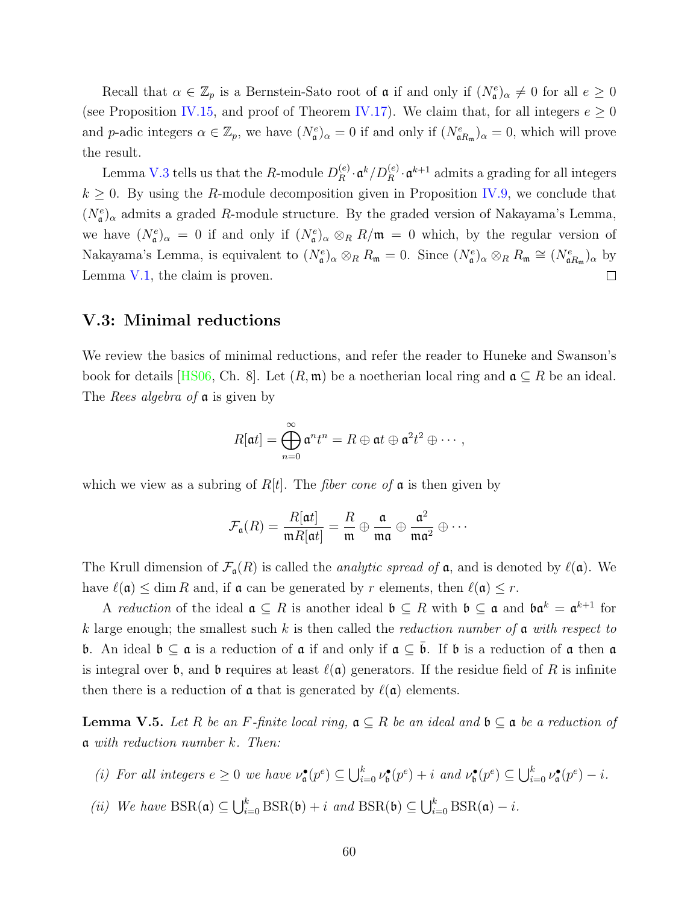Recall that $\alpha \in \mathbb{Z}_p$ is a Bernstein-Sato root of $\mathfrak{a}$ if and only if $(N^e_{\mathfrak{a}})_\alpha \neq 0$ for all $e \geq 0$ (see Proposition IV.15, and proof of Theorem IV.17). We claim that, for all integers $e \geq 0$ and $p$-adic integers $\alpha \in \mathbb{Z}_p$, we have $(N^e_{\mathfrak{a}})_\alpha = 0$ if and only if $(N^e_{\mathfrak{a}R_\mathfrak{m}})_\alpha = 0$, which will prove the result.

Lemma V.3 tells us that the $R$-module $D^{(e)}_R \cdot \mathfrak{a}^k / D^{(e)}_R \cdot \mathfrak{a}^{k+1}$ admits a grading for all integers $k \geq 0$. By using the $R$-module decomposition given in Proposition IV.9, we conclude that $(N^e_{\mathfrak{a}})_\alpha$ admits a graded $R$-module structure. By the graded version of Nakayama's Lemma, we have $(N^e_{\mathfrak{a}})_\alpha = 0$ if and only if $(N^e_{\mathfrak{a}})_\alpha \otimes_R R/\mathfrak{m} = 0$ which, by the regular version of Nakayama's Lemma, is equivalent to $(N^e_{\mathfrak{a}})_\alpha \otimes_R R_\mathfrak{m} = 0$. Since $(N^e_{\mathfrak{a}})_\alpha \otimes_R R_\mathfrak{m} \cong (N^e_{\mathfrak{a}R_\mathfrak{m}})_\alpha$ by Lemma V.1, the claim is proven. □

## V.3: Minimal reductions

We review the basics of minimal reductions, and refer the reader to Huneke and Swanson's book for details [HS06, Ch. 8]. Let $(R, \mathfrak{m})$ be a noetherian local ring and $\mathfrak{a} \subseteq R$ be an ideal. The *Rees algebra of* $\mathfrak{a}$ is given by

$$R[\mathfrak{a}t] = \bigoplus_{n=0}^{\infty} \mathfrak{a}^n t^n = R \oplus \mathfrak{a}t \oplus \mathfrak{a}^2 t^2 \oplus \cdots,$$

which we view as a subring of $R[t]$. The *fiber cone of* $\mathfrak{a}$ is then given by

$$\mathcal{F}_\mathfrak{a}(R) = \frac{R[\mathfrak{a}t]}{\mathfrak{m}R[\mathfrak{a}t]} = \frac{R}{\mathfrak{m}} \oplus \frac{\mathfrak{a}}{\mathfrak{m}\mathfrak{a}} \oplus \frac{\mathfrak{a}^2}{\mathfrak{m}\mathfrak{a}^2} \oplus \cdots$$

The Krull dimension of $\mathcal{F}_\mathfrak{a}(R)$ is called the *analytic spread of* $\mathfrak{a}$, and is denoted by $\ell(\mathfrak{a})$. We have $\ell(\mathfrak{a}) \leq \dim R$ and, if $\mathfrak{a}$ can be generated by $r$ elements, then $\ell(\mathfrak{a}) \leq r$.

A *reduction* of the ideal $\mathfrak{a} \subseteq R$ is another ideal $\mathfrak{b} \subseteq R$ with $\mathfrak{b} \subseteq \mathfrak{a}$ and $\mathfrak{b}\mathfrak{a}^k = \mathfrak{a}^{k+1}$ for $k$ large enough; the smallest such $k$ is then called the *reduction number of* $\mathfrak{a}$ *with respect to* $\mathfrak{b}$. An ideal $\mathfrak{b} \subseteq \mathfrak{a}$ is a reduction of $\mathfrak{a}$ if and only if $\mathfrak{a} \subseteq \bar{\mathfrak{b}}$. If $\mathfrak{b}$ is a reduction of $\mathfrak{a}$ then $\mathfrak{a}$ is integral over $\mathfrak{b}$, and $\mathfrak{b}$ requires at least $\ell(\mathfrak{a})$ generators. If the residue field of $R$ is infinite then there is a reduction of $\mathfrak{a}$ that is generated by $\ell(\mathfrak{a})$ elements.

**Lemma V.5.** *Let $R$ be an $F$-finite local ring, $\mathfrak{a} \subseteq R$ be an ideal and $\mathfrak{b} \subseteq \mathfrak{a}$ be a reduction of $\mathfrak{a}$ with reduction number $k$. Then:*

*(i) For all integers $e \geq 0$ we have $\nu^\bullet_\mathfrak{a}(p^e) \subseteq \bigcup_{i=0}^k \nu^\bullet_\mathfrak{b}(p^e) + i$ and $\nu^\bullet_\mathfrak{b}(p^e) \subseteq \bigcup_{i=0}^k \nu^\bullet_\mathfrak{a}(p^e) - i$.*

*(ii) We have $\mathrm{BSR}(\mathfrak{a}) \subseteq \bigcup_{i=0}^k \mathrm{BSR}(\mathfrak{b}) + i$ and $\mathrm{BSR}(\mathfrak{b}) \subseteq \bigcup_{i=0}^k \mathrm{BSR}(\mathfrak{a}) - i$.*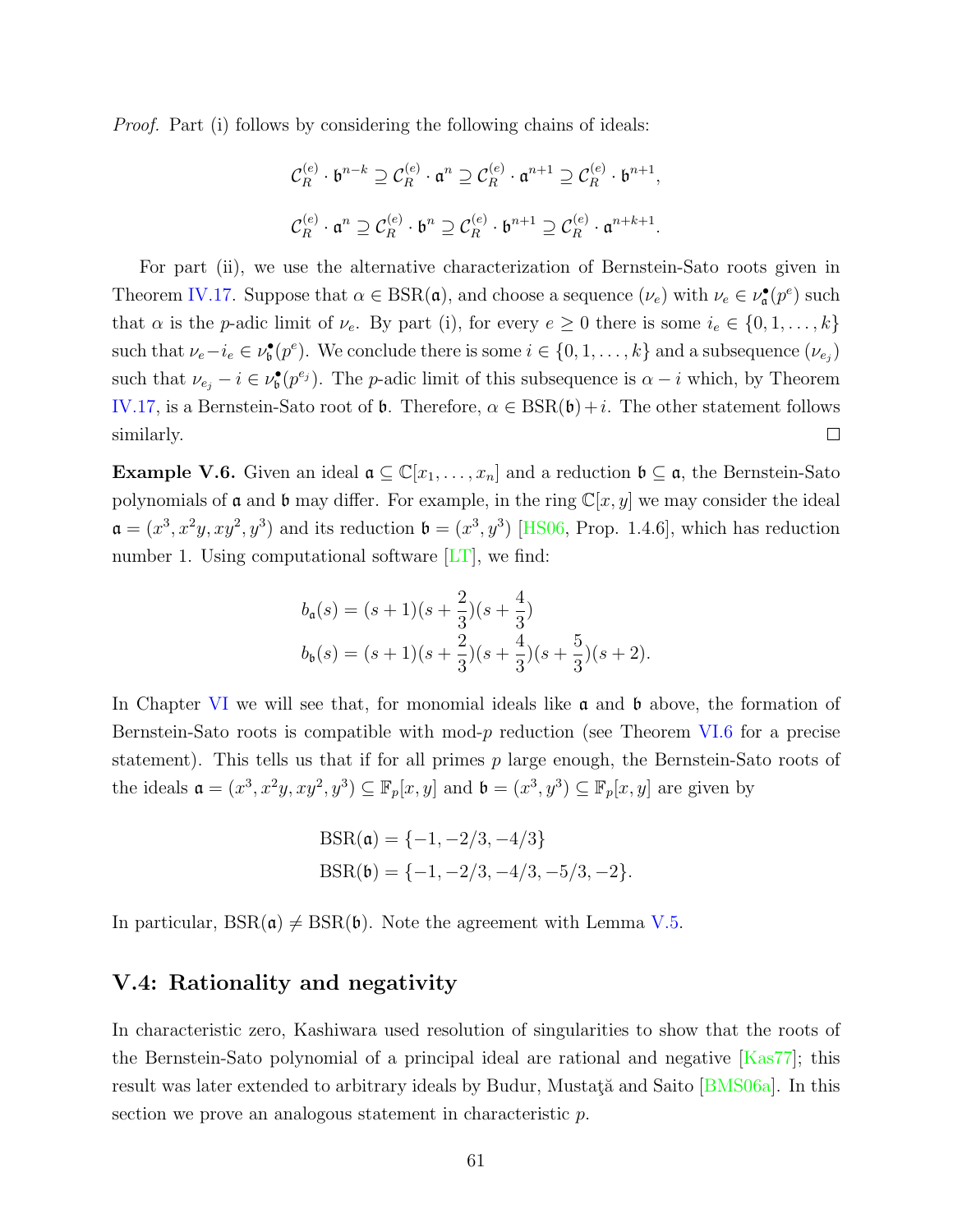*Proof.* Part (i) follows by considering the following chains of ideals:

$$\mathcal{C}_R^{(e)} \cdot \mathfrak{b}^{n-k} \supseteq \mathcal{C}_R^{(e)} \cdot \mathfrak{a}^n \supseteq \mathcal{C}_R^{(e)} \cdot \mathfrak{a}^{n+1} \supseteq \mathcal{C}_R^{(e)} \cdot \mathfrak{b}^{n+1},$$

$$\mathcal{C}_R^{(e)} \cdot \mathfrak{a}^n \supseteq \mathcal{C}_R^{(e)} \cdot \mathfrak{b}^n \supseteq \mathcal{C}_R^{(e)} \cdot \mathfrak{b}^{n+1} \supseteq \mathcal{C}_R^{(e)} \cdot \mathfrak{a}^{n+k+1}.$$

For part (ii), we use the alternative characterization of Bernstein-Sato roots given in Theorem IV.17. Suppose that $\alpha \in \mathrm{BSR}(\mathfrak{a})$, and choose a sequence $(\nu_e)$ with $\nu_e \in \nu_{\mathfrak{a}}^{\bullet}(p^e)$ such that $\alpha$ is the $p$-adic limit of $\nu_e$. By part (i), for every $e \geq 0$ there is some $i_e \in \{0, 1, \ldots, k\}$ such that $\nu_e - i_e \in \nu_{\mathfrak{b}}^{\bullet}(p^e)$. We conclude there is some $i \in \{0, 1, \ldots, k\}$ and a subsequence $(\nu_{e_j})$ such that $\nu_{e_j} - i \in \nu_{\mathfrak{b}}^{\bullet}(p^{e_j})$. The $p$-adic limit of this subsequence is $\alpha - i$ which, by Theorem IV.17, is a Bernstein-Sato root of $\mathfrak{b}$. Therefore, $\alpha \in \mathrm{BSR}(\mathfrak{b}) + i$. The other statement follows similarly. □

**Example V.6.** Given an ideal $\mathfrak{a} \subseteq \mathbb{C}[x_1, \ldots, x_n]$ and a reduction $\mathfrak{b} \subseteq \mathfrak{a}$, the Bernstein-Sato polynomials of $\mathfrak{a}$ and $\mathfrak{b}$ may differ. For example, in the ring $\mathbb{C}[x, y]$ we may consider the ideal $\mathfrak{a} = (x^3, x^2y, xy^2, y^3)$ and its reduction $\mathfrak{b} = (x^3, y^3)$ [HS06, Prop. 1.4.6], which has reduction number 1. Using computational software [LT], we find:

$$b_{\mathfrak{a}}(s) = (s+1)(s+\frac{2}{3})(s+\frac{4}{3})$$
$$b_{\mathfrak{b}}(s) = (s+1)(s+\frac{2}{3})(s+\frac{4}{3})(s+\frac{5}{3})(s+2).$$

In Chapter VI we will see that, for monomial ideals like $\mathfrak{a}$ and $\mathfrak{b}$ above, the formation of Bernstein-Sato roots is compatible with mod-$p$ reduction (see Theorem VI.6 for a precise statement). This tells us that if for all primes $p$ large enough, the Bernstein-Sato roots of the ideals $\mathfrak{a} = (x^3, x^2y, xy^2, y^3) \subseteq \mathbb{F}_p[x, y]$ and $\mathfrak{b} = (x^3, y^3) \subseteq \mathbb{F}_p[x, y]$ are given by

$$\mathrm{BSR}(\mathfrak{a}) = \{-1, -2/3, -4/3\}$$
$$\mathrm{BSR}(\mathfrak{b}) = \{-1, -2/3, -4/3, -5/3, -2\}.$$

In particular, $\mathrm{BSR}(\mathfrak{a}) \neq \mathrm{BSR}(\mathfrak{b})$. Note the agreement with Lemma V.5.

## V.4: Rationality and negativity

In characteristic zero, Kashiwara used resolution of singularities to show that the roots of the Bernstein-Sato polynomial of a principal ideal are rational and negative [Kas77]; this result was later extended to arbitrary ideals by Budur, Mustaţă and Saito [BMS06a]. In this section we prove an analogous statement in characteristic $p$.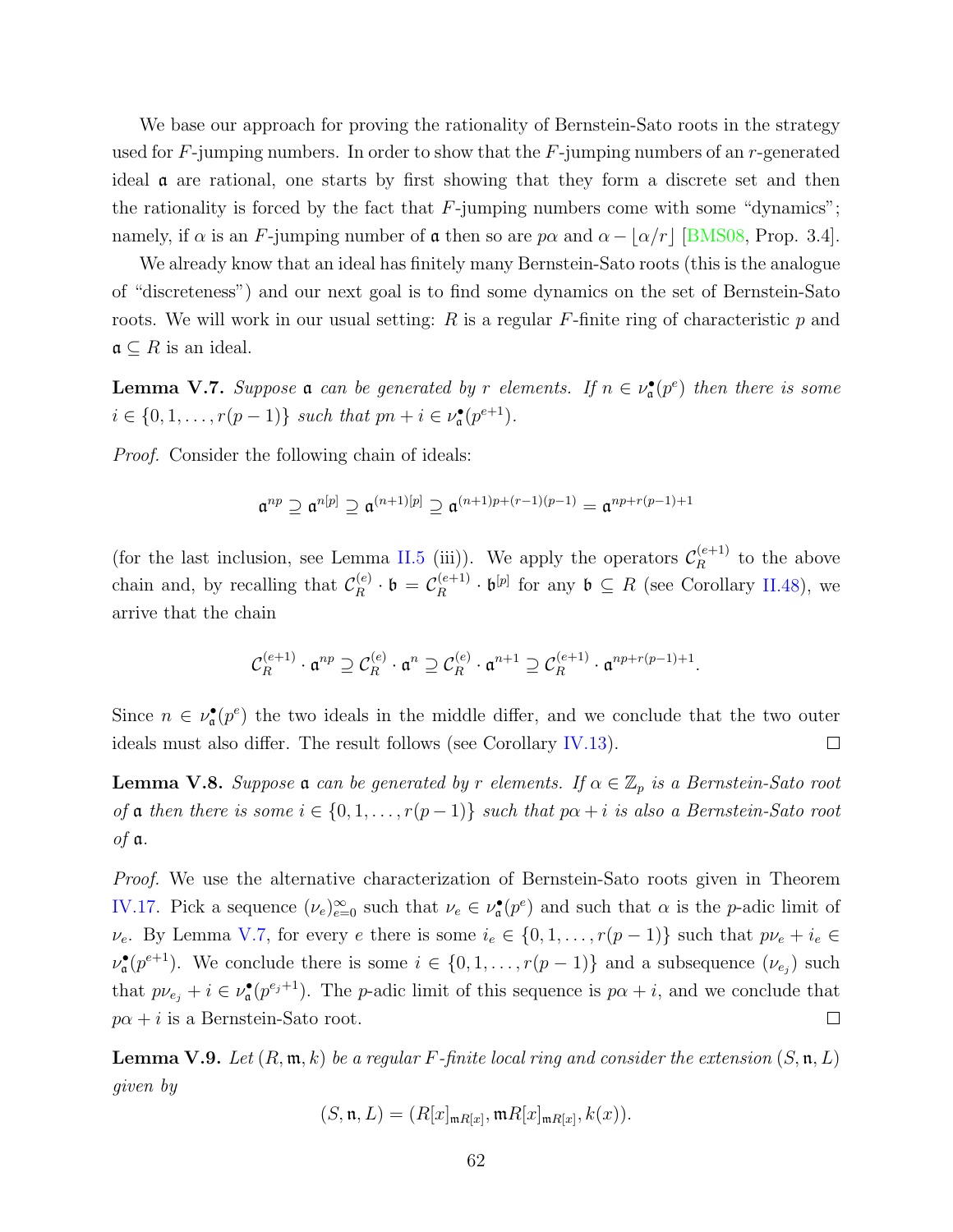We base our approach for proving the rationality of Bernstein-Sato roots in the strategy used for $F$-jumping numbers. In order to show that the $F$-jumping numbers of an $r$-generated ideal $\mathfrak{a}$ are rational, one starts by first showing that they form a discrete set and then the rationality is forced by the fact that $F$-jumping numbers come with some "dynamics"; namely, if $\alpha$ is an $F$-jumping number of $\mathfrak{a}$ then so are $p\alpha$ and $\alpha - \lfloor \alpha/r \rfloor$ [BMS08, Prop. 3.4].

We already know that an ideal has finitely many Bernstein-Sato roots (this is the analogue of "discreteness") and our next goal is to find some dynamics on the set of Bernstein-Sato roots. We will work in our usual setting: $R$ is a regular $F$-finite ring of characteristic $p$ and $\mathfrak{a} \subseteq R$ is an ideal.

**Lemma V.7.** *Suppose $\mathfrak{a}$ can be generated by $r$ elements. If $n \in \nu_{\mathfrak{a}}^{\bullet}(p^e)$ then there is some $i \in \{0, 1, \dots, r(p-1)\}$ such that $pn + i \in \nu_{\mathfrak{a}}^{\bullet}(p^{e+1})$.*

*Proof.* Consider the following chain of ideals:

$$\mathfrak{a}^{np} \supseteq \mathfrak{a}^{n[p]} \supseteq \mathfrak{a}^{(n+1)[p]} \supseteq \mathfrak{a}^{(n+1)p+(r-1)(p-1)} = \mathfrak{a}^{np+r(p-1)+1}$$

(for the last inclusion, see Lemma II.5 (iii)). We apply the operators $\mathcal{C}_R^{(e+1)}$ to the above chain and, by recalling that $\mathcal{C}_R^{(e)} \cdot \mathfrak{b} = \mathcal{C}_R^{(e+1)} \cdot \mathfrak{b}^{[p]}$ for any $\mathfrak{b} \subseteq R$ (see Corollary II.48), we arrive that the chain

$$\mathcal{C}_R^{(e+1)} \cdot \mathfrak{a}^{np} \supseteq \mathcal{C}_R^{(e)} \cdot \mathfrak{a}^{n} \supseteq \mathcal{C}_R^{(e)} \cdot \mathfrak{a}^{n+1} \supseteq \mathcal{C}_R^{(e+1)} \cdot \mathfrak{a}^{np+r(p-1)+1}.$$

Since $n \in \nu_{\mathfrak{a}}^{\bullet}(p^e)$ the two ideals in the middle differ, and we conclude that the two outer ideals must also differ. The result follows (see Corollary IV.13). ☐

**Lemma V.8.** *Suppose $\mathfrak{a}$ can be generated by $r$ elements. If $\alpha \in \mathbb{Z}_p$ is a Bernstein-Sato root of $\mathfrak{a}$ then there is some $i \in \{0, 1, \dots, r(p-1)\}$ such that $p\alpha + i$ is also a Bernstein-Sato root of $\mathfrak{a}$.*

*Proof.* We use the alternative characterization of Bernstein-Sato roots given in Theorem IV.17. Pick a sequence $(\nu_e)_{e=0}^{\infty}$ such that $\nu_e \in \nu_{\mathfrak{a}}^{\bullet}(p^e)$ and such that $\alpha$ is the $p$-adic limit of $\nu_e$. By Lemma V.7, for every $e$ there is some $i_e \in \{0, 1, \dots, r(p-1)\}$ such that $p\nu_e + i_e \in \nu_{\mathfrak{a}}^{\bullet}(p^{e+1})$. We conclude there is some $i \in \{0, 1, \dots, r(p-1)\}$ and a subsequence $(\nu_{e_j})$ such that $p\nu_{e_j} + i \in \nu_{\mathfrak{a}}^{\bullet}(p^{e_j+1})$. The $p$-adic limit of this sequence is $p\alpha + i$, and we conclude that $p\alpha + i$ is a Bernstein-Sato root. ☐

**Lemma V.9.** *Let $(R, \mathfrak{m}, k)$ be a regular $F$-finite local ring and consider the extension $(S, \mathfrak{n}, L)$ given by*

$$(S, \mathfrak{n}, L) = (R[x]_{\mathfrak{m}R[x]}, \mathfrak{m}R[x]_{\mathfrak{m}R[x]}, k(x)).$$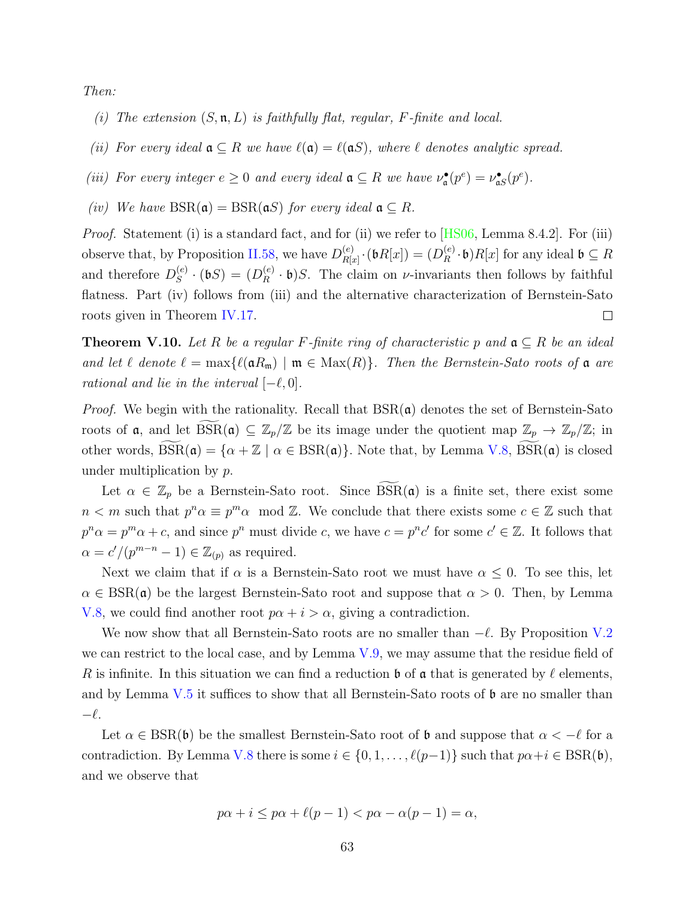*Then:*

*(i) The extension $(S, \mathfrak{n}, L)$ is faithfully flat, regular, F-finite and local.*

*(ii) For every ideal $\mathfrak{a} \subseteq R$ we have $\ell(\mathfrak{a}) = \ell(\mathfrak{a}S)$, where $\ell$ denotes analytic spread.*

*(iii) For every integer $e \geq 0$ and every ideal $\mathfrak{a} \subseteq R$ we have $\nu^\bullet_{\mathfrak{a}}(p^e) = \nu^\bullet_{\mathfrak{a}S}(p^e)$.*

*(iv) We have $\mathrm{BSR}(\mathfrak{a}) = \mathrm{BSR}(\mathfrak{a}S)$ for every ideal $\mathfrak{a} \subseteq R$.*

*Proof.* Statement (i) is a standard fact, and for (ii) we refer to [HS06, Lemma 8.4.2]. For (iii) observe that, by Proposition II.58, we have $D^{(e)}_{R[x]} \cdot (\mathfrak{b}R[x]) = (D^{(e)}_R \cdot \mathfrak{b})R[x]$ for any ideal $\mathfrak{b} \subseteq R$ and therefore $D^{(e)}_S \cdot (\mathfrak{b}S) = (D^{(e)}_R \cdot \mathfrak{b})S$. The claim on $\nu$-invariants then follows by faithful flatness. Part (iv) follows from (iii) and the alternative characterization of Bernstein-Sato roots given in Theorem IV.17. $\square$

**Theorem V.10.** *Let $R$ be a regular F-finite ring of characteristic $p$ and $\mathfrak{a} \subseteq R$ be an ideal and let $\ell$ denote $\ell = \max\{\ell(\mathfrak{a}R_\mathfrak{m}) \mid \mathfrak{m} \in \mathrm{Max}(R)\}$. Then the Bernstein-Sato roots of $\mathfrak{a}$ are rational and lie in the interval $[-\ell, 0]$.*

*Proof.* We begin with the rationality. Recall that $\mathrm{BSR}(\mathfrak{a})$ denotes the set of Bernstein-Sato roots of $\mathfrak{a}$, and let $\widetilde{\mathrm{BSR}}(\mathfrak{a}) \subseteq \mathbb{Z}_p/\mathbb{Z}$ be its image under the quotient map $\mathbb{Z}_p \to \mathbb{Z}_p/\mathbb{Z}$; in other words, $\widetilde{\mathrm{BSR}}(\mathfrak{a}) = \{\alpha + \mathbb{Z} \mid \alpha \in \mathrm{BSR}(\mathfrak{a})\}$. Note that, by Lemma V.8, $\widetilde{\mathrm{BSR}}(\mathfrak{a})$ is closed under multiplication by $p$.

Let $\alpha \in \mathbb{Z}_p$ be a Bernstein-Sato root. Since $\widetilde{\mathrm{BSR}}(\mathfrak{a})$ is a finite set, there exist some $n < m$ such that $p^n\alpha \equiv p^m\alpha \mod \mathbb{Z}$. We conclude that there exists some $c \in \mathbb{Z}$ such that $p^n\alpha = p^m\alpha + c$, and since $p^n$ must divide $c$, we have $c = p^n c'$ for some $c' \in \mathbb{Z}$. It follows that $\alpha = c'/(p^{m-n} - 1) \in \mathbb{Z}_{(p)}$ as required.

Next we claim that if $\alpha$ is a Bernstein-Sato root we must have $\alpha \leq 0$. To see this, let $\alpha \in \mathrm{BSR}(\mathfrak{a})$ be the largest Bernstein-Sato root and suppose that $\alpha > 0$. Then, by Lemma V.8, we could find another root $p\alpha + i > \alpha$, giving a contradiction.

We now show that all Bernstein-Sato roots are no smaller than $-\ell$. By Proposition V.2 we can restrict to the local case, and by Lemma V.9, we may assume that the residue field of $R$ is infinite. In this situation we can find a reduction $\mathfrak{b}$ of $\mathfrak{a}$ that is generated by $\ell$ elements, and by Lemma V.5 it suffices to show that all Bernstein-Sato roots of $\mathfrak{b}$ are no smaller than $-\ell$.

Let $\alpha \in \mathrm{BSR}(\mathfrak{b})$ be the smallest Bernstein-Sato root of $\mathfrak{b}$ and suppose that $\alpha < -\ell$ for a contradiction. By Lemma V.8 there is some $i \in \{0, 1, \ldots, \ell(p-1)\}$ such that $p\alpha + i \in \mathrm{BSR}(\mathfrak{b})$, and we observe that

$$p\alpha + i \leq p\alpha + \ell(p-1) < p\alpha - \alpha(p-1) = \alpha,$$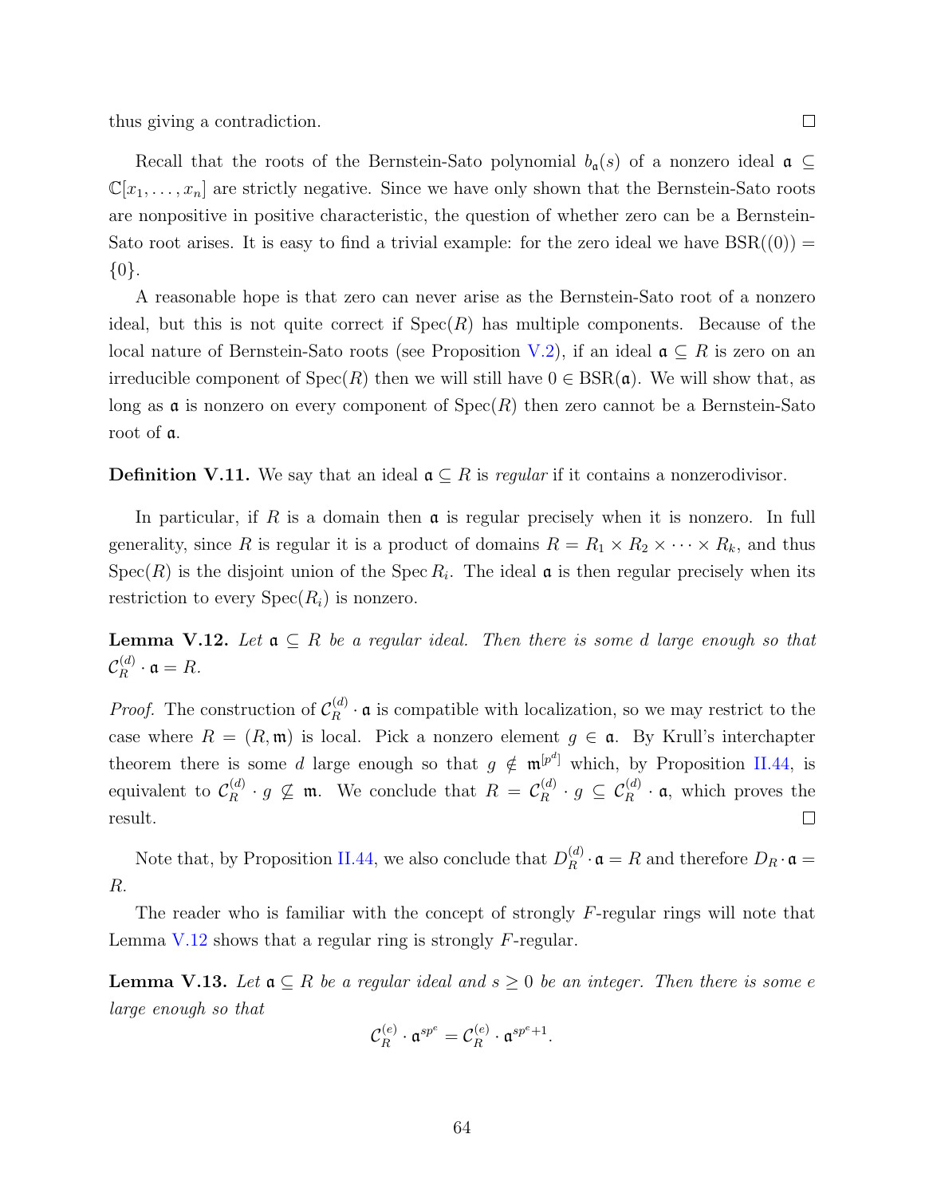thus giving a contradiction. □

Recall that the roots of the Bernstein-Sato polynomial $b_{\mathfrak{a}}(s)$ of a nonzero ideal $\mathfrak{a} \subseteq \mathbb{C}[x_1, \dots, x_n]$ are strictly negative. Since we have only shown that the Bernstein-Sato roots are nonpositive in positive characteristic, the question of whether zero can be a Bernstein-Sato root arises. It is easy to find a trivial example: for the zero ideal we have $\mathrm{BSR}((0)) = \{0\}$.

A reasonable hope is that zero can never arise as the Bernstein-Sato root of a nonzero ideal, but this is not quite correct if $\mathrm{Spec}(R)$ has multiple components. Because of the local nature of Bernstein-Sato roots (see Proposition V.2), if an ideal $\mathfrak{a} \subseteq R$ is zero on an irreducible component of $\mathrm{Spec}(R)$ then we will still have $0 \in \mathrm{BSR}(\mathfrak{a})$. We will show that, as long as $\mathfrak{a}$ is nonzero on every component of $\mathrm{Spec}(R)$ then zero cannot be a Bernstein-Sato root of $\mathfrak{a}$.

**Definition V.11.** We say that an ideal $\mathfrak{a} \subseteq R$ is *regular* if it contains a nonzerodivisor.

In particular, if $R$ is a domain then $\mathfrak{a}$ is regular precisely when it is nonzero. In full generality, since $R$ is regular it is a product of domains $R = R_1 \times R_2 \times \cdots \times R_k$, and thus $\mathrm{Spec}(R)$ is the disjoint union of the $\mathrm{Spec}\, R_i$. The ideal $\mathfrak{a}$ is then regular precisely when its restriction to every $\mathrm{Spec}(R_i)$ is nonzero.

**Lemma V.12.** *Let $\mathfrak{a} \subseteq R$ be a regular ideal. Then there is some $d$ large enough so that $\mathcal{C}_R^{(d)} \cdot \mathfrak{a} = R$.*

*Proof.* The construction of $\mathcal{C}_R^{(d)} \cdot \mathfrak{a}$ is compatible with localization, so we may restrict to the case where $R = (R, \mathfrak{m})$ is local. Pick a nonzero element $g \in \mathfrak{a}$. By Krull's interchapter theorem there is some $d$ large enough so that $g \notin \mathfrak{m}^{[p^d]}$ which, by Proposition II.44, is equivalent to $\mathcal{C}_R^{(d)} \cdot g \not\subseteq \mathfrak{m}$. We conclude that $R = \mathcal{C}_R^{(d)} \cdot g \subseteq \mathcal{C}_R^{(d)} \cdot \mathfrak{a}$, which proves the result. □

Note that, by Proposition II.44, we also conclude that $D_R^{(d)} \cdot \mathfrak{a} = R$ and therefore $D_R \cdot \mathfrak{a} = R$.

The reader who is familiar with the concept of strongly $F$-regular rings will note that Lemma V.12 shows that a regular ring is strongly $F$-regular.

**Lemma V.13.** *Let $\mathfrak{a} \subseteq R$ be a regular ideal and $s \geq 0$ be an integer. Then there is some $e$ large enough so that*

$$\mathcal{C}_R^{(e)} \cdot \mathfrak{a}^{sp^e} = \mathcal{C}_R^{(e)} \cdot \mathfrak{a}^{sp^e + 1}.$$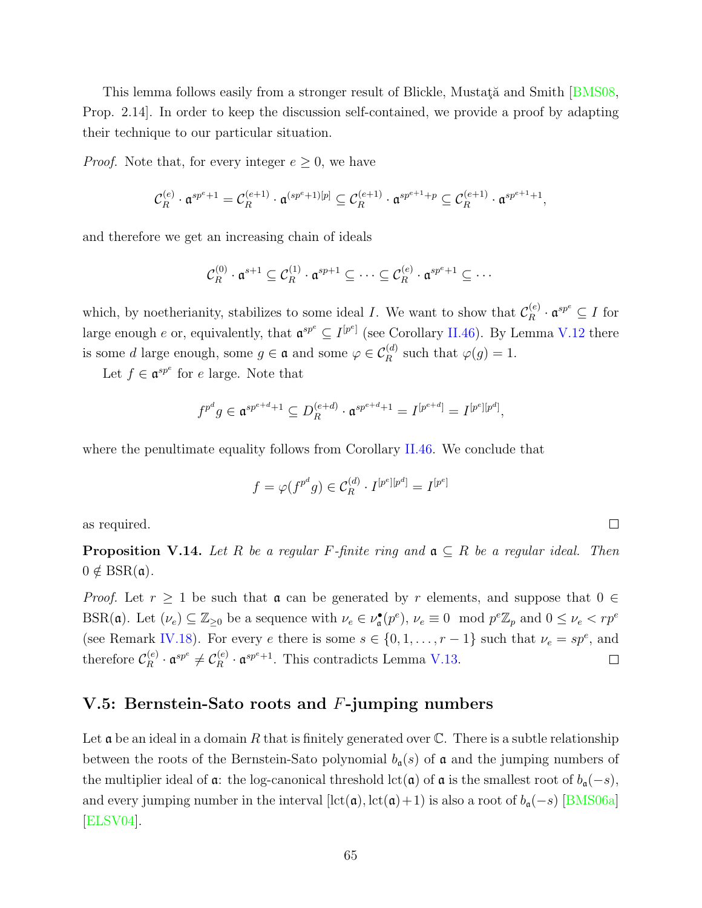This lemma follows easily from a stronger result of Blickle, Mustaţă and Smith [BMS08, Prop. 2.14]. In order to keep the discussion self-contained, we provide a proof by adapting their technique to our particular situation.

*Proof.* Note that, for every integer $e \geq 0$, we have

$$\mathcal{C}_R^{(e)} \cdot \mathfrak{a}^{sp^e+1} = \mathcal{C}_R^{(e+1)} \cdot \mathfrak{a}^{(sp^e+1)[p]} \subseteq \mathcal{C}_R^{(e+1)} \cdot \mathfrak{a}^{sp^{e+1}+p} \subseteq \mathcal{C}_R^{(e+1)} \cdot \mathfrak{a}^{sp^{e+1}+1},$$

and therefore we get an increasing chain of ideals

$$\mathcal{C}_R^{(0)} \cdot \mathfrak{a}^{s+1} \subseteq \mathcal{C}_R^{(1)} \cdot \mathfrak{a}^{sp+1} \subseteq \cdots \subseteq \mathcal{C}_R^{(e)} \cdot \mathfrak{a}^{sp^e+1} \subseteq \cdots$$

which, by noetherianity, stabilizes to some ideal $I$. We want to show that $\mathcal{C}_R^{(e)} \cdot \mathfrak{a}^{sp^e} \subseteq I$ for large enough $e$ or, equivalently, that $\mathfrak{a}^{sp^e} \subseteq I^{[p^e]}$ (see Corollary II.46). By Lemma V.12 there is some $d$ large enough, some $g \in \mathfrak{a}$ and some $\varphi \in \mathcal{C}_R^{(d)}$ such that $\varphi(g) = 1$.

Let $f \in \mathfrak{a}^{sp^e}$ for $e$ large. Note that

$$f^{p^d} g \in \mathfrak{a}^{sp^{e+d}+1} \subseteq D_R^{(e+d)} \cdot \mathfrak{a}^{sp^{e+d}+1} = I^{[p^{e+d}]} = I^{[p^e][p^d]},$$

where the penultimate equality follows from Corollary II.46. We conclude that

$$f = \varphi(f^{p^d} g) \in \mathcal{C}_R^{(d)} \cdot I^{[p^e][p^d]} = I^{[p^e]}$$

as required. ∎

**Proposition V.14.** *Let $R$ be a regular $F$-finite ring and $\mathfrak{a} \subseteq R$ be a regular ideal. Then $0 \notin \mathrm{BSR}(\mathfrak{a})$.*

*Proof.* Let $r \geq 1$ be such that $\mathfrak{a}$ can be generated by $r$ elements, and suppose that $0 \in \mathrm{BSR}(\mathfrak{a})$. Let $(\nu_e) \subseteq \mathbb{Z}_{\geq 0}$ be a sequence with $\nu_e \in \nu_{\mathfrak{a}}^{\bullet}(p^e)$, $\nu_e \equiv 0 \mod p^e\mathbb{Z}_p$ and $0 \leq \nu_e < rp^e$ (see Remark IV.18). For every $e$ there is some $s \in \{0, 1, \ldots, r-1\}$ such that $\nu_e = sp^e$, and therefore $\mathcal{C}_R^{(e)} \cdot \mathfrak{a}^{sp^e} \neq \mathcal{C}_R^{(e)} \cdot \mathfrak{a}^{sp^e+1}$. This contradicts Lemma V.13. ∎

## V.5: Bernstein-Sato roots and $F$-jumping numbers

Let $\mathfrak{a}$ be an ideal in a domain $R$ that is finitely generated over $\mathbb{C}$. There is a subtle relationship between the roots of the Bernstein-Sato polynomial $b_{\mathfrak{a}}(s)$ of $\mathfrak{a}$ and the jumping numbers of the multiplier ideal of $\mathfrak{a}$: the log-canonical threshold $\mathrm{lct}(\mathfrak{a})$ of $\mathfrak{a}$ is the smallest root of $b_{\mathfrak{a}}(-s)$, and every jumping number in the interval $[\mathrm{lct}(\mathfrak{a}), \mathrm{lct}(\mathfrak{a})+1)$ is also a root of $b_{\mathfrak{a}}(-s)$ [BMS06a] [ELSV04].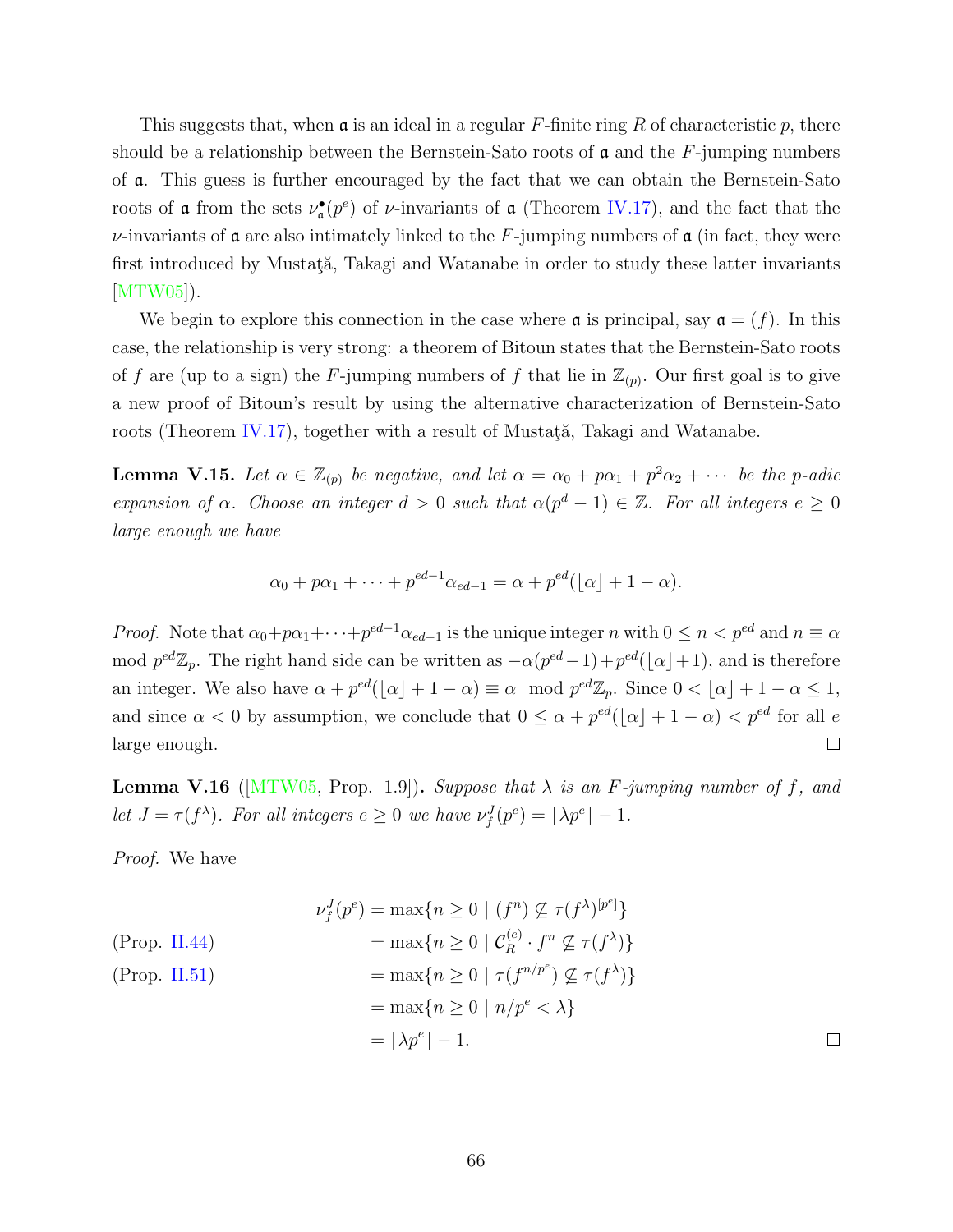This suggests that, when $\mathfrak{a}$ is an ideal in a regular $F$-finite ring $R$ of characteristic $p$, there should be a relationship between the Bernstein-Sato roots of $\mathfrak{a}$ and the $F$-jumping numbers of $\mathfrak{a}$. This guess is further encouraged by the fact that we can obtain the Bernstein-Sato roots of $\mathfrak{a}$ from the sets $\nu_{\mathfrak{a}}^{\bullet}(p^e)$ of $\nu$-invariants of $\mathfrak{a}$ (Theorem IV.17), and the fact that the $\nu$-invariants of $\mathfrak{a}$ are also intimately linked to the $F$-jumping numbers of $\mathfrak{a}$ (in fact, they were first introduced by Mustaţă, Takagi and Watanabe in order to study these latter invariants [MTW05]).

We begin to explore this connection in the case where $\mathfrak{a}$ is principal, say $\mathfrak{a} = (f)$. In this case, the relationship is very strong: a theorem of Bitoun states that the Bernstein-Sato roots of $f$ are (up to a sign) the $F$-jumping numbers of $f$ that lie in $\mathbb{Z}_{(p)}$. Our first goal is to give a new proof of Bitoun's result by using the alternative characterization of Bernstein-Sato roots (Theorem IV.17), together with a result of Mustaţă, Takagi and Watanabe.

**Lemma V.15.** *Let $\alpha \in \mathbb{Z}_{(p)}$ be negative, and let $\alpha = \alpha_0 + p\alpha_1 + p^2\alpha_2 + \cdots$ be the $p$-adic expansion of $\alpha$. Choose an integer $d > 0$ such that $\alpha(p^d - 1) \in \mathbb{Z}$. For all integers $e \geq 0$ large enough we have*

$$\alpha_0 + p\alpha_1 + \cdots + p^{ed-1}\alpha_{ed-1} = \alpha + p^{ed}(\lfloor \alpha \rfloor + 1 - \alpha).$$

*Proof.* Note that $\alpha_0 + p\alpha_1 + \cdots + p^{ed-1}\alpha_{ed-1}$ is the unique integer $n$ with $0 \leq n < p^{ed}$ and $n \equiv \alpha \mod p^{ed}\mathbb{Z}_p$. The right hand side can be written as $-\alpha(p^{ed}-1) + p^{ed}(\lfloor \alpha \rfloor + 1)$, and is therefore an integer. We also have $\alpha + p^{ed}(\lfloor \alpha \rfloor + 1 - \alpha) \equiv \alpha \mod p^{ed}\mathbb{Z}_p$. Since $0 < \lfloor \alpha \rfloor + 1 - \alpha \leq 1$, and since $\alpha < 0$ by assumption, we conclude that $0 \leq \alpha + p^{ed}(\lfloor \alpha \rfloor + 1 - \alpha) < p^{ed}$ for all $e$ large enough. $\square$

**Lemma V.16** ([MTW05, Prop. 1.9])**.** *Suppose that $\lambda$ is an $F$-jumping number of $f$, and let $J = \tau(f^\lambda)$. For all integers $e \geq 0$ we have $\nu_f^J(p^e) = \lceil \lambda p^e \rceil - 1$.*

*Proof.* We have

$$
\begin{aligned}
\nu_f^J(p^e) &= \max\{n \geq 0 \mid (f^n) \not\subseteq \tau(f^\lambda)^{[p^e]}\} \\
\text{(Prop. II.44)} \qquad &= \max\{n \geq 0 \mid \mathcal{C}_R^{(e)} \cdot f^n \not\subseteq \tau(f^\lambda)\} \\
\text{(Prop. II.51)} \qquad &= \max\{n \geq 0 \mid \tau(f^{n/p^e}) \not\subseteq \tau(f^\lambda)\} \\
&= \max\{n \geq 0 \mid n/p^e < \lambda\} \\
&= \lceil \lambda p^e \rceil - 1.
\end{aligned}
$$

$\square$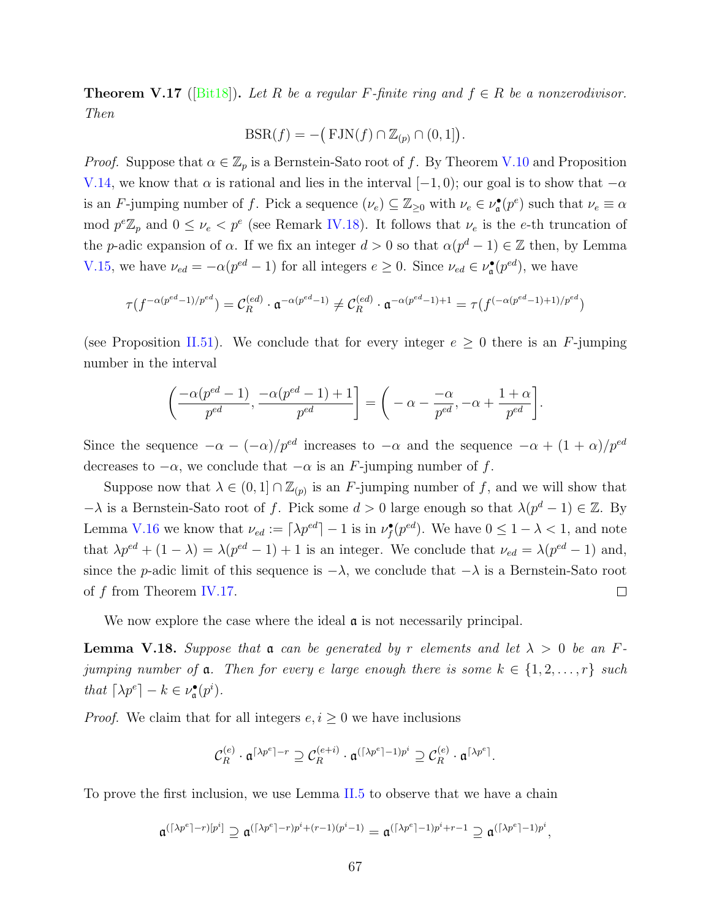**Theorem V.17** ([Bit18])**.** *Let $R$ be a regular $F$-finite ring and $f \in R$ be a nonzerodivisor. Then*

$$\mathrm{BSR}(f) = -\big(\,\mathrm{FJN}(f) \cap \mathbb{Z}_{(p)} \cap (0,1]\big).$$

*Proof.* Suppose that $\alpha \in \mathbb{Z}_p$ is a Bernstein-Sato root of $f$. By Theorem V.10 and Proposition V.14, we know that $\alpha$ is rational and lies in the interval $[-1, 0)$; our goal is to show that $-\alpha$ is an $F$-jumping number of $f$. Pick a sequence $(\nu_e) \subseteq \mathbb{Z}_{\geq 0}$ with $\nu_e \in \nu^\bullet_{\mathfrak{a}}(p^e)$ such that $\nu_e \equiv \alpha \mod p^e\mathbb{Z}_p$ and $0 \leq \nu_e < p^e$ (see Remark IV.18). It follows that $\nu_e$ is the $e$-th truncation of the $p$-adic expansion of $\alpha$. If we fix an integer $d > 0$ so that $\alpha(p^d - 1) \in \mathbb{Z}$ then, by Lemma V.15, we have $\nu_{ed} = -\alpha(p^{ed} - 1)$ for all integers $e \geq 0$. Since $\nu_{ed} \in \nu^\bullet_{\mathfrak{a}}(p^{ed})$, we have

$$\tau(f^{-\alpha(p^{ed}-1)/p^{ed}}) = \mathcal{C}_R^{(ed)} \cdot \mathfrak{a}^{-\alpha(p^{ed}-1)} \neq \mathcal{C}_R^{(ed)} \cdot \mathfrak{a}^{-\alpha(p^{ed}-1)+1} = \tau(f^{(-\alpha(p^{ed}-1)+1)/p^{ed}})$$

(see Proposition II.51). We conclude that for every integer $e \geq 0$ there is an $F$-jumping number in the interval

$$\left(\frac{-\alpha(p^{ed}-1)}{p^{ed}}, \frac{-\alpha(p^{ed}-1)+1}{p^{ed}}\right] = \left(-\alpha - \frac{-\alpha}{p^{ed}}, -\alpha + \frac{1+\alpha}{p^{ed}}\right].$$

Since the sequence $-\alpha - (-\alpha)/p^{ed}$ increases to $-\alpha$ and the sequence $-\alpha + (1+\alpha)/p^{ed}$ decreases to $-\alpha$, we conclude that $-\alpha$ is an $F$-jumping number of $f$.

Suppose now that $\lambda \in (0, 1] \cap \mathbb{Z}_{(p)}$ is an $F$-jumping number of $f$, and we will show that $-\lambda$ is a Bernstein-Sato root of $f$. Pick some $d > 0$ large enough so that $\lambda(p^d - 1) \in \mathbb{Z}$. By Lemma V.16 we know that $\nu_{ed} := \lceil \lambda p^{ed} \rceil - 1$ is in $\nu^\bullet_f(p^{ed})$. We have $0 \leq 1 - \lambda < 1$, and note that $\lambda p^{ed} + (1 - \lambda) = \lambda(p^{ed} - 1) + 1$ is an integer. We conclude that $\nu_{ed} = \lambda(p^{ed} - 1)$ and, since the $p$-adic limit of this sequence is $-\lambda$, we conclude that $-\lambda$ is a Bernstein-Sato root of $f$ from Theorem IV.17. $\square$

We now explore the case where the ideal $\mathfrak{a}$ is not necessarily principal.

**Lemma V.18.** *Suppose that $\mathfrak{a}$ can be generated by $r$ elements and let $\lambda > 0$ be an $F$-jumping number of $\mathfrak{a}$. Then for every $e$ large enough there is some $k \in \{1, 2, \dots, r\}$ such that $\lceil \lambda p^e \rceil - k \in \nu^\bullet_{\mathfrak{a}}(p^i)$.*

*Proof.* We claim that for all integers $e, i \geq 0$ we have inclusions

$$\mathcal{C}_R^{(e)} \cdot \mathfrak{a}^{\lceil \lambda p^e \rceil - r} \supseteq \mathcal{C}_R^{(e+i)} \cdot \mathfrak{a}^{(\lceil \lambda p^e \rceil - 1)p^i} \supseteq \mathcal{C}_R^{(e)} \cdot \mathfrak{a}^{\lceil \lambda p^e \rceil}.$$

To prove the first inclusion, we use Lemma II.5 to observe that we have a chain

$$\mathfrak{a}^{(\lceil \lambda p^e \rceil - r)[p^i]} \supseteq \mathfrak{a}^{(\lceil \lambda p^e \rceil - r)p^i + (r-1)(p^i - 1)} = \mathfrak{a}^{(\lceil \lambda p^e \rceil - 1)p^i + r - 1} \supseteq \mathfrak{a}^{(\lceil \lambda p^e \rceil - 1)p^i},$$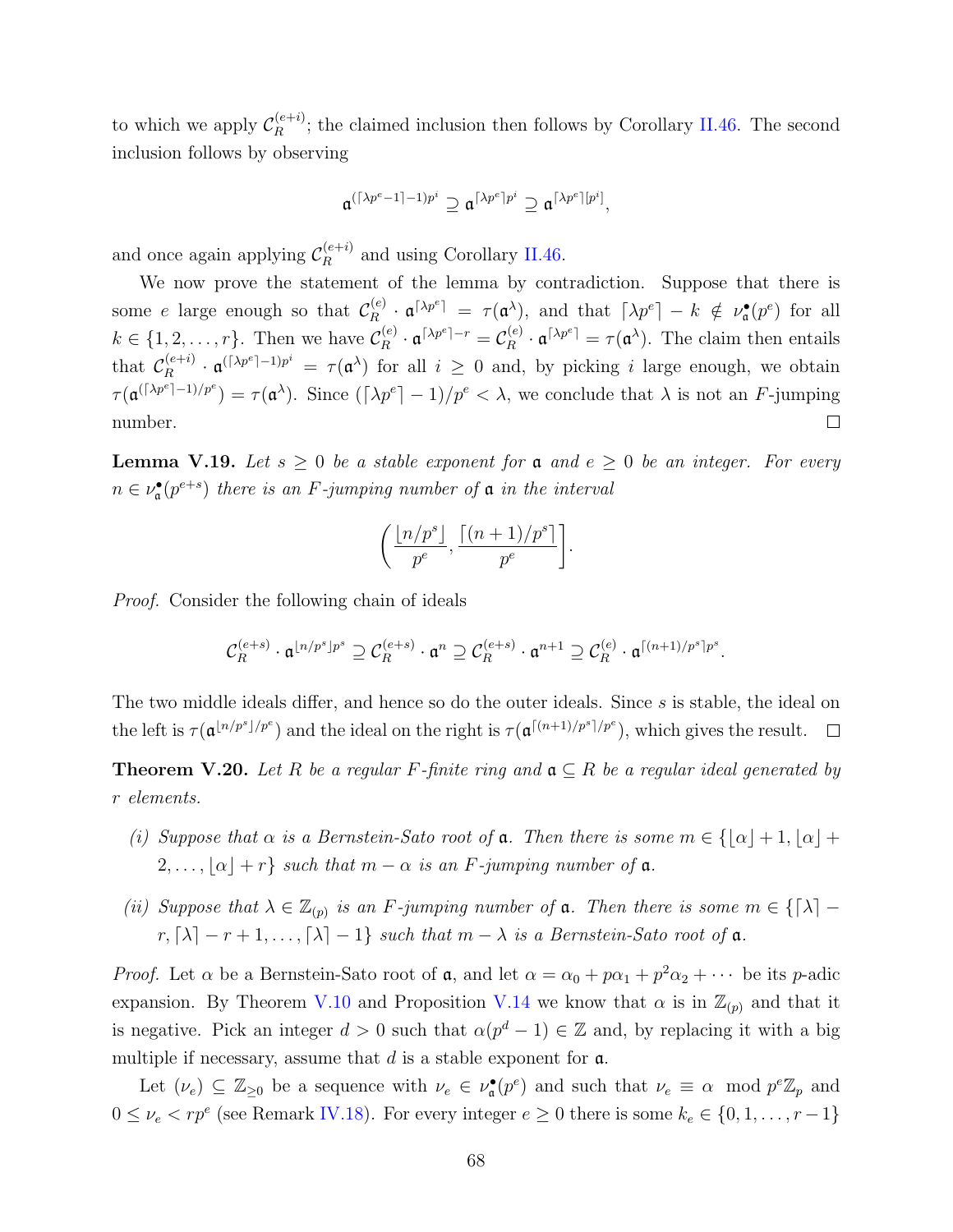to which we apply $\mathcal{C}_R^{(e+i)}$; the claimed inclusion then follows by Corollary II.46. The second inclusion follows by observing

$$\mathfrak{a}^{(\lceil \lambda p^e - 1\rceil - 1)p^i} \supseteq \mathfrak{a}^{\lceil \lambda p^e \rceil p^i} \supseteq \mathfrak{a}^{\lceil \lambda p^e \rceil [p^i]},$$

and once again applying $\mathcal{C}_R^{(e+i)}$ and using Corollary II.46.

We now prove the statement of the lemma by contradiction. Suppose that there is some $e$ large enough so that $\mathcal{C}_R^{(e)} \cdot \mathfrak{a}^{\lceil \lambda p^e \rceil} = \tau(\mathfrak{a}^\lambda)$, and that $\lceil \lambda p^e \rceil - k \notin \nu_{\mathfrak{a}}^\bullet(p^e)$ for all $k \in \{1, 2, \dots, r\}$. Then we have $\mathcal{C}_R^{(e)} \cdot \mathfrak{a}^{\lceil \lambda p^e \rceil - r} = \mathcal{C}_R^{(e)} \cdot \mathfrak{a}^{\lceil \lambda p^e \rceil} = \tau(\mathfrak{a}^\lambda)$. The claim then entails that $\mathcal{C}_R^{(e+i)} \cdot \mathfrak{a}^{(\lceil \lambda p^e \rceil - 1)p^i} = \tau(\mathfrak{a}^\lambda)$ for all $i \geq 0$ and, by picking $i$ large enough, we obtain $\tau(\mathfrak{a}^{(\lceil \lambda p^e \rceil - 1)/p^e}) = \tau(\mathfrak{a}^\lambda)$. Since $(\lceil \lambda p^e \rceil - 1)/p^e < \lambda$, we conclude that $\lambda$ is not an $F$-jumping number. □

**Lemma V.19.** *Let $s \geq 0$ be a stable exponent for $\mathfrak{a}$ and $e \geq 0$ be an integer. For every $n \in \nu_{\mathfrak{a}}^\bullet(p^{e+s})$ there is an $F$-jumping number of $\mathfrak{a}$ in the interval*

$$\left( \frac{\lfloor n/p^s \rfloor}{p^e}, \frac{\lceil (n+1)/p^s \rceil}{p^e} \right].$$

*Proof.* Consider the following chain of ideals

$$\mathcal{C}_R^{(e+s)} \cdot \mathfrak{a}^{\lfloor n/p^s \rfloor p^s} \supseteq \mathcal{C}_R^{(e+s)} \cdot \mathfrak{a}^n \supseteq \mathcal{C}_R^{(e+s)} \cdot \mathfrak{a}^{n+1} \supseteq \mathcal{C}_R^{(e)} \cdot \mathfrak{a}^{\lceil (n+1)/p^s \rceil p^s}.$$

The two middle ideals differ, and hence so do the outer ideals. Since $s$ is stable, the ideal on the left is $\tau(\mathfrak{a}^{\lfloor n/p^s \rfloor / p^e})$ and the ideal on the right is $\tau(\mathfrak{a}^{\lceil (n+1)/p^s \rceil / p^e})$, which gives the result. □

**Theorem V.20.** *Let $R$ be a regular $F$-finite ring and $\mathfrak{a} \subseteq R$ be a regular ideal generated by $r$ elements.*

*(i) Suppose that $\alpha$ is a Bernstein-Sato root of $\mathfrak{a}$. Then there is some $m \in \{\lfloor \alpha \rfloor + 1, \lfloor \alpha \rfloor + 2, \dots, \lfloor \alpha \rfloor + r\}$ such that $m - \alpha$ is an $F$-jumping number of $\mathfrak{a}$.*

*(ii) Suppose that $\lambda \in \mathbb{Z}_{(p)}$ is an $F$-jumping number of $\mathfrak{a}$. Then there is some $m \in \{\lceil \lambda \rceil - r, \lceil \lambda \rceil - r + 1, \dots, \lceil \lambda \rceil - 1\}$ such that $m - \lambda$ is a Bernstein-Sato root of $\mathfrak{a}$.*

*Proof.* Let $\alpha$ be a Bernstein-Sato root of $\mathfrak{a}$, and let $\alpha = \alpha_0 + p\alpha_1 + p^2\alpha_2 + \cdots$ be its $p$-adic expansion. By Theorem V.10 and Proposition V.14 we know that $\alpha$ is in $\mathbb{Z}_{(p)}$ and that it is negative. Pick an integer $d > 0$ such that $\alpha(p^d - 1) \in \mathbb{Z}$ and, by replacing it with a big multiple if necessary, assume that $d$ is a stable exponent for $\mathfrak{a}$.

Let $(\nu_e) \subseteq \mathbb{Z}_{\geq 0}$ be a sequence with $\nu_e \in \nu_{\mathfrak{a}}^\bullet(p^e)$ and such that $\nu_e \equiv \alpha \mod p^e\mathbb{Z}_p$ and $0 \leq \nu_e < rp^e$ (see Remark IV.18). For every integer $e \geq 0$ there is some $k_e \in \{0, 1, \dots, r-1\}$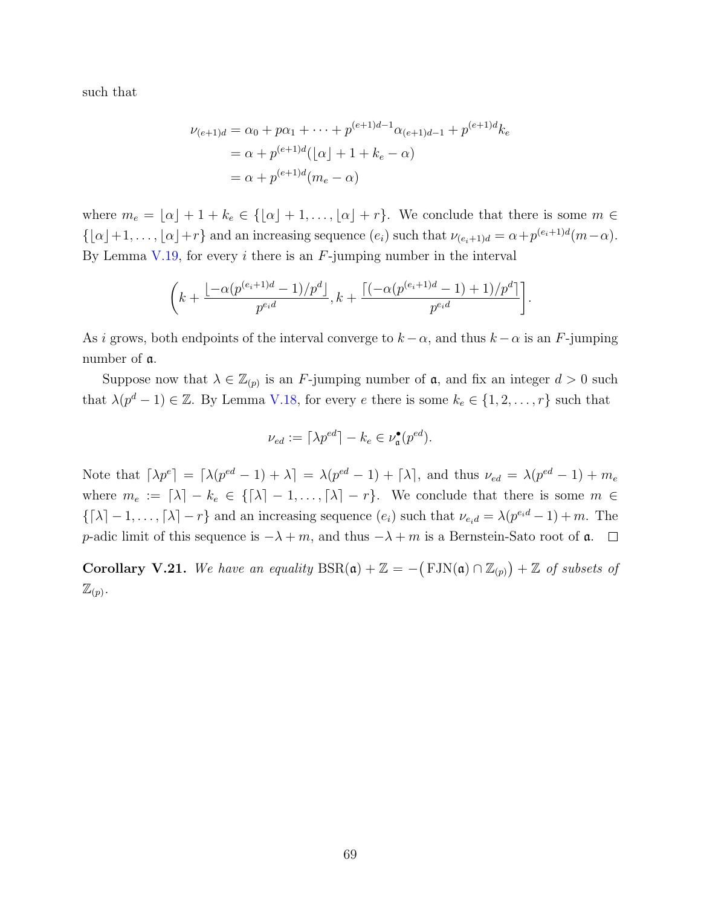such that

$$
\begin{aligned}
\nu_{(e+1)d} &= \alpha_0 + p\alpha_1 + \cdots + p^{(e+1)d-1}\alpha_{(e+1)d-1} + p^{(e+1)d}k_e \\
&= \alpha + p^{(e+1)d}(\lfloor \alpha \rfloor + 1 + k_e - \alpha) \\
&= \alpha + p^{(e+1)d}(m_e - \alpha)
\end{aligned}
$$

where $m_e = \lfloor \alpha \rfloor + 1 + k_e \in \{\lfloor \alpha \rfloor + 1, \ldots, \lfloor \alpha \rfloor + r\}$. We conclude that there is some $m \in \{\lfloor \alpha \rfloor + 1, \ldots, \lfloor \alpha \rfloor + r\}$ and an increasing sequence $(e_i)$ such that $\nu_{(e_i+1)d} = \alpha + p^{(e_i+1)d}(m - \alpha)$. By Lemma V.19, for every $i$ there is an $F$-jumping number in the interval

$$
\left( k + \frac{\lfloor -\alpha(p^{(e_i+1)d} - 1)/p^d \rfloor}{p^{e_i d}}, k + \frac{\lceil (-\alpha(p^{(e_i+1)d} - 1) + 1)/p^d \rceil}{p^{e_i d}} \right].
$$

As $i$ grows, both endpoints of the interval converge to $k - \alpha$, and thus $k - \alpha$ is an $F$-jumping number of $\mathfrak{a}$.

Suppose now that $\lambda \in \mathbb{Z}_{(p)}$ is an $F$-jumping number of $\mathfrak{a}$, and fix an integer $d > 0$ such that $\lambda(p^d - 1) \in \mathbb{Z}$. By Lemma V.18, for every $e$ there is some $k_e \in \{1, 2, \ldots, r\}$ such that

$$
\nu_{ed} := \lceil \lambda p^{ed} \rceil - k_e \in \nu_{\mathfrak{a}}^{\bullet}(p^{ed}).
$$

Note that $\lceil \lambda p^e \rceil = \lceil \lambda(p^{ed} - 1) + \lambda \rceil = \lambda(p^{ed} - 1) + \lceil \lambda \rceil$, and thus $\nu_{ed} = \lambda(p^{ed} - 1) + m_e$ where $m_e := \lceil \lambda \rceil - k_e \in \{\lceil \lambda \rceil - 1, \ldots, \lceil \lambda \rceil - r\}$. We conclude that there is some $m \in \{\lceil \lambda \rceil - 1, \ldots, \lceil \lambda \rceil - r\}$ and an increasing sequence $(e_i)$ such that $\nu_{e_i d} = \lambda(p^{e_i d} - 1) + m$. The $p$-adic limit of this sequence is $-\lambda + m$, and thus $-\lambda + m$ is a Bernstein-Sato root of $\mathfrak{a}$. $\square$

**Corollary V.21.** *We have an equality* $\mathrm{BSR}(\mathfrak{a}) + \mathbb{Z} = -\big(\mathrm{FJN}(\mathfrak{a}) \cap \mathbb{Z}_{(p)}\big) + \mathbb{Z}$ *of subsets of* $\mathbb{Z}_{(p)}$.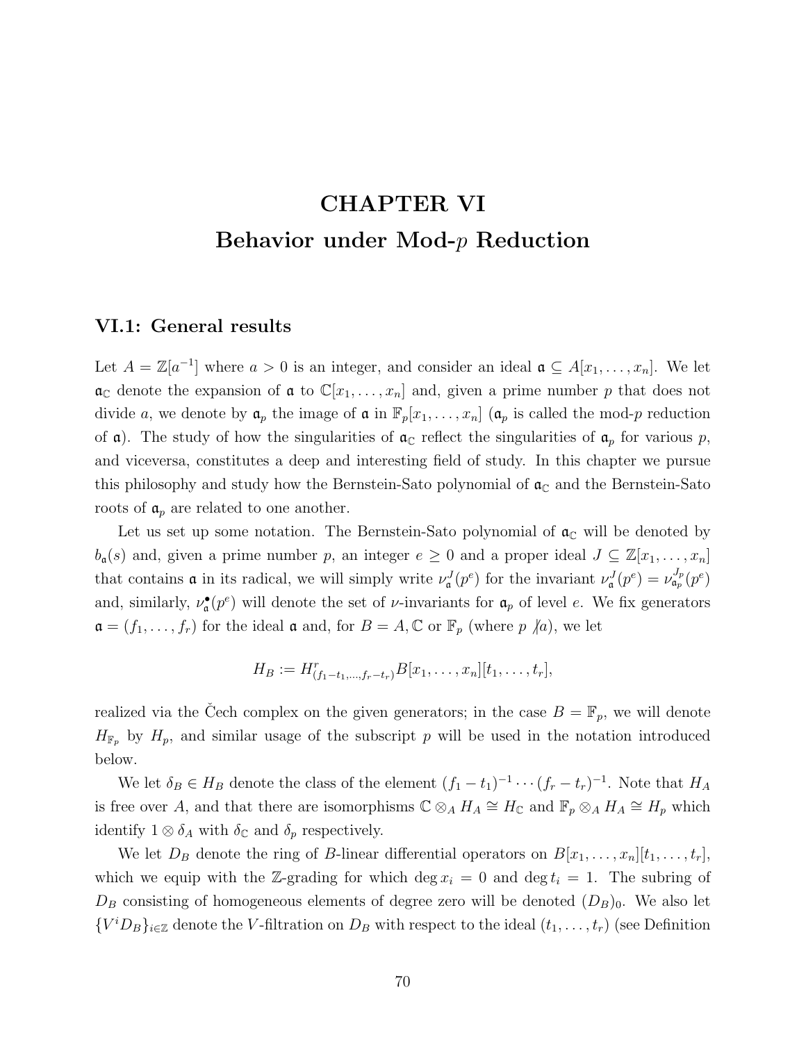# CHAPTER VI
# Behavior under Mod-$p$ Reduction

## VI.1: General results

Let $A = \mathbb{Z}[a^{-1}]$ where $a > 0$ is an integer, and consider an ideal $\mathfrak{a} \subseteq A[x_1, \ldots, x_n]$. We let $\mathfrak{a}_{\mathbb{C}}$ denote the expansion of $\mathfrak{a}$ to $\mathbb{C}[x_1, \ldots, x_n]$ and, given a prime number $p$ that does not divide $a$, we denote by $\mathfrak{a}_p$ the image of $\mathfrak{a}$ in $\mathbb{F}_p[x_1, \ldots, x_n]$ ($\mathfrak{a}_p$ is called the mod-$p$ reduction of $\mathfrak{a}$). The study of how the singularities of $\mathfrak{a}_{\mathbb{C}}$ reflect the singularities of $\mathfrak{a}_p$ for various $p$, and viceversa, constitutes a deep and interesting field of study. In this chapter we pursue this philosophy and study how the Bernstein-Sato polynomial of $\mathfrak{a}_{\mathbb{C}}$ and the Bernstein-Sato roots of $\mathfrak{a}_p$ are related to one another.

Let us set up some notation. The Bernstein-Sato polynomial of $\mathfrak{a}_{\mathbb{C}}$ will be denoted by $b_{\mathfrak{a}}(s)$ and, given a prime number $p$, an integer $e \geq 0$ and a proper ideal $J \subseteq \mathbb{Z}[x_1, \ldots, x_n]$ that contains $\mathfrak{a}$ in its radical, we will simply write $\nu_{\mathfrak{a}}^J(p^e)$ for the invariant $\nu_{\mathfrak{a}}^J(p^e) = \nu_{\mathfrak{a}_p}^{J_p}(p^e)$ and, similarly, $\nu_{\mathfrak{a}}^{\bullet}(p^e)$ will denote the set of $\nu$-invariants for $\mathfrak{a}_p$ of level $e$. We fix generators $\mathfrak{a} = (f_1, \ldots, f_r)$ for the ideal $\mathfrak{a}$ and, for $B = A, \mathbb{C}$ or $\mathbb{F}_p$ (where $p \nmid a$), we let

$$H_B := H^r_{(f_1 - t_1, \ldots, f_r - t_r)} B[x_1, \ldots, x_n][t_1, \ldots, t_r],$$

realized via the Čech complex on the given generators; in the case $B = \mathbb{F}_p$, we will denote $H_{\mathbb{F}_p}$ by $H_p$, and similar usage of the subscript $p$ will be used in the notation introduced below.

We let $\delta_B \in H_B$ denote the class of the element $(f_1 - t_1)^{-1} \cdots (f_r - t_r)^{-1}$. Note that $H_A$ is free over $A$, and that there are isomorphisms $\mathbb{C} \otimes_A H_A \cong H_{\mathbb{C}}$ and $\mathbb{F}_p \otimes_A H_A \cong H_p$ which identify $1 \otimes \delta_A$ with $\delta_{\mathbb{C}}$ and $\delta_p$ respectively.

We let $D_B$ denote the ring of $B$-linear differential operators on $B[x_1, \ldots, x_n][t_1, \ldots, t_r]$, which we equip with the $\mathbb{Z}$-grading for which $\deg x_i = 0$ and $\deg t_i = 1$. The subring of $D_B$ consisting of homogeneous elements of degree zero will be denoted $(D_B)_0$. We also let $\{V^i D_B\}_{i \in \mathbb{Z}}$ denote the $V$-filtration on $D_B$ with respect to the ideal $(t_1, \ldots, t_r)$ (see Definition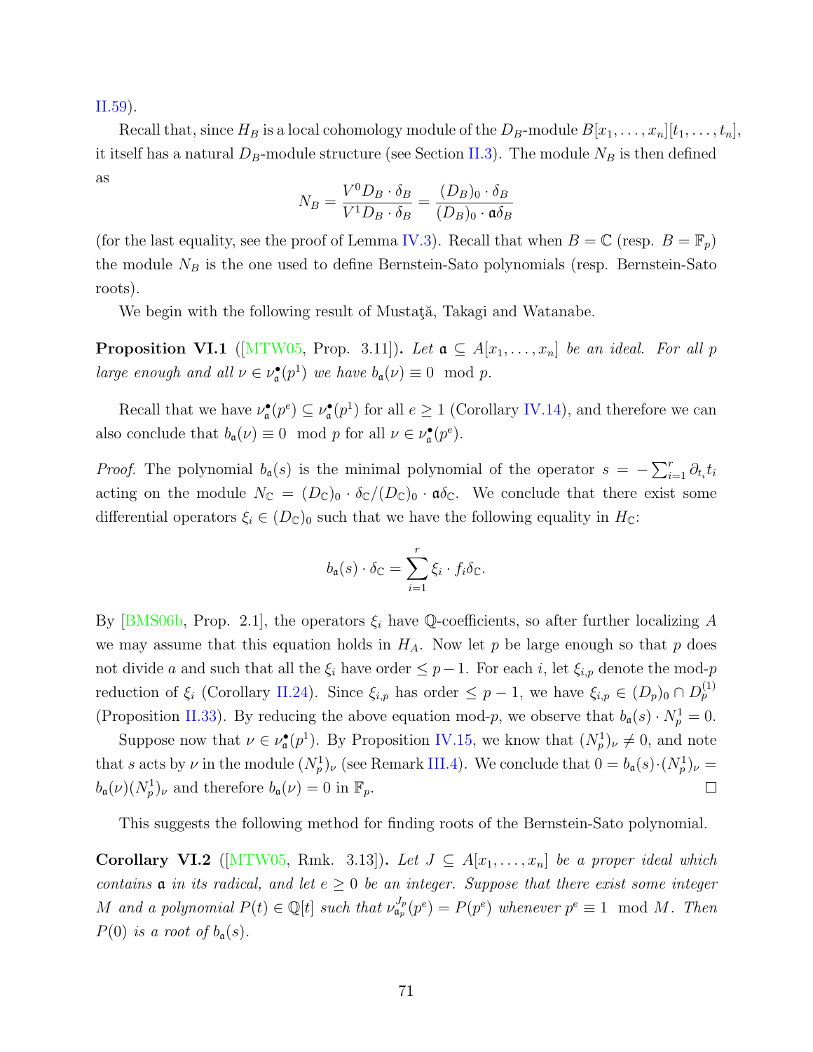II.59).

Recall that, since $H_B$ is a local cohomology module of the $D_B$-module $B[x_1, \dots, x_n][t_1, \dots, t_n]$, it itself has a natural $D_B$-module structure (see Section II.3). The module $N_B$ is then defined as

$$N_B = \frac{V^0 D_B \cdot \delta_B}{V^1 D_B \cdot \delta_B} = \frac{(D_B)_0 \cdot \delta_B}{(D_B)_0 \cdot \mathfrak{a}\delta_B}$$

(for the last equality, see the proof of Lemma IV.3). Recall that when $B = \mathbb{C}$ (resp. $B = \mathbb{F}_p$) the module $N_B$ is the one used to define Bernstein-Sato polynomials (resp. Bernstein-Sato roots).

We begin with the following result of Mustaţă, Takagi and Watanabe.

**Proposition VI.1** ([MTW05, Prop. 3.11])**.** *Let $\mathfrak{a} \subseteq A[x_1, \dots, x_n]$ be an ideal. For all $p$ large enough and all $\nu \in \nu_{\mathfrak{a}}^{\bullet}(p^1)$ we have $b_{\mathfrak{a}}(\nu) \equiv 0 \mod p$.*

Recall that we have $\nu_{\mathfrak{a}}^{\bullet}(p^e) \subseteq \nu_{\mathfrak{a}}^{\bullet}(p^1)$ for all $e \geq 1$ (Corollary IV.14), and therefore we can also conclude that $b_{\mathfrak{a}}(\nu) \equiv 0 \mod p$ for all $\nu \in \nu_{\mathfrak{a}}^{\bullet}(p^e)$.

*Proof.* The polynomial $b_{\mathfrak{a}}(s)$ is the minimal polynomial of the operator $s = -\sum_{i=1}^r \partial_{t_i} t_i$ acting on the module $N_{\mathbb{C}} = (D_{\mathbb{C}})_0 \cdot \delta_{\mathbb{C}} / (D_{\mathbb{C}})_0 \cdot \mathfrak{a}\delta_{\mathbb{C}}$. We conclude that there exist some differential operators $\xi_i \in (D_{\mathbb{C}})_0$ such that we have the following equality in $H_{\mathbb{C}}$:

$$b_{\mathfrak{a}}(s) \cdot \delta_{\mathbb{C}} = \sum_{i=1}^r \xi_i \cdot f_i \delta_{\mathbb{C}}.$$

By [BMS06b, Prop. 2.1], the operators $\xi_i$ have $\mathbb{Q}$-coefficients, so after further localizing $A$ we may assume that this equation holds in $H_A$. Now let $p$ be large enough so that $p$ does not divide $a$ and such that all the $\xi_i$ have order $\leq p-1$. For each $i$, let $\xi_{i,p}$ denote the mod-$p$ reduction of $\xi_i$ (Corollary II.24). Since $\xi_{i,p}$ has order $\leq p-1$, we have $\xi_{i,p} \in (D_p)_0 \cap D_p^{(1)}$ (Proposition II.33). By reducing the above equation mod-$p$, we observe that $b_{\mathfrak{a}}(s) \cdot N_p^1 = 0$.

Suppose now that $\nu \in \nu_{\mathfrak{a}}^{\bullet}(p^1)$. By Proposition IV.15, we know that $(N_p^1)_\nu \neq 0$, and note that $s$ acts by $\nu$ in the module $(N_p^1)_\nu$ (see Remark III.4). We conclude that $0 = b_{\mathfrak{a}}(s) \cdot (N_p^1)_\nu = b_{\mathfrak{a}}(\nu)(N_p^1)_\nu$ and therefore $b_{\mathfrak{a}}(\nu) = 0$ in $\mathbb{F}_p$. ∎

This suggests the following method for finding roots of the Bernstein-Sato polynomial.

**Corollary VI.2** ([MTW05, Rmk. 3.13])**.** *Let $J \subseteq A[x_1, \dots, x_n]$ be a proper ideal which contains $\mathfrak{a}$ in its radical, and let $e \geq 0$ be an integer. Suppose that there exist some integer $M$ and a polynomial $P(t) \in \mathbb{Q}[t]$ such that $\nu_{\mathfrak{a}_p}^{J_p}(p^e) = P(p^e)$ whenever $p^e \equiv 1 \mod M$. Then $P(0)$ is a root of $b_{\mathfrak{a}}(s)$.*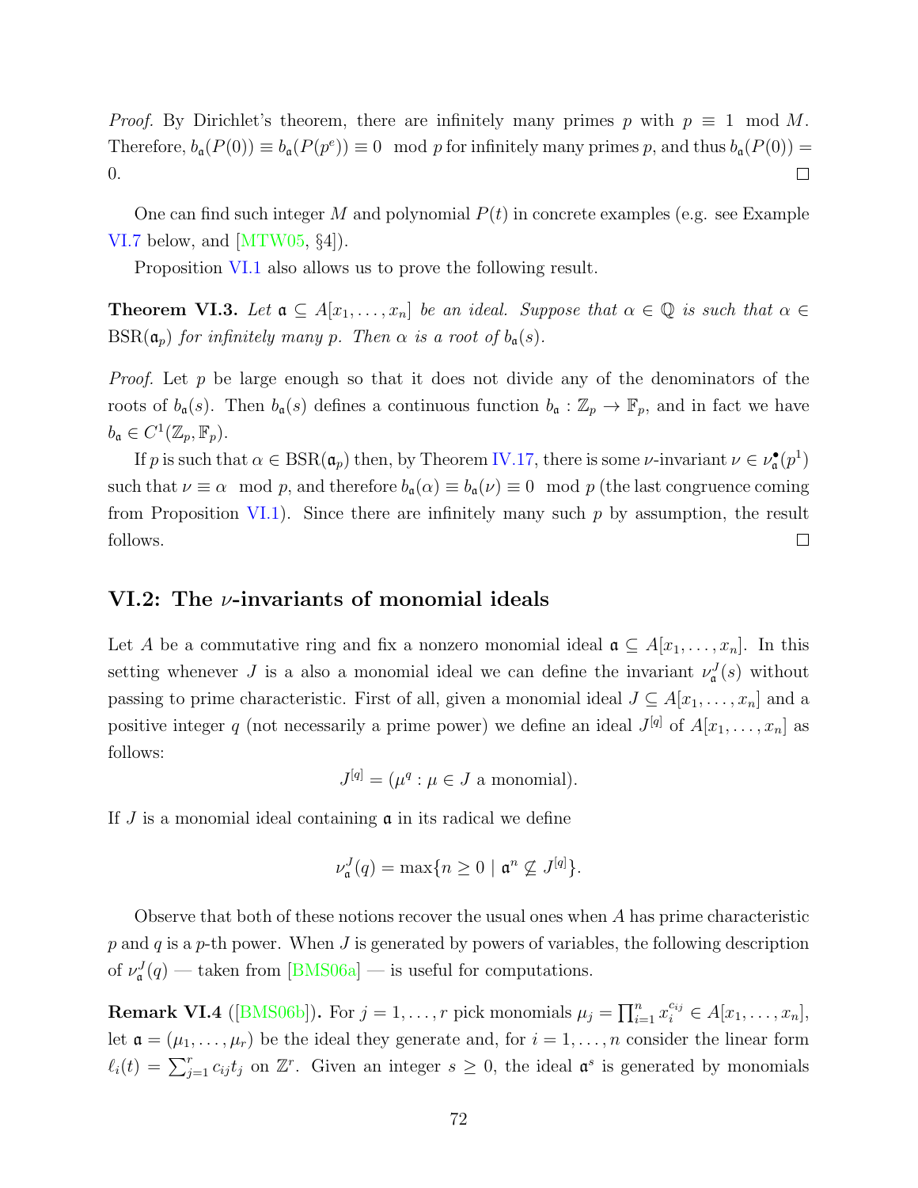*Proof.* By Dirichlet's theorem, there are infinitely many primes $p$ with $p \equiv 1 \mod M$. Therefore, $b_{\mathfrak{a}}(P(0)) \equiv b_{\mathfrak{a}}(P(p^e)) \equiv 0 \mod p$ for infinitely many primes $p$, and thus $b_{\mathfrak{a}}(P(0)) = 0$. □

One can find such integer $M$ and polynomial $P(t)$ in concrete examples (e.g. see Example VI.7 below, and [MTW05, §4]).

Proposition VI.1 also allows us to prove the following result.

**Theorem VI.3.** *Let $\mathfrak{a} \subseteq A[x_1, \ldots, x_n]$ be an ideal. Suppose that $\alpha \in \mathbb{Q}$ is such that $\alpha \in \mathrm{BSR}(\mathfrak{a}_p)$ for infinitely many $p$. Then $\alpha$ is a root of $b_{\mathfrak{a}}(s)$.*

*Proof.* Let $p$ be large enough so that it does not divide any of the denominators of the roots of $b_{\mathfrak{a}}(s)$. Then $b_{\mathfrak{a}}(s)$ defines a continuous function $b_{\mathfrak{a}} : \mathbb{Z}_p \to \mathbb{F}_p$, and in fact we have $b_{\mathfrak{a}} \in C^1(\mathbb{Z}_p, \mathbb{F}_p)$.

If $p$ is such that $\alpha \in \mathrm{BSR}(\mathfrak{a}_p)$ then, by Theorem IV.17, there is some $\nu$-invariant $\nu \in \nu_{\mathfrak{a}}^{\bullet}(p^1)$ such that $\nu \equiv \alpha \mod p$, and therefore $b_{\mathfrak{a}}(\alpha) \equiv b_{\mathfrak{a}}(\nu) \equiv 0 \mod p$ (the last congruence coming from Proposition VI.1). Since there are infinitely many such $p$ by assumption, the result follows. □

## VI.2: The $\nu$-invariants of monomial ideals

Let $A$ be a commutative ring and fix a nonzero monomial ideal $\mathfrak{a} \subseteq A[x_1, \ldots, x_n]$. In this setting whenever $J$ is a also a monomial ideal we can define the invariant $\nu_{\mathfrak{a}}^J(s)$ without passing to prime characteristic. First of all, given a monomial ideal $J \subseteq A[x_1, \ldots, x_n]$ and a positive integer $q$ (not necessarily a prime power) we define an ideal $J^{[q]}$ of $A[x_1, \ldots, x_n]$ as follows:

$$J^{[q]} = (\mu^q : \mu \in J \text{ a monomial}).$$

If $J$ is a monomial ideal containing $\mathfrak{a}$ in its radical we define

$$\nu_{\mathfrak{a}}^J(q) = \max\{n \geq 0 \mid \mathfrak{a}^n \not\subseteq J^{[q]}\}.$$

Observe that both of these notions recover the usual ones when $A$ has prime characteristic $p$ and $q$ is a $p$-th power. When $J$ is generated by powers of variables, the following description of $\nu_{\mathfrak{a}}^J(q)$ — taken from [BMS06a] — is useful for computations.

**Remark VI.4** ([BMS06b])**.** For $j = 1, \ldots, r$ pick monomials $\mu_j = \prod_{i=1}^n x_i^{c_{ij}} \in A[x_1, \ldots, x_n]$, let $\mathfrak{a} = (\mu_1, \ldots, \mu_r)$ be the ideal they generate and, for $i = 1, \ldots, n$ consider the linear form $\ell_i(t) = \sum_{j=1}^r c_{ij} t_j$ on $\mathbb{Z}^r$. Given an integer $s \geq 0$, the ideal $\mathfrak{a}^s$ is generated by monomials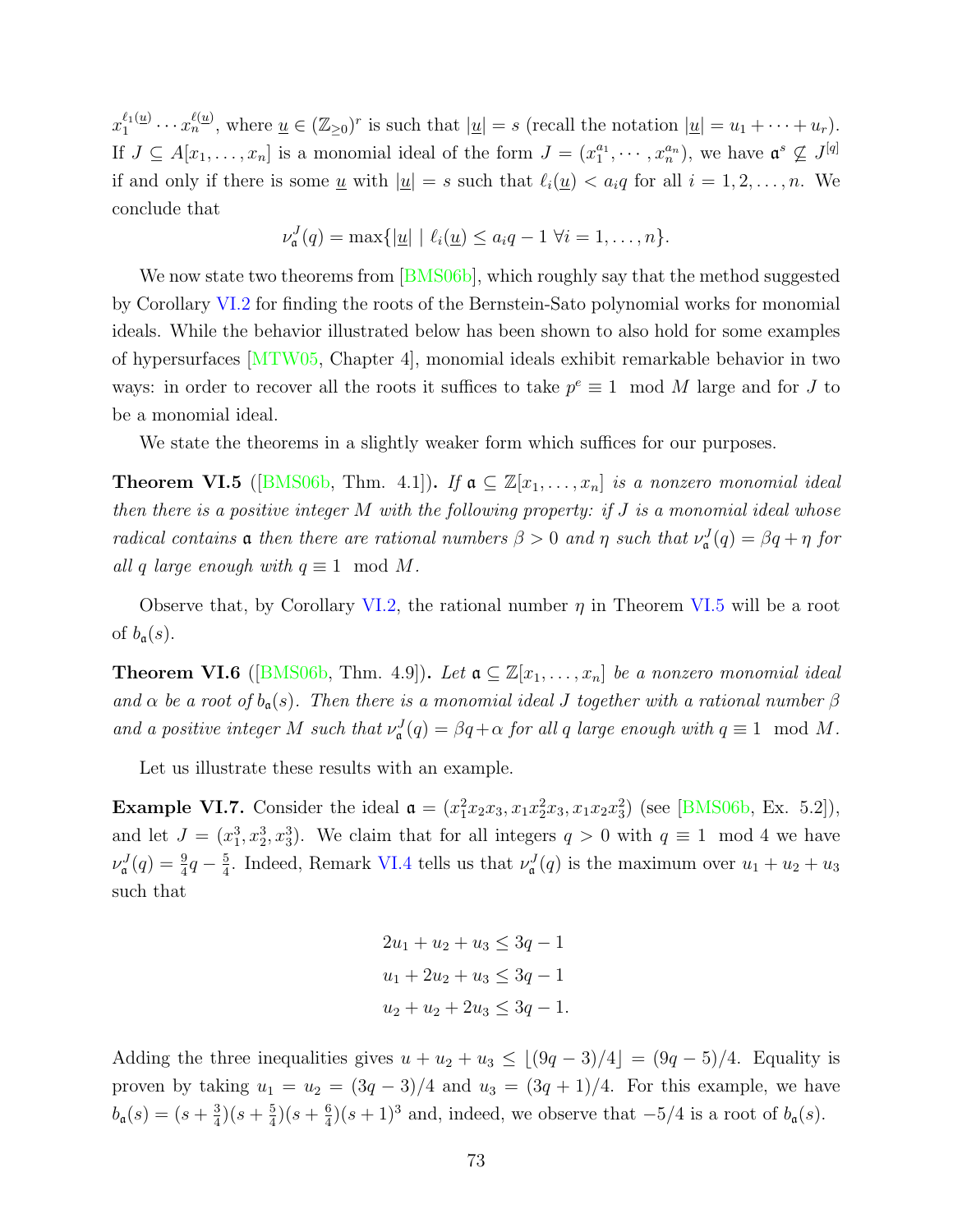$x_1^{\ell_1(\underline{u})} \cdots x_n^{\ell(\underline{u})}$, where $\underline{u} \in (\mathbb{Z}_{\geq 0})^r$ is such that $|\underline{u}| = s$ (recall the notation $|\underline{u}| = u_1 + \cdots + u_r$). If $J \subseteq A[x_1, \ldots, x_n]$ is a monomial ideal of the form $J = (x_1^{a_1}, \cdots, x_n^{a_n})$, we have $\mathfrak{a}^s \not\subseteq J^{[q]}$ if and only if there is some $\underline{u}$ with $|\underline{u}| = s$ such that $\ell_i(\underline{u}) < a_i q$ for all $i = 1, 2, \ldots, n$. We conclude that

$$\nu_{\mathfrak{a}}^J(q) = \max\{|\underline{u}| \mid \ell_i(\underline{u}) \leq a_i q - 1 \ \forall i = 1, \ldots, n\}.$$

We now state two theorems from [BMS06b], which roughly say that the method suggested by Corollary VI.2 for finding the roots of the Bernstein-Sato polynomial works for monomial ideals. While the behavior illustrated below has been shown to also hold for some examples of hypersurfaces [MTW05, Chapter 4], monomial ideals exhibit remarkable behavior in two ways: in order to recover all the roots it suffices to take $p^e \equiv 1 \mod M$ large and for $J$ to be a monomial ideal.

We state the theorems in a slightly weaker form which suffices for our purposes.

**Theorem VI.5** ([BMS06b, Thm. 4.1])**.** *If $\mathfrak{a} \subseteq \mathbb{Z}[x_1, \ldots, x_n]$ is a nonzero monomial ideal then there is a positive integer $M$ with the following property: if $J$ is a monomial ideal whose radical contains $\mathfrak{a}$ then there are rational numbers $\beta > 0$ and $\eta$ such that $\nu_{\mathfrak{a}}^J(q) = \beta q + \eta$ for all $q$ large enough with $q \equiv 1 \mod M$.*

Observe that, by Corollary VI.2, the rational number $\eta$ in Theorem VI.5 will be a root of $b_{\mathfrak{a}}(s)$.

**Theorem VI.6** ([BMS06b, Thm. 4.9])**.** *Let $\mathfrak{a} \subseteq \mathbb{Z}[x_1, \ldots, x_n]$ be a nonzero monomial ideal and $\alpha$ be a root of $b_{\mathfrak{a}}(s)$. Then there is a monomial ideal $J$ together with a rational number $\beta$ and a positive integer $M$ such that $\nu_{\mathfrak{a}}^J(q) = \beta q + \alpha$ for all $q$ large enough with $q \equiv 1 \mod M$.*

Let us illustrate these results with an example.

**Example VI.7.** Consider the ideal $\mathfrak{a} = (x_1^2 x_2 x_3, x_1 x_2^2 x_3, x_1 x_2 x_3^2)$ (see [BMS06b, Ex. 5.2]), and let $J = (x_1^3, x_2^3, x_3^3)$. We claim that for all integers $q > 0$ with $q \equiv 1 \mod 4$ we have $\nu_{\mathfrak{a}}^J(q) = \frac{9}{4}q - \frac{5}{4}$. Indeed, Remark VI.4 tells us that $\nu_{\mathfrak{a}}^J(q)$ is the maximum over $u_1 + u_2 + u_3$ such that

$$\begin{aligned}
2u_1 + u_2 + u_3 &\leq 3q - 1 \\
u_1 + 2u_2 + u_3 &\leq 3q - 1 \\
u_2 + u_2 + 2u_3 &\leq 3q - 1.
\end{aligned}$$

Adding the three inequalities gives $u + u_2 + u_3 \leq \lfloor (9q-3)/4 \rfloor = (9q-5)/4$. Equality is proven by taking $u_1 = u_2 = (3q-3)/4$ and $u_3 = (3q+1)/4$. For this example, we have $b_{\mathfrak{a}}(s) = (s + \frac{3}{4})(s + \frac{5}{4})(s + \frac{6}{4})(s+1)^3$ and, indeed, we observe that $-5/4$ is a root of $b_{\mathfrak{a}}(s)$.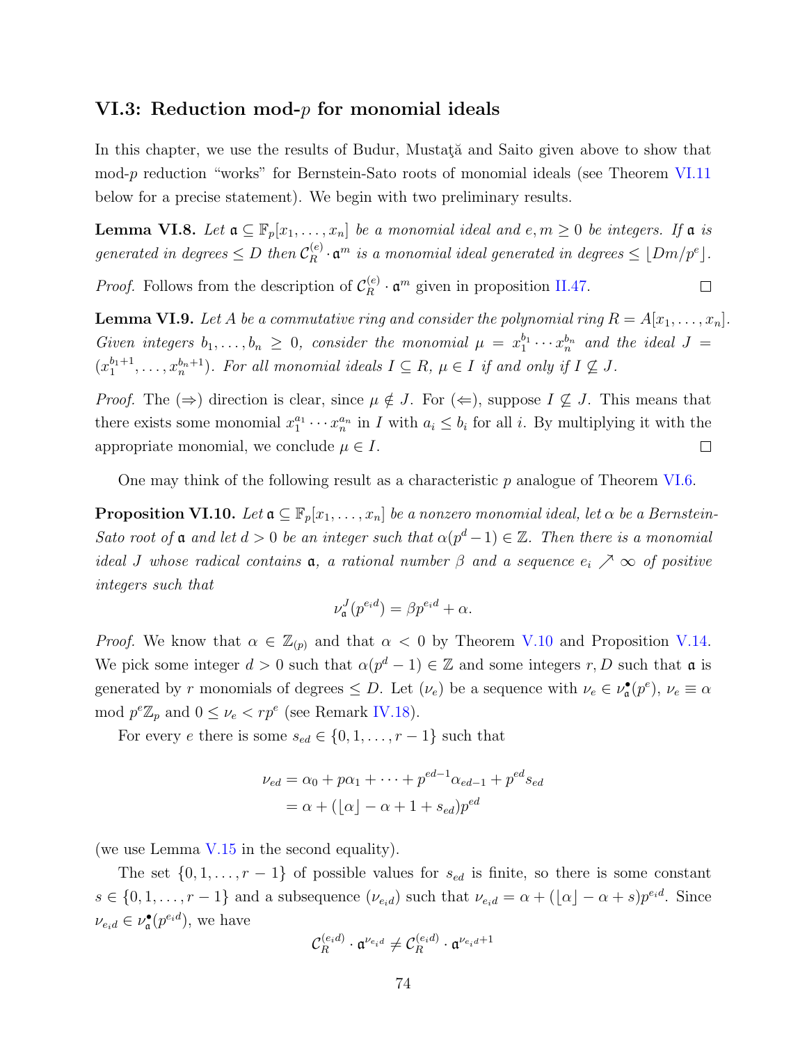### VI.3: Reduction mod-$p$ for monomial ideals

In this chapter, we use the results of Budur, Mustaţă and Saito given above to show that mod-$p$ reduction "works" for Bernstein-Sato roots of monomial ideals (see Theorem VI.11 below for a precise statement). We begin with two preliminary results.

**Lemma VI.8.** *Let $\mathfrak{a} \subseteq \mathbb{F}_p[x_1, \dots, x_n]$ be a monomial ideal and $e, m \geq 0$ be integers. If $\mathfrak{a}$ is generated in degrees $\leq D$ then $\mathcal{C}_R^{(e)} \cdot \mathfrak{a}^m$ is a monomial ideal generated in degrees $\leq \lfloor Dm/p^e \rfloor$.*

*Proof.* Follows from the description of $\mathcal{C}_R^{(e)} \cdot \mathfrak{a}^m$ given in proposition II.47. □

**Lemma VI.9.** *Let $A$ be a commutative ring and consider the polynomial ring $R = A[x_1, \dots, x_n]$. Given integers $b_1, \dots, b_n \geq 0$, consider the monomial $\mu = x_1^{b_1} \cdots x_n^{b_n}$ and the ideal $J = (x_1^{b_1+1}, \dots, x_n^{b_n+1})$. For all monomial ideals $I \subseteq R$, $\mu \in I$ if and only if $I \not\subseteq J$.*

*Proof.* The ($\Rightarrow$) direction is clear, since $\mu \notin J$. For ($\Leftarrow$), suppose $I \not\subseteq J$. This means that there exists some monomial $x_1^{a_1} \cdots x_n^{a_n}$ in $I$ with $a_i \leq b_i$ for all $i$. By multiplying it with the appropriate monomial, we conclude $\mu \in I$. □

One may think of the following result as a characteristic $p$ analogue of Theorem VI.6.

**Proposition VI.10.** *Let $\mathfrak{a} \subseteq \mathbb{F}_p[x_1, \dots, x_n]$ be a nonzero monomial ideal, let $\alpha$ be a Bernstein-Sato root of $\mathfrak{a}$ and let $d > 0$ be an integer such that $\alpha(p^d - 1) \in \mathbb{Z}$. Then there is a monomial ideal $J$ whose radical contains $\mathfrak{a}$, a rational number $\beta$ and a sequence $e_i \nearrow \infty$ of positive integers such that*

$$\nu_{\mathfrak{a}}^J(p^{e_i d}) = \beta p^{e_i d} + \alpha.$$

*Proof.* We know that $\alpha \in \mathbb{Z}_{(p)}$ and that $\alpha < 0$ by Theorem V.10 and Proposition V.14. We pick some integer $d > 0$ such that $\alpha(p^d - 1) \in \mathbb{Z}$ and some integers $r, D$ such that $\mathfrak{a}$ is generated by $r$ monomials of degrees $\leq D$. Let $(\nu_e)$ be a sequence with $\nu_e \in \nu_{\mathfrak{a}}^{\bullet}(p^e)$, $\nu_e \equiv \alpha \mod p^e\mathbb{Z}_p$ and $0 \leq \nu_e < rp^e$ (see Remark IV.18).

For every $e$ there is some $s_{ed} \in \{0, 1, \dots, r-1\}$ such that

$$\begin{aligned}
\nu_{ed} &= \alpha_0 + p\alpha_1 + \cdots + p^{ed-1}\alpha_{ed-1} + p^{ed}s_{ed} \\
&= \alpha + (\lfloor \alpha \rfloor - \alpha + 1 + s_{ed})p^{ed}
\end{aligned}$$

(we use Lemma V.15 in the second equality).

The set $\{0, 1, \dots, r-1\}$ of possible values for $s_{ed}$ is finite, so there is some constant $s \in \{0, 1, \dots, r-1\}$ and a subsequence $(\nu_{e_i d})$ such that $\nu_{e_i d} = \alpha + (\lfloor \alpha \rfloor - \alpha + s)p^{e_i d}$. Since $\nu_{e_i d} \in \nu_{\mathfrak{a}}^{\bullet}(p^{e_i d})$, we have

$$\mathcal{C}_R^{(e_i d)} \cdot \mathfrak{a}^{\nu_{e_i d}} \neq \mathcal{C}_R^{(e_i d)} \cdot \mathfrak{a}^{\nu_{e_i d}+1}$$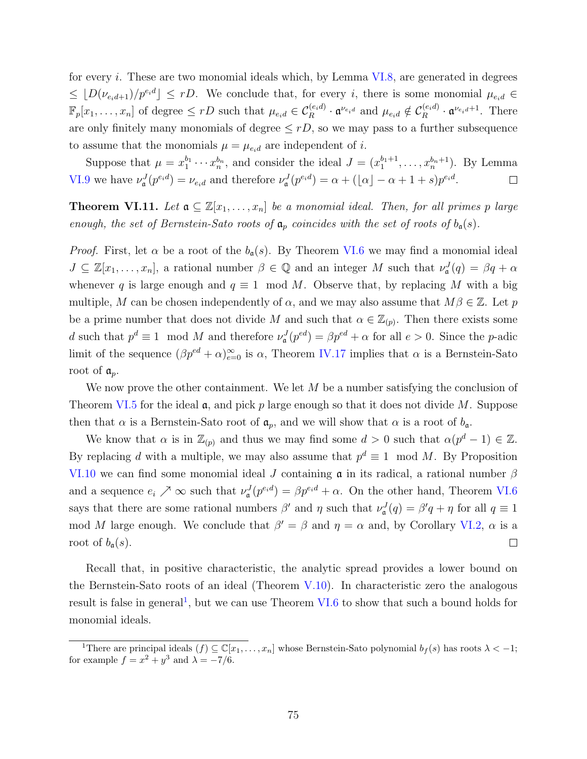for every $i$. These are two monomial ideals which, by Lemma VI.8, are generated in degrees $\leq \lfloor D(\nu_{e_i d+1})/p^{e_i d} \rfloor \leq rD$. We conclude that, for every $i$, there is some monomial $\mu_{e_i d} \in \mathbb{F}_p[x_1, \dots, x_n]$ of degree $\leq rD$ such that $\mu_{e_i d} \in \mathcal{C}_R^{(e_i d)} \cdot \mathfrak{a}^{\nu_{e_i d}}$ and $\mu_{e_i d} \notin \mathcal{C}_R^{(e_i d)} \cdot \mathfrak{a}^{\nu_{e_i d}+1}$. There are only finitely many monomials of degree $\leq rD$, so we may pass to a further subsequence to assume that the monomials $\mu = \mu_{e_i d}$ are independent of $i$.

Suppose that $\mu = x_1^{b_1} \cdots x_n^{b_n}$, and consider the ideal $J = (x_1^{b_1+1}, \dots, x_n^{b_n+1})$. By Lemma VI.9 we have $\nu_{\mathfrak{a}}^J(p^{e_i d}) = \nu_{e_i d}$ and therefore $\nu_{\mathfrak{a}}^J(p^{e_i d}) = \alpha + (\lfloor \alpha \rfloor - \alpha + 1 + s)p^{e_i d}$. ☐

**Theorem VI.11.** *Let $\mathfrak{a} \subseteq \mathbb{Z}[x_1, \dots, x_n]$ be a monomial ideal. Then, for all primes $p$ large enough, the set of Bernstein-Sato roots of $\mathfrak{a}_p$ coincides with the set of roots of $b_{\mathfrak{a}}(s)$.*

*Proof.* First, let $\alpha$ be a root of the $b_{\mathfrak{a}}(s)$. By Theorem VI.6 we may find a monomial ideal $J \subseteq \mathbb{Z}[x_1, \dots, x_n]$, a rational number $\beta \in \mathbb{Q}$ and an integer $M$ such that $\nu_{\mathfrak{a}}^J(q) = \beta q + \alpha$ whenever $q$ is large enough and $q \equiv 1 \mod M$. Observe that, by replacing $M$ with a big multiple, $M$ can be chosen independently of $\alpha$, and we may also assume that $M\beta \in \mathbb{Z}$. Let $p$ be a prime number that does not divide $M$ and such that $\alpha \in \mathbb{Z}_{(p)}$. Then there exists some $d$ such that $p^d \equiv 1 \mod M$ and therefore $\nu_{\mathfrak{a}}^J(p^{ed}) = \beta p^{ed} + \alpha$ for all $e > 0$. Since the $p$-adic limit of the sequence $(\beta p^{ed} + \alpha)_{e=0}^{\infty}$ is $\alpha$, Theorem IV.17 implies that $\alpha$ is a Bernstein-Sato root of $\mathfrak{a}_p$.

We now prove the other containment. We let $M$ be a number satisfying the conclusion of Theorem VI.5 for the ideal $\mathfrak{a}$, and pick $p$ large enough so that it does not divide $M$. Suppose then that $\alpha$ is a Bernstein-Sato root of $\mathfrak{a}_p$, and we will show that $\alpha$ is a root of $b_{\mathfrak{a}}$.

We know that $\alpha$ is in $\mathbb{Z}_{(p)}$ and thus we may find some $d > 0$ such that $\alpha(p^d - 1) \in \mathbb{Z}$. By replacing $d$ with a multiple, we may also assume that $p^d \equiv 1 \mod M$. By Proposition VI.10 we can find some monomial ideal $J$ containing $\mathfrak{a}$ in its radical, a rational number $\beta$ and a sequence $e_i \nearrow \infty$ such that $\nu_{\mathfrak{a}}^J(p^{e_i d}) = \beta p^{e_i d} + \alpha$. On the other hand, Theorem VI.6 says that there are some rational numbers $\beta'$ and $\eta$ such that $\nu_{\mathfrak{a}}^J(q) = \beta' q + \eta$ for all $q \equiv 1 \mod M$ large enough. We conclude that $\beta' = \beta$ and $\eta = \alpha$ and, by Corollary VI.2, $\alpha$ is a root of $b_{\mathfrak{a}}(s)$. ☐

Recall that, in positive characteristic, the analytic spread provides a lower bound on the Bernstein-Sato roots of an ideal (Theorem V.10). In characteristic zero the analogous result is false in general[1], but we can use Theorem VI.6 to show that such a bound holds for monomial ideals.

---

[1] There are principal ideals $(f) \subseteq \mathbb{C}[x_1, \dots, x_n]$ whose Bernstein-Sato polynomial $b_f(s)$ has roots $\lambda < -1$; for example $f = x^2 + y^3$ and $\lambda = -7/6$.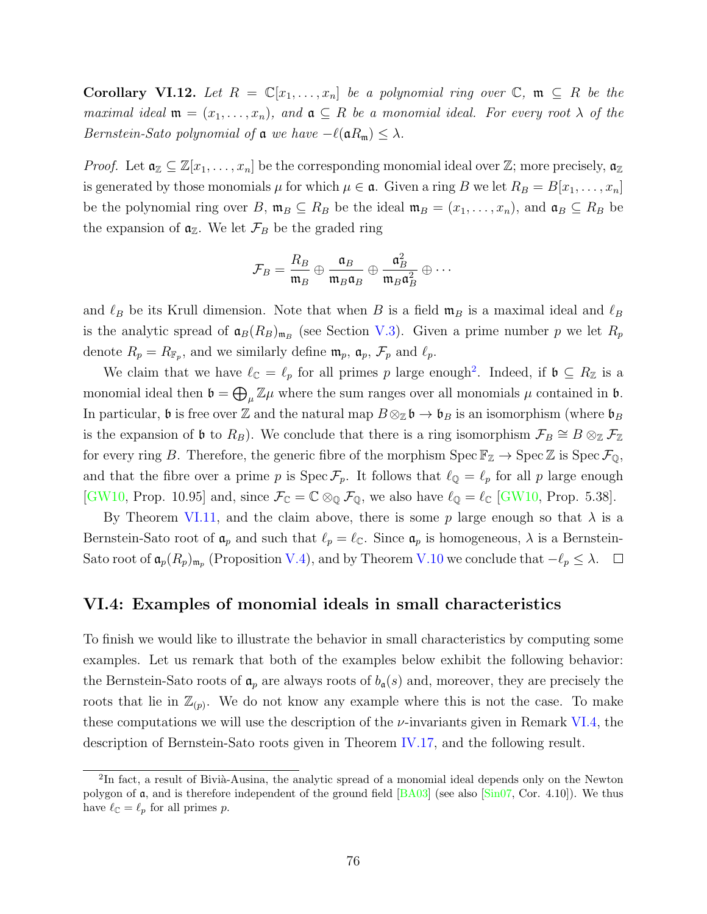**Corollary VI.12.** *Let $R = \mathbb{C}[x_1, \dots, x_n]$ be a polynomial ring over $\mathbb{C}$, $\mathfrak{m} \subseteq R$ be the maximal ideal $\mathfrak{m} = (x_1, \dots, x_n)$, and $\mathfrak{a} \subseteq R$ be a monomial ideal. For every root $\lambda$ of the Bernstein-Sato polynomial of $\mathfrak{a}$ we have $-\ell(\mathfrak{a}R_\mathfrak{m}) \leq \lambda$.*

*Proof.* Let $\mathfrak{a}_\mathbb{Z} \subseteq \mathbb{Z}[x_1, \dots, x_n]$ be the corresponding monomial ideal over $\mathbb{Z}$; more precisely, $\mathfrak{a}_\mathbb{Z}$ is generated by those monomials $\mu$ for which $\mu \in \mathfrak{a}$. Given a ring $B$ we let $R_B = B[x_1, \dots, x_n]$ be the polynomial ring over $B$, $\mathfrak{m}_B \subseteq R_B$ be the ideal $\mathfrak{m}_B = (x_1, \dots, x_n)$, and $\mathfrak{a}_B \subseteq R_B$ be the expansion of $\mathfrak{a}_\mathbb{Z}$. We let $\mathcal{F}_B$ be the graded ring

$$\mathcal{F}_B = \frac{R_B}{\mathfrak{m}_B} \oplus \frac{\mathfrak{a}_B}{\mathfrak{m}_B \mathfrak{a}_B} \oplus \frac{\mathfrak{a}_B^2}{\mathfrak{m}_B \mathfrak{a}_B^2} \oplus \cdots$$

and $\ell_B$ be its Krull dimension. Note that when $B$ is a field $\mathfrak{m}_B$ is a maximal ideal and $\ell_B$ is the analytic spread of $\mathfrak{a}_B(R_B)_{\mathfrak{m}_B}$ (see Section V.3). Given a prime number $p$ we let $R_p$ denote $R_p = R_{\mathbb{F}_p}$, and we similarly define $\mathfrak{m}_p$, $\mathfrak{a}_p$, $\mathcal{F}_p$ and $\ell_p$.

We claim that we have $\ell_\mathbb{C} = \ell_p$ for all primes $p$ large enough[2]. Indeed, if $\mathfrak{b} \subseteq R_\mathbb{Z}$ is a monomial ideal then $\mathfrak{b} = \bigoplus_\mu \mathbb{Z}\mu$ where the sum ranges over all monomials $\mu$ contained in $\mathfrak{b}$. In particular, $\mathfrak{b}$ is free over $\mathbb{Z}$ and the natural map $B \otimes_\mathbb{Z} \mathfrak{b} \to \mathfrak{b}_B$ is an isomorphism (where $\mathfrak{b}_B$ is the expansion of $\mathfrak{b}$ to $R_B$). We conclude that there is a ring isomorphism $\mathcal{F}_B \cong B \otimes_\mathbb{Z} \mathcal{F}_\mathbb{Z}$ for every ring $B$. Therefore, the generic fibre of the morphism $\operatorname{Spec} \mathbb{F}_\mathbb{Z} \to \operatorname{Spec} \mathbb{Z}$ is $\operatorname{Spec} \mathcal{F}_\mathbb{Q}$, and that the fibre over a prime $p$ is $\operatorname{Spec} \mathcal{F}_p$. It follows that $\ell_\mathbb{Q} = \ell_p$ for all $p$ large enough [GW10, Prop. 10.95] and, since $\mathcal{F}_\mathbb{C} = \mathbb{C} \otimes_\mathbb{Q} \mathcal{F}_\mathbb{Q}$, we also have $\ell_\mathbb{Q} = \ell_\mathbb{C}$ [GW10, Prop. 5.38].

By Theorem VI.11, and the claim above, there is some $p$ large enough so that $\lambda$ is a Bernstein-Sato root of $\mathfrak{a}_p$ and such that $\ell_p = \ell_\mathbb{C}$. Since $\mathfrak{a}_p$ is homogeneous, $\lambda$ is a Bernstein-Sato root of $\mathfrak{a}_p(R_p)_{\mathfrak{m}_p}$ (Proposition V.4), and by Theorem V.10 we conclude that $-\ell_p \leq \lambda$. $\square$

## VI.4: Examples of monomial ideals in small characteristics

To finish we would like to illustrate the behavior in small characteristics by computing some examples. Let us remark that both of the examples below exhibit the following behavior: the Bernstein-Sato roots of $\mathfrak{a}_p$ are always roots of $b_\mathfrak{a}(s)$ and, moreover, they are precisely the roots that lie in $\mathbb{Z}_{(p)}$. We do not know any example where this is not the case. To make these computations we will use the description of the $\nu$-invariants given in Remark VI.4, the description of Bernstein-Sato roots given in Theorem IV.17, and the following result.

---

[2] In fact, a result of Bivià-Ausina, the analytic spread of a monomial ideal depends only on the Newton polygon of $\mathfrak{a}$, and is therefore independent of the ground field [BA03] (see also [Sin07, Cor. 4.10]). We thus have $\ell_\mathbb{C} = \ell_p$ for all primes $p$.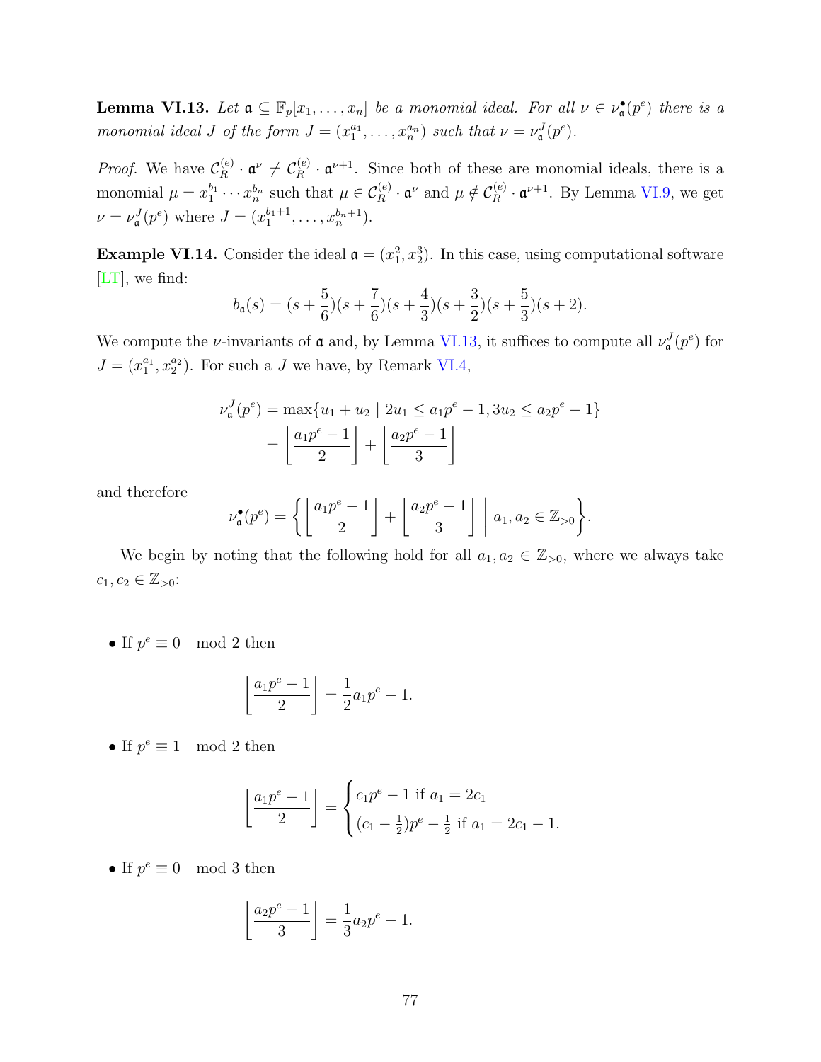**Lemma VI.13.** *Let $\mathfrak{a} \subseteq \mathbb{F}_p[x_1, \ldots, x_n]$ be a monomial ideal. For all $\nu \in \nu_{\mathfrak{a}}^{\bullet}(p^e)$ there is a monomial ideal $J$ of the form $J = (x_1^{a_1}, \ldots, x_n^{a_n})$ such that $\nu = \nu_{\mathfrak{a}}^J(p^e)$.*

*Proof.* We have $\mathcal{C}_R^{(e)} \cdot \mathfrak{a}^{\nu} \neq \mathcal{C}_R^{(e)} \cdot \mathfrak{a}^{\nu+1}$. Since both of these are monomial ideals, there is a monomial $\mu = x_1^{b_1} \cdots x_n^{b_n}$ such that $\mu \in \mathcal{C}_R^{(e)} \cdot \mathfrak{a}^{\nu}$ and $\mu \notin \mathcal{C}_R^{(e)} \cdot \mathfrak{a}^{\nu+1}$. By Lemma VI.9, we get $\nu = \nu_{\mathfrak{a}}^J(p^e)$ where $J = (x_1^{b_1+1}, \ldots, x_n^{b_n+1})$. $\square$

**Example VI.14.** Consider the ideal $\mathfrak{a} = (x_1^2, x_2^3)$. In this case, using computational software [LT], we find:

$$b_{\mathfrak{a}}(s) = (s + \frac{5}{6})(s + \frac{7}{6})(s + \frac{4}{3})(s + \frac{3}{2})(s + \frac{5}{3})(s + 2).$$

We compute the $\nu$-invariants of $\mathfrak{a}$ and, by Lemma VI.13, it suffices to compute all $\nu_{\mathfrak{a}}^J(p^e)$ for $J = (x_1^{a_1}, x_2^{a_2})$. For such a $J$ we have, by Remark VI.4,

$$\begin{aligned}
\nu_{\mathfrak{a}}^J(p^e) &= \max\{u_1 + u_2 \mid 2u_1 \leq a_1 p^e - 1, 3u_2 \leq a_2 p^e - 1\} \\
&= \left\lfloor \frac{a_1 p^e - 1}{2} \right\rfloor + \left\lfloor \frac{a_2 p^e - 1}{3} \right\rfloor
\end{aligned}$$

and therefore

$$\nu_{\mathfrak{a}}^{\bullet}(p^e) = \left\{ \left\lfloor \frac{a_1 p^e - 1}{2} \right\rfloor + \left\lfloor \frac{a_2 p^e - 1}{3} \right\rfloor \;\middle|\; a_1, a_2 \in \mathbb{Z}_{>0} \right\}.$$

We begin by noting that the following hold for all $a_1, a_2 \in \mathbb{Z}_{>0}$, where we always take $c_1, c_2 \in \mathbb{Z}_{>0}$:

- If $p^e \equiv 0 \mod 2$ then

$$\left\lfloor \frac{a_1 p^e - 1}{2} \right\rfloor = \frac{1}{2} a_1 p^e - 1.$$

- If $p^e \equiv 1 \mod 2$ then

$$\left\lfloor \frac{a_1 p^e - 1}{2} \right\rfloor = \begin{cases} c_1 p^e - 1 \text{ if } a_1 = 2c_1 \\ (c_1 - \frac{1}{2})p^e - \frac{1}{2} \text{ if } a_1 = 2c_1 - 1. \end{cases}$$

- If $p^e \equiv 0 \mod 3$ then

$$\left\lfloor \frac{a_2 p^e - 1}{3} \right\rfloor = \frac{1}{3} a_2 p^e - 1.$$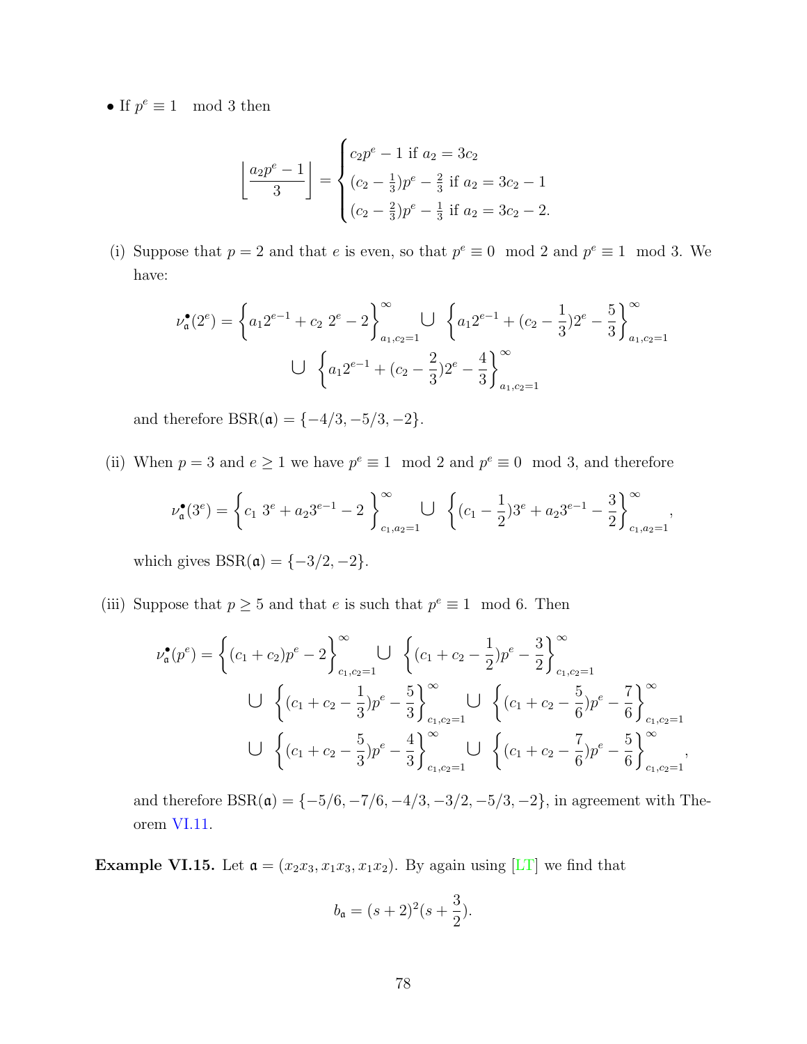- If $p^e \equiv 1 \mod 3$ then

$$\left\lfloor \frac{a_2 p^e - 1}{3} \right\rfloor = \begin{cases} c_2 p^e - 1 \text{ if } a_2 = 3c_2 \\ (c_2 - \frac{1}{3})p^e - \frac{2}{3} \text{ if } a_2 = 3c_2 - 1 \\ (c_2 - \frac{2}{3})p^e - \frac{1}{3} \text{ if } a_2 = 3c_2 - 2. \end{cases}$$

(i) Suppose that $p = 2$ and that $e$ is even, so that $p^e \equiv 0 \mod 2$ and $p^e \equiv 1 \mod 3$. We have:

$$\nu_{\mathfrak{a}}^{\bullet}(2^e) = \left\{a_1 2^{e-1} + c_2\ 2^e - 2\right\}_{a_1, c_2 = 1}^{\infty} \bigcup \left\{a_1 2^{e-1} + (c_2 - \frac{1}{3})2^e - \frac{5}{3}\right\}_{a_1, c_2 = 1}^{\infty}$$
$$\bigcup \left\{a_1 2^{e-1} + (c_2 - \frac{2}{3})2^e - \frac{4}{3}\right\}_{a_1, c_2 = 1}^{\infty}$$

and therefore $\mathrm{BSR}(\mathfrak{a}) = \{-4/3, -5/3, -2\}$.

(ii) When $p = 3$ and $e \geq 1$ we have $p^e \equiv 1 \mod 2$ and $p^e \equiv 0 \mod 3$, and therefore

$$\nu_{\mathfrak{a}}^{\bullet}(3^e) = \left\{c_1\ 3^e + a_2 3^{e-1} - 2\right\}_{c_1, a_2 = 1}^{\infty} \bigcup \left\{(c_1 - \frac{1}{2})3^e + a_2 3^{e-1} - \frac{3}{2}\right\}_{c_1, a_2 = 1}^{\infty},$$

which gives $\mathrm{BSR}(\mathfrak{a}) = \{-3/2, -2\}$.

(iii) Suppose that $p \geq 5$ and that $e$ is such that $p^e \equiv 1 \mod 6$. Then

$$\nu_{\mathfrak{a}}^{\bullet}(p^e) = \left\{(c_1 + c_2)p^e - 2\right\}_{c_1, c_2 = 1}^{\infty} \bigcup \left\{(c_1 + c_2 - \frac{1}{2})p^e - \frac{3}{2}\right\}_{c_1, c_2 = 1}^{\infty}$$
$$\bigcup \left\{(c_1 + c_2 - \frac{1}{3})p^e - \frac{5}{3}\right\}_{c_1, c_2 = 1}^{\infty} \bigcup \left\{(c_1 + c_2 - \frac{5}{6})p^e - \frac{7}{6}\right\}_{c_1, c_2 = 1}^{\infty}$$
$$\bigcup \left\{(c_1 + c_2 - \frac{5}{3})p^e - \frac{4}{3}\right\}_{c_1, c_2 = 1}^{\infty} \bigcup \left\{(c_1 + c_2 - \frac{7}{6})p^e - \frac{5}{6}\right\}_{c_1, c_2 = 1}^{\infty},$$

and therefore $\mathrm{BSR}(\mathfrak{a}) = \{-5/6, -7/6, -4/3, -3/2, -5/3, -2\}$, in agreement with Theorem VI.11.

**Example VI.15.** Let $\mathfrak{a} = (x_2 x_3, x_1 x_3, x_1 x_2)$. By again using [LT] we find that

$$b_{\mathfrak{a}} = (s + 2)^2 (s + \frac{3}{2}).$$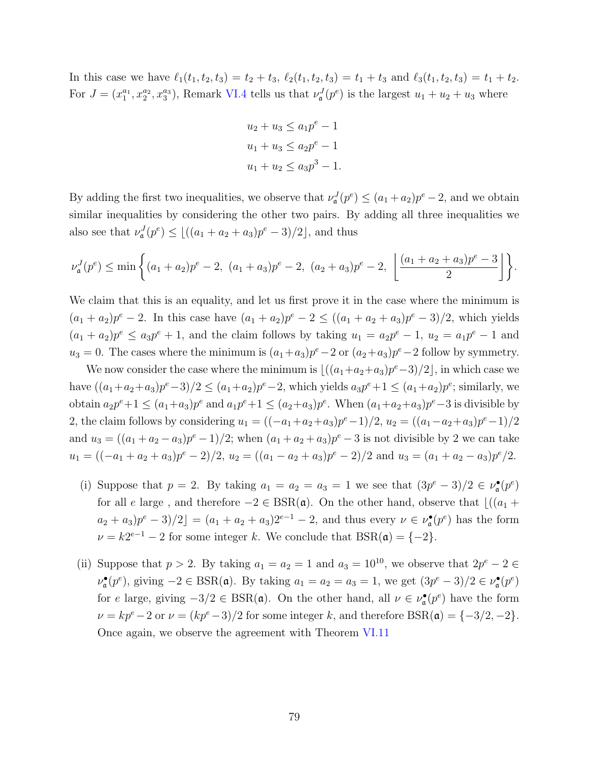In this case we have $\ell_1(t_1, t_2, t_3) = t_2 + t_3$, $\ell_2(t_1, t_2, t_3) = t_1 + t_3$ and $\ell_3(t_1, t_2, t_3) = t_1 + t_2$. For $J = (x_1^{a_1}, x_2^{a_2}, x_3^{a_3})$, Remark VI.4 tells us that $\nu_{\mathfrak{a}}^J(p^e)$ is the largest $u_1 + u_2 + u_3$ where

$$
\begin{aligned}
u_2 + u_3 &\le a_1 p^e - 1 \\
u_1 + u_3 &\le a_2 p^e - 1 \\
u_1 + u_2 &\le a_3 p^3 - 1.
\end{aligned}
$$

By adding the first two inequalities, we observe that $\nu_{\mathfrak{a}}^J(p^e) \le (a_1 + a_2)p^e - 2$, and we obtain similar inequalities by considering the other two pairs. By adding all three inequalities we also see that $\nu_{\mathfrak{a}}^J(p^e) \le \lfloor ((a_1 + a_2 + a_3)p^e - 3)/2 \rfloor$, and thus

$$
\nu_{\mathfrak{a}}^J(p^e) \le \min \left\{ (a_1 + a_2)p^e - 2,\ (a_1 + a_3)p^e - 2,\ (a_2 + a_3)p^e - 2,\ \left\lfloor \frac{(a_1 + a_2 + a_3)p^e - 3}{2} \right\rfloor \right\}.
$$

We claim that this is an equality, and let us first prove it in the case where the minimum is $(a_1 + a_2)p^e - 2$. In this case have $(a_1 + a_2)p^e - 2 \le ((a_1 + a_2 + a_3)p^e - 3)/2$, which yields $(a_1 + a_2)p^e \le a_3 p^e + 1$, and the claim follows by taking $u_1 = a_2 p^e - 1$, $u_2 = a_1 p^e - 1$ and $u_3 = 0$. The cases where the minimum is $(a_1 + a_3)p^e - 2$ or $(a_2 + a_3)p^e - 2$ follow by symmetry.

We now consider the case where the minimum is $\lfloor ((a_1 + a_2 + a_3)p^e - 3)/2 \rfloor$, in which case we have $((a_1 + a_2 + a_3)p^e - 3)/2 \le (a_1 + a_2)p^e - 2$, which yields $a_3 p^e + 1 \le (a_1 + a_2)p^e$; similarly, we obtain $a_2 p^e + 1 \le (a_1 + a_3)p^e$ and $a_1 p^e + 1 \le (a_2 + a_3)p^e$. When $(a_1 + a_2 + a_3)p^e - 3$ is divisible by 2, the claim follows by considering $u_1 = ((-a_1 + a_2 + a_3)p^e - 1)/2$, $u_2 = ((a_1 - a_2 + a_3)p^e - 1)/2$ and $u_3 = ((a_1 + a_2 - a_3)p^e - 1)/2$; when $(a_1 + a_2 + a_3)p^e - 3$ is not divisible by 2 we can take $u_1 = ((-a_1 + a_2 + a_3)p^e - 2)/2$, $u_2 = ((a_1 - a_2 + a_3)p^e - 2)/2$ and $u_3 = (a_1 + a_2 - a_3)p^e/2$.

(i) Suppose that $p = 2$. By taking $a_1 = a_2 = a_3 = 1$ we see that $(3p^e - 3)/2 \in \nu_{\mathfrak{a}}^{\bullet}(p^e)$ for all $e$ large , and therefore $-2 \in \mathrm{BSR}(\mathfrak{a})$. On the other hand, observe that $\lfloor ((a_1 + a_2 + a_3)p^e - 3)/2 \rfloor = (a_1 + a_2 + a_3)2^{e-1} - 2$, and thus every $\nu \in \nu_{\mathfrak{a}}^{\bullet}(p^e)$ has the form $\nu = k 2^{e-1} - 2$ for some integer $k$. We conclude that $\mathrm{BSR}(\mathfrak{a}) = \{-2\}$.

(ii) Suppose that $p > 2$. By taking $a_1 = a_2 = 1$ and $a_3 = 10^{10}$, we observe that $2p^e - 2 \in \nu_{\mathfrak{a}}^{\bullet}(p^e)$, giving $-2 \in \mathrm{BSR}(\mathfrak{a})$. By taking $a_1 = a_2 = a_3 = 1$, we get $(3p^e - 3)/2 \in \nu_{\mathfrak{a}}^{\bullet}(p^e)$ for $e$ large, giving $-3/2 \in \mathrm{BSR}(\mathfrak{a})$. On the other hand, all $\nu \in \nu_{\mathfrak{a}}^{\bullet}(p^e)$ have the form $\nu = kp^e - 2$ or $\nu = (kp^e - 3)/2$ for some integer $k$, and therefore $\mathrm{BSR}(\mathfrak{a}) = \{-3/2, -2\}$. Once again, we observe the agreement with Theorem VI.11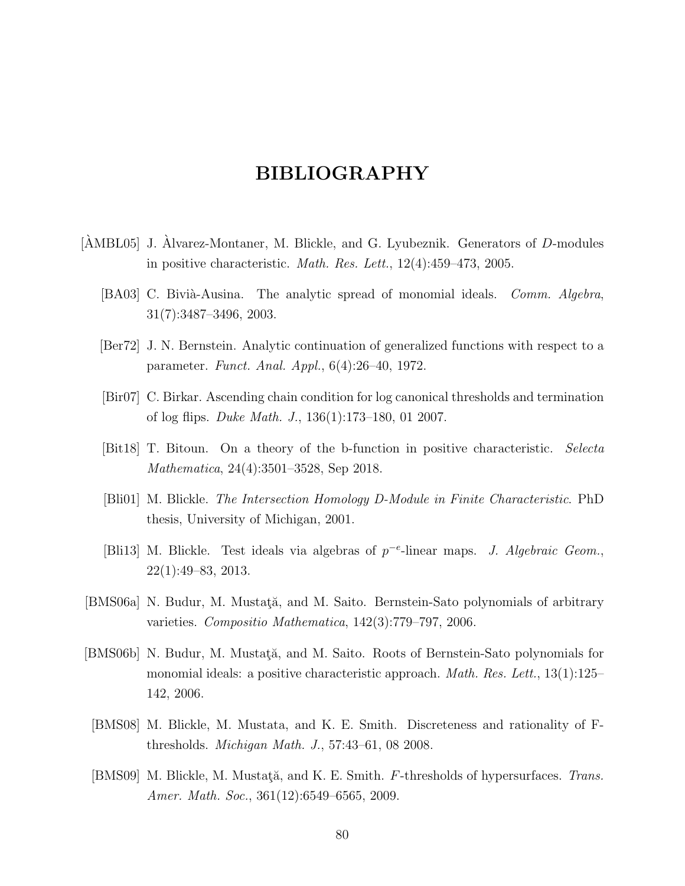# BIBLIOGRAPHY

[ÀMBL05] J. Àlvarez-Montaner, M. Blickle, and G. Lyubeznik. Generators of $D$-modules in positive characteristic. *Math. Res. Lett.*, 12(4):459–473, 2005.

[BA03] C. Bivià-Ausina. The analytic spread of monomial ideals. *Comm. Algebra*, 31(7):3487–3496, 2003.

[Ber72] J. N. Bernstein. Analytic continuation of generalized functions with respect to a parameter. *Funct. Anal. Appl.*, 6(4):26–40, 1972.

[Bir07] C. Birkar. Ascending chain condition for log canonical thresholds and termination of log flips. *Duke Math. J.*, 136(1):173–180, 01 2007.

[Bit18] T. Bitoun. On a theory of the b-function in positive characteristic. *Selecta Mathematica*, 24(4):3501–3528, Sep 2018.

[Bli01] M. Blickle. *The Intersection Homology D-Module in Finite Characteristic*. PhD thesis, University of Michigan, 2001.

[Bli13] M. Blickle. Test ideals via algebras of $p^{-e}$-linear maps. *J. Algebraic Geom.*, 22(1):49–83, 2013.

[BMS06a] N. Budur, M. Mustaţă, and M. Saito. Bernstein-Sato polynomials of arbitrary varieties. *Compositio Mathematica*, 142(3):779–797, 2006.

[BMS06b] N. Budur, M. Mustaţă, and M. Saito. Roots of Bernstein-Sato polynomials for monomial ideals: a positive characteristic approach. *Math. Res. Lett.*, 13(1):125–142, 2006.

[BMS08] M. Blickle, M. Mustata, and K. E. Smith. Discreteness and rationality of F-thresholds. *Michigan Math. J.*, 57:43–61, 08 2008.

[BMS09] M. Blickle, M. Mustaţă, and K. E. Smith. $F$-thresholds of hypersurfaces. *Trans. Amer. Math. Soc.*, 361(12):6549–6565, 2009.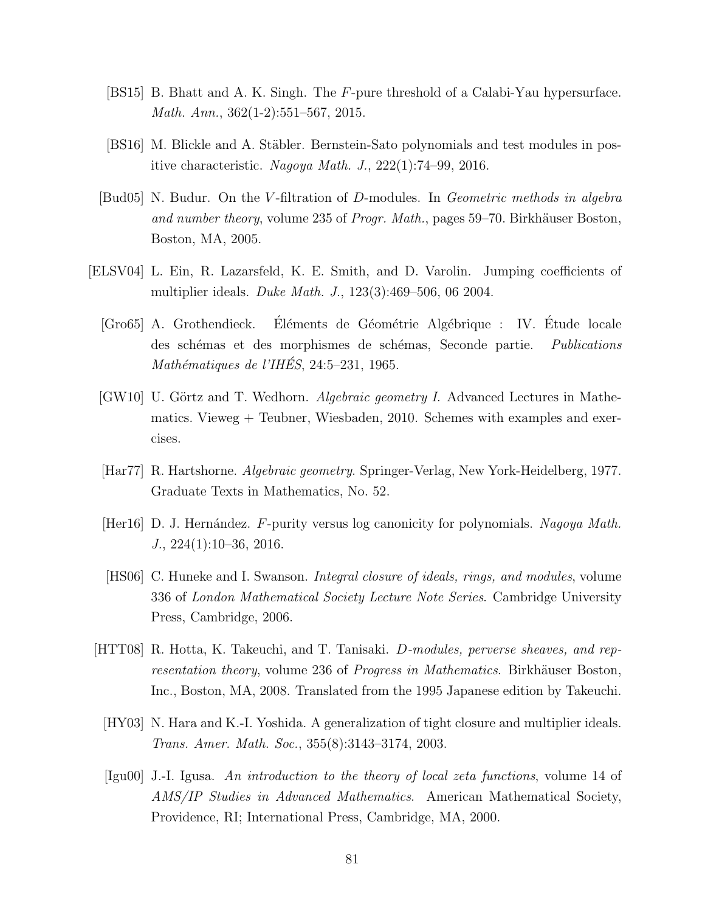[BS15] B. Bhatt and A. K. Singh. The $F$-pure threshold of a Calabi-Yau hypersurface. *Math. Ann.*, 362(1-2):551–567, 2015.

[BS16] M. Blickle and A. Stäbler. Bernstein-Sato polynomials and test modules in positive characteristic. *Nagoya Math. J.*, 222(1):74–99, 2016.

[Bud05] N. Budur. On the $V$-filtration of $D$-modules. In *Geometric methods in algebra and number theory*, volume 235 of *Progr. Math.*, pages 59–70. Birkhäuser Boston, Boston, MA, 2005.

[ELSV04] L. Ein, R. Lazarsfeld, K. E. Smith, and D. Varolin. Jumping coefficients of multiplier ideals. *Duke Math. J.*, 123(3):469–506, 06 2004.

[Gro65] A. Grothendieck. Éléments de Géométrie Algébrique : IV. Étude locale des schémas et des morphismes de schémas, Seconde partie. *Publications Mathématiques de l'IHÉS*, 24:5–231, 1965.

[GW10] U. Görtz and T. Wedhorn. *Algebraic geometry I.* Advanced Lectures in Mathematics. Vieweg + Teubner, Wiesbaden, 2010. Schemes with examples and exercises.

[Har77] R. Hartshorne. *Algebraic geometry.* Springer-Verlag, New York-Heidelberg, 1977. Graduate Texts in Mathematics, No. 52.

[Her16] D. J. Hernández. $F$-purity versus log canonicity for polynomials. *Nagoya Math. J.*, 224(1):10–36, 2016.

[HS06] C. Huneke and I. Swanson. *Integral closure of ideals, rings, and modules*, volume 336 of *London Mathematical Society Lecture Note Series*. Cambridge University Press, Cambridge, 2006.

[HTT08] R. Hotta, K. Takeuchi, and T. Tanisaki. *D-modules, perverse sheaves, and representation theory*, volume 236 of *Progress in Mathematics*. Birkhäuser Boston, Inc., Boston, MA, 2008. Translated from the 1995 Japanese edition by Takeuchi.

[HY03] N. Hara and K.-I. Yoshida. A generalization of tight closure and multiplier ideals. *Trans. Amer. Math. Soc.*, 355(8):3143–3174, 2003.

[Igu00] J.-I. Igusa. *An introduction to the theory of local zeta functions*, volume 14 of *AMS/IP Studies in Advanced Mathematics*. American Mathematical Society, Providence, RI; International Press, Cambridge, MA, 2000.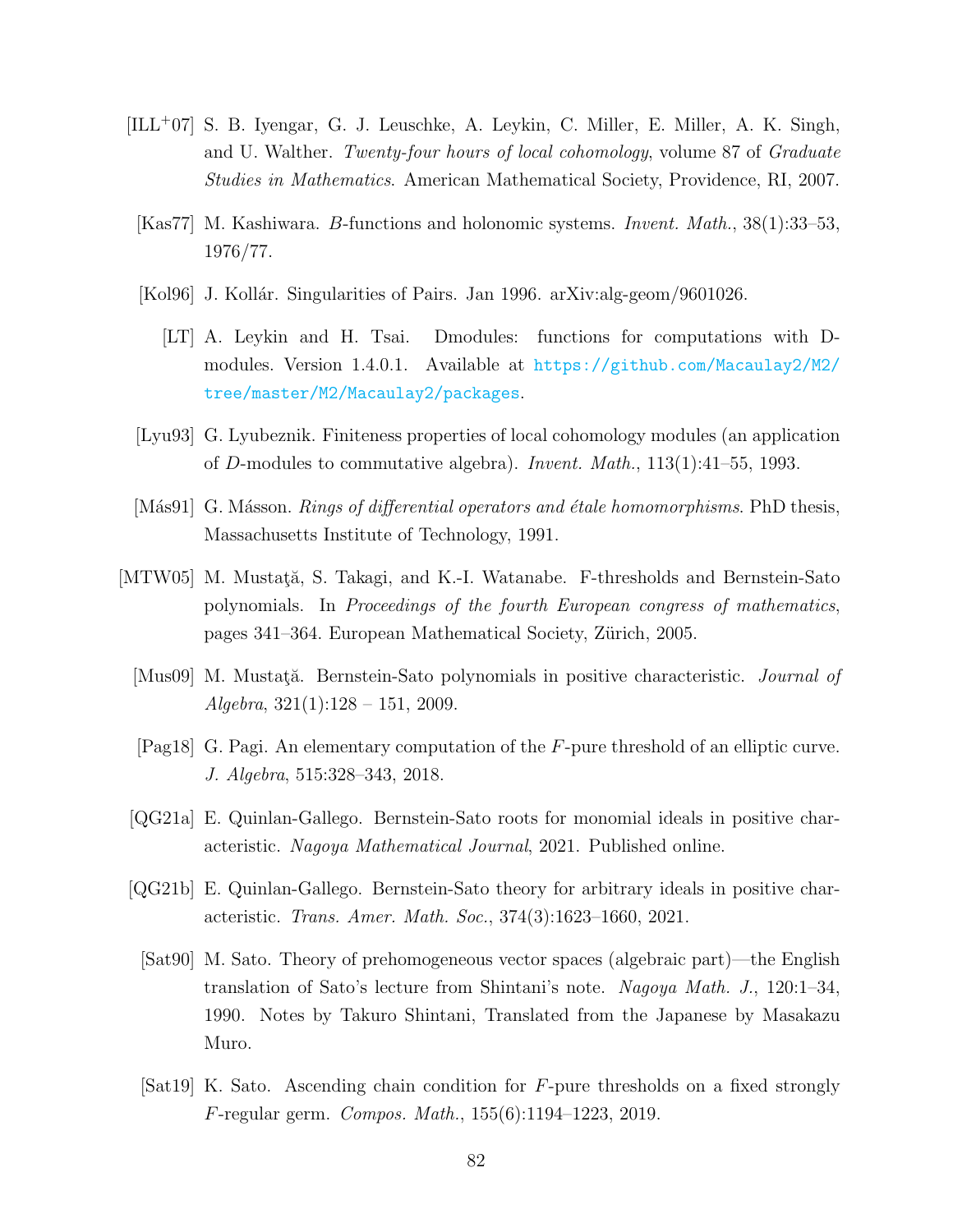[ILL+07] S. B. Iyengar, G. J. Leuschke, A. Leykin, C. Miller, E. Miller, A. K. Singh, and U. Walther. *Twenty-four hours of local cohomology*, volume 87 of *Graduate Studies in Mathematics*. American Mathematical Society, Providence, RI, 2007.

[Kas77] M. Kashiwara. $B$-functions and holonomic systems. *Invent. Math.*, 38(1):33–53, 1976/77.

[Kol96] J. Kollár. Singularities of Pairs. Jan 1996. arXiv:alg-geom/9601026.

[LT] A. Leykin and H. Tsai. Dmodules: functions for computations with D-modules. Version 1.4.0.1. Available at https://github.com/Macaulay2/M2/tree/master/M2/Macaulay2/packages.

[Lyu93] G. Lyubeznik. Finiteness properties of local cohomology modules (an application of $D$-modules to commutative algebra). *Invent. Math.*, 113(1):41–55, 1993.

[Más91] G. Másson. *Rings of differential operators and étale homomorphisms*. PhD thesis, Massachusetts Institute of Technology, 1991.

[MTW05] M. Mustaţă, S. Takagi, and K.-I. Watanabe. F-thresholds and Bernstein-Sato polynomials. In *Proceedings of the fourth European congress of mathematics*, pages 341–364. European Mathematical Society, Zürich, 2005.

[Mus09] M. Mustaţă. Bernstein-Sato polynomials in positive characteristic. *Journal of Algebra*, 321(1):128 – 151, 2009.

[Pag18] G. Pagi. An elementary computation of the $F$-pure threshold of an elliptic curve. *J. Algebra*, 515:328–343, 2018.

[QG21a] E. Quinlan-Gallego. Bernstein-Sato roots for monomial ideals in positive characteristic. *Nagoya Mathematical Journal*, 2021. Published online.

[QG21b] E. Quinlan-Gallego. Bernstein-Sato theory for arbitrary ideals in positive characteristic. *Trans. Amer. Math. Soc.*, 374(3):1623–1660, 2021.

[Sat90] M. Sato. Theory of prehomogeneous vector spaces (algebraic part)—the English translation of Sato's lecture from Shintani's note. *Nagoya Math. J.*, 120:1–34, 1990. Notes by Takuro Shintani, Translated from the Japanese by Masakazu Muro.

[Sat19] K. Sato. Ascending chain condition for $F$-pure thresholds on a fixed strongly $F$-regular germ. *Compos. Math.*, 155(6):1194–1223, 2019.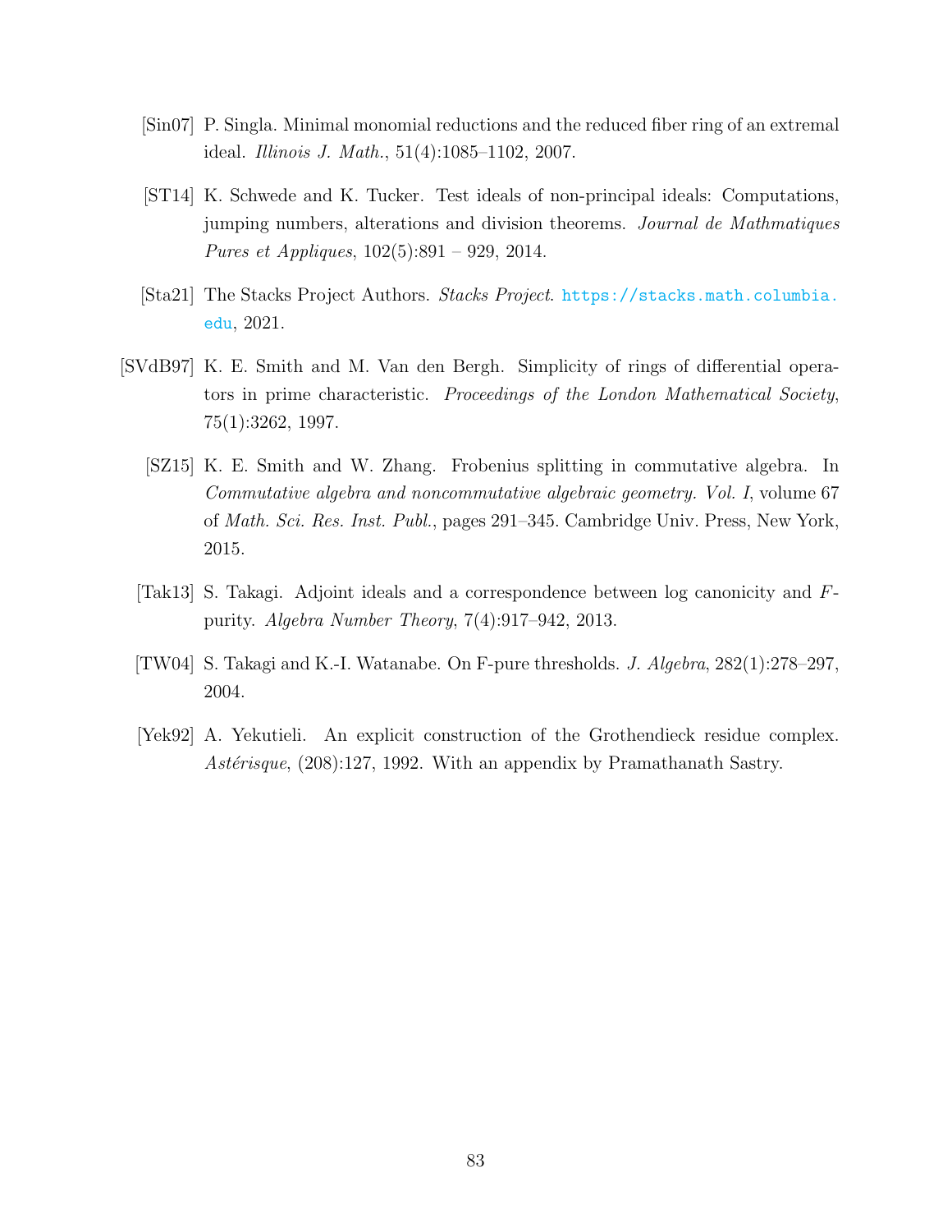[Sin07] P. Singla. Minimal monomial reductions and the reduced fiber ring of an extremal ideal. *Illinois J. Math.*, 51(4):1085–1102, 2007.

[ST14] K. Schwede and K. Tucker. Test ideals of non-principal ideals: Computations, jumping numbers, alterations and division theorems. *Journal de Mathmatiques Pures et Appliques*, 102(5):891 – 929, 2014.

[Sta21] The Stacks Project Authors. *Stacks Project*. https://stacks.math.columbia.edu, 2021.

[SVdB97] K. E. Smith and M. Van den Bergh. Simplicity of rings of differential operators in prime characteristic. *Proceedings of the London Mathematical Society*, 75(1):3262, 1997.

[SZ15] K. E. Smith and W. Zhang. Frobenius splitting in commutative algebra. In *Commutative algebra and noncommutative algebraic geometry. Vol. I*, volume 67 of *Math. Sci. Res. Inst. Publ.*, pages 291–345. Cambridge Univ. Press, New York, 2015.

[Tak13] S. Takagi. Adjoint ideals and a correspondence between log canonicity and $F$-purity. *Algebra Number Theory*, 7(4):917–942, 2013.

[TW04] S. Takagi and K.-I. Watanabe. On F-pure thresholds. *J. Algebra*, 282(1):278–297, 2004.

[Yek92] A. Yekutieli. An explicit construction of the Grothendieck residue complex. *Astérisque*, (208):127, 1992. With an appendix by Pramathanath Sastry.